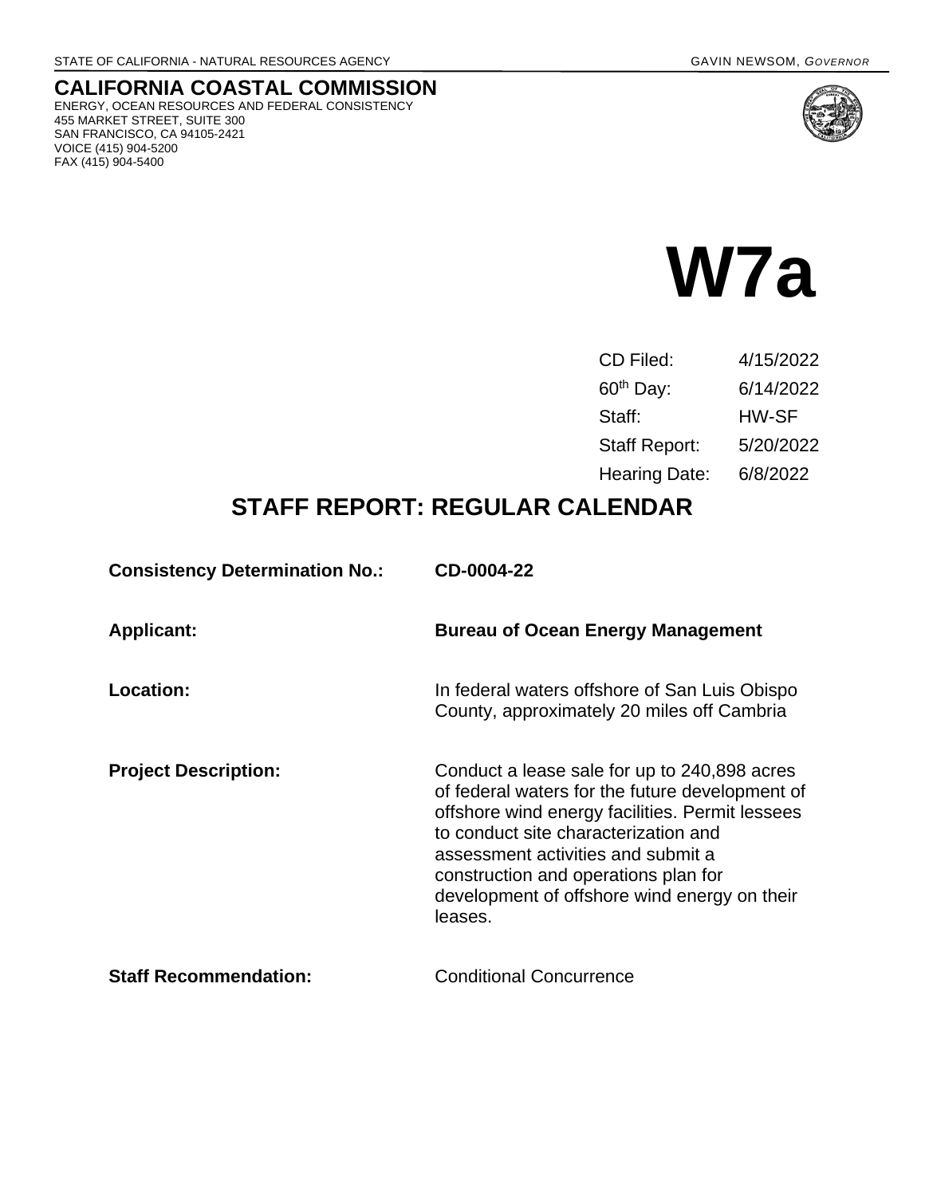STATE OF CALIFORNIA - NATURAL RESOURCES AGENCY

GAVIN NEWSOM, *GOVERNOR*

# CALIFORNIA COASTAL COMMISSION

ENERGY, OCEAN RESOURCES AND FEDERAL CONSISTENCY
455 MARKET STREET, SUITE 300
SAN FRANCISCO, CA 94105-2421
VOICE (415) 904-5200
FAX (415) 904-5400

# W7a

| | |
|---|---|
| CD Filed: | 4/15/2022 |
| 60th Day: | 6/14/2022 |
| Staff: | HW-SF |
| Staff Report: | 5/20/2022 |
| Hearing Date: | 6/8/2022 |

## STAFF REPORT: REGULAR CALENDAR

**Consistency Determination No.:** **CD-0004-22**

**Applicant:** **Bureau of Ocean Energy Management**

**Location:** In federal waters offshore of San Luis Obispo County, approximately 20 miles off Cambria

**Project Description:** Conduct a lease sale for up to 240,898 acres of federal waters for the future development of offshore wind energy facilities. Permit lessees to conduct site characterization and assessment activities and submit a construction and operations plan for development of offshore wind energy on their leases.

**Staff Recommendation:** Conditional Concurrence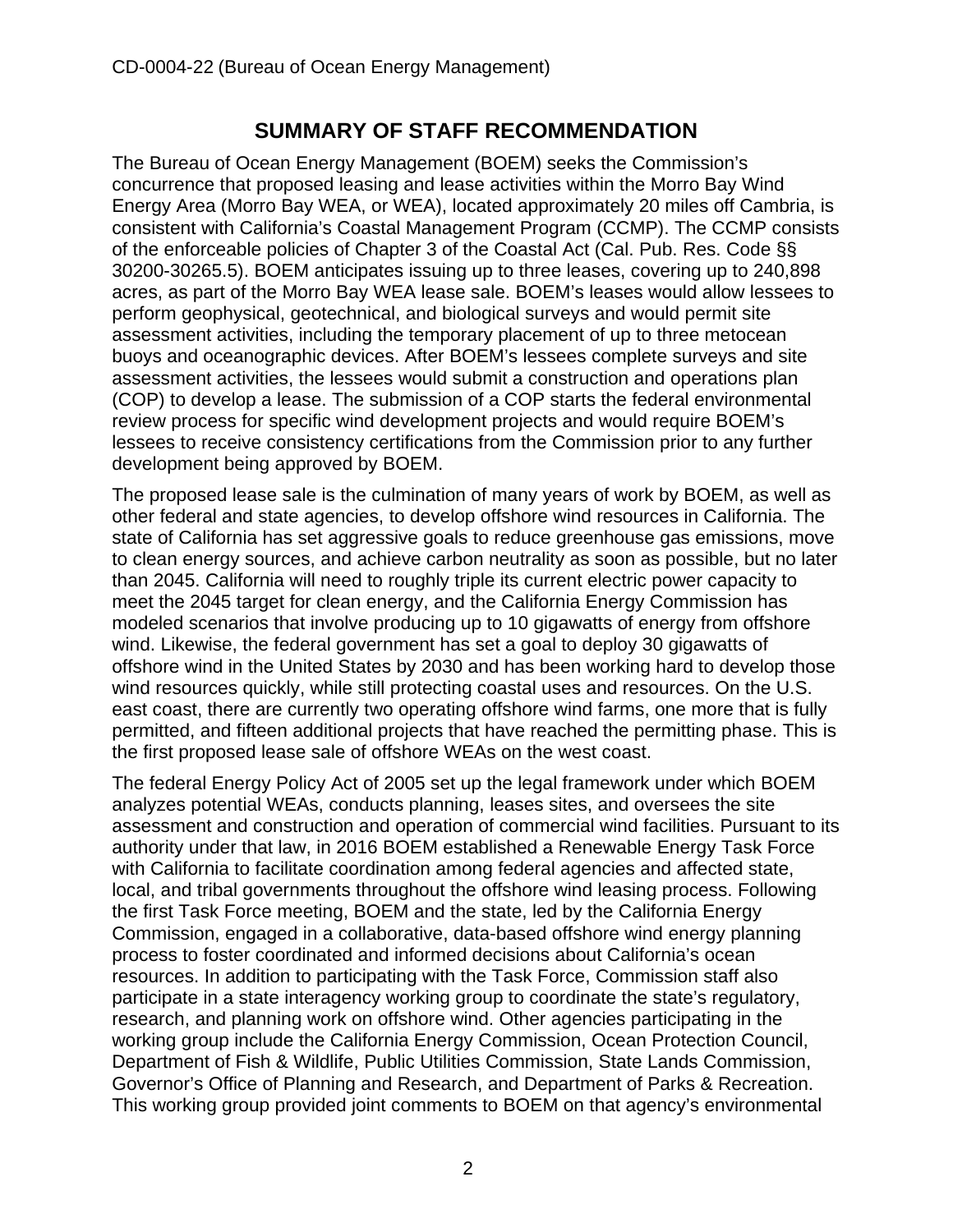## SUMMARY OF STAFF RECOMMENDATION

The Bureau of Ocean Energy Management (BOEM) seeks the Commission's concurrence that proposed leasing and lease activities within the Morro Bay Wind Energy Area (Morro Bay WEA, or WEA), located approximately 20 miles off Cambria, is consistent with California's Coastal Management Program (CCMP). The CCMP consists of the enforceable policies of Chapter 3 of the Coastal Act (Cal. Pub. Res. Code §§ 30200-30265.5). BOEM anticipates issuing up to three leases, covering up to 240,898 acres, as part of the Morro Bay WEA lease sale. BOEM's leases would allow lessees to perform geophysical, geotechnical, and biological surveys and would permit site assessment activities, including the temporary placement of up to three metocean buoys and oceanographic devices. After BOEM's lessees complete surveys and site assessment activities, the lessees would submit a construction and operations plan (COP) to develop a lease. The submission of a COP starts the federal environmental review process for specific wind development projects and would require BOEM's lessees to receive consistency certifications from the Commission prior to any further development being approved by BOEM.

The proposed lease sale is the culmination of many years of work by BOEM, as well as other federal and state agencies, to develop offshore wind resources in California. The state of California has set aggressive goals to reduce greenhouse gas emissions, move to clean energy sources, and achieve carbon neutrality as soon as possible, but no later than 2045. California will need to roughly triple its current electric power capacity to meet the 2045 target for clean energy, and the California Energy Commission has modeled scenarios that involve producing up to 10 gigawatts of energy from offshore wind. Likewise, the federal government has set a goal to deploy 30 gigawatts of offshore wind in the United States by 2030 and has been working hard to develop those wind resources quickly, while still protecting coastal uses and resources. On the U.S. east coast, there are currently two operating offshore wind farms, one more that is fully permitted, and fifteen additional projects that have reached the permitting phase. This is the first proposed lease sale of offshore WEAs on the west coast.

The federal Energy Policy Act of 2005 set up the legal framework under which BOEM analyzes potential WEAs, conducts planning, leases sites, and oversees the site assessment and construction and operation of commercial wind facilities. Pursuant to its authority under that law, in 2016 BOEM established a Renewable Energy Task Force with California to facilitate coordination among federal agencies and affected state, local, and tribal governments throughout the offshore wind leasing process. Following the first Task Force meeting, BOEM and the state, led by the California Energy Commission, engaged in a collaborative, data-based offshore wind energy planning process to foster coordinated and informed decisions about California's ocean resources. In addition to participating with the Task Force, Commission staff also participate in a state interagency working group to coordinate the state's regulatory, research, and planning work on offshore wind. Other agencies participating in the working group include the California Energy Commission, Ocean Protection Council, Department of Fish & Wildlife, Public Utilities Commission, State Lands Commission, Governor's Office of Planning and Research, and Department of Parks & Recreation. This working group provided joint comments to BOEM on that agency's environmental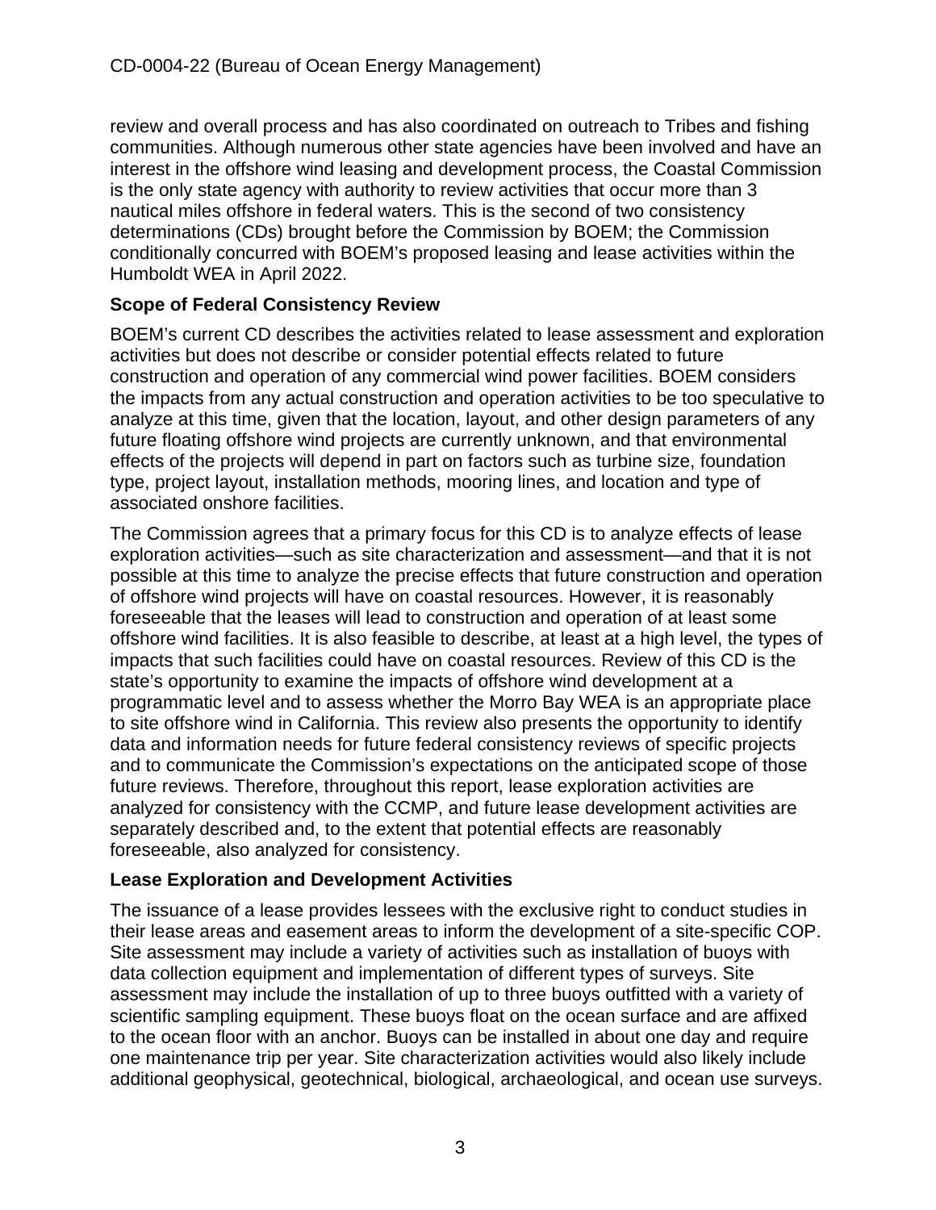review and overall process and has also coordinated on outreach to Tribes and fishing communities. Although numerous other state agencies have been involved and have an interest in the offshore wind leasing and development process, the Coastal Commission is the only state agency with authority to review activities that occur more than 3 nautical miles offshore in federal waters. This is the second of two consistency determinations (CDs) brought before the Commission by BOEM; the Commission conditionally concurred with BOEM's proposed leasing and lease activities within the Humboldt WEA in April 2022.

### Scope of Federal Consistency Review

BOEM's current CD describes the activities related to lease assessment and exploration activities but does not describe or consider potential effects related to future construction and operation of any commercial wind power facilities. BOEM considers the impacts from any actual construction and operation activities to be too speculative to analyze at this time, given that the location, layout, and other design parameters of any future floating offshore wind projects are currently unknown, and that environmental effects of the projects will depend in part on factors such as turbine size, foundation type, project layout, installation methods, mooring lines, and location and type of associated onshore facilities.

The Commission agrees that a primary focus for this CD is to analyze effects of lease exploration activities—such as site characterization and assessment—and that it is not possible at this time to analyze the precise effects that future construction and operation of offshore wind projects will have on coastal resources. However, it is reasonably foreseeable that the leases will lead to construction and operation of at least some offshore wind facilities. It is also feasible to describe, at least at a high level, the types of impacts that such facilities could have on coastal resources. Review of this CD is the state's opportunity to examine the impacts of offshore wind development at a programmatic level and to assess whether the Morro Bay WEA is an appropriate place to site offshore wind in California. This review also presents the opportunity to identify data and information needs for future federal consistency reviews of specific projects and to communicate the Commission's expectations on the anticipated scope of those future reviews. Therefore, throughout this report, lease exploration activities are analyzed for consistency with the CCMP, and future lease development activities are separately described and, to the extent that potential effects are reasonably foreseeable, also analyzed for consistency.

### Lease Exploration and Development Activities

The issuance of a lease provides lessees with the exclusive right to conduct studies in their lease areas and easement areas to inform the development of a site-specific COP. Site assessment may include a variety of activities such as installation of buoys with data collection equipment and implementation of different types of surveys. Site assessment may include the installation of up to three buoys outfitted with a variety of scientific sampling equipment. These buoys float on the ocean surface and are affixed to the ocean floor with an anchor. Buoys can be installed in about one day and require one maintenance trip per year. Site characterization activities would also likely include additional geophysical, geotechnical, biological, archaeological, and ocean use surveys.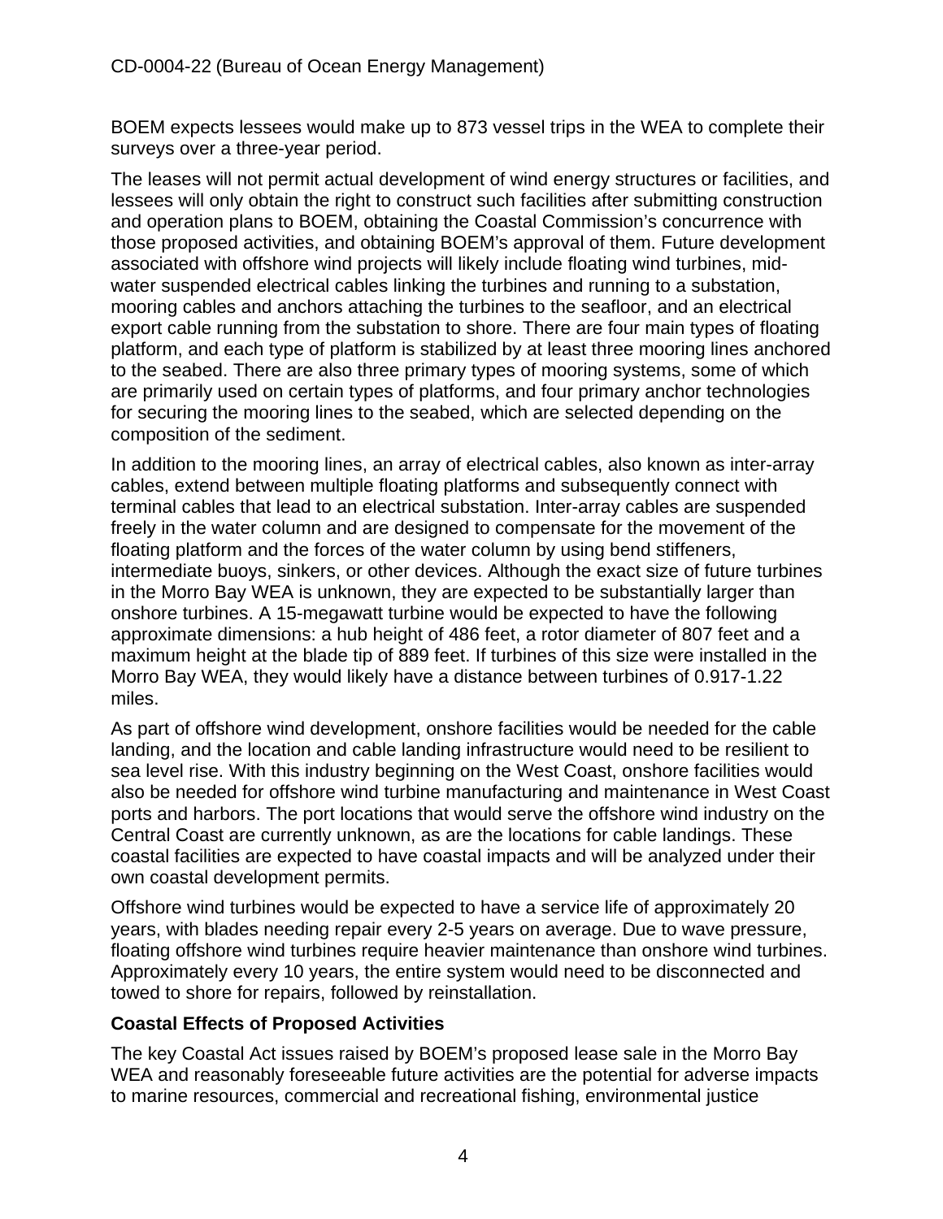BOEM expects lessees would make up to 873 vessel trips in the WEA to complete their surveys over a three-year period.

The leases will not permit actual development of wind energy structures or facilities, and lessees will only obtain the right to construct such facilities after submitting construction and operation plans to BOEM, obtaining the Coastal Commission's concurrence with those proposed activities, and obtaining BOEM's approval of them. Future development associated with offshore wind projects will likely include floating wind turbines, mid-water suspended electrical cables linking the turbines and running to a substation, mooring cables and anchors attaching the turbines to the seafloor, and an electrical export cable running from the substation to shore. There are four main types of floating platform, and each type of platform is stabilized by at least three mooring lines anchored to the seabed. There are also three primary types of mooring systems, some of which are primarily used on certain types of platforms, and four primary anchor technologies for securing the mooring lines to the seabed, which are selected depending on the composition of the sediment.

In addition to the mooring lines, an array of electrical cables, also known as inter-array cables, extend between multiple floating platforms and subsequently connect with terminal cables that lead to an electrical substation. Inter-array cables are suspended freely in the water column and are designed to compensate for the movement of the floating platform and the forces of the water column by using bend stiffeners, intermediate buoys, sinkers, or other devices. Although the exact size of future turbines in the Morro Bay WEA is unknown, they are expected to be substantially larger than onshore turbines. A 15-megawatt turbine would be expected to have the following approximate dimensions: a hub height of 486 feet, a rotor diameter of 807 feet and a maximum height at the blade tip of 889 feet. If turbines of this size were installed in the Morro Bay WEA, they would likely have a distance between turbines of 0.917-1.22 miles.

As part of offshore wind development, onshore facilities would be needed for the cable landing, and the location and cable landing infrastructure would need to be resilient to sea level rise. With this industry beginning on the West Coast, onshore facilities would also be needed for offshore wind turbine manufacturing and maintenance in West Coast ports and harbors. The port locations that would serve the offshore wind industry on the Central Coast are currently unknown, as are the locations for cable landings. These coastal facilities are expected to have coastal impacts and will be analyzed under their own coastal development permits.

Offshore wind turbines would be expected to have a service life of approximately 20 years, with blades needing repair every 2-5 years on average. Due to wave pressure, floating offshore wind turbines require heavier maintenance than onshore wind turbines. Approximately every 10 years, the entire system would need to be disconnected and towed to shore for repairs, followed by reinstallation.

**Coastal Effects of Proposed Activities**

The key Coastal Act issues raised by BOEM's proposed lease sale in the Morro Bay WEA and reasonably foreseeable future activities are the potential for adverse impacts to marine resources, commercial and recreational fishing, environmental justice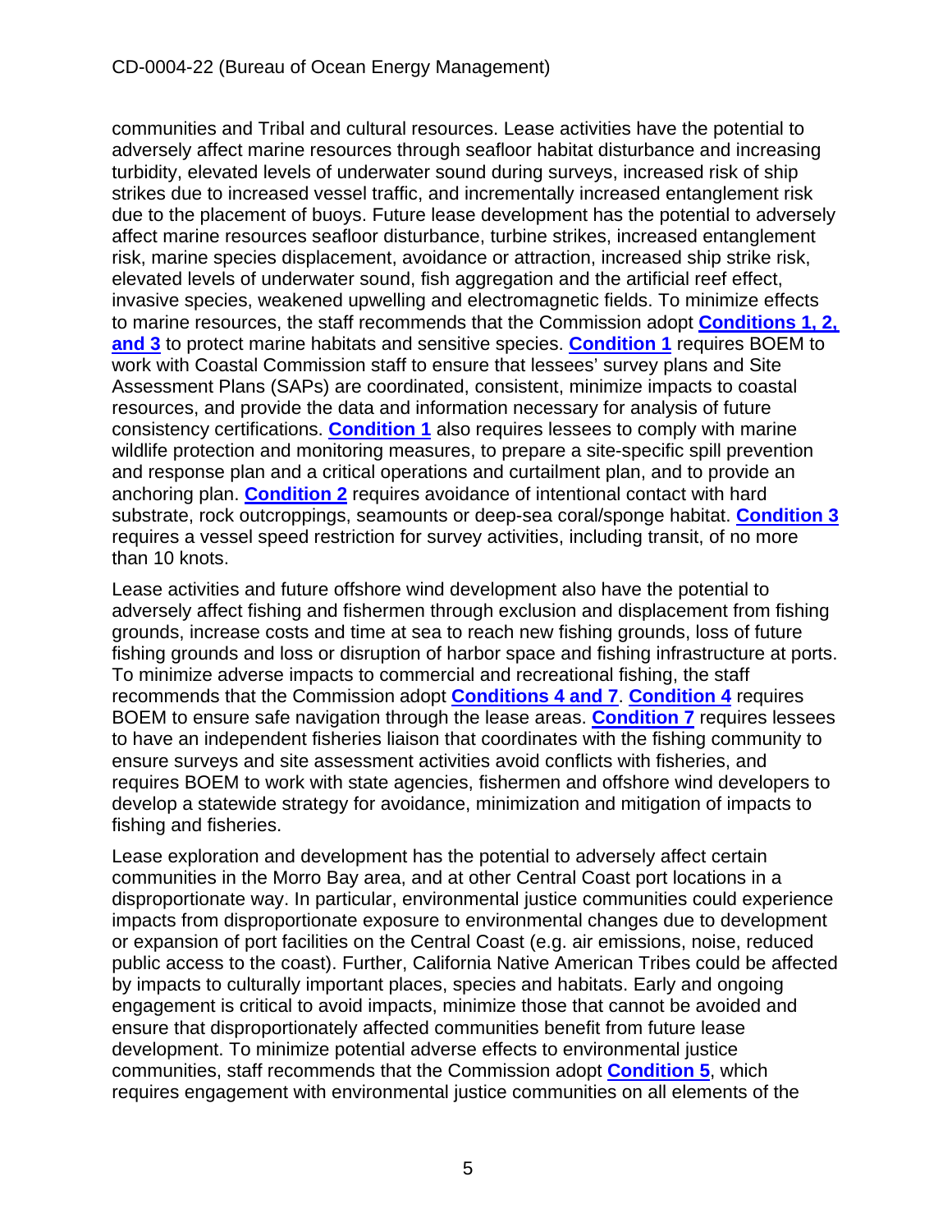communities and Tribal and cultural resources. Lease activities have the potential to adversely affect marine resources through seafloor habitat disturbance and increasing turbidity, elevated levels of underwater sound during surveys, increased risk of ship strikes due to increased vessel traffic, and incrementally increased entanglement risk due to the placement of buoys. Future lease development has the potential to adversely affect marine resources seafloor disturbance, turbine strikes, increased entanglement risk, marine species displacement, avoidance or attraction, increased ship strike risk, elevated levels of underwater sound, fish aggregation and the artificial reef effect, invasive species, weakened upwelling and electromagnetic fields. To minimize effects to marine resources, the staff recommends that the Commission adopt **Conditions 1, 2, and 3** to protect marine habitats and sensitive species. **Condition 1** requires BOEM to work with Coastal Commission staff to ensure that lessees' survey plans and Site Assessment Plans (SAPs) are coordinated, consistent, minimize impacts to coastal resources, and provide the data and information necessary for analysis of future consistency certifications. **Condition 1** also requires lessees to comply with marine wildlife protection and monitoring measures, to prepare a site-specific spill prevention and response plan and a critical operations and curtailment plan, and to provide an anchoring plan. **Condition 2** requires avoidance of intentional contact with hard substrate, rock outcroppings, seamounts or deep-sea coral/sponge habitat. **Condition 3** requires a vessel speed restriction for survey activities, including transit, of no more than 10 knots.

Lease activities and future offshore wind development also have the potential to adversely affect fishing and fishermen through exclusion and displacement from fishing grounds, increase costs and time at sea to reach new fishing grounds, loss of future fishing grounds and loss or disruption of harbor space and fishing infrastructure at ports. To minimize adverse impacts to commercial and recreational fishing, the staff recommends that the Commission adopt **Conditions 4 and 7**. **Condition 4** requires BOEM to ensure safe navigation through the lease areas. **Condition 7** requires lessees to have an independent fisheries liaison that coordinates with the fishing community to ensure surveys and site assessment activities avoid conflicts with fisheries, and requires BOEM to work with state agencies, fishermen and offshore wind developers to develop a statewide strategy for avoidance, minimization and mitigation of impacts to fishing and fisheries.

Lease exploration and development has the potential to adversely affect certain communities in the Morro Bay area, and at other Central Coast port locations in a disproportionate way. In particular, environmental justice communities could experience impacts from disproportionate exposure to environmental changes due to development or expansion of port facilities on the Central Coast (e.g. air emissions, noise, reduced public access to the coast). Further, California Native American Tribes could be affected by impacts to culturally important places, species and habitats. Early and ongoing engagement is critical to avoid impacts, minimize those that cannot be avoided and ensure that disproportionately affected communities benefit from future lease development. To minimize potential adverse effects to environmental justice communities, staff recommends that the Commission adopt **Condition 5**, which requires engagement with environmental justice communities on all elements of the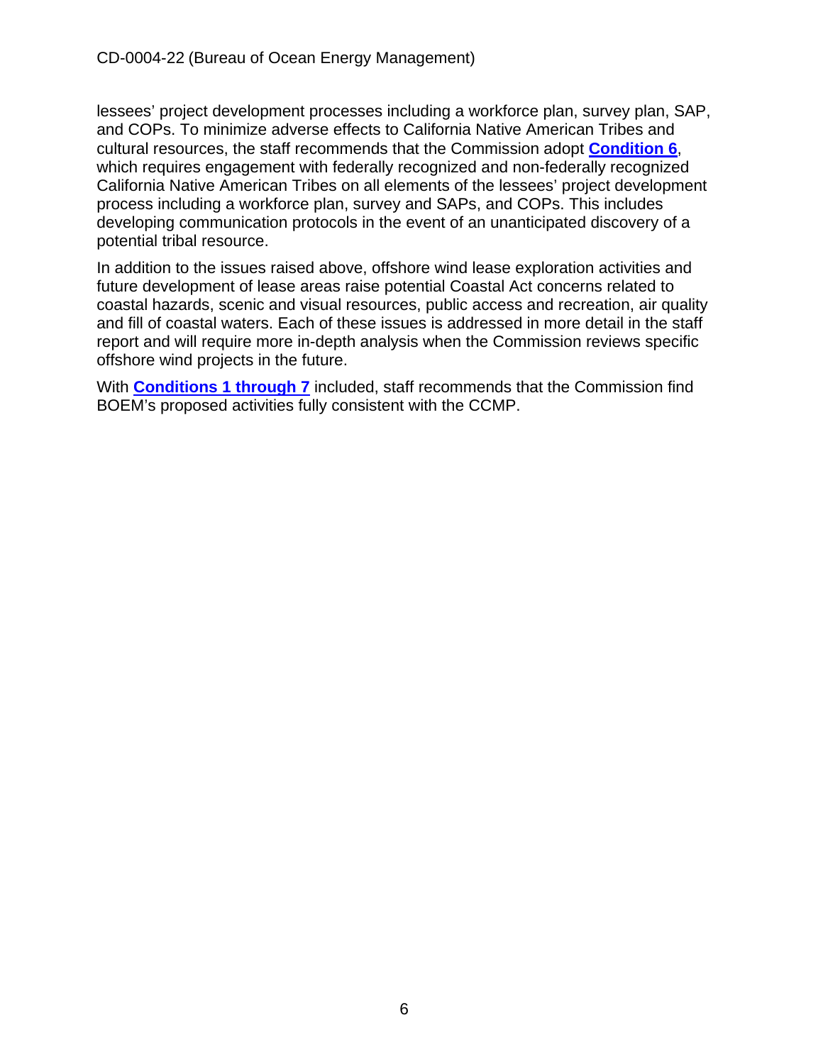lessees' project development processes including a workforce plan, survey plan, SAP, and COPs. To minimize adverse effects to California Native American Tribes and cultural resources, the staff recommends that the Commission adopt **Condition 6**, which requires engagement with federally recognized and non-federally recognized California Native American Tribes on all elements of the lessees' project development process including a workforce plan, survey and SAPs, and COPs. This includes developing communication protocols in the event of an unanticipated discovery of a potential tribal resource.

In addition to the issues raised above, offshore wind lease exploration activities and future development of lease areas raise potential Coastal Act concerns related to coastal hazards, scenic and visual resources, public access and recreation, air quality and fill of coastal waters. Each of these issues is addressed in more detail in the staff report and will require more in-depth analysis when the Commission reviews specific offshore wind projects in the future.

With **Conditions 1 through 7** included, staff recommends that the Commission find BOEM's proposed activities fully consistent with the CCMP.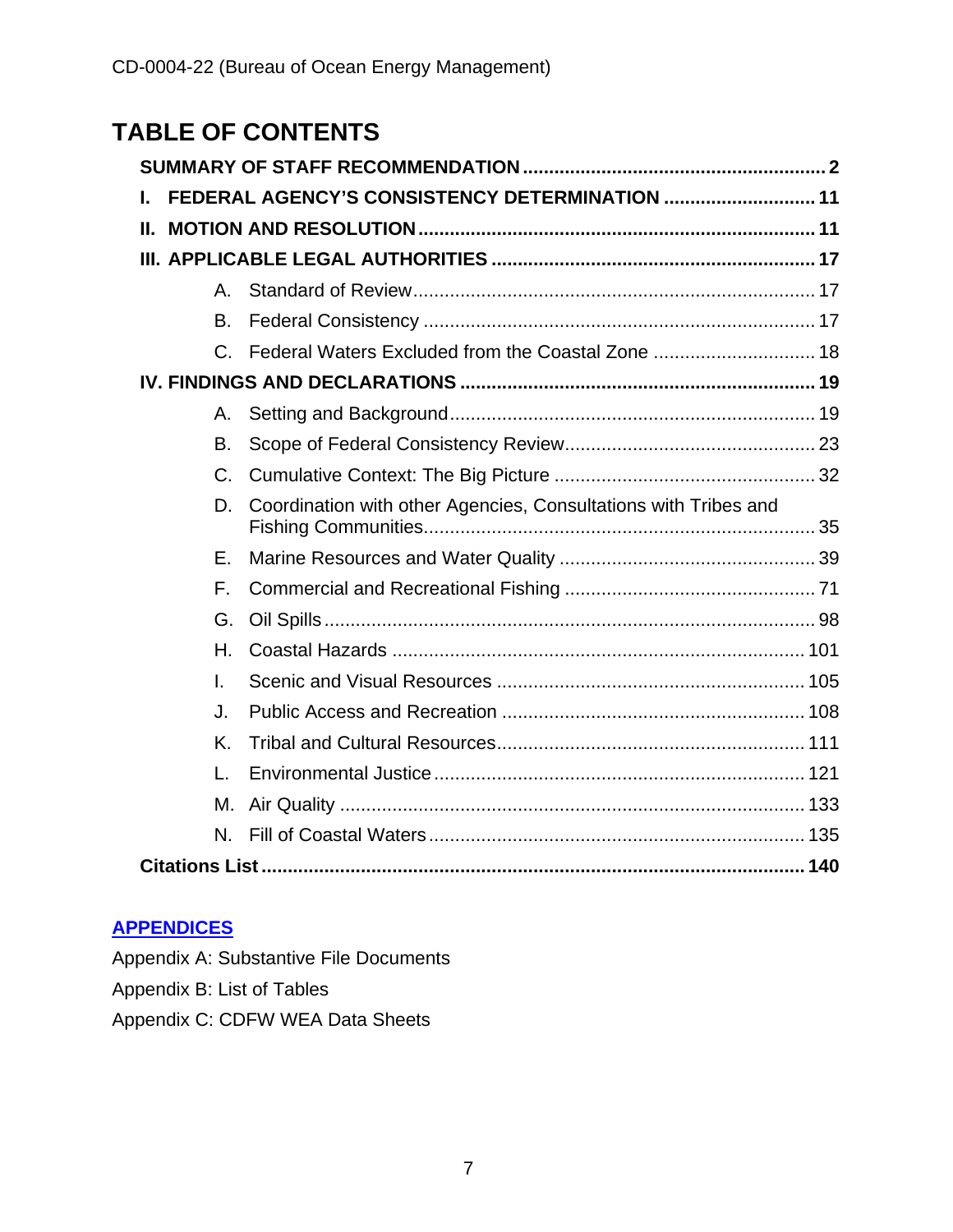# TABLE OF CONTENTS

**SUMMARY OF STAFF RECOMMENDATION** .......... **2**

**I. FEDERAL AGENCY'S CONSISTENCY DETERMINATION** .......... **11**

**II. MOTION AND RESOLUTION** .......... **11**

**III. APPLICABLE LEGAL AUTHORITIES** .......... **17**

- A. Standard of Review .......... 17
- B. Federal Consistency .......... 17
- C. Federal Waters Excluded from the Coastal Zone .......... 18

**IV. FINDINGS AND DECLARATIONS** .......... **19**

- A. Setting and Background .......... 19
- B. Scope of Federal Consistency Review .......... 23
- C. Cumulative Context: The Big Picture .......... 32
- D. Coordination with other Agencies, Consultations with Tribes and Fishing Communities .......... 35
- E. Marine Resources and Water Quality .......... 39
- F. Commercial and Recreational Fishing .......... 71
- G. Oil Spills .......... 98
- H. Coastal Hazards .......... 101
- I. Scenic and Visual Resources .......... 105
- J. Public Access and Recreation .......... 108
- K. Tribal and Cultural Resources .......... 111
- L. Environmental Justice .......... 121
- M. Air Quality .......... 133
- N. Fill of Coastal Waters .......... 135

**Citations List** .......... **140**

**APPENDICES**

Appendix A: Substantive File Documents

Appendix B: List of Tables

Appendix C: CDFW WEA Data Sheets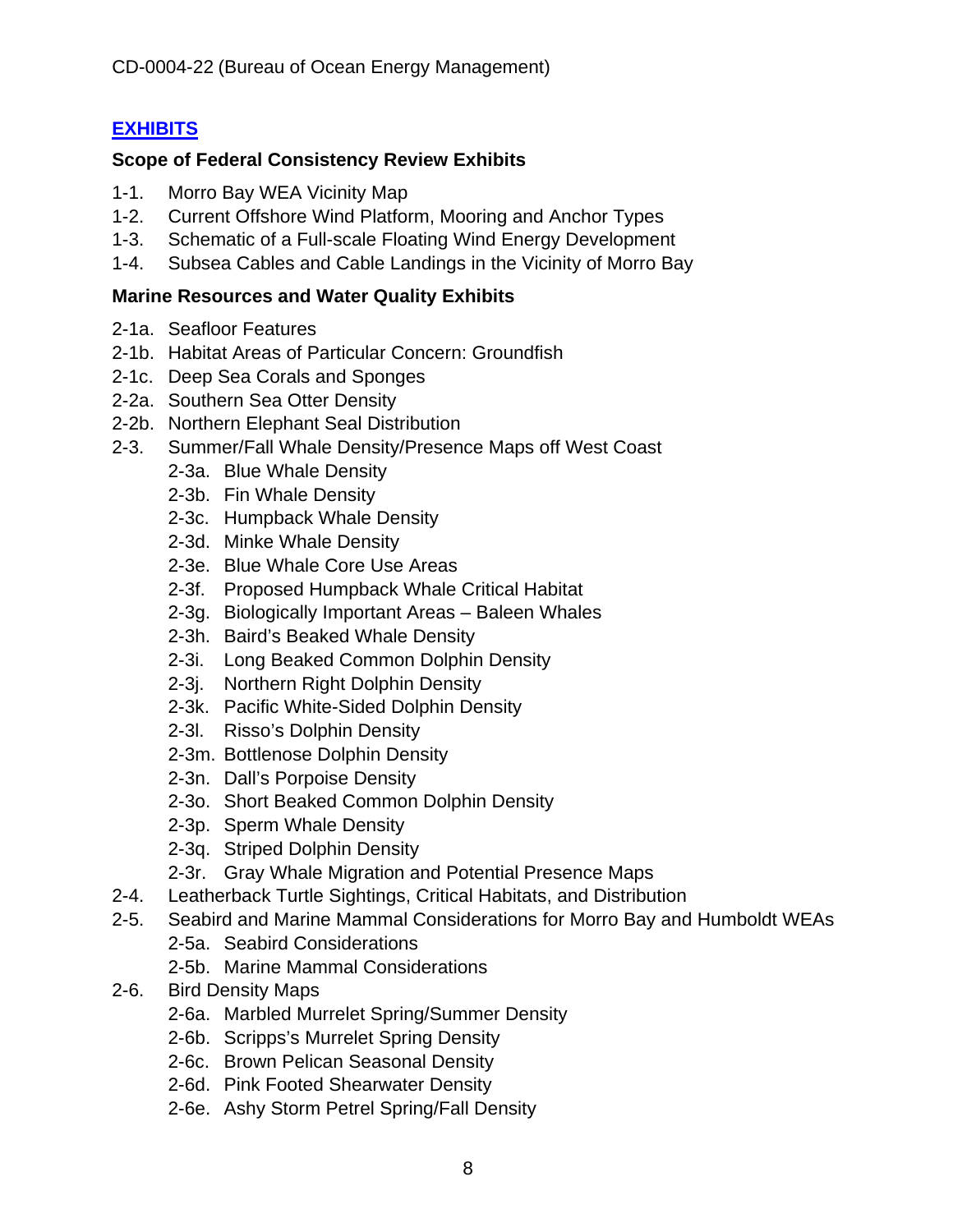## EXHIBITS

### Scope of Federal Consistency Review Exhibits

- 1-1. Morro Bay WEA Vicinity Map
- 1-2. Current Offshore Wind Platform, Mooring and Anchor Types
- 1-3. Schematic of a Full-scale Floating Wind Energy Development
- 1-4. Subsea Cables and Cable Landings in the Vicinity of Morro Bay

### Marine Resources and Water Quality Exhibits

- 2-1a. Seafloor Features
- 2-1b. Habitat Areas of Particular Concern: Groundfish
- 2-1c. Deep Sea Corals and Sponges
- 2-2a. Southern Sea Otter Density
- 2-2b. Northern Elephant Seal Distribution
- 2-3. Summer/Fall Whale Density/Presence Maps off West Coast
  - 2-3a. Blue Whale Density
  - 2-3b. Fin Whale Density
  - 2-3c. Humpback Whale Density
  - 2-3d. Minke Whale Density
  - 2-3e. Blue Whale Core Use Areas
  - 2-3f. Proposed Humpback Whale Critical Habitat
  - 2-3g. Biologically Important Areas – Baleen Whales
  - 2-3h. Baird's Beaked Whale Density
  - 2-3i. Long Beaked Common Dolphin Density
  - 2-3j. Northern Right Dolphin Density
  - 2-3k. Pacific White-Sided Dolphin Density
  - 2-3l. Risso's Dolphin Density
  - 2-3m. Bottlenose Dolphin Density
  - 2-3n. Dall's Porpoise Density
  - 2-3o. Short Beaked Common Dolphin Density
  - 2-3p. Sperm Whale Density
  - 2-3q. Striped Dolphin Density
  - 2-3r. Gray Whale Migration and Potential Presence Maps
- 2-4. Leatherback Turtle Sightings, Critical Habitats, and Distribution
- 2-5. Seabird and Marine Mammal Considerations for Morro Bay and Humboldt WEAs
  - 2-5a. Seabird Considerations
  - 2-5b. Marine Mammal Considerations
- 2-6. Bird Density Maps
  - 2-6a. Marbled Murrelet Spring/Summer Density
  - 2-6b. Scripps's Murrelet Spring Density
  - 2-6c. Brown Pelican Seasonal Density
  - 2-6d. Pink Footed Shearwater Density
  - 2-6e. Ashy Storm Petrel Spring/Fall Density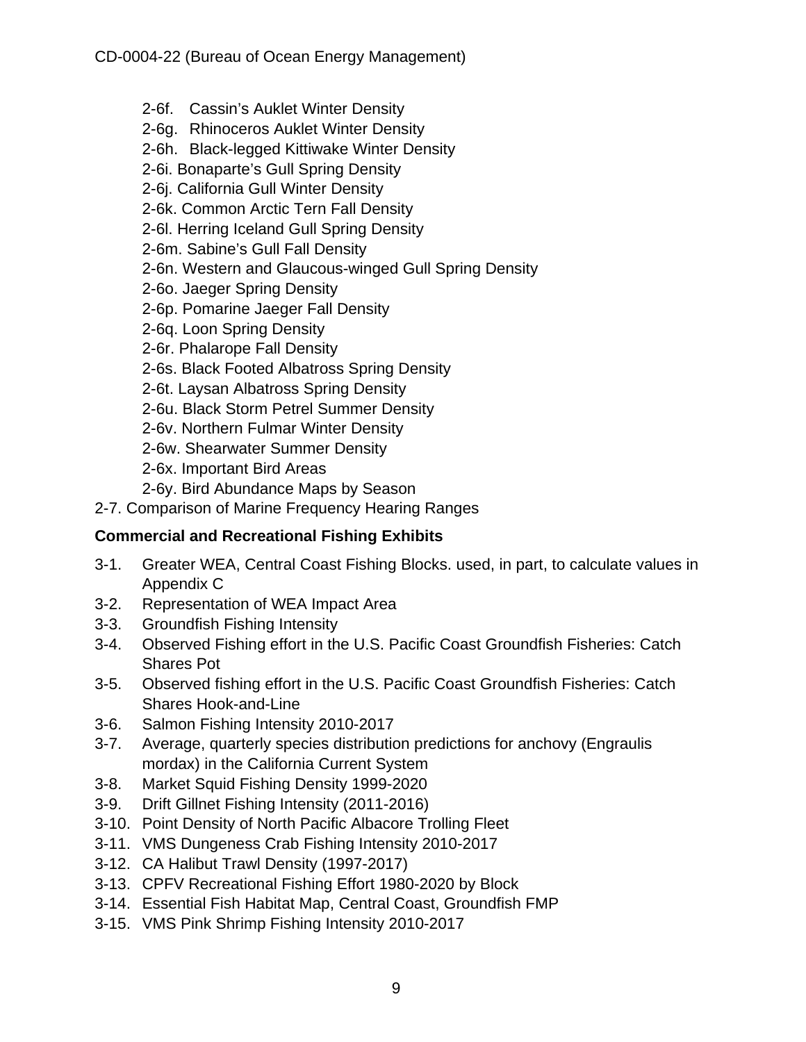- 2-6f. Cassin's Auklet Winter Density
- 2-6g. Rhinoceros Auklet Winter Density
- 2-6h. Black-legged Kittiwake Winter Density
- 2-6i. Bonaparte's Gull Spring Density
- 2-6j. California Gull Winter Density
- 2-6k. Common Arctic Tern Fall Density
- 2-6l. Herring Iceland Gull Spring Density
- 2-6m. Sabine's Gull Fall Density
- 2-6n. Western and Glaucous-winged Gull Spring Density
- 2-6o. Jaeger Spring Density
- 2-6p. Pomarine Jaeger Fall Density
- 2-6q. Loon Spring Density
- 2-6r. Phalarope Fall Density
- 2-6s. Black Footed Albatross Spring Density
- 2-6t. Laysan Albatross Spring Density
- 2-6u. Black Storm Petrel Summer Density
- 2-6v. Northern Fulmar Winter Density
- 2-6w. Shearwater Summer Density
- 2-6x. Important Bird Areas
- 2-6y. Bird Abundance Maps by Season

2-7. Comparison of Marine Frequency Hearing Ranges

**Commercial and Recreational Fishing Exhibits**

- 3-1. Greater WEA, Central Coast Fishing Blocks. used, in part, to calculate values in Appendix C
- 3-2. Representation of WEA Impact Area
- 3-3. Groundfish Fishing Intensity
- 3-4. Observed Fishing effort in the U.S. Pacific Coast Groundfish Fisheries: Catch Shares Pot
- 3-5. Observed fishing effort in the U.S. Pacific Coast Groundfish Fisheries: Catch Shares Hook-and-Line
- 3-6. Salmon Fishing Intensity 2010-2017
- 3-7. Average, quarterly species distribution predictions for anchovy (Engraulis mordax) in the California Current System
- 3-8. Market Squid Fishing Density 1999-2020
- 3-9. Drift Gillnet Fishing Intensity (2011-2016)
- 3-10. Point Density of North Pacific Albacore Trolling Fleet
- 3-11. VMS Dungeness Crab Fishing Intensity 2010-2017
- 3-12. CA Halibut Trawl Density (1997-2017)
- 3-13. CPFV Recreational Fishing Effort 1980-2020 by Block
- 3-14. Essential Fish Habitat Map, Central Coast, Groundfish FMP
- 3-15. VMS Pink Shrimp Fishing Intensity 2010-2017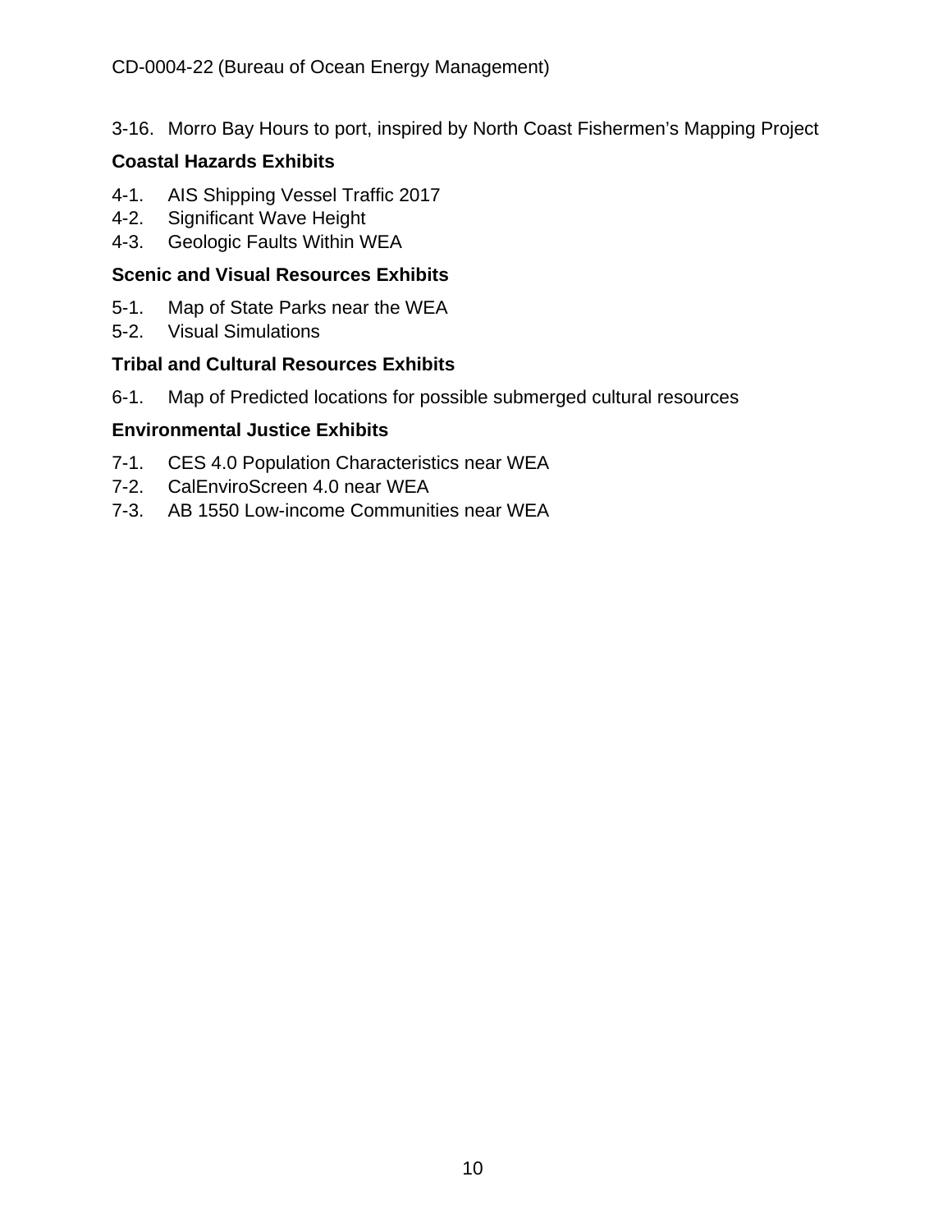3-16. Morro Bay Hours to port, inspired by North Coast Fishermen's Mapping Project

**Coastal Hazards Exhibits**

4-1. AIS Shipping Vessel Traffic 2017
4-2. Significant Wave Height
4-3. Geologic Faults Within WEA

**Scenic and Visual Resources Exhibits**

5-1. Map of State Parks near the WEA
5-2. Visual Simulations

**Tribal and Cultural Resources Exhibits**

6-1. Map of Predicted locations for possible submerged cultural resources

**Environmental Justice Exhibits**

7-1. CES 4.0 Population Characteristics near WEA
7-2. CalEnviroScreen 4.0 near WEA
7-3. AB 1550 Low-income Communities near WEA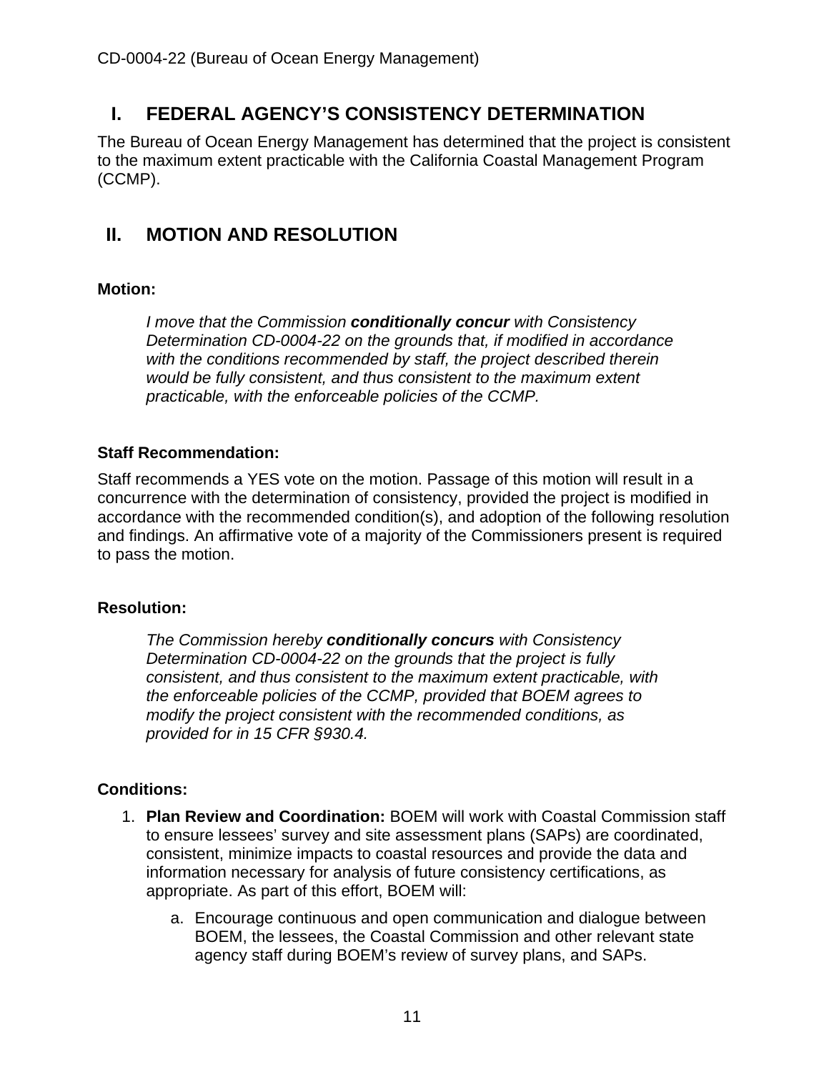## I. FEDERAL AGENCY'S CONSISTENCY DETERMINATION

The Bureau of Ocean Energy Management has determined that the project is consistent to the maximum extent practicable with the California Coastal Management Program (CCMP).

## II. MOTION AND RESOLUTION

**Motion:**

> *I move that the Commission **conditionally concur** with Consistency Determination CD-0004-22 on the grounds that, if modified in accordance with the conditions recommended by staff, the project described therein would be fully consistent, and thus consistent to the maximum extent practicable, with the enforceable policies of the CCMP.*

**Staff Recommendation:**

Staff recommends a YES vote on the motion. Passage of this motion will result in a concurrence with the determination of consistency, provided the project is modified in accordance with the recommended condition(s), and adoption of the following resolution and findings. An affirmative vote of a majority of the Commissioners present is required to pass the motion.

**Resolution:**

> *The Commission hereby **conditionally concurs** with Consistency Determination CD-0004-22 on the grounds that the project is fully consistent, and thus consistent to the maximum extent practicable, with the enforceable policies of the CCMP, provided that BOEM agrees to modify the project consistent with the recommended conditions, as provided for in 15 CFR §930.4.*

**Conditions:**

1. **Plan Review and Coordination:** BOEM will work with Coastal Commission staff to ensure lessees' survey and site assessment plans (SAPs) are coordinated, consistent, minimize impacts to coastal resources and provide the data and information necessary for analysis of future consistency certifications, as appropriate. As part of this effort, BOEM will:

    a. Encourage continuous and open communication and dialogue between BOEM, the lessees, the Coastal Commission and other relevant state agency staff during BOEM's review of survey plans, and SAPs.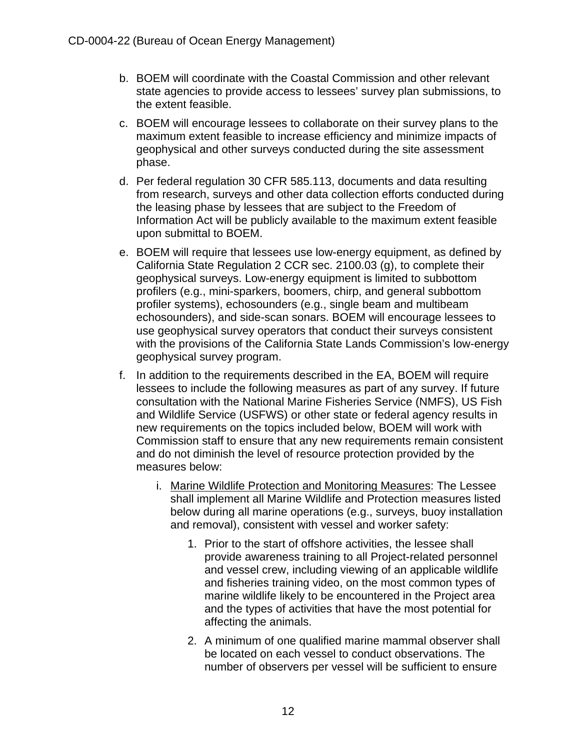b. BOEM will coordinate with the Coastal Commission and other relevant state agencies to provide access to lessees' survey plan submissions, to the extent feasible.

c. BOEM will encourage lessees to collaborate on their survey plans to the maximum extent feasible to increase efficiency and minimize impacts of geophysical and other surveys conducted during the site assessment phase.

d. Per federal regulation 30 CFR 585.113, documents and data resulting from research, surveys and other data collection efforts conducted during the leasing phase by lessees that are subject to the Freedom of Information Act will be publicly available to the maximum extent feasible upon submittal to BOEM.

e. BOEM will require that lessees use low-energy equipment, as defined by California State Regulation 2 CCR sec. 2100.03 (g), to complete their geophysical surveys. Low-energy equipment is limited to subbottom profilers (e.g., mini-sparkers, boomers, chirp, and general subbottom profiler systems), echosounders (e.g., single beam and multibeam echosounders), and side-scan sonars. BOEM will encourage lessees to use geophysical survey operators that conduct their surveys consistent with the provisions of the California State Lands Commission's low-energy geophysical survey program.

f. In addition to the requirements described in the EA, BOEM will require lessees to include the following measures as part of any survey. If future consultation with the National Marine Fisheries Service (NMFS), US Fish and Wildlife Service (USFWS) or other state or federal agency results in new requirements on the topics included below, BOEM will work with Commission staff to ensure that any new requirements remain consistent and do not diminish the level of resource protection provided by the measures below:

    i. Marine Wildlife Protection and Monitoring Measures: The Lessee shall implement all Marine Wildlife and Protection measures listed below during all marine operations (e.g., surveys, buoy installation and removal), consistent with vessel and worker safety:

        1. Prior to the start of offshore activities, the lessee shall provide awareness training to all Project-related personnel and vessel crew, including viewing of an applicable wildlife and fisheries training video, on the most common types of marine wildlife likely to be encountered in the Project area and the types of activities that have the most potential for affecting the animals.

        2. A minimum of one qualified marine mammal observer shall be located on each vessel to conduct observations. The number of observers per vessel will be sufficient to ensure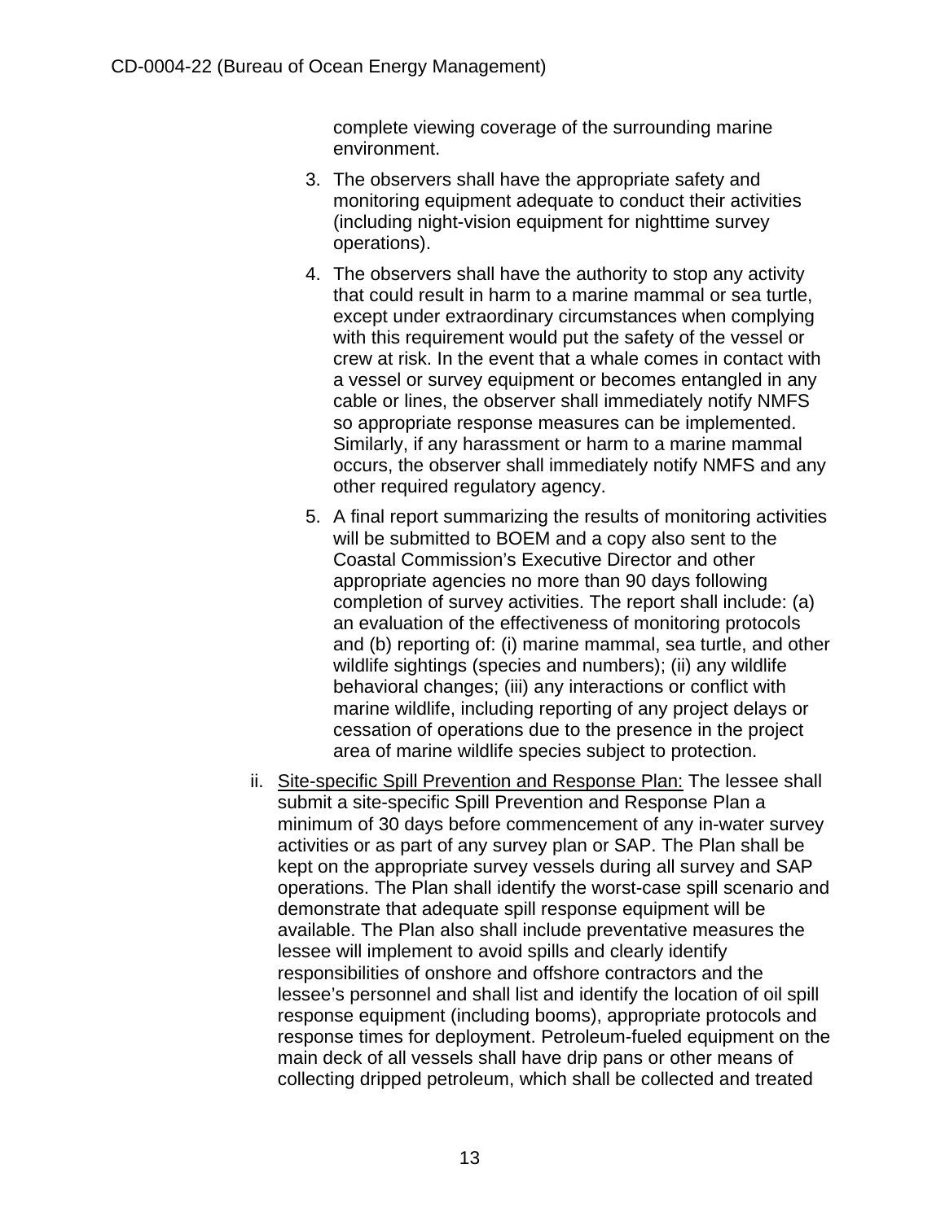complete viewing coverage of the surrounding marine environment.

3. The observers shall have the appropriate safety and monitoring equipment adequate to conduct their activities (including night-vision equipment for nighttime survey operations).

4. The observers shall have the authority to stop any activity that could result in harm to a marine mammal or sea turtle, except under extraordinary circumstances when complying with this requirement would put the safety of the vessel or crew at risk. In the event that a whale comes in contact with a vessel or survey equipment or becomes entangled in any cable or lines, the observer shall immediately notify NMFS so appropriate response measures can be implemented. Similarly, if any harassment or harm to a marine mammal occurs, the observer shall immediately notify NMFS and any other required regulatory agency.

5. A final report summarizing the results of monitoring activities will be submitted to BOEM and a copy also sent to the Coastal Commission's Executive Director and other appropriate agencies no more than 90 days following completion of survey activities. The report shall include: (a) an evaluation of the effectiveness of monitoring protocols and (b) reporting of: (i) marine mammal, sea turtle, and other wildlife sightings (species and numbers); (ii) any wildlife behavioral changes; (iii) any interactions or conflict with marine wildlife, including reporting of any project delays or cessation of operations due to the presence in the project area of marine wildlife species subject to protection.

ii. Site-specific Spill Prevention and Response Plan: The lessee shall submit a site-specific Spill Prevention and Response Plan a minimum of 30 days before commencement of any in-water survey activities or as part of any survey plan or SAP. The Plan shall be kept on the appropriate survey vessels during all survey and SAP operations. The Plan shall identify the worst-case spill scenario and demonstrate that adequate spill response equipment will be available. The Plan also shall include preventative measures the lessee will implement to avoid spills and clearly identify responsibilities of onshore and offshore contractors and the lessee's personnel and shall list and identify the location of oil spill response equipment (including booms), appropriate protocols and response times for deployment. Petroleum-fueled equipment on the main deck of all vessels shall have drip pans or other means of collecting dripped petroleum, which shall be collected and treated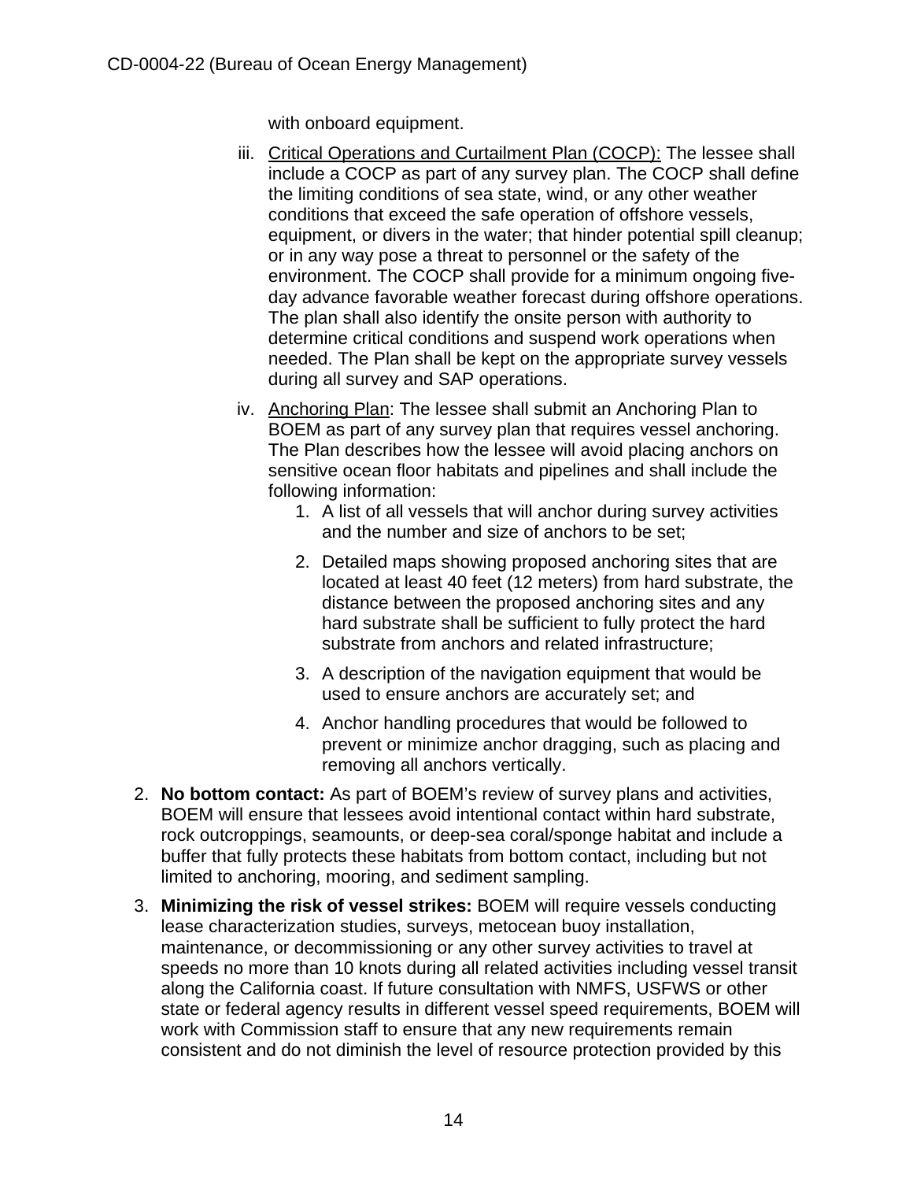with onboard equipment.

iii. Critical Operations and Curtailment Plan (COCP): The lessee shall include a COCP as part of any survey plan. The COCP shall define the limiting conditions of sea state, wind, or any other weather conditions that exceed the safe operation of offshore vessels, equipment, or divers in the water; that hinder potential spill cleanup; or in any way pose a threat to personnel or the safety of the environment. The COCP shall provide for a minimum ongoing five-day advance favorable weather forecast during offshore operations. The plan shall also identify the onsite person with authority to determine critical conditions and suspend work operations when needed. The Plan shall be kept on the appropriate survey vessels during all survey and SAP operations.

iv. Anchoring Plan: The lessee shall submit an Anchoring Plan to BOEM as part of any survey plan that requires vessel anchoring. The Plan describes how the lessee will avoid placing anchors on sensitive ocean floor habitats and pipelines and shall include the following information:

   1. A list of all vessels that will anchor during survey activities and the number and size of anchors to be set;
   2. Detailed maps showing proposed anchoring sites that are located at least 40 feet (12 meters) from hard substrate, the distance between the proposed anchoring sites and any hard substrate shall be sufficient to fully protect the hard substrate from anchors and related infrastructure;
   3. A description of the navigation equipment that would be used to ensure anchors are accurately set; and
   4. Anchor handling procedures that would be followed to prevent or minimize anchor dragging, such as placing and removing all anchors vertically.

2. **No bottom contact:** As part of BOEM's review of survey plans and activities, BOEM will ensure that lessees avoid intentional contact within hard substrate, rock outcroppings, seamounts, or deep-sea coral/sponge habitat and include a buffer that fully protects these habitats from bottom contact, including but not limited to anchoring, mooring, and sediment sampling.

3. **Minimizing the risk of vessel strikes:** BOEM will require vessels conducting lease characterization studies, surveys, metocean buoy installation, maintenance, or decommissioning or any other survey activities to travel at speeds no more than 10 knots during all related activities including vessel transit along the California coast. If future consultation with NMFS, USFWS or other state or federal agency results in different vessel speed requirements, BOEM will work with Commission staff to ensure that any new requirements remain consistent and do not diminish the level of resource protection provided by this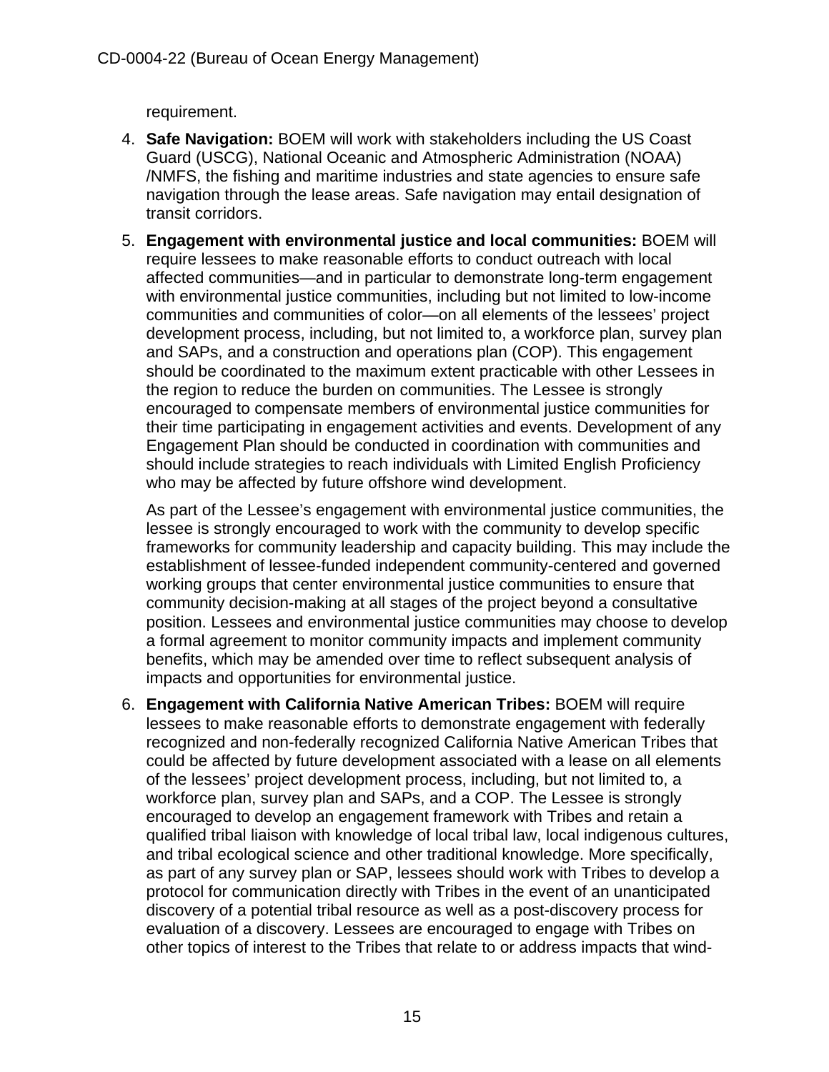requirement.

4. **Safe Navigation:** BOEM will work with stakeholders including the US Coast Guard (USCG), National Oceanic and Atmospheric Administration (NOAA) /NMFS, the fishing and maritime industries and state agencies to ensure safe navigation through the lease areas. Safe navigation may entail designation of transit corridors.

5. **Engagement with environmental justice and local communities:** BOEM will require lessees to make reasonable efforts to conduct outreach with local affected communities—and in particular to demonstrate long-term engagement with environmental justice communities, including but not limited to low-income communities and communities of color—on all elements of the lessees' project development process, including, but not limited to, a workforce plan, survey plan and SAPs, and a construction and operations plan (COP). This engagement should be coordinated to the maximum extent practicable with other Lessees in the region to reduce the burden on communities. The Lessee is strongly encouraged to compensate members of environmental justice communities for their time participating in engagement activities and events. Development of any Engagement Plan should be conducted in coordination with communities and should include strategies to reach individuals with Limited English Proficiency who may be affected by future offshore wind development.

   As part of the Lessee's engagement with environmental justice communities, the lessee is strongly encouraged to work with the community to develop specific frameworks for community leadership and capacity building. This may include the establishment of lessee-funded independent community-centered and governed working groups that center environmental justice communities to ensure that community decision-making at all stages of the project beyond a consultative position. Lessees and environmental justice communities may choose to develop a formal agreement to monitor community impacts and implement community benefits, which may be amended over time to reflect subsequent analysis of impacts and opportunities for environmental justice.

6. **Engagement with California Native American Tribes:** BOEM will require lessees to make reasonable efforts to demonstrate engagement with federally recognized and non-federally recognized California Native American Tribes that could be affected by future development associated with a lease on all elements of the lessees' project development process, including, but not limited to, a workforce plan, survey plan and SAPs, and a COP. The Lessee is strongly encouraged to develop an engagement framework with Tribes and retain a qualified tribal liaison with knowledge of local tribal law, local indigenous cultures, and tribal ecological science and other traditional knowledge. More specifically, as part of any survey plan or SAP, lessees should work with Tribes to develop a protocol for communication directly with Tribes in the event of an unanticipated discovery of a potential tribal resource as well as a post-discovery process for evaluation of a discovery. Lessees are encouraged to engage with Tribes on other topics of interest to the Tribes that relate to or address impacts that wind-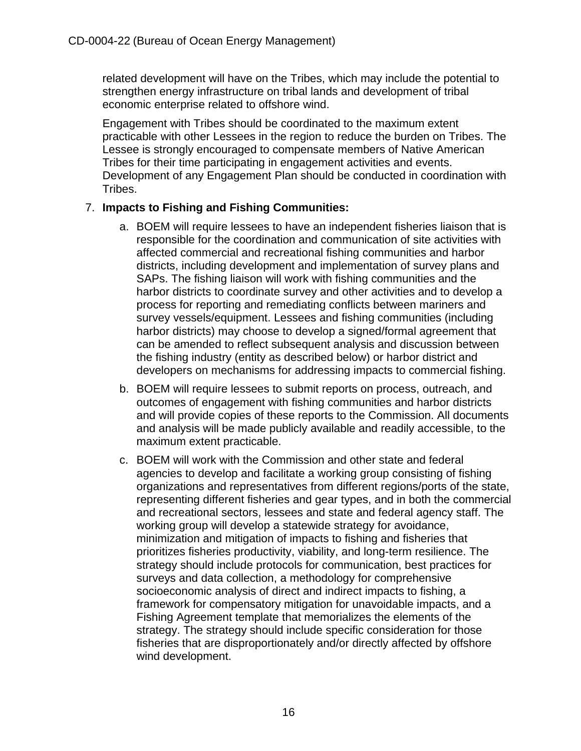related development will have on the Tribes, which may include the potential to strengthen energy infrastructure on tribal lands and development of tribal economic enterprise related to offshore wind.

Engagement with Tribes should be coordinated to the maximum extent practicable with other Lessees in the region to reduce the burden on Tribes. The Lessee is strongly encouraged to compensate members of Native American Tribes for their time participating in engagement activities and events. Development of any Engagement Plan should be conducted in coordination with Tribes.

7. **Impacts to Fishing and Fishing Communities:**

   a. BOEM will require lessees to have an independent fisheries liaison that is responsible for the coordination and communication of site activities with affected commercial and recreational fishing communities and harbor districts, including development and implementation of survey plans and SAPs. The fishing liaison will work with fishing communities and the harbor districts to coordinate survey and other activities and to develop a process for reporting and remediating conflicts between mariners and survey vessels/equipment. Lessees and fishing communities (including harbor districts) may choose to develop a signed/formal agreement that can be amended to reflect subsequent analysis and discussion between the fishing industry (entity as described below) or harbor district and developers on mechanisms for addressing impacts to commercial fishing.

   b. BOEM will require lessees to submit reports on process, outreach, and outcomes of engagement with fishing communities and harbor districts and will provide copies of these reports to the Commission. All documents and analysis will be made publicly available and readily accessible, to the maximum extent practicable.

   c. BOEM will work with the Commission and other state and federal agencies to develop and facilitate a working group consisting of fishing organizations and representatives from different regions/ports of the state, representing different fisheries and gear types, and in both the commercial and recreational sectors, lessees and state and federal agency staff. The working group will develop a statewide strategy for avoidance, minimization and mitigation of impacts to fishing and fisheries that prioritizes fisheries productivity, viability, and long-term resilience. The strategy should include protocols for communication, best practices for surveys and data collection, a methodology for comprehensive socioeconomic analysis of direct and indirect impacts to fishing, a framework for compensatory mitigation for unavoidable impacts, and a Fishing Agreement template that memorializes the elements of the strategy. The strategy should include specific consideration for those fisheries that are disproportionately and/or directly affected by offshore wind development.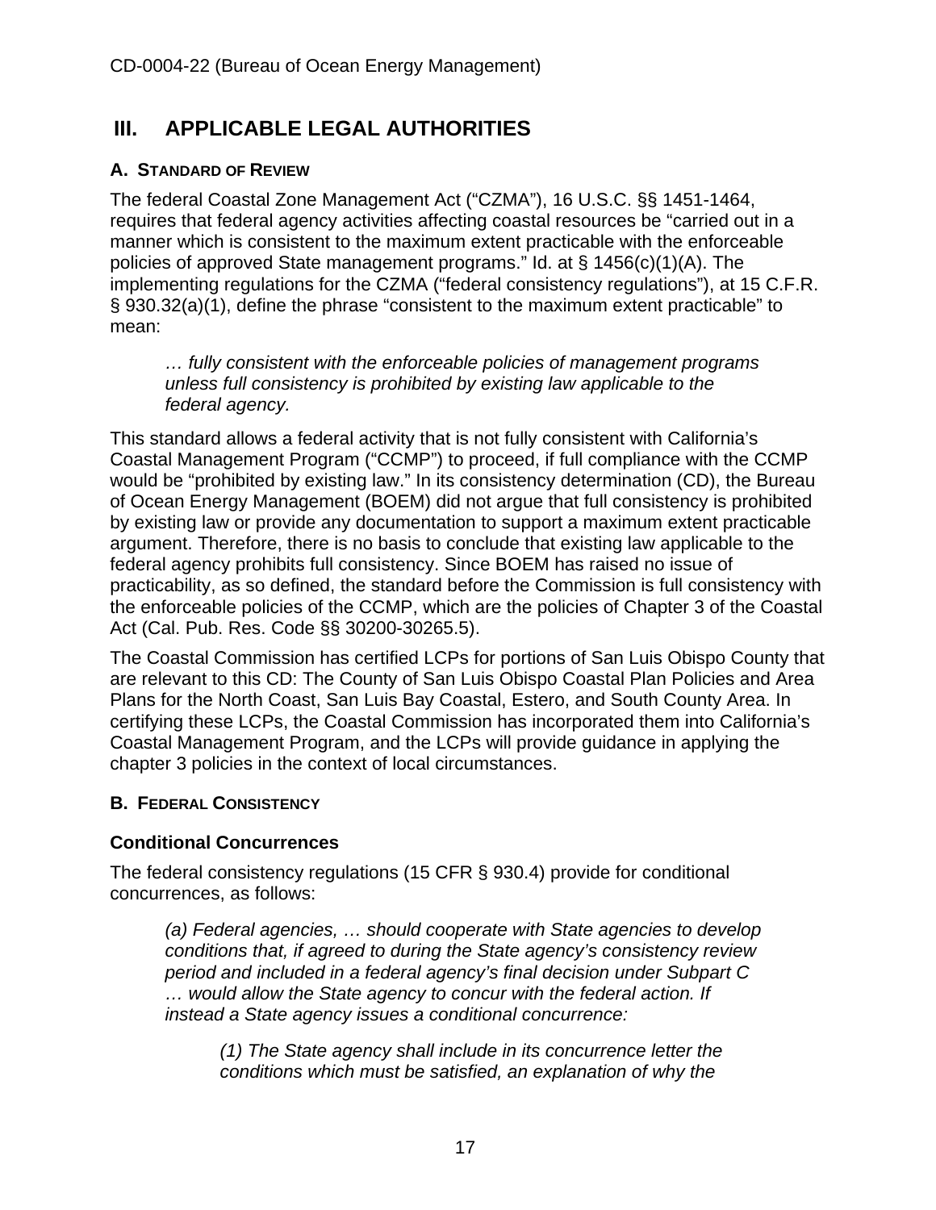# III. APPLICABLE LEGAL AUTHORITIES

## A. Standard of Review

The federal Coastal Zone Management Act ("CZMA"), 16 U.S.C. §§ 1451-1464, requires that federal agency activities affecting coastal resources be "carried out in a manner which is consistent to the maximum extent practicable with the enforceable policies of approved State management programs." Id. at § 1456(c)(1)(A). The implementing regulations for the CZMA ("federal consistency regulations"), at 15 C.F.R. § 930.32(a)(1), define the phrase "consistent to the maximum extent practicable" to mean:

> *… fully consistent with the enforceable policies of management programs unless full consistency is prohibited by existing law applicable to the federal agency.*

This standard allows a federal activity that is not fully consistent with California's Coastal Management Program ("CCMP") to proceed, if full compliance with the CCMP would be "prohibited by existing law." In its consistency determination (CD), the Bureau of Ocean Energy Management (BOEM) did not argue that full consistency is prohibited by existing law or provide any documentation to support a maximum extent practicable argument. Therefore, there is no basis to conclude that existing law applicable to the federal agency prohibits full consistency. Since BOEM has raised no issue of practicability, as so defined, the standard before the Commission is full consistency with the enforceable policies of the CCMP, which are the policies of Chapter 3 of the Coastal Act (Cal. Pub. Res. Code §§ 30200-30265.5).

The Coastal Commission has certified LCPs for portions of San Luis Obispo County that are relevant to this CD: The County of San Luis Obispo Coastal Plan Policies and Area Plans for the North Coast, San Luis Bay Coastal, Estero, and South County Area. In certifying these LCPs, the Coastal Commission has incorporated them into California's Coastal Management Program, and the LCPs will provide guidance in applying the chapter 3 policies in the context of local circumstances.

## B. Federal Consistency

### Conditional Concurrences

The federal consistency regulations (15 CFR § 930.4) provide for conditional concurrences, as follows:

> *(a) Federal agencies, … should cooperate with State agencies to develop conditions that, if agreed to during the State agency's consistency review period and included in a federal agency's final decision under Subpart C … would allow the State agency to concur with the federal action. If instead a State agency issues a conditional concurrence:*
>
> > *(1) The State agency shall include in its concurrence letter the conditions which must be satisfied, an explanation of why the*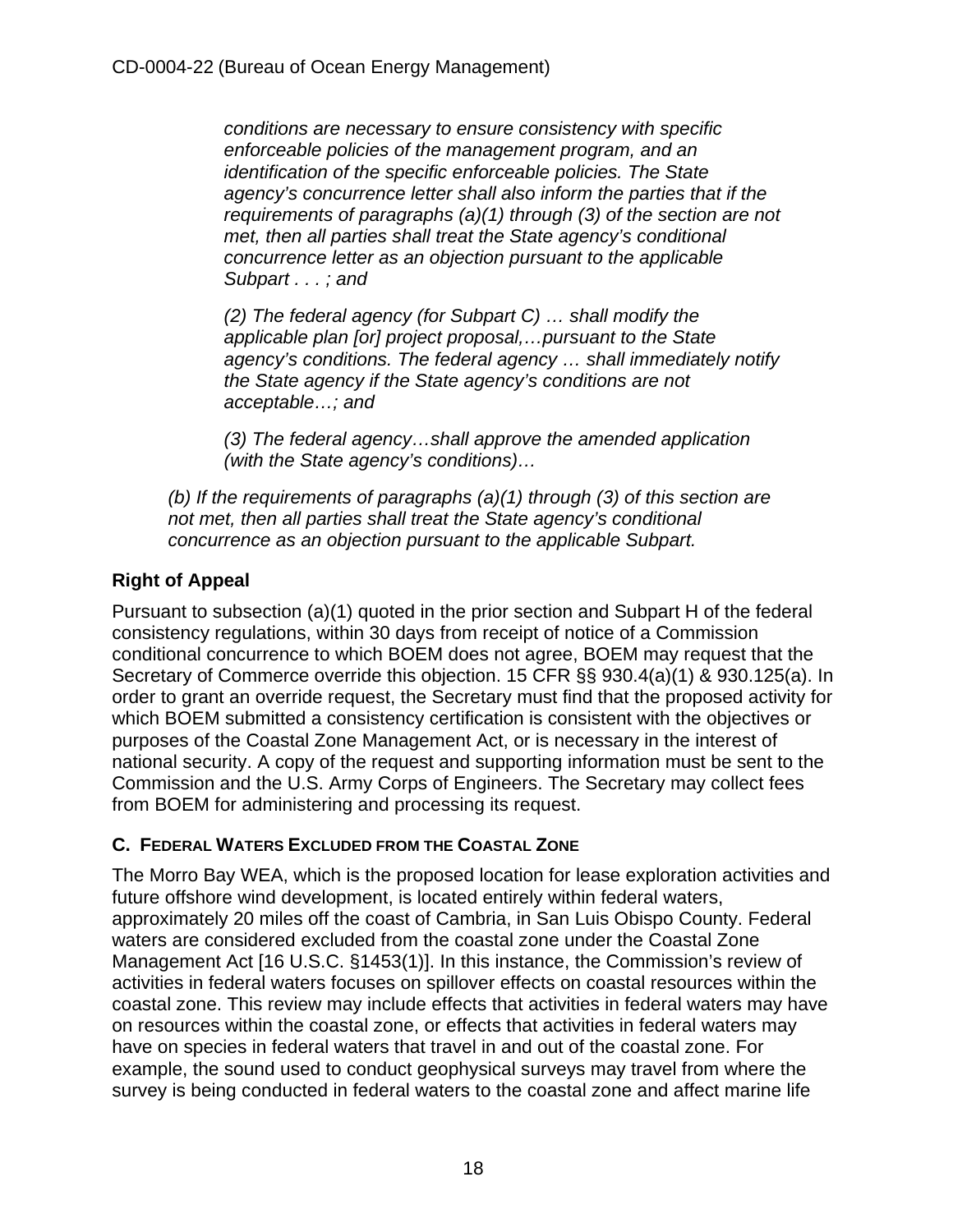*conditions are necessary to ensure consistency with specific enforceable policies of the management program, and an identification of the specific enforceable policies. The State agency's concurrence letter shall also inform the parties that if the requirements of paragraphs (a)(1) through (3) of the section are not met, then all parties shall treat the State agency's conditional concurrence letter as an objection pursuant to the applicable Subpart . . . ; and*

> *(2) The federal agency (for Subpart C) … shall modify the applicable plan [or] project proposal,…pursuant to the State agency's conditions. The federal agency … shall immediately notify the State agency if the State agency's conditions are not acceptable…; and*
>
> *(3) The federal agency…shall approve the amended application (with the State agency's conditions)…*

*(b) If the requirements of paragraphs (a)(1) through (3) of this section are not met, then all parties shall treat the State agency's conditional concurrence as an objection pursuant to the applicable Subpart.*

### Right of Appeal

Pursuant to subsection (a)(1) quoted in the prior section and Subpart H of the federal consistency regulations, within 30 days from receipt of notice of a Commission conditional concurrence to which BOEM does not agree, BOEM may request that the Secretary of Commerce override this objection. 15 CFR §§ 930.4(a)(1) & 930.125(a). In order to grant an override request, the Secretary must find that the proposed activity for which BOEM submitted a consistency certification is consistent with the objectives or purposes of the Coastal Zone Management Act, or is necessary in the interest of national security. A copy of the request and supporting information must be sent to the Commission and the U.S. Army Corps of Engineers. The Secretary may collect fees from BOEM for administering and processing its request.

### C. Federal Waters Excluded from the Coastal Zone

The Morro Bay WEA, which is the proposed location for lease exploration activities and future offshore wind development, is located entirely within federal waters, approximately 20 miles off the coast of Cambria, in San Luis Obispo County. Federal waters are considered excluded from the coastal zone under the Coastal Zone Management Act [16 U.S.C. §1453(1)]. In this instance, the Commission's review of activities in federal waters focuses on spillover effects on coastal resources within the coastal zone. This review may include effects that activities in federal waters may have on resources within the coastal zone, or effects that activities in federal waters may have on species in federal waters that travel in and out of the coastal zone. For example, the sound used to conduct geophysical surveys may travel from where the survey is being conducted in federal waters to the coastal zone and affect marine life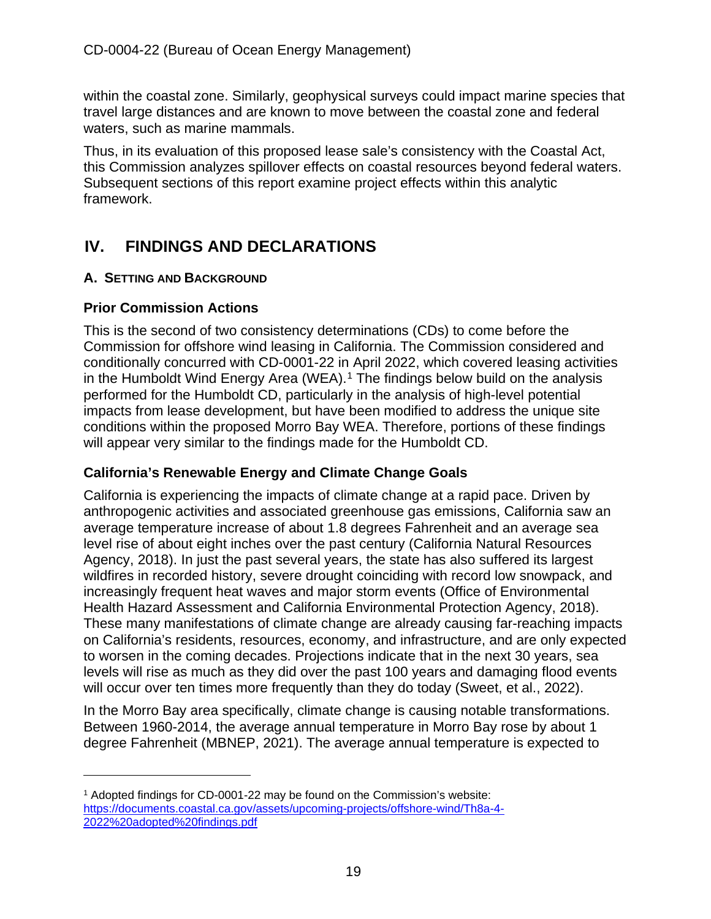within the coastal zone. Similarly, geophysical surveys could impact marine species that travel large distances and are known to move between the coastal zone and federal waters, such as marine mammals.

Thus, in its evaluation of this proposed lease sale's consistency with the Coastal Act, this Commission analyzes spillover effects on coastal resources beyond federal waters. Subsequent sections of this report examine project effects within this analytic framework.

# IV. FINDINGS AND DECLARATIONS

## A. SETTING AND BACKGROUND

### Prior Commission Actions

This is the second of two consistency determinations (CDs) to come before the Commission for offshore wind leasing in California. The Commission considered and conditionally concurred with CD-0001-22 in April 2022, which covered leasing activities in the Humboldt Wind Energy Area (WEA).[1] The findings below build on the analysis performed for the Humboldt CD, particularly in the analysis of high-level potential impacts from lease development, but have been modified to address the unique site conditions within the proposed Morro Bay WEA. Therefore, portions of these findings will appear very similar to the findings made for the Humboldt CD.

### California's Renewable Energy and Climate Change Goals

California is experiencing the impacts of climate change at a rapid pace. Driven by anthropogenic activities and associated greenhouse gas emissions, California saw an average temperature increase of about 1.8 degrees Fahrenheit and an average sea level rise of about eight inches over the past century (California Natural Resources Agency, 2018). In just the past several years, the state has also suffered its largest wildfires in recorded history, severe drought coinciding with record low snowpack, and increasingly frequent heat waves and major storm events (Office of Environmental Health Hazard Assessment and California Environmental Protection Agency, 2018). These many manifestations of climate change are already causing far-reaching impacts on California's residents, resources, economy, and infrastructure, and are only expected to worsen in the coming decades. Projections indicate that in the next 30 years, sea levels will rise as much as they did over the past 100 years and damaging flood events will occur over ten times more frequently than they do today (Sweet, et al., 2022).

In the Morro Bay area specifically, climate change is causing notable transformations. Between 1960-2014, the average annual temperature in Morro Bay rose by about 1 degree Fahrenheit (MBNEP, 2021). The average annual temperature is expected to

---

[1] Adopted findings for CD-0001-22 may be found on the Commission's website: https://documents.coastal.ca.gov/assets/upcoming-projects/offshore-wind/Th8a-4-2022%20adopted%20findings.pdf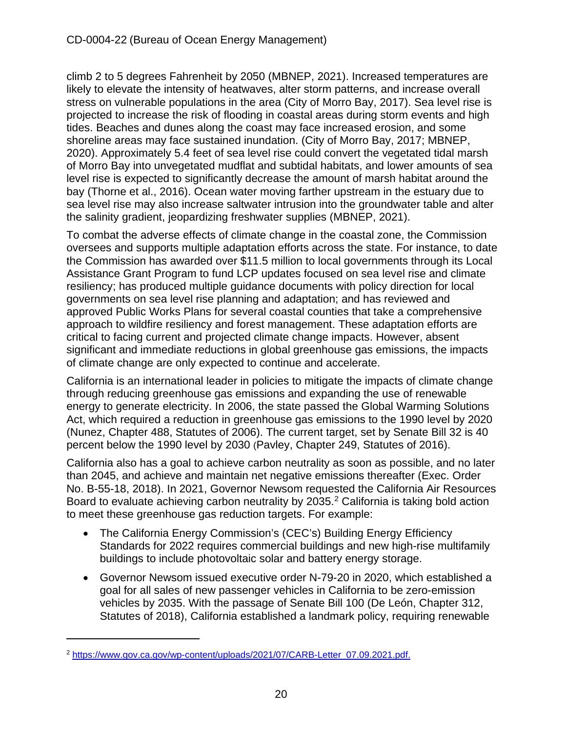climb 2 to 5 degrees Fahrenheit by 2050 (MBNEP, 2021). Increased temperatures are likely to elevate the intensity of heatwaves, alter storm patterns, and increase overall stress on vulnerable populations in the area (City of Morro Bay, 2017). Sea level rise is projected to increase the risk of flooding in coastal areas during storm events and high tides. Beaches and dunes along the coast may face increased erosion, and some shoreline areas may face sustained inundation. (City of Morro Bay, 2017; MBNEP, 2020). Approximately 5.4 feet of sea level rise could convert the vegetated tidal marsh of Morro Bay into unvegetated mudflat and subtidal habitats, and lower amounts of sea level rise is expected to significantly decrease the amount of marsh habitat around the bay (Thorne et al., 2016). Ocean water moving farther upstream in the estuary due to sea level rise may also increase saltwater intrusion into the groundwater table and alter the salinity gradient, jeopardizing freshwater supplies (MBNEP, 2021).

To combat the adverse effects of climate change in the coastal zone, the Commission oversees and supports multiple adaptation efforts across the state. For instance, to date the Commission has awarded over $11.5 million to local governments through its Local Assistance Grant Program to fund LCP updates focused on sea level rise and climate resiliency; has produced multiple guidance documents with policy direction for local governments on sea level rise planning and adaptation; and has reviewed and approved Public Works Plans for several coastal counties that take a comprehensive approach to wildfire resiliency and forest management. These adaptation efforts are critical to facing current and projected climate change impacts. However, absent significant and immediate reductions in global greenhouse gas emissions, the impacts of climate change are only expected to continue and accelerate.

California is an international leader in policies to mitigate the impacts of climate change through reducing greenhouse gas emissions and expanding the use of renewable energy to generate electricity. In 2006, the state passed the Global Warming Solutions Act, which required a reduction in greenhouse gas emissions to the 1990 level by 2020 (Nunez, Chapter 488, Statutes of 2006). The current target, set by Senate Bill 32 is 40 percent below the 1990 level by 2030 (Pavley, Chapter 249, Statutes of 2016).

California also has a goal to achieve carbon neutrality as soon as possible, and no later than 2045, and achieve and maintain net negative emissions thereafter (Exec. Order No. B-55-18, 2018). In 2021, Governor Newsom requested the California Air Resources Board to evaluate achieving carbon neutrality by 2035.[2] California is taking bold action to meet these greenhouse gas reduction targets. For example:

- The California Energy Commission's (CEC's) Building Energy Efficiency Standards for 2022 requires commercial buildings and new high-rise multifamily buildings to include photovoltaic solar and battery energy storage.
- Governor Newsom issued executive order N-79-20 in 2020, which established a goal for all sales of new passenger vehicles in California to be zero-emission vehicles by 2035. With the passage of Senate Bill 100 (De León, Chapter 312, Statutes of 2018), California established a landmark policy, requiring renewable

[2] https://www.gov.ca.gov/wp-content/uploads/2021/07/CARB-Letter_07.09.2021.pdf.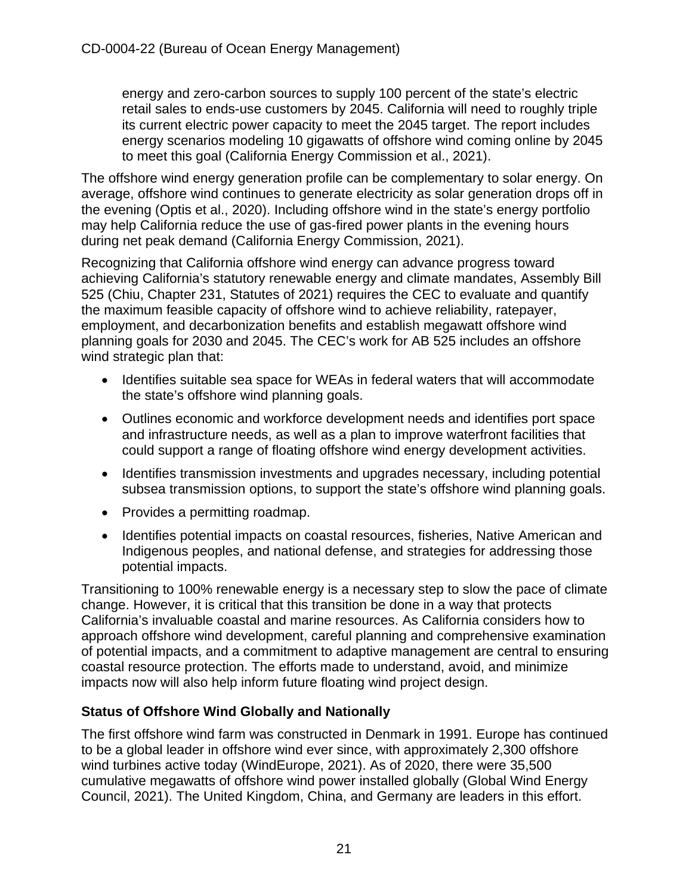energy and zero-carbon sources to supply 100 percent of the state's electric retail sales to ends-use customers by 2045. California will need to roughly triple its current electric power capacity to meet the 2045 target. The report includes energy scenarios modeling 10 gigawatts of offshore wind coming online by 2045 to meet this goal (California Energy Commission et al., 2021).

The offshore wind energy generation profile can be complementary to solar energy. On average, offshore wind continues to generate electricity as solar generation drops off in the evening (Optis et al., 2020). Including offshore wind in the state's energy portfolio may help California reduce the use of gas-fired power plants in the evening hours during net peak demand (California Energy Commission, 2021).

Recognizing that California offshore wind energy can advance progress toward achieving California's statutory renewable energy and climate mandates, Assembly Bill 525 (Chiu, Chapter 231, Statutes of 2021) requires the CEC to evaluate and quantify the maximum feasible capacity of offshore wind to achieve reliability, ratepayer, employment, and decarbonization benefits and establish megawatt offshore wind planning goals for 2030 and 2045. The CEC's work for AB 525 includes an offshore wind strategic plan that:

- Identifies suitable sea space for WEAs in federal waters that will accommodate the state's offshore wind planning goals.
- Outlines economic and workforce development needs and identifies port space and infrastructure needs, as well as a plan to improve waterfront facilities that could support a range of floating offshore wind energy development activities.
- Identifies transmission investments and upgrades necessary, including potential subsea transmission options, to support the state's offshore wind planning goals.
- Provides a permitting roadmap.
- Identifies potential impacts on coastal resources, fisheries, Native American and Indigenous peoples, and national defense, and strategies for addressing those potential impacts.

Transitioning to 100% renewable energy is a necessary step to slow the pace of climate change. However, it is critical that this transition be done in a way that protects California's invaluable coastal and marine resources. As California considers how to approach offshore wind development, careful planning and comprehensive examination of potential impacts, and a commitment to adaptive management are central to ensuring coastal resource protection. The efforts made to understand, avoid, and minimize impacts now will also help inform future floating wind project design.

### Status of Offshore Wind Globally and Nationally

The first offshore wind farm was constructed in Denmark in 1991. Europe has continued to be a global leader in offshore wind ever since, with approximately 2,300 offshore wind turbines active today (WindEurope, 2021). As of 2020, there were 35,500 cumulative megawatts of offshore wind power installed globally (Global Wind Energy Council, 2021). The United Kingdom, China, and Germany are leaders in this effort.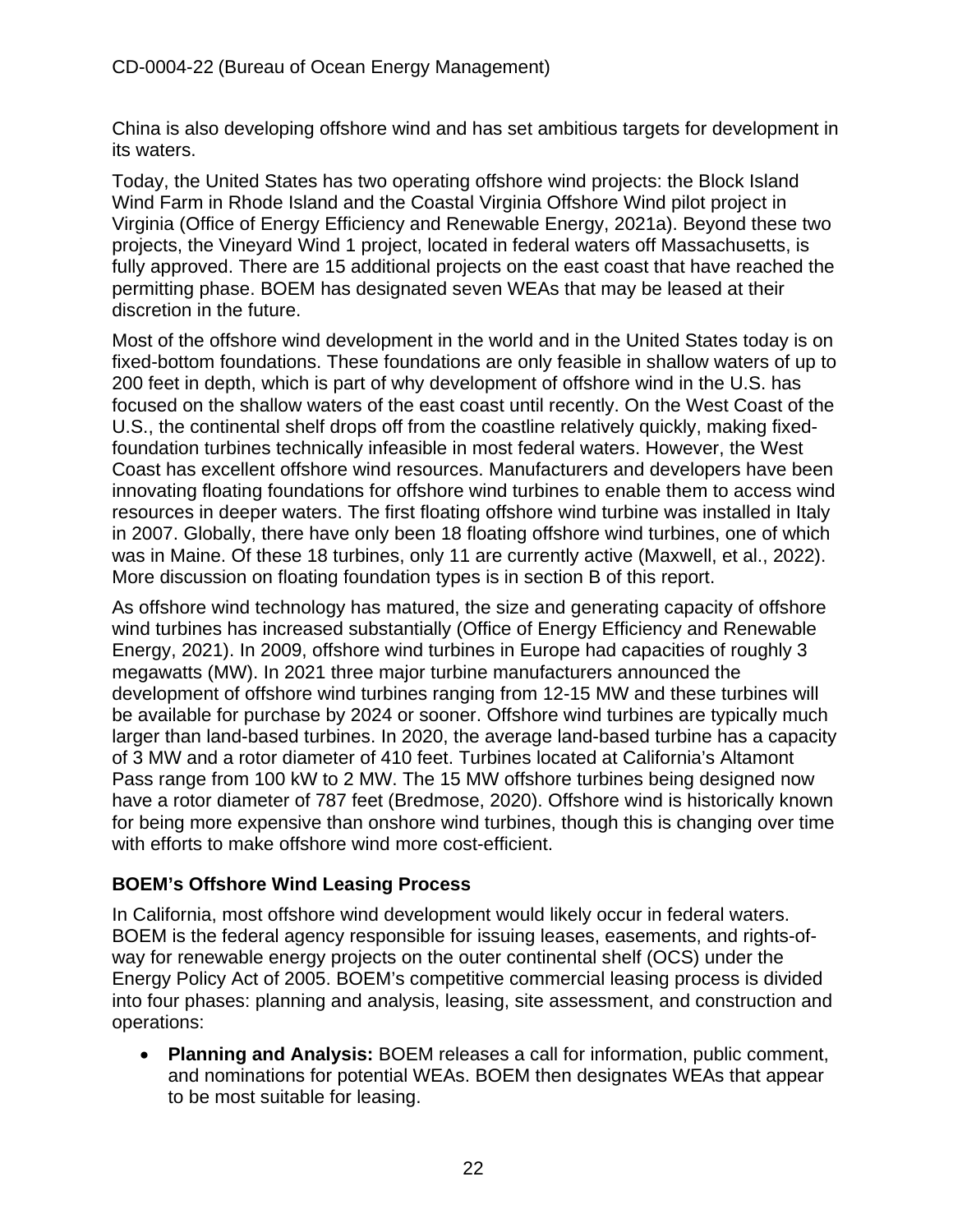China is also developing offshore wind and has set ambitious targets for development in its waters.

Today, the United States has two operating offshore wind projects: the Block Island Wind Farm in Rhode Island and the Coastal Virginia Offshore Wind pilot project in Virginia (Office of Energy Efficiency and Renewable Energy, 2021a). Beyond these two projects, the Vineyard Wind 1 project, located in federal waters off Massachusetts, is fully approved. There are 15 additional projects on the east coast that have reached the permitting phase. BOEM has designated seven WEAs that may be leased at their discretion in the future.

Most of the offshore wind development in the world and in the United States today is on fixed-bottom foundations. These foundations are only feasible in shallow waters of up to 200 feet in depth, which is part of why development of offshore wind in the U.S. has focused on the shallow waters of the east coast until recently. On the West Coast of the U.S., the continental shelf drops off from the coastline relatively quickly, making fixed-foundation turbines technically infeasible in most federal waters. However, the West Coast has excellent offshore wind resources. Manufacturers and developers have been innovating floating foundations for offshore wind turbines to enable them to access wind resources in deeper waters. The first floating offshore wind turbine was installed in Italy in 2007. Globally, there have only been 18 floating offshore wind turbines, one of which was in Maine. Of these 18 turbines, only 11 are currently active (Maxwell, et al., 2022). More discussion on floating foundation types is in section B of this report.

As offshore wind technology has matured, the size and generating capacity of offshore wind turbines has increased substantially (Office of Energy Efficiency and Renewable Energy, 2021). In 2009, offshore wind turbines in Europe had capacities of roughly 3 megawatts (MW). In 2021 three major turbine manufacturers announced the development of offshore wind turbines ranging from 12-15 MW and these turbines will be available for purchase by 2024 or sooner. Offshore wind turbines are typically much larger than land-based turbines. In 2020, the average land-based turbine has a capacity of 3 MW and a rotor diameter of 410 feet. Turbines located at California's Altamont Pass range from 100 kW to 2 MW. The 15 MW offshore turbines being designed now have a rotor diameter of 787 feet (Bredmose, 2020). Offshore wind is historically known for being more expensive than onshore wind turbines, though this is changing over time with efforts to make offshore wind more cost-efficient.

### BOEM's Offshore Wind Leasing Process

In California, most offshore wind development would likely occur in federal waters. BOEM is the federal agency responsible for issuing leases, easements, and rights-of-way for renewable energy projects on the outer continental shelf (OCS) under the Energy Policy Act of 2005. BOEM's competitive commercial leasing process is divided into four phases: planning and analysis, leasing, site assessment, and construction and operations:

- **Planning and Analysis:** BOEM releases a call for information, public comment, and nominations for potential WEAs. BOEM then designates WEAs that appear to be most suitable for leasing.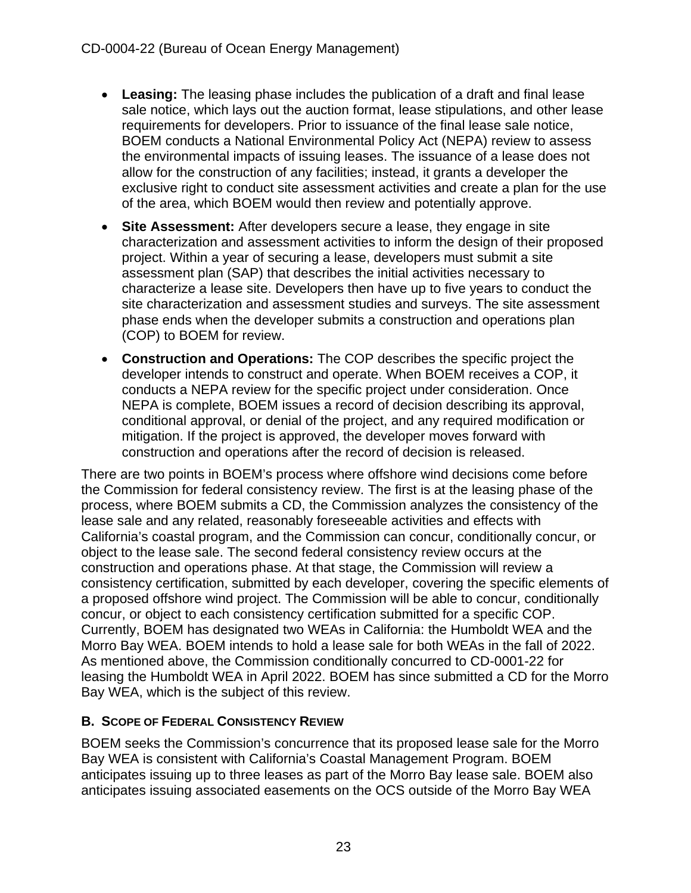- **Leasing:** The leasing phase includes the publication of a draft and final lease sale notice, which lays out the auction format, lease stipulations, and other lease requirements for developers. Prior to issuance of the final lease sale notice, BOEM conducts a National Environmental Policy Act (NEPA) review to assess the environmental impacts of issuing leases. The issuance of a lease does not allow for the construction of any facilities; instead, it grants a developer the exclusive right to conduct site assessment activities and create a plan for the use of the area, which BOEM would then review and potentially approve.
- **Site Assessment:** After developers secure a lease, they engage in site characterization and assessment activities to inform the design of their proposed project. Within a year of securing a lease, developers must submit a site assessment plan (SAP) that describes the initial activities necessary to characterize a lease site. Developers then have up to five years to conduct the site characterization and assessment studies and surveys. The site assessment phase ends when the developer submits a construction and operations plan (COP) to BOEM for review.
- **Construction and Operations:** The COP describes the specific project the developer intends to construct and operate. When BOEM receives a COP, it conducts a NEPA review for the specific project under consideration. Once NEPA is complete, BOEM issues a record of decision describing its approval, conditional approval, or denial of the project, and any required modification or mitigation. If the project is approved, the developer moves forward with construction and operations after the record of decision is released.

There are two points in BOEM's process where offshore wind decisions come before the Commission for federal consistency review. The first is at the leasing phase of the process, where BOEM submits a CD, the Commission analyzes the consistency of the lease sale and any related, reasonably foreseeable activities and effects with California's coastal program, and the Commission can concur, conditionally concur, or object to the lease sale. The second federal consistency review occurs at the construction and operations phase. At that stage, the Commission will review a consistency certification, submitted by each developer, covering the specific elements of a proposed offshore wind project. The Commission will be able to concur, conditionally concur, or object to each consistency certification submitted for a specific COP. Currently, BOEM has designated two WEAs in California: the Humboldt WEA and the Morro Bay WEA. BOEM intends to hold a lease sale for both WEAs in the fall of 2022. As mentioned above, the Commission conditionally concurred to CD-0001-22 for leasing the Humboldt WEA in April 2022. BOEM has since submitted a CD for the Morro Bay WEA, which is the subject of this review.

### B. Scope of Federal Consistency Review

BOEM seeks the Commission's concurrence that its proposed lease sale for the Morro Bay WEA is consistent with California's Coastal Management Program. BOEM anticipates issuing up to three leases as part of the Morro Bay lease sale. BOEM also anticipates issuing associated easements on the OCS outside of the Morro Bay WEA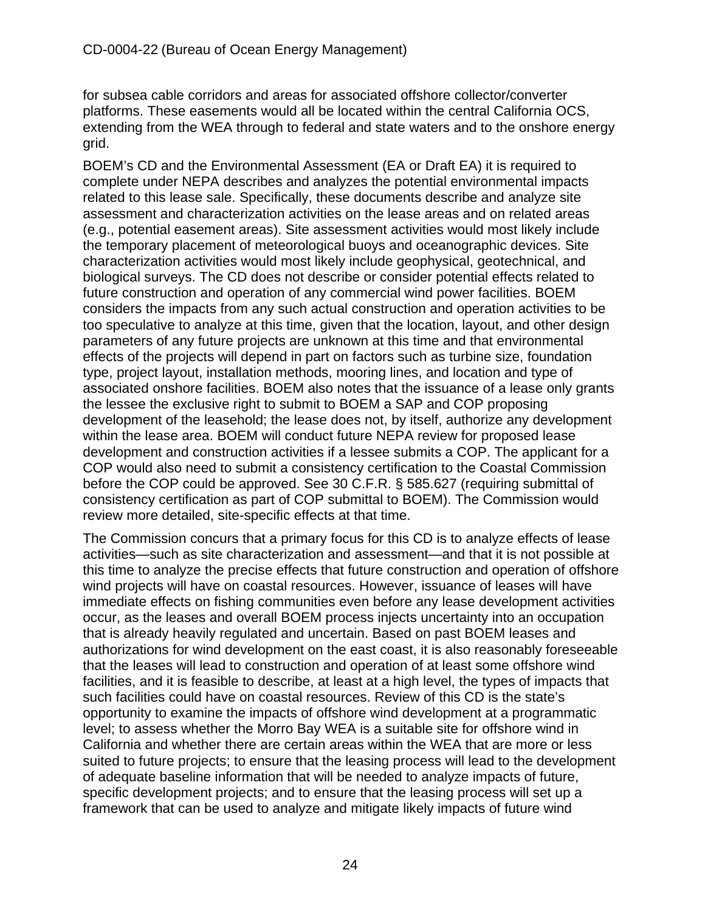for subsea cable corridors and areas for associated offshore collector/converter platforms. These easements would all be located within the central California OCS, extending from the WEA through to federal and state waters and to the onshore energy grid.

BOEM's CD and the Environmental Assessment (EA or Draft EA) it is required to complete under NEPA describes and analyzes the potential environmental impacts related to this lease sale. Specifically, these documents describe and analyze site assessment and characterization activities on the lease areas and on related areas (e.g., potential easement areas). Site assessment activities would most likely include the temporary placement of meteorological buoys and oceanographic devices. Site characterization activities would most likely include geophysical, geotechnical, and biological surveys. The CD does not describe or consider potential effects related to future construction and operation of any commercial wind power facilities. BOEM considers the impacts from any such actual construction and operation activities to be too speculative to analyze at this time, given that the location, layout, and other design parameters of any future projects are unknown at this time and that environmental effects of the projects will depend in part on factors such as turbine size, foundation type, project layout, installation methods, mooring lines, and location and type of associated onshore facilities. BOEM also notes that the issuance of a lease only grants the lessee the exclusive right to submit to BOEM a SAP and COP proposing development of the leasehold; the lease does not, by itself, authorize any development within the lease area. BOEM will conduct future NEPA review for proposed lease development and construction activities if a lessee submits a COP. The applicant for a COP would also need to submit a consistency certification to the Coastal Commission before the COP could be approved. See 30 C.F.R. § 585.627 (requiring submittal of consistency certification as part of COP submittal to BOEM). The Commission would review more detailed, site-specific effects at that time.

The Commission concurs that a primary focus for this CD is to analyze effects of lease activities—such as site characterization and assessment—and that it is not possible at this time to analyze the precise effects that future construction and operation of offshore wind projects will have on coastal resources. However, issuance of leases will have immediate effects on fishing communities even before any lease development activities occur, as the leases and overall BOEM process injects uncertainty into an occupation that is already heavily regulated and uncertain. Based on past BOEM leases and authorizations for wind development on the east coast, it is also reasonably foreseeable that the leases will lead to construction and operation of at least some offshore wind facilities, and it is feasible to describe, at least at a high level, the types of impacts that such facilities could have on coastal resources. Review of this CD is the state's opportunity to examine the impacts of offshore wind development at a programmatic level; to assess whether the Morro Bay WEA is a suitable site for offshore wind in California and whether there are certain areas within the WEA that are more or less suited to future projects; to ensure that the leasing process will lead to the development of adequate baseline information that will be needed to analyze impacts of future, specific development projects; and to ensure that the leasing process will set up a framework that can be used to analyze and mitigate likely impacts of future wind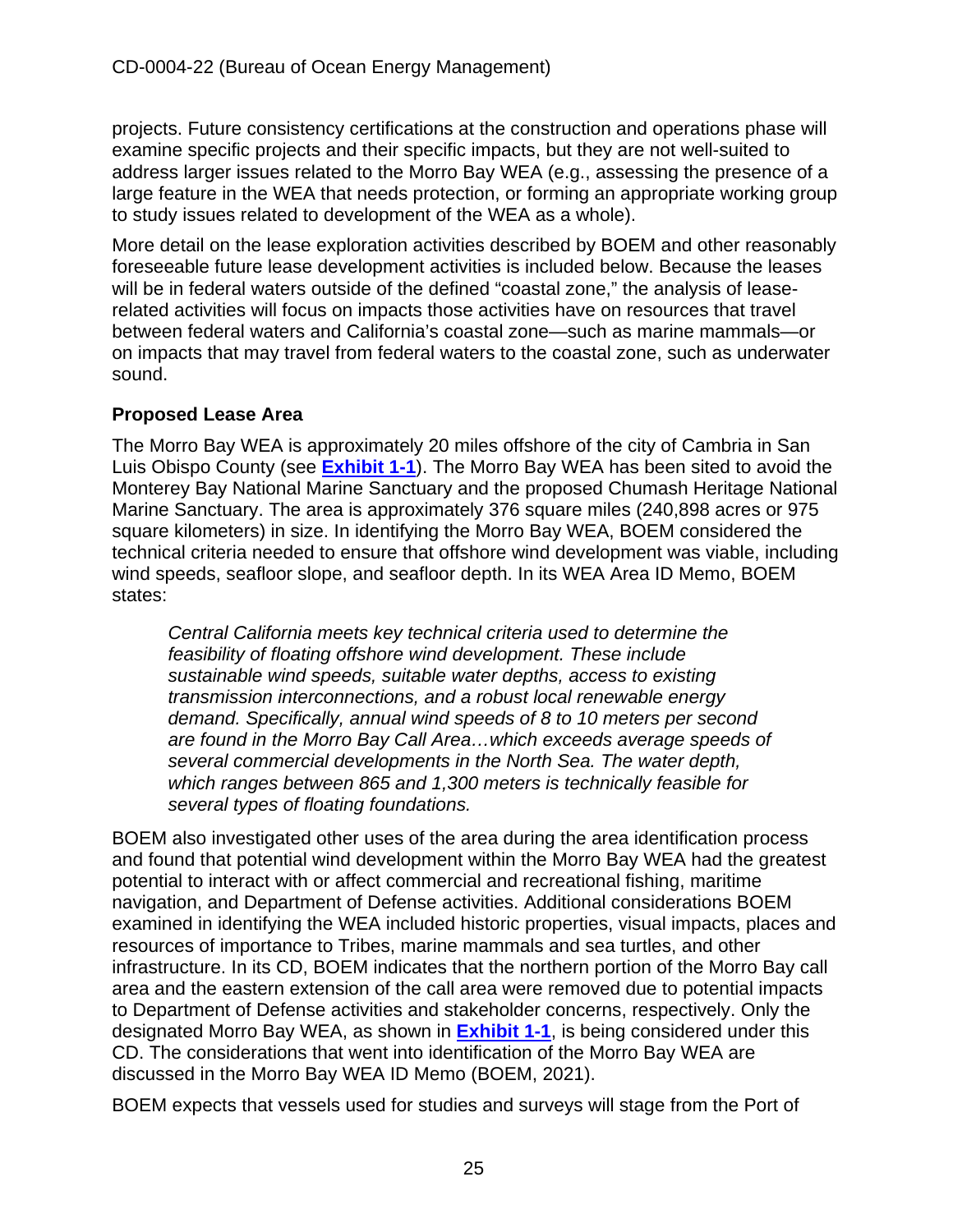projects. Future consistency certifications at the construction and operations phase will examine specific projects and their specific impacts, but they are not well-suited to address larger issues related to the Morro Bay WEA (e.g., assessing the presence of a large feature in the WEA that needs protection, or forming an appropriate working group to study issues related to development of the WEA as a whole).

More detail on the lease exploration activities described by BOEM and other reasonably foreseeable future lease development activities is included below. Because the leases will be in federal waters outside of the defined "coastal zone," the analysis of lease-related activities will focus on impacts those activities have on resources that travel between federal waters and California's coastal zone—such as marine mammals—or on impacts that may travel from federal waters to the coastal zone, such as underwater sound.

### Proposed Lease Area

The Morro Bay WEA is approximately 20 miles offshore of the city of Cambria in San Luis Obispo County (see **Exhibit 1-1**). The Morro Bay WEA has been sited to avoid the Monterey Bay National Marine Sanctuary and the proposed Chumash Heritage National Marine Sanctuary. The area is approximately 376 square miles (240,898 acres or 975 square kilometers) in size. In identifying the Morro Bay WEA, BOEM considered the technical criteria needed to ensure that offshore wind development was viable, including wind speeds, seafloor slope, and seafloor depth. In its WEA Area ID Memo, BOEM states:

> *Central California meets key technical criteria used to determine the feasibility of floating offshore wind development. These include sustainable wind speeds, suitable water depths, access to existing transmission interconnections, and a robust local renewable energy demand. Specifically, annual wind speeds of 8 to 10 meters per second are found in the Morro Bay Call Area…which exceeds average speeds of several commercial developments in the North Sea. The water depth, which ranges between 865 and 1,300 meters is technically feasible for several types of floating foundations.*

BOEM also investigated other uses of the area during the area identification process and found that potential wind development within the Morro Bay WEA had the greatest potential to interact with or affect commercial and recreational fishing, maritime navigation, and Department of Defense activities. Additional considerations BOEM examined in identifying the WEA included historic properties, visual impacts, places and resources of importance to Tribes, marine mammals and sea turtles, and other infrastructure. In its CD, BOEM indicates that the northern portion of the Morro Bay call area and the eastern extension of the call area were removed due to potential impacts to Department of Defense activities and stakeholder concerns, respectively. Only the designated Morro Bay WEA, as shown in **Exhibit 1-1**, is being considered under this CD. The considerations that went into identification of the Morro Bay WEA are discussed in the Morro Bay WEA ID Memo (BOEM, 2021).

BOEM expects that vessels used for studies and surveys will stage from the Port of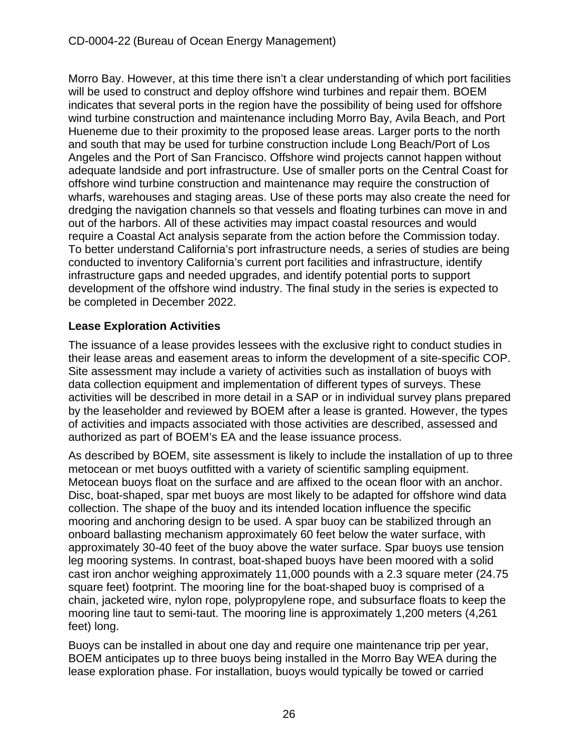Morro Bay. However, at this time there isn't a clear understanding of which port facilities will be used to construct and deploy offshore wind turbines and repair them. BOEM indicates that several ports in the region have the possibility of being used for offshore wind turbine construction and maintenance including Morro Bay, Avila Beach, and Port Hueneme due to their proximity to the proposed lease areas. Larger ports to the north and south that may be used for turbine construction include Long Beach/Port of Los Angeles and the Port of San Francisco. Offshore wind projects cannot happen without adequate landside and port infrastructure. Use of smaller ports on the Central Coast for offshore wind turbine construction and maintenance may require the construction of wharfs, warehouses and staging areas. Use of these ports may also create the need for dredging the navigation channels so that vessels and floating turbines can move in and out of the harbors. All of these activities may impact coastal resources and would require a Coastal Act analysis separate from the action before the Commission today. To better understand California's port infrastructure needs, a series of studies are being conducted to inventory California's current port facilities and infrastructure, identify infrastructure gaps and needed upgrades, and identify potential ports to support development of the offshore wind industry. The final study in the series is expected to be completed in December 2022.

**Lease Exploration Activities**

The issuance of a lease provides lessees with the exclusive right to conduct studies in their lease areas and easement areas to inform the development of a site-specific COP. Site assessment may include a variety of activities such as installation of buoys with data collection equipment and implementation of different types of surveys. These activities will be described in more detail in a SAP or in individual survey plans prepared by the leaseholder and reviewed by BOEM after a lease is granted. However, the types of activities and impacts associated with those activities are described, assessed and authorized as part of BOEM's EA and the lease issuance process.

As described by BOEM, site assessment is likely to include the installation of up to three metocean or met buoys outfitted with a variety of scientific sampling equipment. Metocean buoys float on the surface and are affixed to the ocean floor with an anchor. Disc, boat-shaped, spar met buoys are most likely to be adapted for offshore wind data collection. The shape of the buoy and its intended location influence the specific mooring and anchoring design to be used. A spar buoy can be stabilized through an onboard ballasting mechanism approximately 60 feet below the water surface, with approximately 30-40 feet of the buoy above the water surface. Spar buoys use tension leg mooring systems. In contrast, boat-shaped buoys have been moored with a solid cast iron anchor weighing approximately 11,000 pounds with a 2.3 square meter (24.75 square feet) footprint. The mooring line for the boat-shaped buoy is comprised of a chain, jacketed wire, nylon rope, polypropylene rope, and subsurface floats to keep the mooring line taut to semi-taut. The mooring line is approximately 1,200 meters (4,261 feet) long.

Buoys can be installed in about one day and require one maintenance trip per year, BOEM anticipates up to three buoys being installed in the Morro Bay WEA during the lease exploration phase. For installation, buoys would typically be towed or carried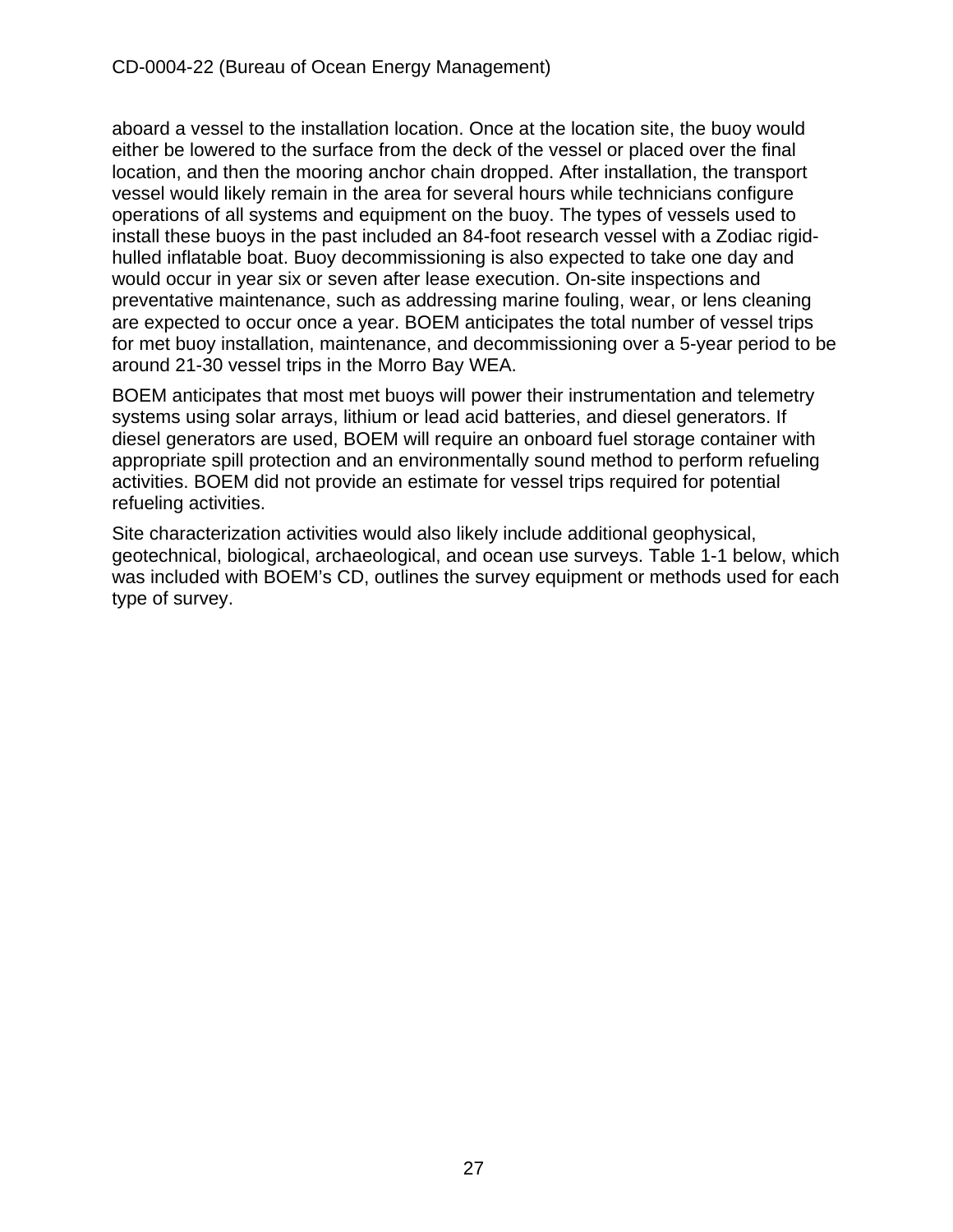aboard a vessel to the installation location. Once at the location site, the buoy would either be lowered to the surface from the deck of the vessel or placed over the final location, and then the mooring anchor chain dropped. After installation, the transport vessel would likely remain in the area for several hours while technicians configure operations of all systems and equipment on the buoy. The types of vessels used to install these buoys in the past included an 84-foot research vessel with a Zodiac rigid-hulled inflatable boat. Buoy decommissioning is also expected to take one day and would occur in year six or seven after lease execution. On-site inspections and preventative maintenance, such as addressing marine fouling, wear, or lens cleaning are expected to occur once a year. BOEM anticipates the total number of vessel trips for met buoy installation, maintenance, and decommissioning over a 5-year period to be around 21-30 vessel trips in the Morro Bay WEA.

BOEM anticipates that most met buoys will power their instrumentation and telemetry systems using solar arrays, lithium or lead acid batteries, and diesel generators. If diesel generators are used, BOEM will require an onboard fuel storage container with appropriate spill protection and an environmentally sound method to perform refueling activities. BOEM did not provide an estimate for vessel trips required for potential refueling activities.

Site characterization activities would also likely include additional geophysical, geotechnical, biological, archaeological, and ocean use surveys. Table 1-1 below, which was included with BOEM's CD, outlines the survey equipment or methods used for each type of survey.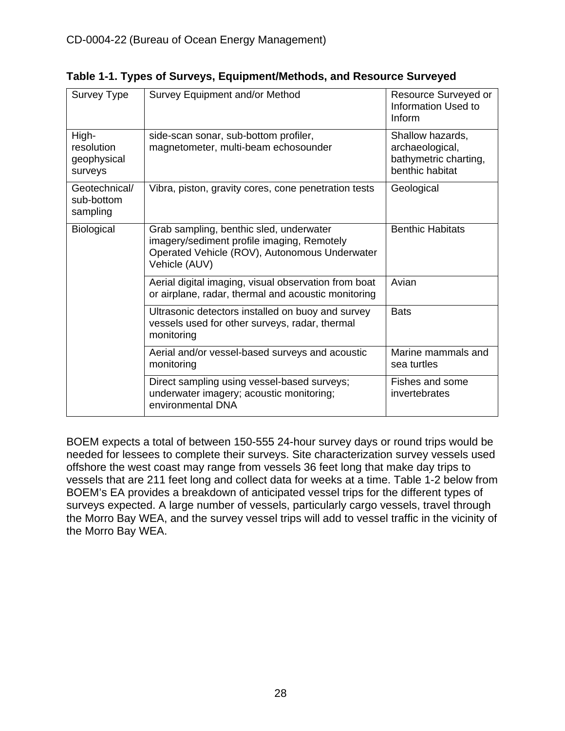**Table 1-1. Types of Surveys, Equipment/Methods, and Resource Surveyed**

| Survey Type | Survey Equipment and/or Method | Resource Surveyed or Information Used to Inform |
|---|---|---|
| High-resolution geophysical surveys | side-scan sonar, sub-bottom profiler, magnetometer, multi-beam echosounder | Shallow hazards, archaeological, bathymetric charting, benthic habitat |
| Geotechnical/ sub-bottom sampling | Vibra, piston, gravity cores, cone penetration tests | Geological |
| Biological | Grab sampling, benthic sled, underwater imagery/sediment profile imaging, Remotely Operated Vehicle (ROV), Autonomous Underwater Vehicle (AUV) | Benthic Habitats |
| | Aerial digital imaging, visual observation from boat or airplane, radar, thermal and acoustic monitoring | Avian |
| | Ultrasonic detectors installed on buoy and survey vessels used for other surveys, radar, thermal monitoring | Bats |
| | Aerial and/or vessel-based surveys and acoustic monitoring | Marine mammals and sea turtles |
| | Direct sampling using vessel-based surveys; underwater imagery; acoustic monitoring; environmental DNA | Fishes and some invertebrates |

BOEM expects a total of between 150-555 24-hour survey days or round trips would be needed for lessees to complete their surveys. Site characterization survey vessels used offshore the west coast may range from vessels 36 feet long that make day trips to vessels that are 211 feet long and collect data for weeks at a time. Table 1-2 below from BOEM's EA provides a breakdown of anticipated vessel trips for the different types of surveys expected. A large number of vessels, particularly cargo vessels, travel through the Morro Bay WEA, and the survey vessel trips will add to vessel traffic in the vicinity of the Morro Bay WEA.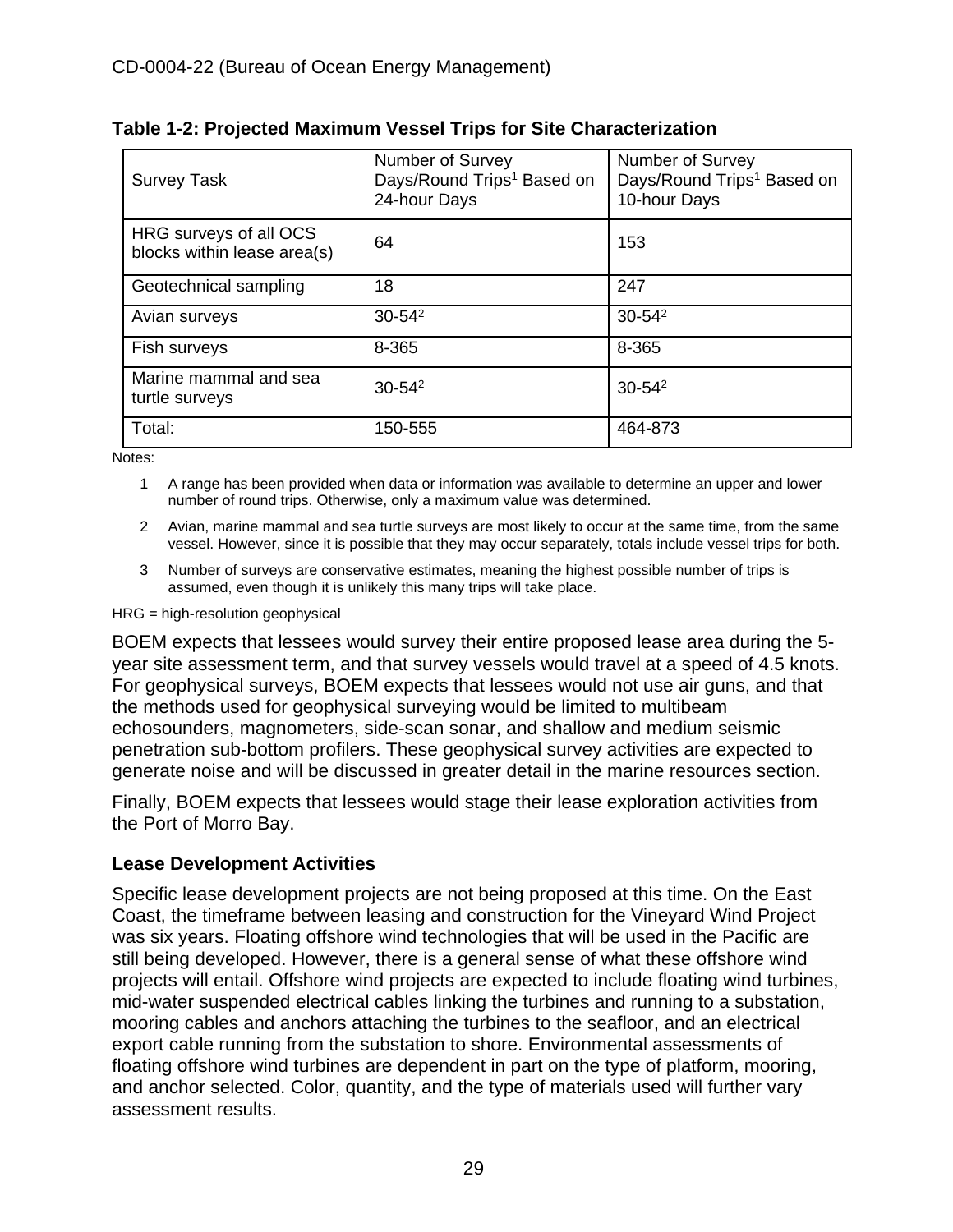**Table 1-2: Projected Maximum Vessel Trips for Site Characterization**

| Survey Task | Number of Survey Days/Round Trips[1] Based on 24-hour Days | Number of Survey Days/Round Trips[1] Based on 10-hour Days |
|---|---|---|
| HRG surveys of all OCS blocks within lease area(s) | 64 | 153 |
| Geotechnical sampling | 18 | 247 |
| Avian surveys | 30-54[2] | 30-54[2] |
| Fish surveys | 8-365 | 8-365 |
| Marine mammal and sea turtle surveys | 30-54[2] | 30-54[2] |
| Total: | 150-555 | 464-873 |

Notes:

1 A range has been provided when data or information was available to determine an upper and lower number of round trips. Otherwise, only a maximum value was determined.

2 Avian, marine mammal and sea turtle surveys are most likely to occur at the same time, from the same vessel. However, since it is possible that they may occur separately, totals include vessel trips for both.

3 Number of surveys are conservative estimates, meaning the highest possible number of trips is assumed, even though it is unlikely this many trips will take place.

HRG = high-resolution geophysical

BOEM expects that lessees would survey their entire proposed lease area during the 5-year site assessment term, and that survey vessels would travel at a speed of 4.5 knots. For geophysical surveys, BOEM expects that lessees would not use air guns, and that the methods used for geophysical surveying would be limited to multibeam echosounders, magnometers, side-scan sonar, and shallow and medium seismic penetration sub-bottom profilers. These geophysical survey activities are expected to generate noise and will be discussed in greater detail in the marine resources section.

Finally, BOEM expects that lessees would stage their lease exploration activities from the Port of Morro Bay.

### Lease Development Activities

Specific lease development projects are not being proposed at this time. On the East Coast, the timeframe between leasing and construction for the Vineyard Wind Project was six years. Floating offshore wind technologies that will be used in the Pacific are still being developed. However, there is a general sense of what these offshore wind projects will entail. Offshore wind projects are expected to include floating wind turbines, mid-water suspended electrical cables linking the turbines and running to a substation, mooring cables and anchors attaching the turbines to the seafloor, and an electrical export cable running from the substation to shore. Environmental assessments of floating offshore wind turbines are dependent in part on the type of platform, mooring, and anchor selected. Color, quantity, and the type of materials used will further vary assessment results.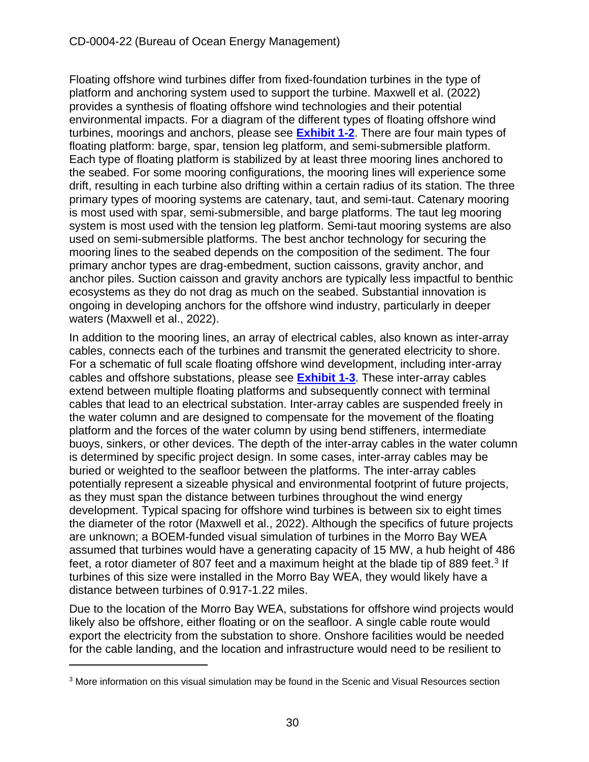Floating offshore wind turbines differ from fixed-foundation turbines in the type of platform and anchoring system used to support the turbine. Maxwell et al. (2022) provides a synthesis of floating offshore wind technologies and their potential environmental impacts. For a diagram of the different types of floating offshore wind turbines, moorings and anchors, please see **Exhibit 1-2**. There are four main types of floating platform: barge, spar, tension leg platform, and semi-submersible platform. Each type of floating platform is stabilized by at least three mooring lines anchored to the seabed. For some mooring configurations, the mooring lines will experience some drift, resulting in each turbine also drifting within a certain radius of its station. The three primary types of mooring systems are catenary, taut, and semi-taut. Catenary mooring is most used with spar, semi-submersible, and barge platforms. The taut leg mooring system is most used with the tension leg platform. Semi-taut mooring systems are also used on semi-submersible platforms. The best anchor technology for securing the mooring lines to the seabed depends on the composition of the sediment. The four primary anchor types are drag-embedment, suction caissons, gravity anchor, and anchor piles. Suction caisson and gravity anchors are typically less impactful to benthic ecosystems as they do not drag as much on the seabed. Substantial innovation is ongoing in developing anchors for the offshore wind industry, particularly in deeper waters (Maxwell et al., 2022).

In addition to the mooring lines, an array of electrical cables, also known as inter-array cables, connects each of the turbines and transmit the generated electricity to shore. For a schematic of full scale floating offshore wind development, including inter-array cables and offshore substations, please see **Exhibit 1-3**. These inter-array cables extend between multiple floating platforms and subsequently connect with terminal cables that lead to an electrical substation. Inter-array cables are suspended freely in the water column and are designed to compensate for the movement of the floating platform and the forces of the water column by using bend stiffeners, intermediate buoys, sinkers, or other devices. The depth of the inter-array cables in the water column is determined by specific project design. In some cases, inter-array cables may be buried or weighted to the seafloor between the platforms. The inter-array cables potentially represent a sizeable physical and environmental footprint of future projects, as they must span the distance between turbines throughout the wind energy development. Typical spacing for offshore wind turbines is between six to eight times the diameter of the rotor (Maxwell et al., 2022). Although the specifics of future projects are unknown; a BOEM-funded visual simulation of turbines in the Morro Bay WEA assumed that turbines would have a generating capacity of 15 MW, a hub height of 486 feet, a rotor diameter of 807 feet and a maximum height at the blade tip of 889 feet.[3] If turbines of this size were installed in the Morro Bay WEA, they would likely have a distance between turbines of 0.917-1.22 miles.

Due to the location of the Morro Bay WEA, substations for offshore wind projects would likely also be offshore, either floating or on the seafloor. A single cable route would export the electricity from the substation to shore. Onshore facilities would be needed for the cable landing, and the location and infrastructure would need to be resilient to

[3] More information on this visual simulation may be found in the Scenic and Visual Resources section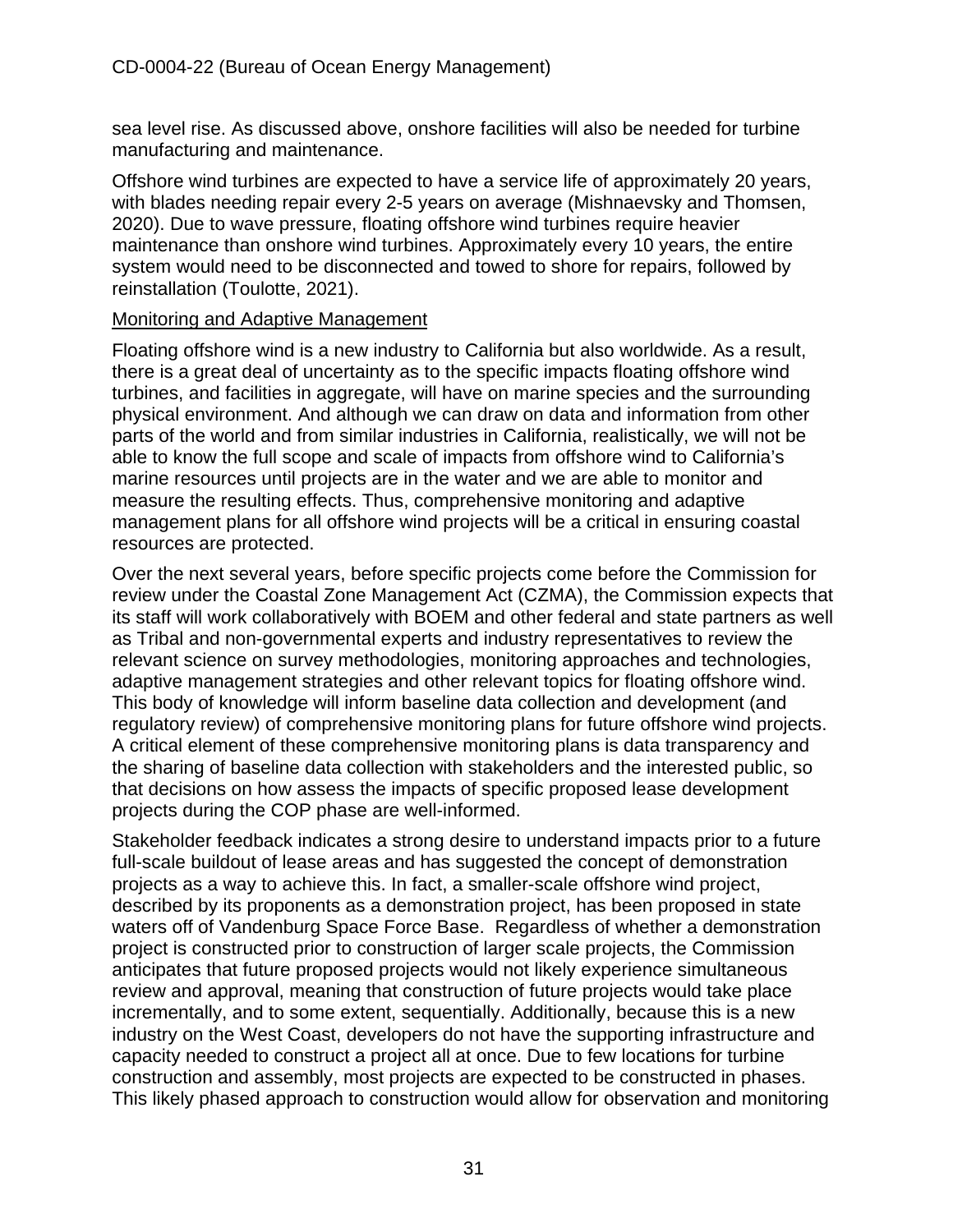sea level rise. As discussed above, onshore facilities will also be needed for turbine manufacturing and maintenance.

Offshore wind turbines are expected to have a service life of approximately 20 years, with blades needing repair every 2-5 years on average (Mishnaevsky and Thomsen, 2020). Due to wave pressure, floating offshore wind turbines require heavier maintenance than onshore wind turbines. Approximately every 10 years, the entire system would need to be disconnected and towed to shore for repairs, followed by reinstallation (Toulotte, 2021).

<u>Monitoring and Adaptive Management</u>

Floating offshore wind is a new industry to California but also worldwide. As a result, there is a great deal of uncertainty as to the specific impacts floating offshore wind turbines, and facilities in aggregate, will have on marine species and the surrounding physical environment. And although we can draw on data and information from other parts of the world and from similar industries in California, realistically, we will not be able to know the full scope and scale of impacts from offshore wind to California's marine resources until projects are in the water and we are able to monitor and measure the resulting effects. Thus, comprehensive monitoring and adaptive management plans for all offshore wind projects will be a critical in ensuring coastal resources are protected.

Over the next several years, before specific projects come before the Commission for review under the Coastal Zone Management Act (CZMA), the Commission expects that its staff will work collaboratively with BOEM and other federal and state partners as well as Tribal and non-governmental experts and industry representatives to review the relevant science on survey methodologies, monitoring approaches and technologies, adaptive management strategies and other relevant topics for floating offshore wind. This body of knowledge will inform baseline data collection and development (and regulatory review) of comprehensive monitoring plans for future offshore wind projects. A critical element of these comprehensive monitoring plans is data transparency and the sharing of baseline data collection with stakeholders and the interested public, so that decisions on how assess the impacts of specific proposed lease development projects during the COP phase are well-informed.

Stakeholder feedback indicates a strong desire to understand impacts prior to a future full-scale buildout of lease areas and has suggested the concept of demonstration projects as a way to achieve this. In fact, a smaller-scale offshore wind project, described by its proponents as a demonstration project, has been proposed in state waters off of Vandenburg Space Force Base. Regardless of whether a demonstration project is constructed prior to construction of larger scale projects, the Commission anticipates that future proposed projects would not likely experience simultaneous review and approval, meaning that construction of future projects would take place incrementally, and to some extent, sequentially. Additionally, because this is a new industry on the West Coast, developers do not have the supporting infrastructure and capacity needed to construct a project all at once. Due to few locations for turbine construction and assembly, most projects are expected to be constructed in phases. This likely phased approach to construction would allow for observation and monitoring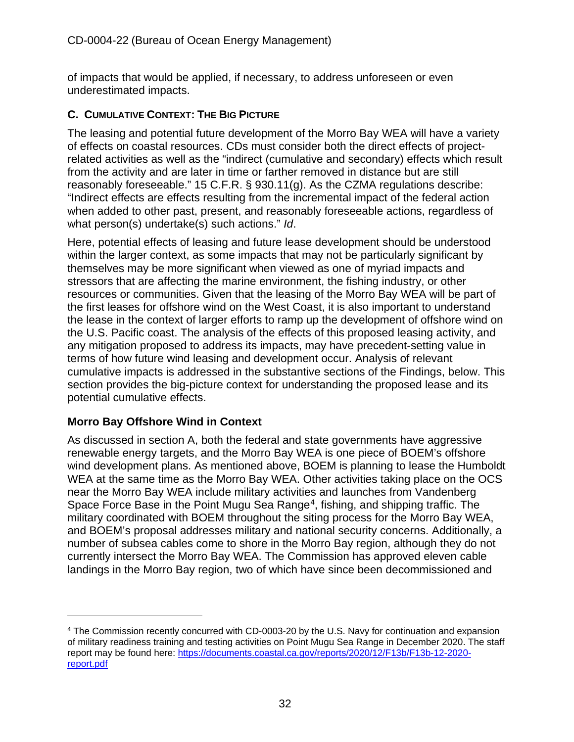of impacts that would be applied, if necessary, to address unforeseen or even underestimated impacts.

## C. Cumulative Context: The Big Picture

The leasing and potential future development of the Morro Bay WEA will have a variety of effects on coastal resources. CDs must consider both the direct effects of project-related activities as well as the "indirect (cumulative and secondary) effects which result from the activity and are later in time or farther removed in distance but are still reasonably foreseeable." 15 C.F.R. § 930.11(g). As the CZMA regulations describe: "Indirect effects are effects resulting from the incremental impact of the federal action when added to other past, present, and reasonably foreseeable actions, regardless of what person(s) undertake(s) such actions." *Id*.

Here, potential effects of leasing and future lease development should be understood within the larger context, as some impacts that may not be particularly significant by themselves may be more significant when viewed as one of myriad impacts and stressors that are affecting the marine environment, the fishing industry, or other resources or communities. Given that the leasing of the Morro Bay WEA will be part of the first leases for offshore wind on the West Coast, it is also important to understand the lease in the context of larger efforts to ramp up the development of offshore wind on the U.S. Pacific coast. The analysis of the effects of this proposed leasing activity, and any mitigation proposed to address its impacts, may have precedent-setting value in terms of how future wind leasing and development occur. Analysis of relevant cumulative impacts is addressed in the substantive sections of the Findings, below. This section provides the big-picture context for understanding the proposed lease and its potential cumulative effects.

### Morro Bay Offshore Wind in Context

As discussed in section A, both the federal and state governments have aggressive renewable energy targets, and the Morro Bay WEA is one piece of BOEM's offshore wind development plans. As mentioned above, BOEM is planning to lease the Humboldt WEA at the same time as the Morro Bay WEA. Other activities taking place on the OCS near the Morro Bay WEA include military activities and launches from Vandenberg Space Force Base in the Point Mugu Sea Range[4], fishing, and shipping traffic. The military coordinated with BOEM throughout the siting process for the Morro Bay WEA, and BOEM's proposal addresses military and national security concerns. Additionally, a number of subsea cables come to shore in the Morro Bay region, although they do not currently intersect the Morro Bay WEA. The Commission has approved eleven cable landings in the Morro Bay region, two of which have since been decommissioned and

---

[4] The Commission recently concurred with CD-0003-20 by the U.S. Navy for continuation and expansion of military readiness training and testing activities on Point Mugu Sea Range in December 2020. The staff report may be found here: [https://documents.coastal.ca.gov/reports/2020/12/F13b/F13b-12-2020-report.pdf](https://documents.coastal.ca.gov/reports/2020/12/F13b/F13b-12-2020-report.pdf)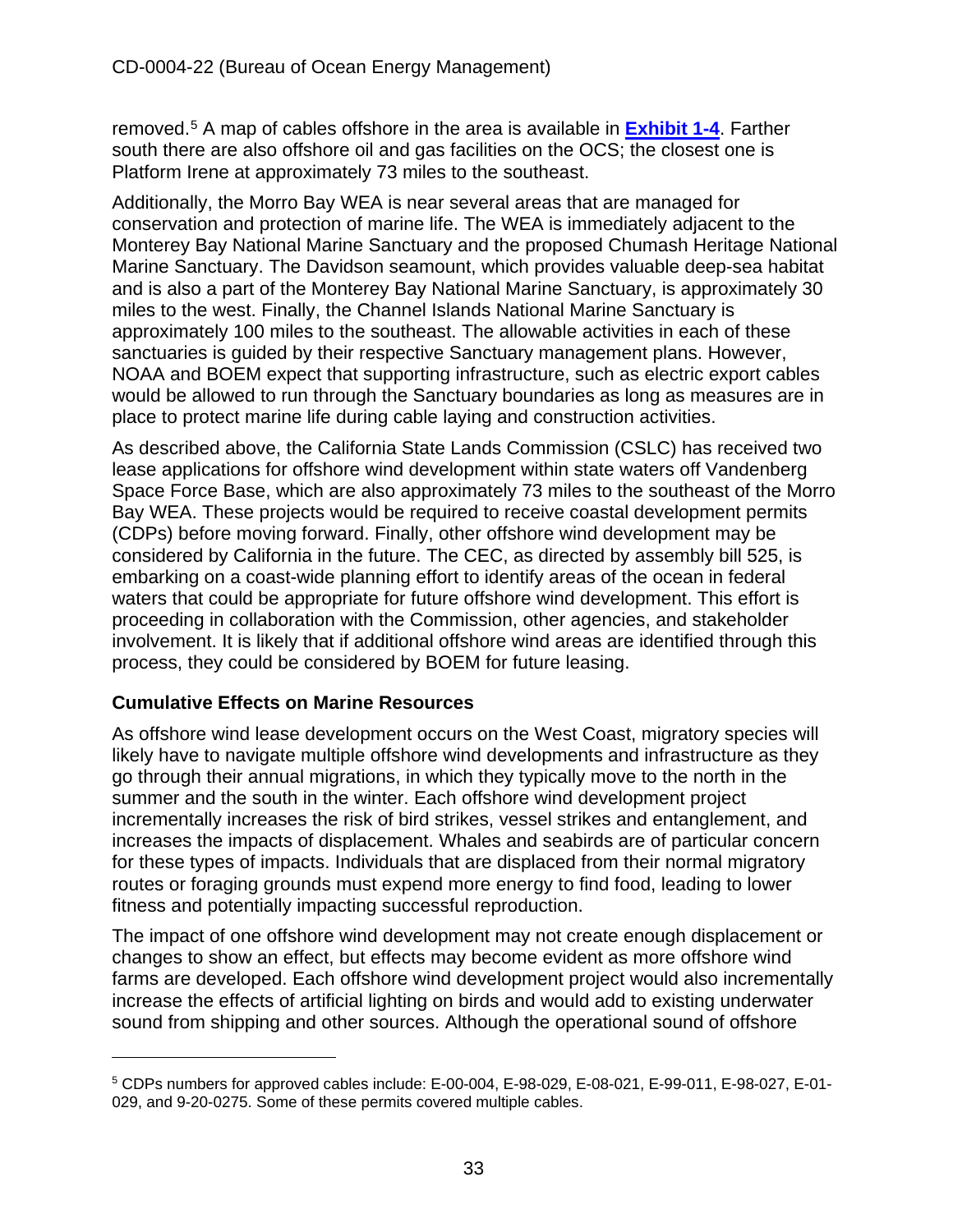removed.[5] A map of cables offshore in the area is available in **Exhibit 1-4**. Farther south there are also offshore oil and gas facilities on the OCS; the closest one is Platform Irene at approximately 73 miles to the southeast.

Additionally, the Morro Bay WEA is near several areas that are managed for conservation and protection of marine life. The WEA is immediately adjacent to the Monterey Bay National Marine Sanctuary and the proposed Chumash Heritage National Marine Sanctuary. The Davidson seamount, which provides valuable deep-sea habitat and is also a part of the Monterey Bay National Marine Sanctuary, is approximately 30 miles to the west. Finally, the Channel Islands National Marine Sanctuary is approximately 100 miles to the southeast. The allowable activities in each of these sanctuaries is guided by their respective Sanctuary management plans. However, NOAA and BOEM expect that supporting infrastructure, such as electric export cables would be allowed to run through the Sanctuary boundaries as long as measures are in place to protect marine life during cable laying and construction activities.

As described above, the California State Lands Commission (CSLC) has received two lease applications for offshore wind development within state waters off Vandenberg Space Force Base, which are also approximately 73 miles to the southeast of the Morro Bay WEA. These projects would be required to receive coastal development permits (CDPs) before moving forward. Finally, other offshore wind development may be considered by California in the future. The CEC, as directed by assembly bill 525, is embarking on a coast-wide planning effort to identify areas of the ocean in federal waters that could be appropriate for future offshore wind development. This effort is proceeding in collaboration with the Commission, other agencies, and stakeholder involvement. It is likely that if additional offshore wind areas are identified through this process, they could be considered by BOEM for future leasing.

### Cumulative Effects on Marine Resources

As offshore wind lease development occurs on the West Coast, migratory species will likely have to navigate multiple offshore wind developments and infrastructure as they go through their annual migrations, in which they typically move to the north in the summer and the south in the winter. Each offshore wind development project incrementally increases the risk of bird strikes, vessel strikes and entanglement, and increases the impacts of displacement. Whales and seabirds are of particular concern for these types of impacts. Individuals that are displaced from their normal migratory routes or foraging grounds must expend more energy to find food, leading to lower fitness and potentially impacting successful reproduction.

The impact of one offshore wind development may not create enough displacement or changes to show an effect, but effects may become evident as more offshore wind farms are developed. Each offshore wind development project would also incrementally increase the effects of artificial lighting on birds and would add to existing underwater sound from shipping and other sources. Although the operational sound of offshore

---

[5] CDPs numbers for approved cables include: E-00-004, E-98-029, E-08-021, E-99-011, E-98-027, E-01-029, and 9-20-0275. Some of these permits covered multiple cables.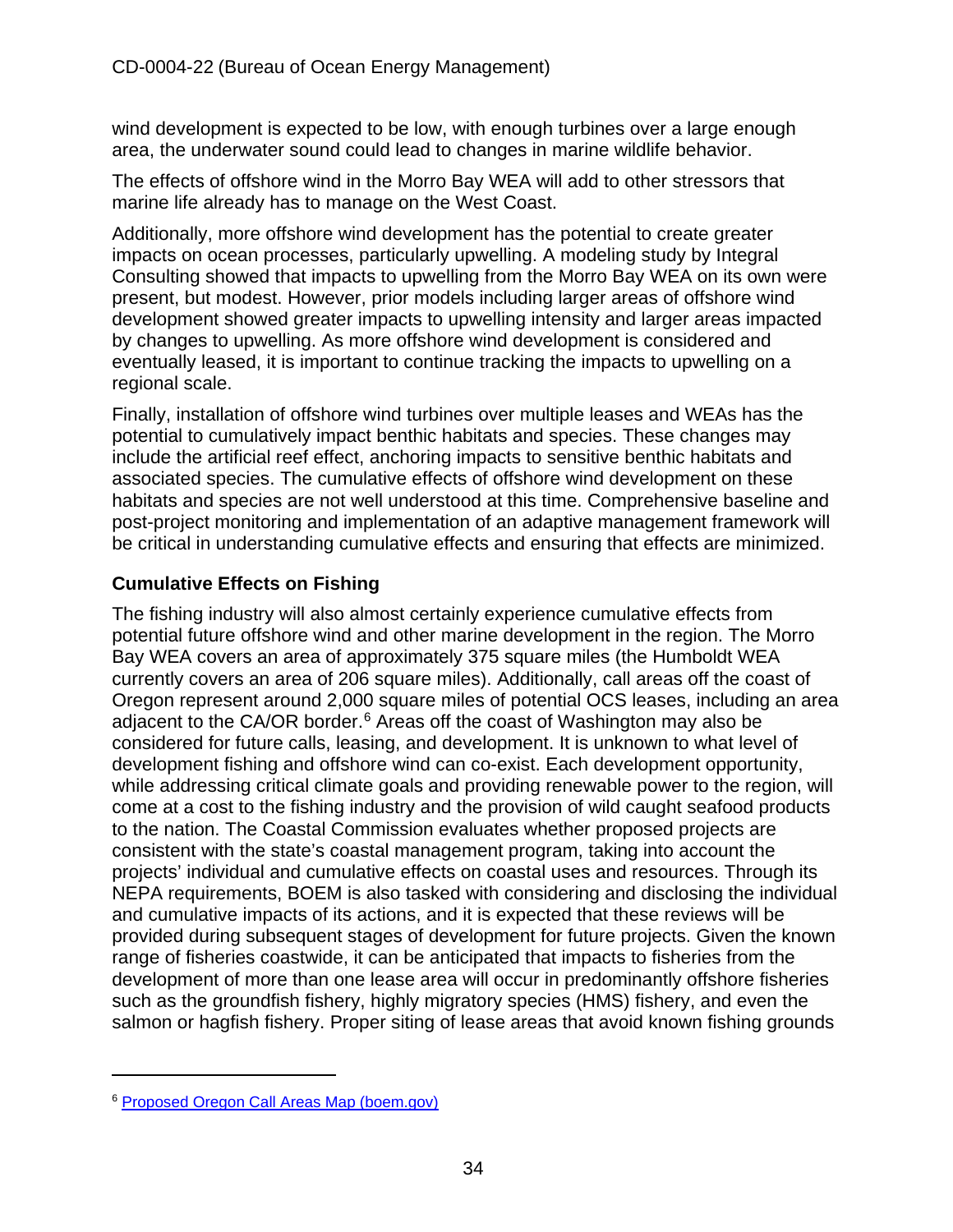wind development is expected to be low, with enough turbines over a large enough area, the underwater sound could lead to changes in marine wildlife behavior.

The effects of offshore wind in the Morro Bay WEA will add to other stressors that marine life already has to manage on the West Coast.

Additionally, more offshore wind development has the potential to create greater impacts on ocean processes, particularly upwelling. A modeling study by Integral Consulting showed that impacts to upwelling from the Morro Bay WEA on its own were present, but modest. However, prior models including larger areas of offshore wind development showed greater impacts to upwelling intensity and larger areas impacted by changes to upwelling. As more offshore wind development is considered and eventually leased, it is important to continue tracking the impacts to upwelling on a regional scale.

Finally, installation of offshore wind turbines over multiple leases and WEAs has the potential to cumulatively impact benthic habitats and species. These changes may include the artificial reef effect, anchoring impacts to sensitive benthic habitats and associated species. The cumulative effects of offshore wind development on these habitats and species are not well understood at this time. Comprehensive baseline and post-project monitoring and implementation of an adaptive management framework will be critical in understanding cumulative effects and ensuring that effects are minimized.

**Cumulative Effects on Fishing**

The fishing industry will also almost certainly experience cumulative effects from potential future offshore wind and other marine development in the region. The Morro Bay WEA covers an area of approximately 375 square miles (the Humboldt WEA currently covers an area of 206 square miles). Additionally, call areas off the coast of Oregon represent around 2,000 square miles of potential OCS leases, including an area adjacent to the CA/OR border.[6] Areas off the coast of Washington may also be considered for future calls, leasing, and development. It is unknown to what level of development fishing and offshore wind can co-exist. Each development opportunity, while addressing critical climate goals and providing renewable power to the region, will come at a cost to the fishing industry and the provision of wild caught seafood products to the nation. The Coastal Commission evaluates whether proposed projects are consistent with the state's coastal management program, taking into account the projects' individual and cumulative effects on coastal uses and resources. Through its NEPA requirements, BOEM is also tasked with considering and disclosing the individual and cumulative impacts of its actions, and it is expected that these reviews will be provided during subsequent stages of development for future projects. Given the known range of fisheries coastwide, it can be anticipated that impacts to fisheries from the development of more than one lease area will occur in predominantly offshore fisheries such as the groundfish fishery, highly migratory species (HMS) fishery, and even the salmon or hagfish fishery. Proper siting of lease areas that avoid known fishing grounds

[6] Proposed Oregon Call Areas Map (boem.gov)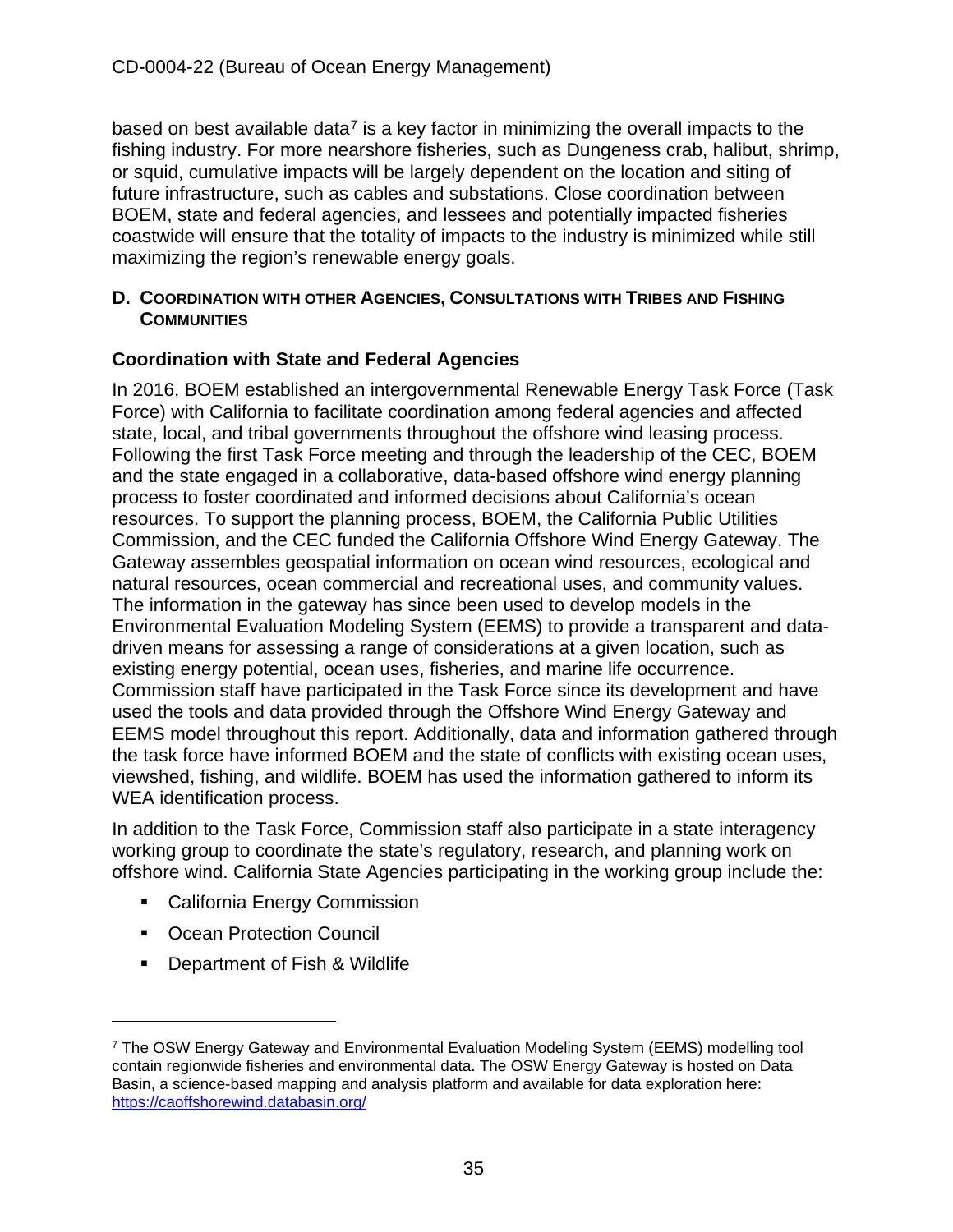based on best available data[7] is a key factor in minimizing the overall impacts to the fishing industry. For more nearshore fisheries, such as Dungeness crab, halibut, shrimp, or squid, cumulative impacts will be largely dependent on the location and siting of future infrastructure, such as cables and substations. Close coordination between BOEM, state and federal agencies, and lessees and potentially impacted fisheries coastwide will ensure that the totality of impacts to the industry is minimized while still maximizing the region's renewable energy goals.

## D. Coordination with other Agencies, Consultations with Tribes and Fishing Communities

### Coordination with State and Federal Agencies

In 2016, BOEM established an intergovernmental Renewable Energy Task Force (Task Force) with California to facilitate coordination among federal agencies and affected state, local, and tribal governments throughout the offshore wind leasing process. Following the first Task Force meeting and through the leadership of the CEC, BOEM and the state engaged in a collaborative, data-based offshore wind energy planning process to foster coordinated and informed decisions about California's ocean resources. To support the planning process, BOEM, the California Public Utilities Commission, and the CEC funded the California Offshore Wind Energy Gateway. The Gateway assembles geospatial information on ocean wind resources, ecological and natural resources, ocean commercial and recreational uses, and community values. The information in the gateway has since been used to develop models in the Environmental Evaluation Modeling System (EEMS) to provide a transparent and data-driven means for assessing a range of considerations at a given location, such as existing energy potential, ocean uses, fisheries, and marine life occurrence. Commission staff have participated in the Task Force since its development and have used the tools and data provided through the Offshore Wind Energy Gateway and EEMS model throughout this report. Additionally, data and information gathered through the task force have informed BOEM and the state of conflicts with existing ocean uses, viewshed, fishing, and wildlife. BOEM has used the information gathered to inform its WEA identification process.

In addition to the Task Force, Commission staff also participate in a state interagency working group to coordinate the state's regulatory, research, and planning work on offshore wind. California State Agencies participating in the working group include the:

- California Energy Commission
- Ocean Protection Council
- Department of Fish & Wildlife

---

[7] The OSW Energy Gateway and Environmental Evaluation Modeling System (EEMS) modelling tool contain regionwide fisheries and environmental data. The OSW Energy Gateway is hosted on Data Basin, a science-based mapping and analysis platform and available for data exploration here: https://caoffshorewind.databasin.org/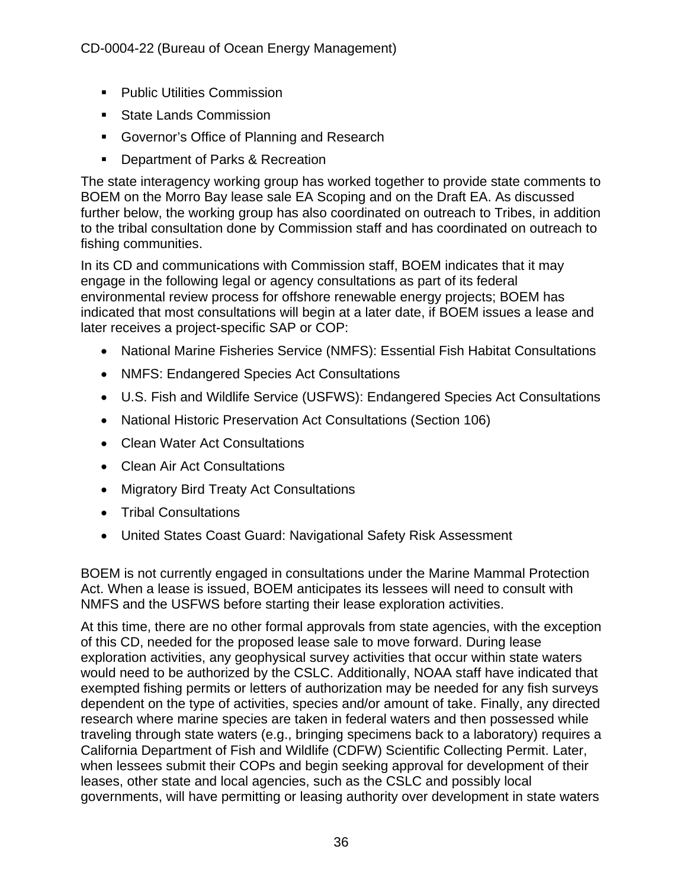- Public Utilities Commission
- State Lands Commission
- Governor's Office of Planning and Research
- Department of Parks & Recreation

The state interagency working group has worked together to provide state comments to BOEM on the Morro Bay lease sale EA Scoping and on the Draft EA. As discussed further below, the working group has also coordinated on outreach to Tribes, in addition to the tribal consultation done by Commission staff and has coordinated on outreach to fishing communities.

In its CD and communications with Commission staff, BOEM indicates that it may engage in the following legal or agency consultations as part of its federal environmental review process for offshore renewable energy projects; BOEM has indicated that most consultations will begin at a later date, if BOEM issues a lease and later receives a project-specific SAP or COP:

- National Marine Fisheries Service (NMFS): Essential Fish Habitat Consultations
- NMFS: Endangered Species Act Consultations
- U.S. Fish and Wildlife Service (USFWS): Endangered Species Act Consultations
- National Historic Preservation Act Consultations (Section 106)
- Clean Water Act Consultations
- Clean Air Act Consultations
- Migratory Bird Treaty Act Consultations
- Tribal Consultations
- United States Coast Guard: Navigational Safety Risk Assessment

BOEM is not currently engaged in consultations under the Marine Mammal Protection Act. When a lease is issued, BOEM anticipates its lessees will need to consult with NMFS and the USFWS before starting their lease exploration activities.

At this time, there are no other formal approvals from state agencies, with the exception of this CD, needed for the proposed lease sale to move forward. During lease exploration activities, any geophysical survey activities that occur within state waters would need to be authorized by the CSLC. Additionally, NOAA staff have indicated that exempted fishing permits or letters of authorization may be needed for any fish surveys dependent on the type of activities, species and/or amount of take. Finally, any directed research where marine species are taken in federal waters and then possessed while traveling through state waters (e.g., bringing specimens back to a laboratory) requires a California Department of Fish and Wildlife (CDFW) Scientific Collecting Permit. Later, when lessees submit their COPs and begin seeking approval for development of their leases, other state and local agencies, such as the CSLC and possibly local governments, will have permitting or leasing authority over development in state waters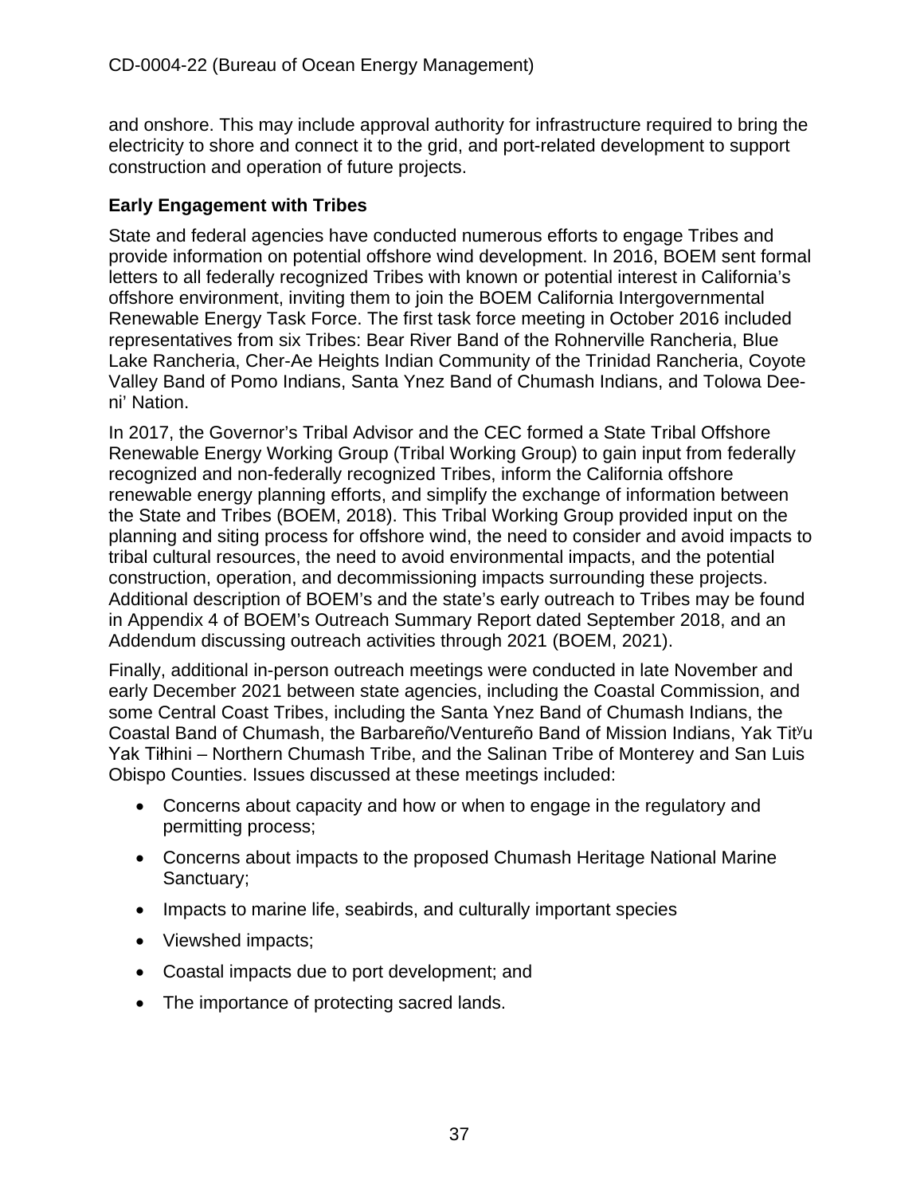and onshore. This may include approval authority for infrastructure required to bring the electricity to shore and connect it to the grid, and port-related development to support construction and operation of future projects.

**Early Engagement with Tribes**

State and federal agencies have conducted numerous efforts to engage Tribes and provide information on potential offshore wind development. In 2016, BOEM sent formal letters to all federally recognized Tribes with known or potential interest in California's offshore environment, inviting them to join the BOEM California Intergovernmental Renewable Energy Task Force. The first task force meeting in October 2016 included representatives from six Tribes: Bear River Band of the Rohnerville Rancheria, Blue Lake Rancheria, Cher-Ae Heights Indian Community of the Trinidad Rancheria, Coyote Valley Band of Pomo Indians, Santa Ynez Band of Chumash Indians, and Tolowa Dee-ni' Nation.

In 2017, the Governor's Tribal Advisor and the CEC formed a State Tribal Offshore Renewable Energy Working Group (Tribal Working Group) to gain input from federally recognized and non-federally recognized Tribes, inform the California offshore renewable energy planning efforts, and simplify the exchange of information between the State and Tribes (BOEM, 2018). This Tribal Working Group provided input on the planning and siting process for offshore wind, the need to consider and avoid impacts to tribal cultural resources, the need to avoid environmental impacts, and the potential construction, operation, and decommissioning impacts surrounding these projects. Additional description of BOEM's and the state's early outreach to Tribes may be found in Appendix 4 of BOEM's Outreach Summary Report dated September 2018, and an Addendum discussing outreach activities through 2021 (BOEM, 2021).

Finally, additional in-person outreach meetings were conducted in late November and early December 2021 between state agencies, including the Coastal Commission, and some Central Coast Tribes, including the Santa Ynez Band of Chumash Indians, the Coastal Band of Chumash, the Barbareño/Ventureño Band of Mission Indians, Yak Titʸu Yak Tiłhini – Northern Chumash Tribe, and the Salinan Tribe of Monterey and San Luis Obispo Counties. Issues discussed at these meetings included:

- Concerns about capacity and how or when to engage in the regulatory and permitting process;
- Concerns about impacts to the proposed Chumash Heritage National Marine Sanctuary;
- Impacts to marine life, seabirds, and culturally important species
- Viewshed impacts;
- Coastal impacts due to port development; and
- The importance of protecting sacred lands.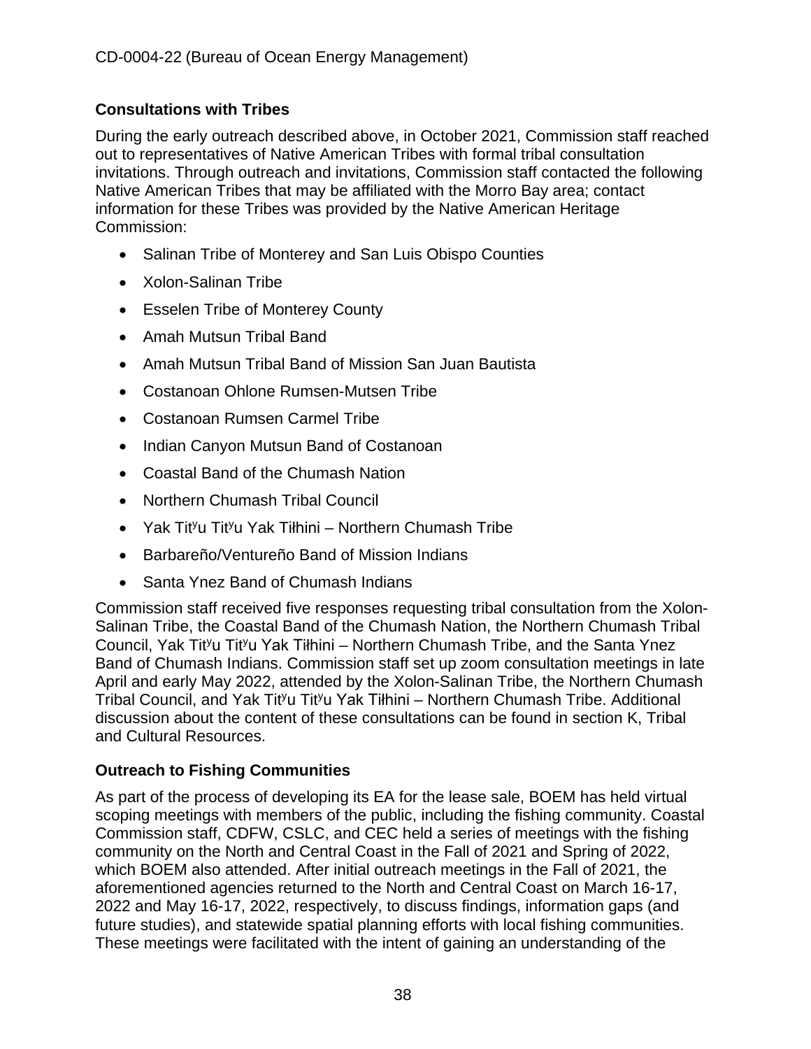### Consultations with Tribes

During the early outreach described above, in October 2021, Commission staff reached out to representatives of Native American Tribes with formal tribal consultation invitations. Through outreach and invitations, Commission staff contacted the following Native American Tribes that may be affiliated with the Morro Bay area; contact information for these Tribes was provided by the Native American Heritage Commission:

- Salinan Tribe of Monterey and San Luis Obispo Counties
- Xolon-Salinan Tribe
- Esselen Tribe of Monterey County
- Amah Mutsun Tribal Band
- Amah Mutsun Tribal Band of Mission San Juan Bautista
- Costanoan Ohlone Rumsen-Mutsen Tribe
- Costanoan Rumsen Carmel Tribe
- Indian Canyon Mutsun Band of Costanoan
- Coastal Band of the Chumash Nation
- Northern Chumash Tribal Council
- Yak Titʸu Titʸu Yak Tiłhini – Northern Chumash Tribe
- Barbareño/Ventureño Band of Mission Indians
- Santa Ynez Band of Chumash Indians

Commission staff received five responses requesting tribal consultation from the Xolon-Salinan Tribe, the Coastal Band of the Chumash Nation, the Northern Chumash Tribal Council, Yak Titʸu Titʸu Yak Tiłhini – Northern Chumash Tribe, and the Santa Ynez Band of Chumash Indians. Commission staff set up zoom consultation meetings in late April and early May 2022, attended by the Xolon-Salinan Tribe, the Northern Chumash Tribal Council, and Yak Titʸu Titʸu Yak Tiłhini – Northern Chumash Tribe. Additional discussion about the content of these consultations can be found in section K, Tribal and Cultural Resources.

### Outreach to Fishing Communities

As part of the process of developing its EA for the lease sale, BOEM has held virtual scoping meetings with members of the public, including the fishing community. Coastal Commission staff, CDFW, CSLC, and CEC held a series of meetings with the fishing community on the North and Central Coast in the Fall of 2021 and Spring of 2022, which BOEM also attended. After initial outreach meetings in the Fall of 2021, the aforementioned agencies returned to the North and Central Coast on March 16-17, 2022 and May 16-17, 2022, respectively, to discuss findings, information gaps (and future studies), and statewide spatial planning efforts with local fishing communities. These meetings were facilitated with the intent of gaining an understanding of the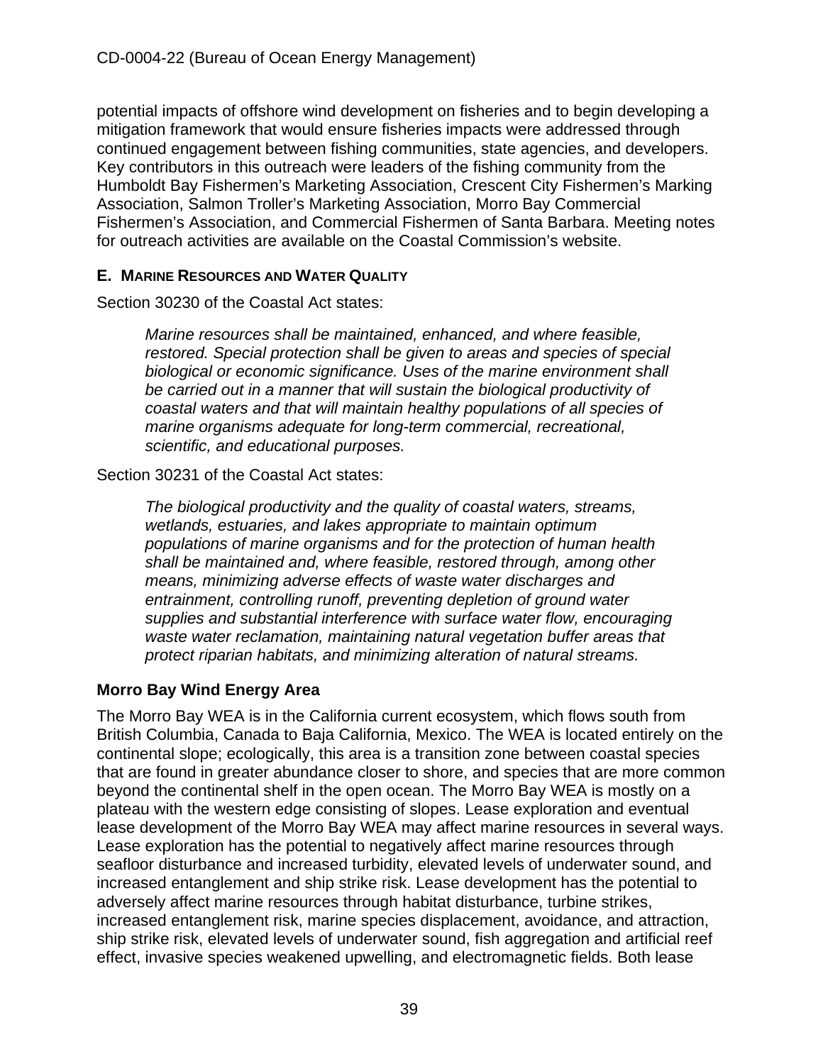potential impacts of offshore wind development on fisheries and to begin developing a mitigation framework that would ensure fisheries impacts were addressed through continued engagement between fishing communities, state agencies, and developers. Key contributors in this outreach were leaders of the fishing community from the Humboldt Bay Fishermen's Marketing Association, Crescent City Fishermen's Marking Association, Salmon Troller's Marketing Association, Morro Bay Commercial Fishermen's Association, and Commercial Fishermen of Santa Barbara. Meeting notes for outreach activities are available on the Coastal Commission's website.

## E. Marine Resources and Water Quality

Section 30230 of the Coastal Act states:

> *Marine resources shall be maintained, enhanced, and where feasible, restored. Special protection shall be given to areas and species of special biological or economic significance. Uses of the marine environment shall be carried out in a manner that will sustain the biological productivity of coastal waters and that will maintain healthy populations of all species of marine organisms adequate for long-term commercial, recreational, scientific, and educational purposes.*

Section 30231 of the Coastal Act states:

> *The biological productivity and the quality of coastal waters, streams, wetlands, estuaries, and lakes appropriate to maintain optimum populations of marine organisms and for the protection of human health shall be maintained and, where feasible, restored through, among other means, minimizing adverse effects of waste water discharges and entrainment, controlling runoff, preventing depletion of ground water supplies and substantial interference with surface water flow, encouraging waste water reclamation, maintaining natural vegetation buffer areas that protect riparian habitats, and minimizing alteration of natural streams.*

### Morro Bay Wind Energy Area

The Morro Bay WEA is in the California current ecosystem, which flows south from British Columbia, Canada to Baja California, Mexico. The WEA is located entirely on the continental slope; ecologically, this area is a transition zone between coastal species that are found in greater abundance closer to shore, and species that are more common beyond the continental shelf in the open ocean. The Morro Bay WEA is mostly on a plateau with the western edge consisting of slopes. Lease exploration and eventual lease development of the Morro Bay WEA may affect marine resources in several ways. Lease exploration has the potential to negatively affect marine resources through seafloor disturbance and increased turbidity, elevated levels of underwater sound, and increased entanglement and ship strike risk. Lease development has the potential to adversely affect marine resources through habitat disturbance, turbine strikes, increased entanglement risk, marine species displacement, avoidance, and attraction, ship strike risk, elevated levels of underwater sound, fish aggregation and artificial reef effect, invasive species weakened upwelling, and electromagnetic fields. Both lease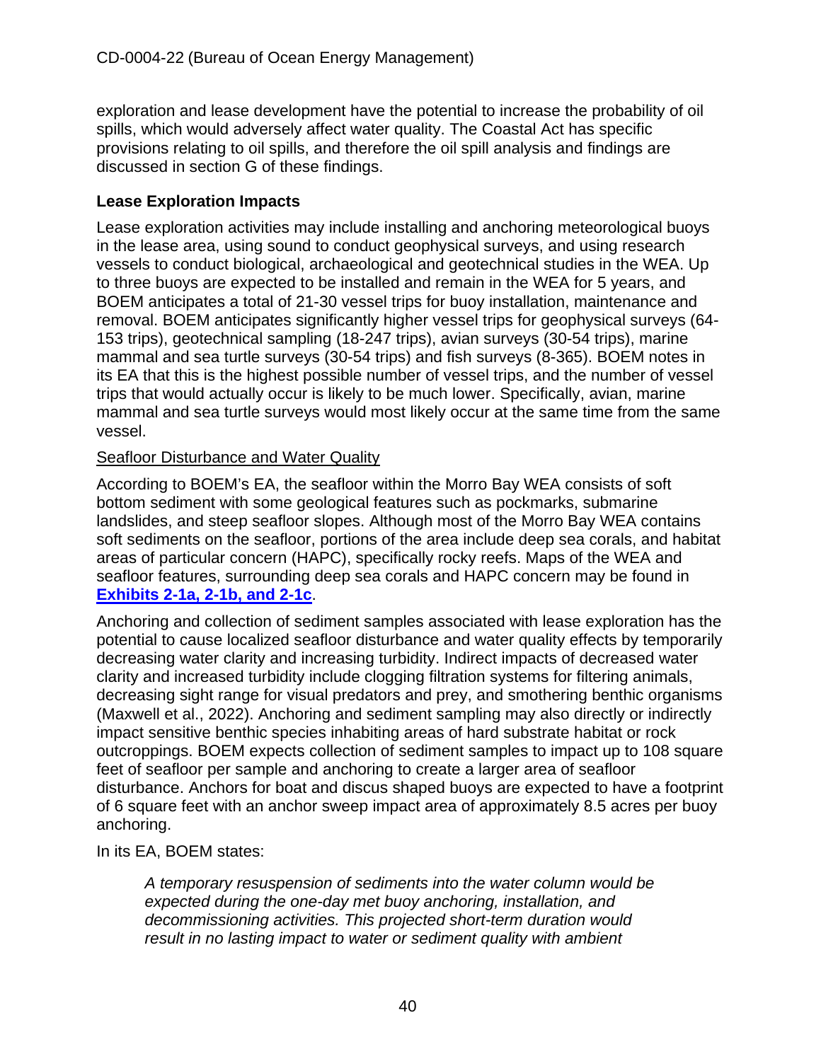exploration and lease development have the potential to increase the probability of oil spills, which would adversely affect water quality. The Coastal Act has specific provisions relating to oil spills, and therefore the oil spill analysis and findings are discussed in section G of these findings.

**Lease Exploration Impacts**

Lease exploration activities may include installing and anchoring meteorological buoys in the lease area, using sound to conduct geophysical surveys, and using research vessels to conduct biological, archaeological and geotechnical studies in the WEA. Up to three buoys are expected to be installed and remain in the WEA for 5 years, and BOEM anticipates a total of 21-30 vessel trips for buoy installation, maintenance and removal. BOEM anticipates significantly higher vessel trips for geophysical surveys (64-153 trips), geotechnical sampling (18-247 trips), avian surveys (30-54 trips), marine mammal and sea turtle surveys (30-54 trips) and fish surveys (8-365). BOEM notes in its EA that this is the highest possible number of vessel trips, and the number of vessel trips that would actually occur is likely to be much lower. Specifically, avian, marine mammal and sea turtle surveys would most likely occur at the same time from the same vessel.

<u>Seafloor Disturbance and Water Quality</u>

According to BOEM's EA, the seafloor within the Morro Bay WEA consists of soft bottom sediment with some geological features such as pockmarks, submarine landslides, and steep seafloor slopes. Although most of the Morro Bay WEA contains soft sediments on the seafloor, portions of the area include deep sea corals, and habitat areas of particular concern (HAPC), specifically rocky reefs. Maps of the WEA and seafloor features, surrounding deep sea corals and HAPC concern may be found in **Exhibits 2-1a, 2-1b, and 2-1c**.

Anchoring and collection of sediment samples associated with lease exploration has the potential to cause localized seafloor disturbance and water quality effects by temporarily decreasing water clarity and increasing turbidity. Indirect impacts of decreased water clarity and increased turbidity include clogging filtration systems for filtering animals, decreasing sight range for visual predators and prey, and smothering benthic organisms (Maxwell et al., 2022). Anchoring and sediment sampling may also directly or indirectly impact sensitive benthic species inhabiting areas of hard substrate habitat or rock outcroppings. BOEM expects collection of sediment samples to impact up to 108 square feet of seafloor per sample and anchoring to create a larger area of seafloor disturbance. Anchors for boat and discus shaped buoys are expected to have a footprint of 6 square feet with an anchor sweep impact area of approximately 8.5 acres per buoy anchoring.

In its EA, BOEM states:

> *A temporary resuspension of sediments into the water column would be expected during the one-day met buoy anchoring, installation, and decommissioning activities. This projected short-term duration would result in no lasting impact to water or sediment quality with ambient*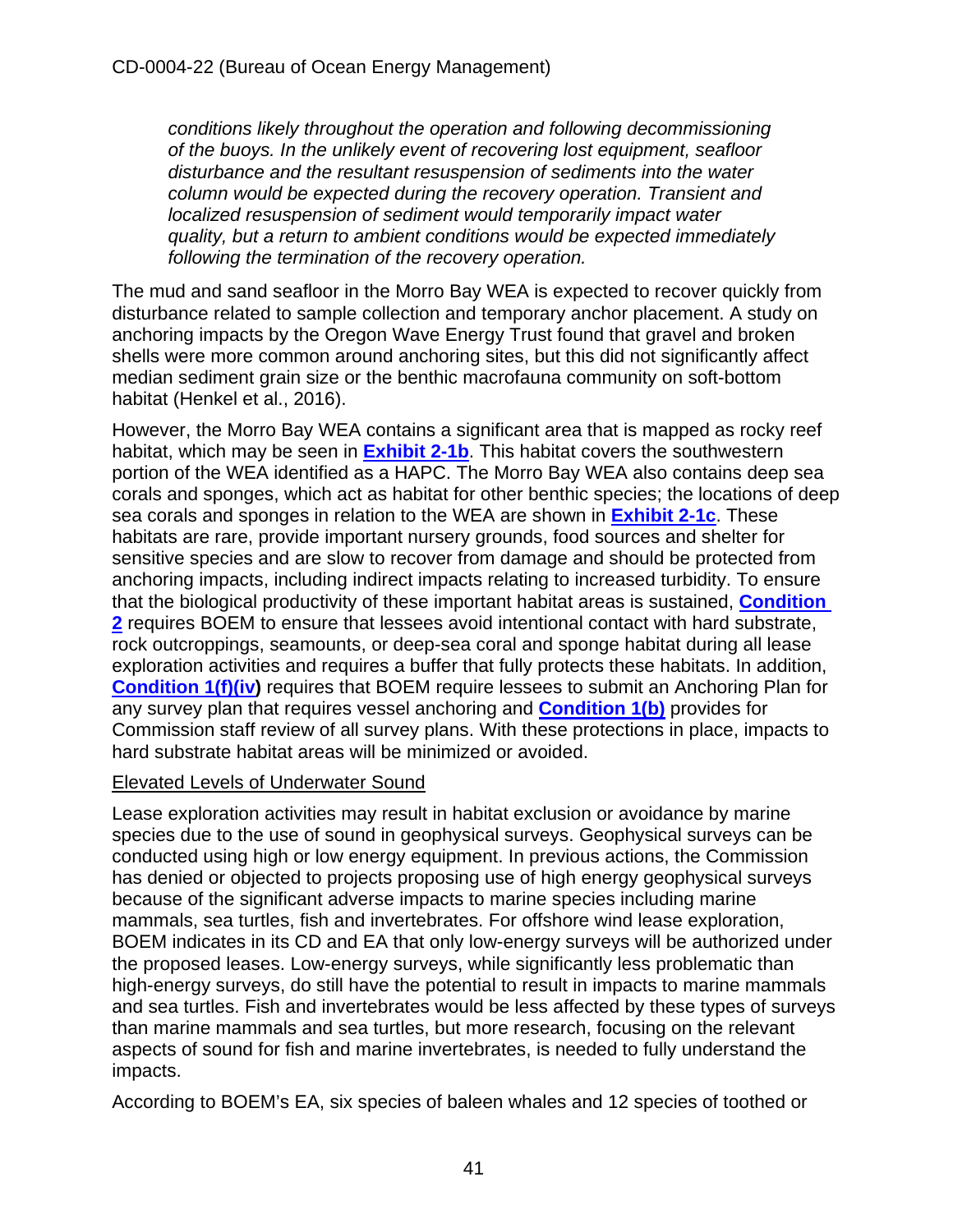*conditions likely throughout the operation and following decommissioning of the buoys. In the unlikely event of recovering lost equipment, seafloor disturbance and the resultant resuspension of sediments into the water column would be expected during the recovery operation. Transient and localized resuspension of sediment would temporarily impact water quality, but a return to ambient conditions would be expected immediately following the termination of the recovery operation.*

The mud and sand seafloor in the Morro Bay WEA is expected to recover quickly from disturbance related to sample collection and temporary anchor placement. A study on anchoring impacts by the Oregon Wave Energy Trust found that gravel and broken shells were more common around anchoring sites, but this did not significantly affect median sediment grain size or the benthic macrofauna community on soft-bottom habitat (Henkel et al., 2016).

However, the Morro Bay WEA contains a significant area that is mapped as rocky reef habitat, which may be seen in **Exhibit 2-1b**. This habitat covers the southwestern portion of the WEA identified as a HAPC. The Morro Bay WEA also contains deep sea corals and sponges, which act as habitat for other benthic species; the locations of deep sea corals and sponges in relation to the WEA are shown in **Exhibit 2-1c**. These habitats are rare, provide important nursery grounds, food sources and shelter for sensitive species and are slow to recover from damage and should be protected from anchoring impacts, including indirect impacts relating to increased turbidity. To ensure that the biological productivity of these important habitat areas is sustained, **Condition 2** requires BOEM to ensure that lessees avoid intentional contact with hard substrate, rock outcroppings, seamounts, or deep-sea coral and sponge habitat during all lease exploration activities and requires a buffer that fully protects these habitats. In addition, **Condition 1(f)(iv)** requires that BOEM require lessees to submit an Anchoring Plan for any survey plan that requires vessel anchoring and **Condition 1(b)** provides for Commission staff review of all survey plans. With these protections in place, impacts to hard substrate habitat areas will be minimized or avoided.

Elevated Levels of Underwater Sound

Lease exploration activities may result in habitat exclusion or avoidance by marine species due to the use of sound in geophysical surveys. Geophysical surveys can be conducted using high or low energy equipment. In previous actions, the Commission has denied or objected to projects proposing use of high energy geophysical surveys because of the significant adverse impacts to marine species including marine mammals, sea turtles, fish and invertebrates. For offshore wind lease exploration, BOEM indicates in its CD and EA that only low-energy surveys will be authorized under the proposed leases. Low-energy surveys, while significantly less problematic than high-energy surveys, do still have the potential to result in impacts to marine mammals and sea turtles. Fish and invertebrates would be less affected by these types of surveys than marine mammals and sea turtles, but more research, focusing on the relevant aspects of sound for fish and marine invertebrates, is needed to fully understand the impacts.

According to BOEM's EA, six species of baleen whales and 12 species of toothed or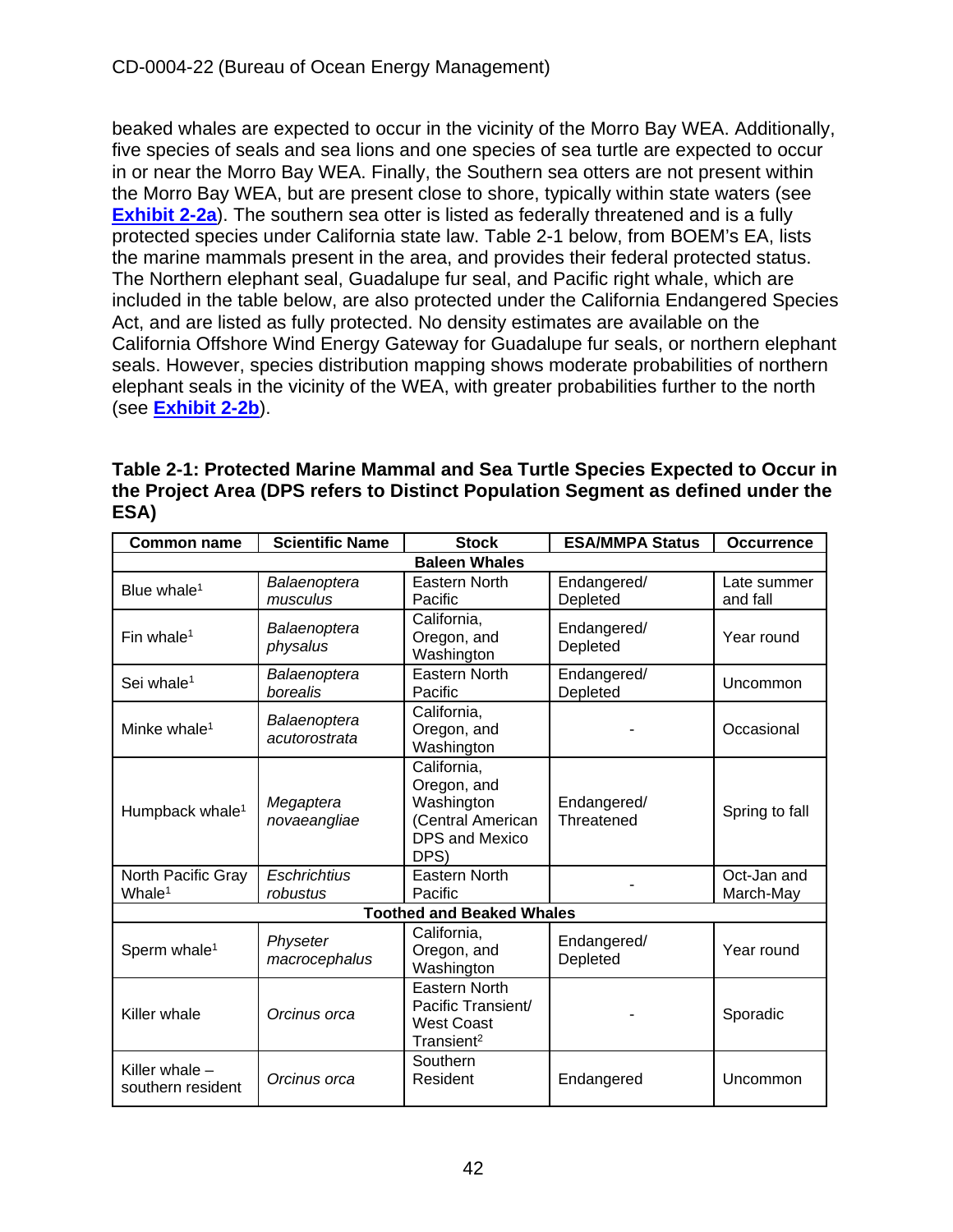beaked whales are expected to occur in the vicinity of the Morro Bay WEA. Additionally, five species of seals and sea lions and one species of sea turtle are expected to occur in or near the Morro Bay WEA. Finally, the Southern sea otters are not present within the Morro Bay WEA, but are present close to shore, typically within state waters (see **Exhibit 2-2a**). The southern sea otter is listed as federally threatened and is a fully protected species under California state law. Table 2-1 below, from BOEM's EA, lists the marine mammals present in the area, and provides their federal protected status. The Northern elephant seal, Guadalupe fur seal, and Pacific right whale, which are included in the table below, are also protected under the California Endangered Species Act, and are listed as fully protected. No density estimates are available on the California Offshore Wind Energy Gateway for Guadalupe fur seals, or northern elephant seals. However, species distribution mapping shows moderate probabilities of northern elephant seals in the vicinity of the WEA, with greater probabilities further to the north (see **Exhibit 2-2b**).

**Table 2-1: Protected Marine Mammal and Sea Turtle Species Expected to Occur in the Project Area (DPS refers to Distinct Population Segment as defined under the ESA)**

| Common name | Scientific Name | Stock | ESA/MMPA Status | Occurrence |
|---|---|---|---|---|
| **Baleen Whales** | | | | |
| Blue whale[1] | *Balaenoptera musculus* | Eastern North Pacific | Endangered/ Depleted | Late summer and fall |
| Fin whale[1] | *Balaenoptera physalus* | California, Oregon, and Washington | Endangered/ Depleted | Year round |
| Sei whale[1] | *Balaenoptera borealis* | Eastern North Pacific | Endangered/ Depleted | Uncommon |
| Minke whale[1] | *Balaenoptera acutorostrata* | California, Oregon, and Washington | - | Occasional |
| Humpback whale[1] | *Megaptera novaeangliae* | California, Oregon, and Washington (Central American DPS and Mexico DPS) | Endangered/ Threatened | Spring to fall |
| North Pacific Gray Whale[1] | *Eschrichtius robustus* | Eastern North Pacific | - | Oct-Jan and March-May |
| **Toothed and Beaked Whales** | | | | |
| Sperm whale[1] | *Physeter macrocephalus* | California, Oregon, and Washington | Endangered/ Depleted | Year round |
| Killer whale | *Orcinus orca* | Eastern North Pacific Transient/ West Coast Transient[2] | - | Sporadic |
| Killer whale – southern resident | *Orcinus orca* | Southern Resident | Endangered | Uncommon |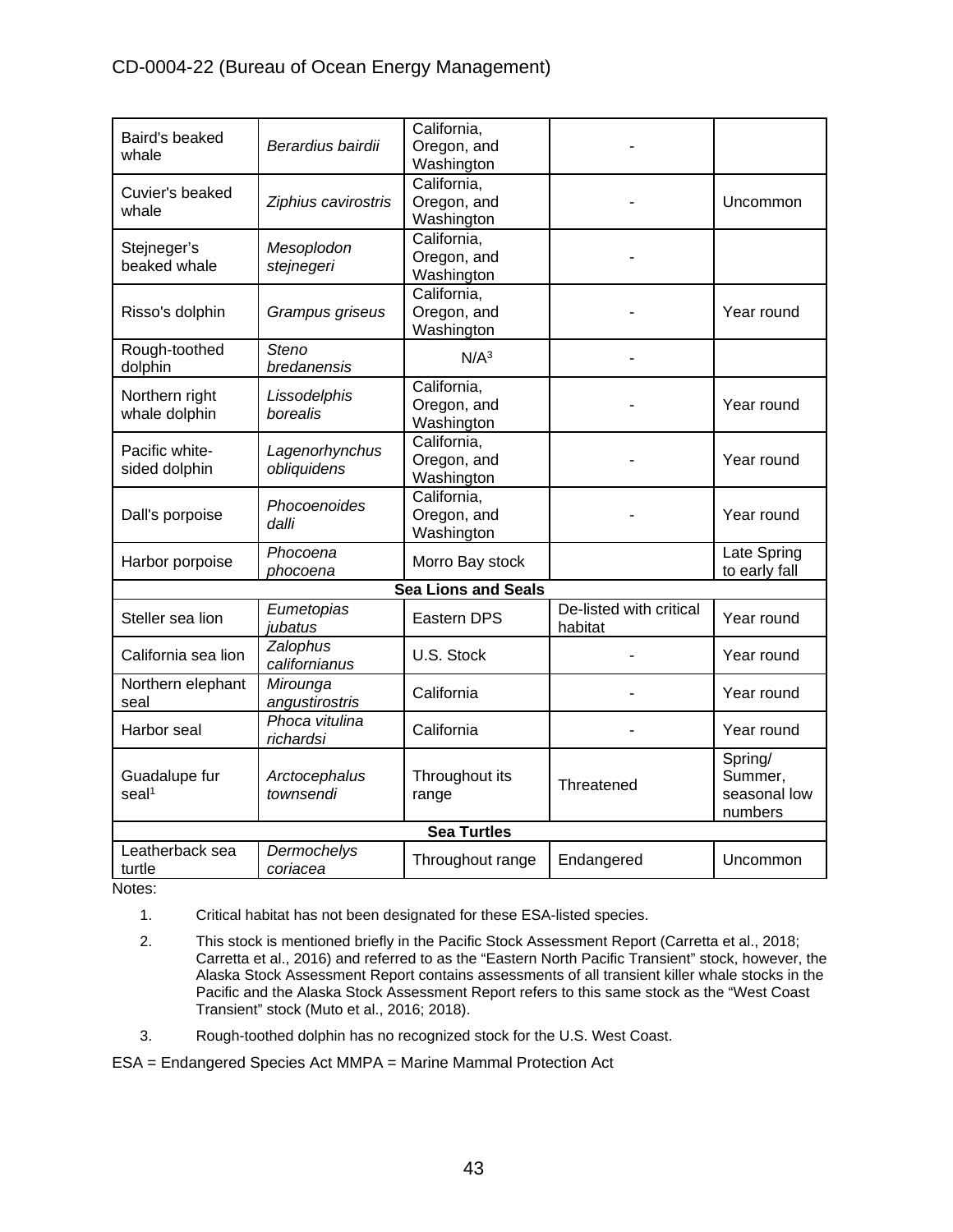| Baird's beaked whale | *Berardius bairdii* | California, Oregon, and Washington | - | |
|---|---|---|---|---|
| Cuvier's beaked whale | *Ziphius cavirostris* | California, Oregon, and Washington | - | Uncommon |
| Stejneger's beaked whale | *Mesoplodon stejnegeri* | California, Oregon, and Washington | - | |
| Risso's dolphin | *Grampus griseus* | California, Oregon, and Washington | - | Year round |
| Rough-toothed dolphin | *Steno bredanensis* | N/A[3] | - | |
| Northern right whale dolphin | *Lissodelphis borealis* | California, Oregon, and Washington | - | Year round |
| Pacific white-sided dolphin | *Lagenorhynchus obliquidens* | California, Oregon, and Washington | - | Year round |
| Dall's porpoise | *Phocoenoides dalli* | California, Oregon, and Washington | - | Year round |
| Harbor porpoise | *Phocoena phocoena* | Morro Bay stock | | Late Spring to early fall |
| **Sea Lions and Seals** | | | | |
| Steller sea lion | *Eumetopias jubatus* | Eastern DPS | De-listed with critical habitat | Year round |
| California sea lion | *Zalophus californianus* | U.S. Stock | - | Year round |
| Northern elephant seal | *Mirounga angustirostris* | California | - | Year round |
| Harbor seal | *Phoca vitulina richardsi* | California | - | Year round |
| Guadalupe fur seal[1] | *Arctocephalus townsendi* | Throughout its range | Threatened | Spring/ Summer, seasonal low numbers |
| **Sea Turtles** | | | | |
| Leatherback sea turtle | *Dermochelys coriacea* | Throughout range | Endangered | Uncommon |

Notes:

1. Critical habitat has not been designated for these ESA-listed species.
2. This stock is mentioned briefly in the Pacific Stock Assessment Report (Carretta et al., 2018; Carretta et al., 2016) and referred to as the "Eastern North Pacific Transient" stock, however, the Alaska Stock Assessment Report contains assessments of all transient killer whale stocks in the Pacific and the Alaska Stock Assessment Report refers to this same stock as the "West Coast Transient" stock (Muto et al., 2016; 2018).
3. Rough-toothed dolphin has no recognized stock for the U.S. West Coast.

ESA = Endangered Species Act MMPA = Marine Mammal Protection Act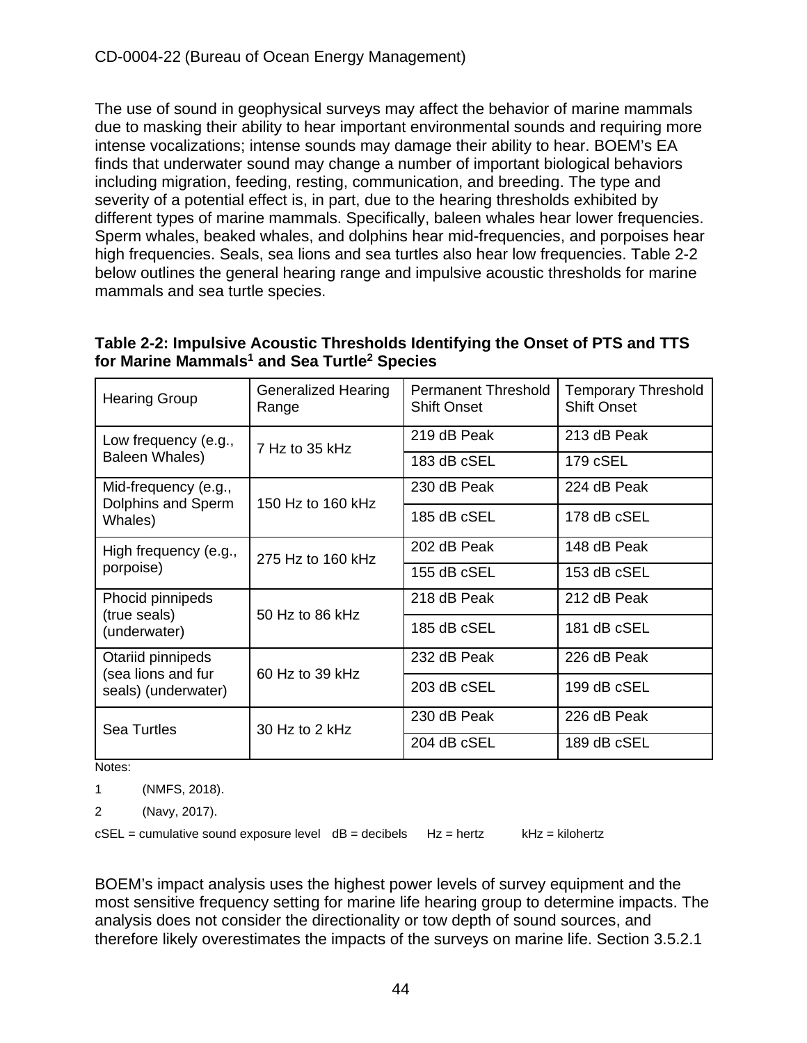The use of sound in geophysical surveys may affect the behavior of marine mammals due to masking their ability to hear important environmental sounds and requiring more intense vocalizations; intense sounds may damage their ability to hear. BOEM's EA finds that underwater sound may change a number of important biological behaviors including migration, feeding, resting, communication, and breeding. The type and severity of a potential effect is, in part, due to the hearing thresholds exhibited by different types of marine mammals. Specifically, baleen whales hear lower frequencies. Sperm whales, beaked whales, and dolphins hear mid-frequencies, and porpoises hear high frequencies. Seals, sea lions and sea turtles also hear low frequencies. Table 2-2 below outlines the general hearing range and impulsive acoustic thresholds for marine mammals and sea turtle species.

**Table 2-2: Impulsive Acoustic Thresholds Identifying the Onset of PTS and TTS for Marine Mammals[1] and Sea Turtle[2] Species**

| Hearing Group | Generalized Hearing Range | Permanent Threshold Shift Onset | Temporary Threshold Shift Onset |
|---|---|---|---|
| Low frequency (e.g., Baleen Whales) | 7 Hz to 35 kHz | 219 dB Peak | 213 dB Peak |
| | | 183 dB cSEL | 179 cSEL |
| Mid-frequency (e.g., Dolphins and Sperm Whales) | 150 Hz to 160 kHz | 230 dB Peak | 224 dB Peak |
| | | 185 dB cSEL | 178 dB cSEL |
| High frequency (e.g., porpoise) | 275 Hz to 160 kHz | 202 dB Peak | 148 dB Peak |
| | | 155 dB cSEL | 153 dB cSEL |
| Phocid pinnipeds (true seals) (underwater) | 50 Hz to 86 kHz | 218 dB Peak | 212 dB Peak |
| | | 185 dB cSEL | 181 dB cSEL |
| Otariid pinnipeds (sea lions and fur seals) (underwater) | 60 Hz to 39 kHz | 232 dB Peak | 226 dB Peak |
| | | 203 dB cSEL | 199 dB cSEL |
| Sea Turtles | 30 Hz to 2 kHz | 230 dB Peak | 226 dB Peak |
| | | 204 dB cSEL | 189 dB cSEL |

Notes:

1 (NMFS, 2018).

2 (Navy, 2017).

cSEL = cumulative sound exposure level dB = decibels Hz = hertz kHz = kilohertz

BOEM's impact analysis uses the highest power levels of survey equipment and the most sensitive frequency setting for marine life hearing group to determine impacts. The analysis does not consider the directionality or tow depth of sound sources, and therefore likely overestimates the impacts of the surveys on marine life. Section 3.5.2.1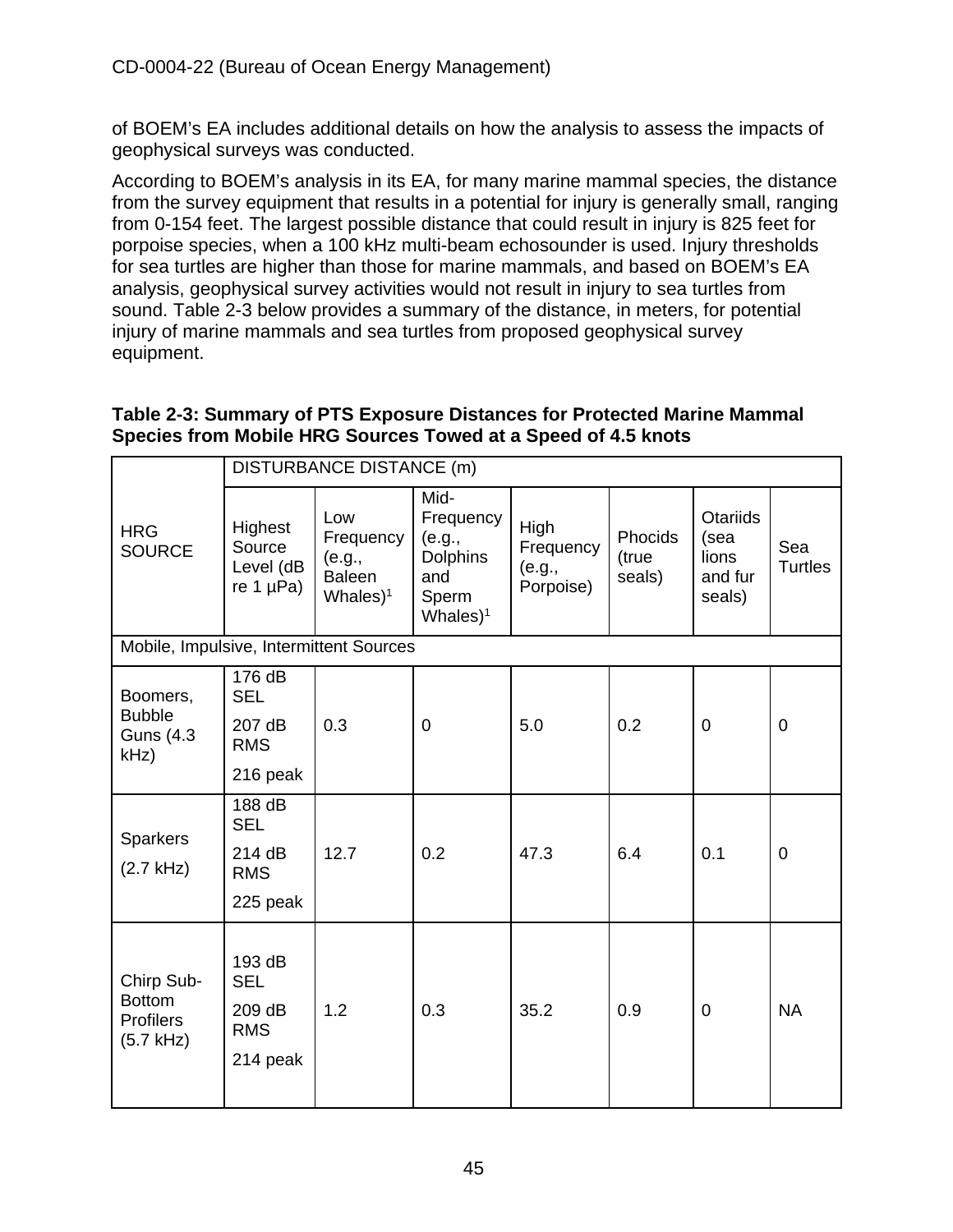of BOEM's EA includes additional details on how the analysis to assess the impacts of geophysical surveys was conducted.

According to BOEM's analysis in its EA, for many marine mammal species, the distance from the survey equipment that results in a potential for injury is generally small, ranging from 0-154 feet. The largest possible distance that could result in injury is 825 feet for porpoise species, when a 100 kHz multi-beam echosounder is used. Injury thresholds for sea turtles are higher than those for marine mammals, and based on BOEM's EA analysis, geophysical survey activities would not result in injury to sea turtles from sound. Table 2-3 below provides a summary of the distance, in meters, for potential injury of marine mammals and sea turtles from proposed geophysical survey equipment.

**Table 2-3: Summary of PTS Exposure Distances for Protected Marine Mammal Species from Mobile HRG Sources Towed at a Speed of 4.5 knots**

| HRG SOURCE | DISTURBANCE DISTANCE (m) | | | | | | |
|---|---|---|---|---|---|---|---|
| | Highest Source Level (dB re 1 µPa) | Low Frequency (e.g., Baleen Whales)[1] | Mid-Frequency (e.g., Dolphins and Sperm Whales)[1] | High Frequency (e.g., Porpoise) | Phocids (true seals) | Otariids (sea lions and fur seals) | Sea Turtles |
| Mobile, Impulsive, Intermittent Sources | | | | | | | |
| Boomers, Bubble Guns (4.3 kHz) | 176 dB SEL<br>207 dB RMS<br>216 peak | 0.3 | 0 | 5.0 | 0.2 | 0 | 0 |
| Sparkers (2.7 kHz) | 188 dB SEL<br>214 dB RMS<br>225 peak | 12.7 | 0.2 | 47.3 | 6.4 | 0.1 | 0 |
| Chirp Sub-Bottom Profilers (5.7 kHz) | 193 dB SEL<br>209 dB RMS<br>214 peak | 1.2 | 0.3 | 35.2 | 0.9 | 0 | NA |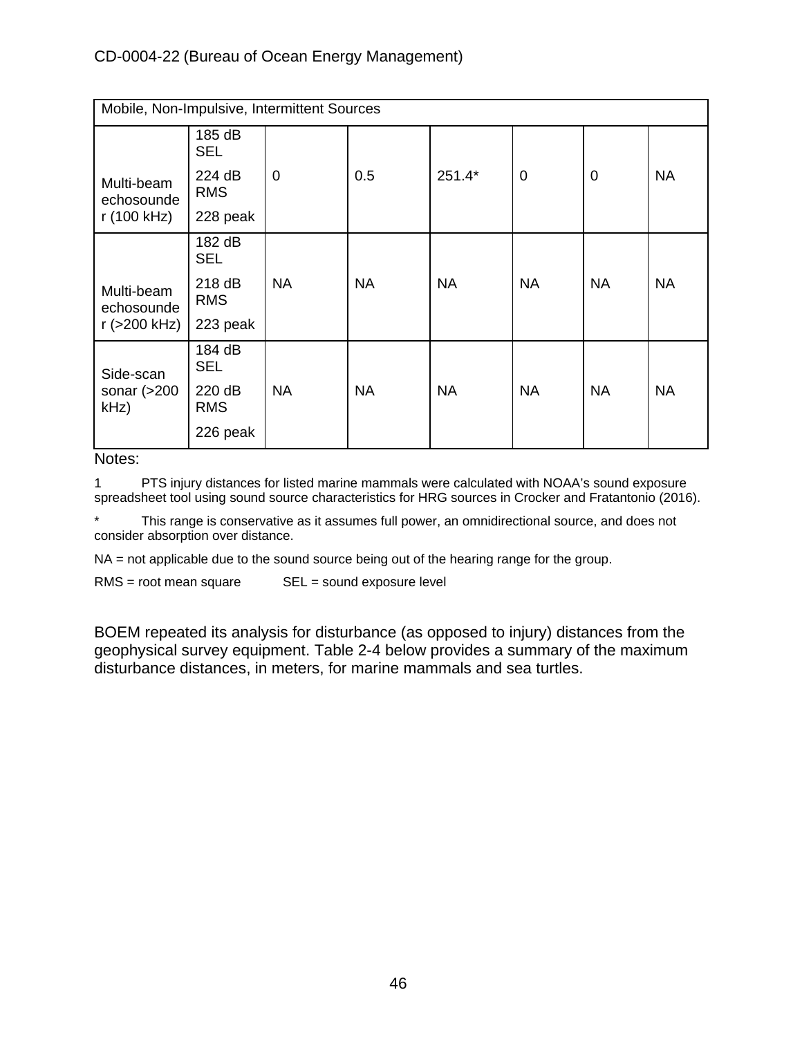| Mobile, Non-Impulsive, Intermittent Sources | | | | | | | |
|---|---|---|---|---|---|---|---|
| Multi-beam echosounder (100 kHz) | 185 dB SEL<br>224 dB RMS<br>228 peak | 0 | 0.5 | 251.4* | 0 | 0 | NA |
| Multi-beam echosounder (>200 kHz) | 182 dB SEL<br>218 dB RMS<br>223 peak | NA | NA | NA | NA | NA | NA |
| Side-scan sonar (>200 kHz) | 184 dB SEL<br>220 dB RMS<br>226 peak | NA | NA | NA | NA | NA | NA |

Notes:

1 PTS injury distances for listed marine mammals were calculated with NOAA's sound exposure spreadsheet tool using sound source characteristics for HRG sources in Crocker and Fratantonio (2016).

* This range is conservative as it assumes full power, an omnidirectional source, and does not consider absorption over distance.

NA = not applicable due to the sound source being out of the hearing range for the group.

RMS = root mean square SEL = sound exposure level

BOEM repeated its analysis for disturbance (as opposed to injury) distances from the geophysical survey equipment. Table 2-4 below provides a summary of the maximum disturbance distances, in meters, for marine mammals and sea turtles.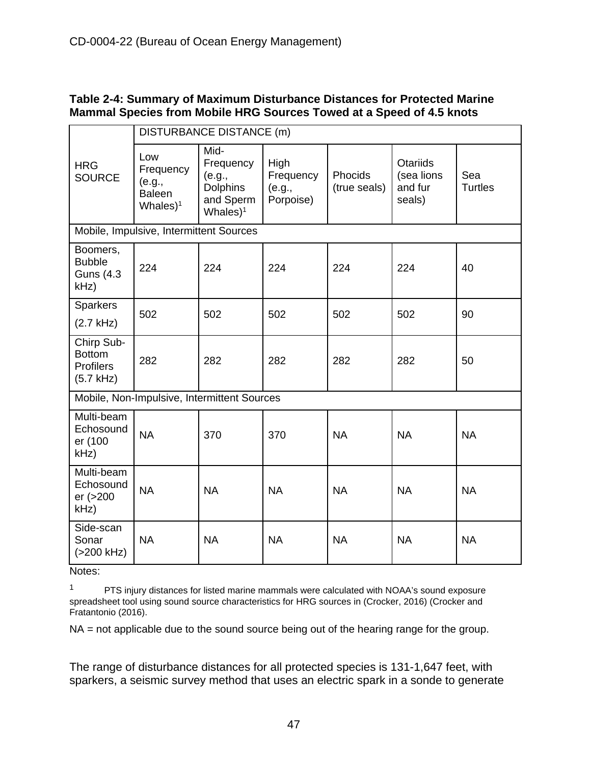**Table 2-4: Summary of Maximum Disturbance Distances for Protected Marine Mammal Species from Mobile HRG Sources Towed at a Speed of 4.5 knots**

| HRG SOURCE | DISTURBANCE DISTANCE (m) | | | | | |
|---|---|---|---|---|---|---|
| | Low Frequency (e.g., Baleen Whales)[1] | Mid-Frequency (e.g., Dolphins and Sperm Whales)[1] | High Frequency (e.g., Porpoise) | Phocids (true seals) | Otariids (sea lions and fur seals) | Sea Turtles |
| Mobile, Impulsive, Intermittent Sources | | | | | | |
| Boomers, Bubble Guns (4.3 kHz) | 224 | 224 | 224 | 224 | 224 | 40 |
| Sparkers (2.7 kHz) | 502 | 502 | 502 | 502 | 502 | 90 |
| Chirp Sub-Bottom Profilers (5.7 kHz) | 282 | 282 | 282 | 282 | 282 | 50 |
| Mobile, Non-Impulsive, Intermittent Sources | | | | | | |
| Multi-beam Echosounder (100 kHz) | NA | 370 | 370 | NA | NA | NA |
| Multi-beam Echosounder (>200 kHz) | NA | NA | NA | NA | NA | NA |
| Side-scan Sonar (>200 kHz) | NA | NA | NA | NA | NA | NA |

Notes:

[1] PTS injury distances for listed marine mammals were calculated with NOAA's sound exposure spreadsheet tool using sound source characteristics for HRG sources in (Crocker, 2016) (Crocker and Fratantonio (2016).

NA = not applicable due to the sound source being out of the hearing range for the group.

The range of disturbance distances for all protected species is 131-1,647 feet, with sparkers, a seismic survey method that uses an electric spark in a sonde to generate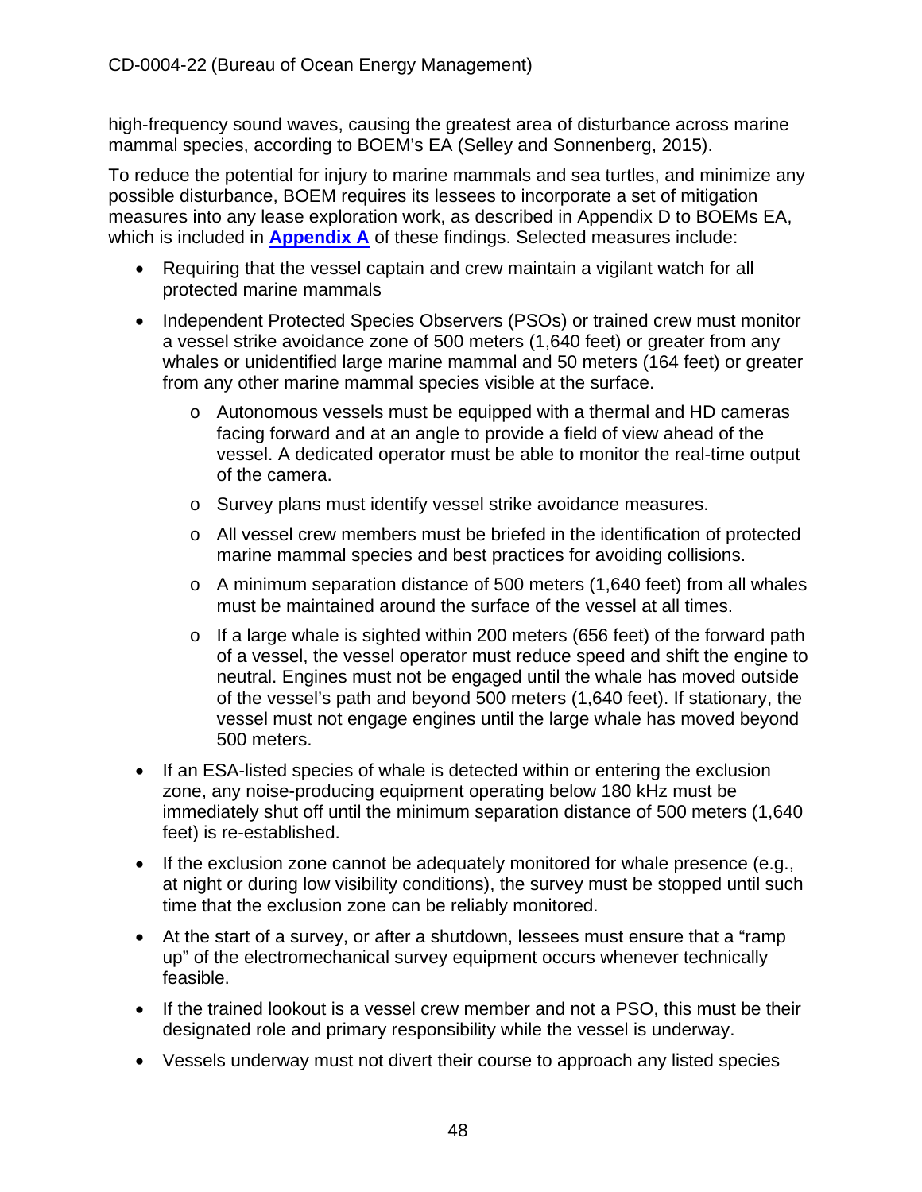high-frequency sound waves, causing the greatest area of disturbance across marine mammal species, according to BOEM's EA (Selley and Sonnenberg, 2015).

To reduce the potential for injury to marine mammals and sea turtles, and minimize any possible disturbance, BOEM requires its lessees to incorporate a set of mitigation measures into any lease exploration work, as described in Appendix D to BOEMs EA, which is included in **Appendix A** of these findings. Selected measures include:

- Requiring that the vessel captain and crew maintain a vigilant watch for all protected marine mammals
- Independent Protected Species Observers (PSOs) or trained crew must monitor a vessel strike avoidance zone of 500 meters (1,640 feet) or greater from any whales or unidentified large marine mammal and 50 meters (164 feet) or greater from any other marine mammal species visible at the surface.
    - Autonomous vessels must be equipped with a thermal and HD cameras facing forward and at an angle to provide a field of view ahead of the vessel. A dedicated operator must be able to monitor the real-time output of the camera.
    - Survey plans must identify vessel strike avoidance measures.
    - All vessel crew members must be briefed in the identification of protected marine mammal species and best practices for avoiding collisions.
    - A minimum separation distance of 500 meters (1,640 feet) from all whales must be maintained around the surface of the vessel at all times.
    - If a large whale is sighted within 200 meters (656 feet) of the forward path of a vessel, the vessel operator must reduce speed and shift the engine to neutral. Engines must not be engaged until the whale has moved outside of the vessel's path and beyond 500 meters (1,640 feet). If stationary, the vessel must not engage engines until the large whale has moved beyond 500 meters.
- If an ESA-listed species of whale is detected within or entering the exclusion zone, any noise-producing equipment operating below 180 kHz must be immediately shut off until the minimum separation distance of 500 meters (1,640 feet) is re-established.
- If the exclusion zone cannot be adequately monitored for whale presence (e.g., at night or during low visibility conditions), the survey must be stopped until such time that the exclusion zone can be reliably monitored.
- At the start of a survey, or after a shutdown, lessees must ensure that a "ramp up" of the electromechanical survey equipment occurs whenever technically feasible.
- If the trained lookout is a vessel crew member and not a PSO, this must be their designated role and primary responsibility while the vessel is underway.
- Vessels underway must not divert their course to approach any listed species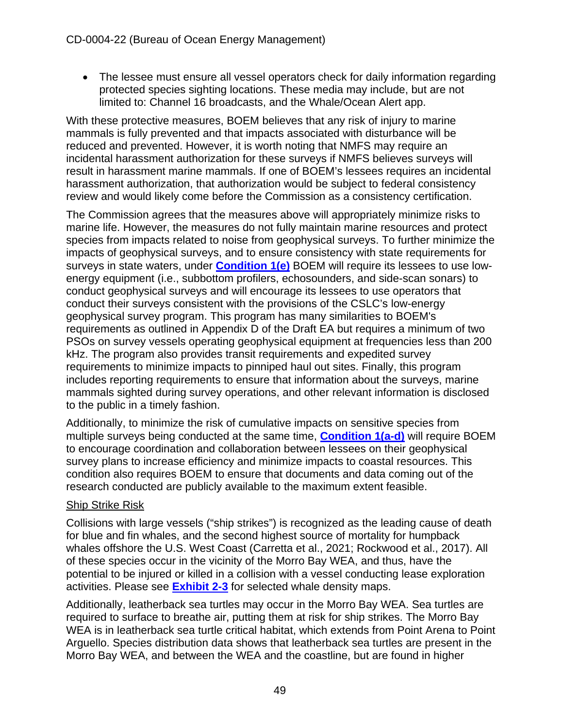- The lessee must ensure all vessel operators check for daily information regarding protected species sighting locations. These media may include, but are not limited to: Channel 16 broadcasts, and the Whale/Ocean Alert app.

With these protective measures, BOEM believes that any risk of injury to marine mammals is fully prevented and that impacts associated with disturbance will be reduced and prevented. However, it is worth noting that NMFS may require an incidental harassment authorization for these surveys if NMFS believes surveys will result in harassment marine mammals. If one of BOEM's lessees requires an incidental harassment authorization, that authorization would be subject to federal consistency review and would likely come before the Commission as a consistency certification.

The Commission agrees that the measures above will appropriately minimize risks to marine life. However, the measures do not fully maintain marine resources and protect species from impacts related to noise from geophysical surveys. To further minimize the impacts of geophysical surveys, and to ensure consistency with state requirements for surveys in state waters, under **Condition 1(e)** BOEM will require its lessees to use low-energy equipment (i.e., subbottom profilers, echosounders, and side-scan sonars) to conduct geophysical surveys and will encourage its lessees to use operators that conduct their surveys consistent with the provisions of the CSLC's low-energy geophysical survey program. This program has many similarities to BOEM's requirements as outlined in Appendix D of the Draft EA but requires a minimum of two PSOs on survey vessels operating geophysical equipment at frequencies less than 200 kHz. The program also provides transit requirements and expedited survey requirements to minimize impacts to pinniped haul out sites. Finally, this program includes reporting requirements to ensure that information about the surveys, marine mammals sighted during survey operations, and other relevant information is disclosed to the public in a timely fashion.

Additionally, to minimize the risk of cumulative impacts on sensitive species from multiple surveys being conducted at the same time, **Condition 1(a-d)** will require BOEM to encourage coordination and collaboration between lessees on their geophysical survey plans to increase efficiency and minimize impacts to coastal resources. This condition also requires BOEM to ensure that documents and data coming out of the research conducted are publicly available to the maximum extent feasible.

Ship Strike Risk

Collisions with large vessels ("ship strikes") is recognized as the leading cause of death for blue and fin whales, and the second highest source of mortality for humpback whales offshore the U.S. West Coast (Carretta et al., 2021; Rockwood et al., 2017). All of these species occur in the vicinity of the Morro Bay WEA, and thus, have the potential to be injured or killed in a collision with a vessel conducting lease exploration activities. Please see **Exhibit 2-3** for selected whale density maps.

Additionally, leatherback sea turtles may occur in the Morro Bay WEA. Sea turtles are required to surface to breathe air, putting them at risk for ship strikes. The Morro Bay WEA is in leatherback sea turtle critical habitat, which extends from Point Arena to Point Arguello. Species distribution data shows that leatherback sea turtles are present in the Morro Bay WEA, and between the WEA and the coastline, but are found in higher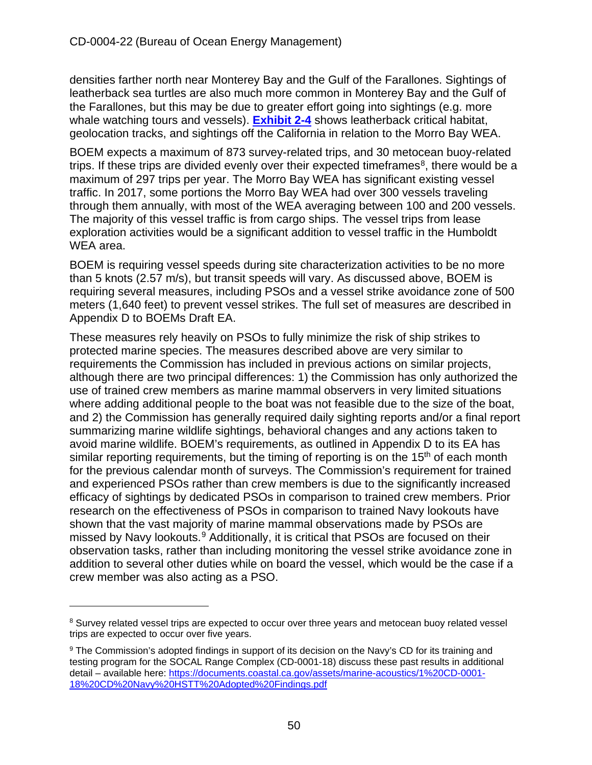densities farther north near Monterey Bay and the Gulf of the Farallones. Sightings of leatherback sea turtles are also much more common in Monterey Bay and the Gulf of the Farallones, but this may be due to greater effort going into sightings (e.g. more whale watching tours and vessels). **Exhibit 2-4** shows leatherback critical habitat, geolocation tracks, and sightings off the California in relation to the Morro Bay WEA.

BOEM expects a maximum of 873 survey-related trips, and 30 metocean buoy-related trips. If these trips are divided evenly over their expected timeframes[8], there would be a maximum of 297 trips per year. The Morro Bay WEA has significant existing vessel traffic. In 2017, some portions the Morro Bay WEA had over 300 vessels traveling through them annually, with most of the WEA averaging between 100 and 200 vessels. The majority of this vessel traffic is from cargo ships. The vessel trips from lease exploration activities would be a significant addition to vessel traffic in the Humboldt WEA area.

BOEM is requiring vessel speeds during site characterization activities to be no more than 5 knots (2.57 m/s), but transit speeds will vary. As discussed above, BOEM is requiring several measures, including PSOs and a vessel strike avoidance zone of 500 meters (1,640 feet) to prevent vessel strikes. The full set of measures are described in Appendix D to BOEMs Draft EA.

These measures rely heavily on PSOs to fully minimize the risk of ship strikes to protected marine species. The measures described above are very similar to requirements the Commission has included in previous actions on similar projects, although there are two principal differences: 1) the Commission has only authorized the use of trained crew members as marine mammal observers in very limited situations where adding additional people to the boat was not feasible due to the size of the boat, and 2) the Commission has generally required daily sighting reports and/or a final report summarizing marine wildlife sightings, behavioral changes and any actions taken to avoid marine wildlife. BOEM's requirements, as outlined in Appendix D to its EA has similar reporting requirements, but the timing of reporting is on the 15th of each month for the previous calendar month of surveys. The Commission's requirement for trained and experienced PSOs rather than crew members is due to the significantly increased efficacy of sightings by dedicated PSOs in comparison to trained crew members. Prior research on the effectiveness of PSOs in comparison to trained Navy lookouts have shown that the vast majority of marine mammal observations made by PSOs are missed by Navy lookouts.[9] Additionally, it is critical that PSOs are focused on their observation tasks, rather than including monitoring the vessel strike avoidance zone in addition to several other duties while on board the vessel, which would be the case if a crew member was also acting as a PSO.

---

[8] Survey related vessel trips are expected to occur over three years and metocean buoy related vessel trips are expected to occur over five years.

[9] The Commission's adopted findings in support of its decision on the Navy's CD for its training and testing program for the SOCAL Range Complex (CD-0001-18) discuss these past results in additional detail – available here: https://documents.coastal.ca.gov/assets/marine-acoustics/1%20CD-0001-18%20CD%20Navy%20HSTT%20Adopted%20Findings.pdf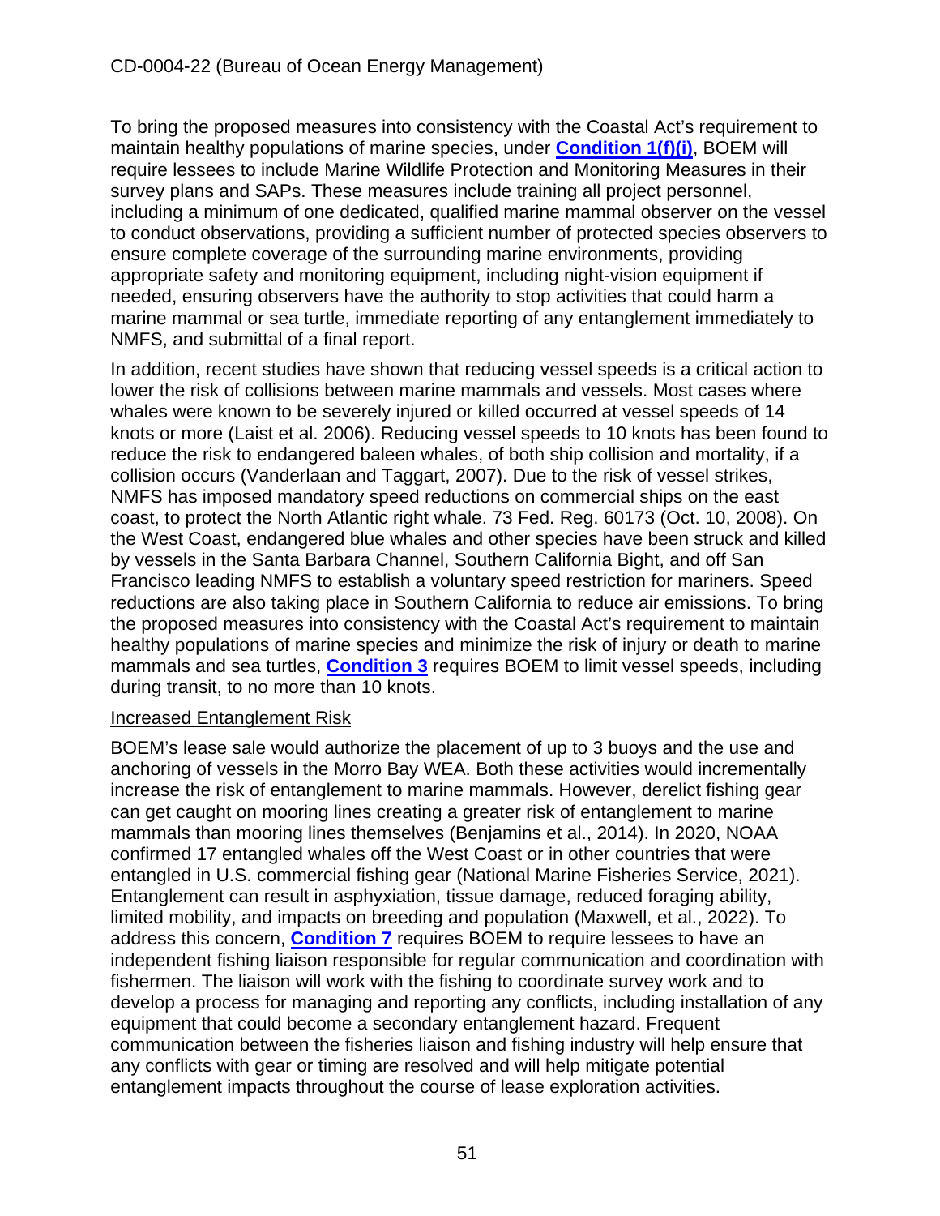To bring the proposed measures into consistency with the Coastal Act's requirement to maintain healthy populations of marine species, under **Condition 1(f)(i)**, BOEM will require lessees to include Marine Wildlife Protection and Monitoring Measures in their survey plans and SAPs. These measures include training all project personnel, including a minimum of one dedicated, qualified marine mammal observer on the vessel to conduct observations, providing a sufficient number of protected species observers to ensure complete coverage of the surrounding marine environments, providing appropriate safety and monitoring equipment, including night-vision equipment if needed, ensuring observers have the authority to stop activities that could harm a marine mammal or sea turtle, immediate reporting of any entanglement immediately to NMFS, and submittal of a final report.

In addition, recent studies have shown that reducing vessel speeds is a critical action to lower the risk of collisions between marine mammals and vessels. Most cases where whales were known to be severely injured or killed occurred at vessel speeds of 14 knots or more (Laist et al. 2006). Reducing vessel speeds to 10 knots has been found to reduce the risk to endangered baleen whales, of both ship collision and mortality, if a collision occurs (Vanderlaan and Taggart, 2007). Due to the risk of vessel strikes, NMFS has imposed mandatory speed reductions on commercial ships on the east coast, to protect the North Atlantic right whale. 73 Fed. Reg. 60173 (Oct. 10, 2008). On the West Coast, endangered blue whales and other species have been struck and killed by vessels in the Santa Barbara Channel, Southern California Bight, and off San Francisco leading NMFS to establish a voluntary speed restriction for mariners. Speed reductions are also taking place in Southern California to reduce air emissions. To bring the proposed measures into consistency with the Coastal Act's requirement to maintain healthy populations of marine species and minimize the risk of injury or death to marine mammals and sea turtles, **Condition 3** requires BOEM to limit vessel speeds, including during transit, to no more than 10 knots.

Increased Entanglement Risk

BOEM's lease sale would authorize the placement of up to 3 buoys and the use and anchoring of vessels in the Morro Bay WEA. Both these activities would incrementally increase the risk of entanglement to marine mammals. However, derelict fishing gear can get caught on mooring lines creating a greater risk of entanglement to marine mammals than mooring lines themselves (Benjamins et al., 2014). In 2020, NOAA confirmed 17 entangled whales off the West Coast or in other countries that were entangled in U.S. commercial fishing gear (National Marine Fisheries Service, 2021). Entanglement can result in asphyxiation, tissue damage, reduced foraging ability, limited mobility, and impacts on breeding and population (Maxwell, et al., 2022). To address this concern, **Condition 7** requires BOEM to require lessees to have an independent fishing liaison responsible for regular communication and coordination with fishermen. The liaison will work with the fishing to coordinate survey work and to develop a process for managing and reporting any conflicts, including installation of any equipment that could become a secondary entanglement hazard. Frequent communication between the fisheries liaison and fishing industry will help ensure that any conflicts with gear or timing are resolved and will help mitigate potential entanglement impacts throughout the course of lease exploration activities.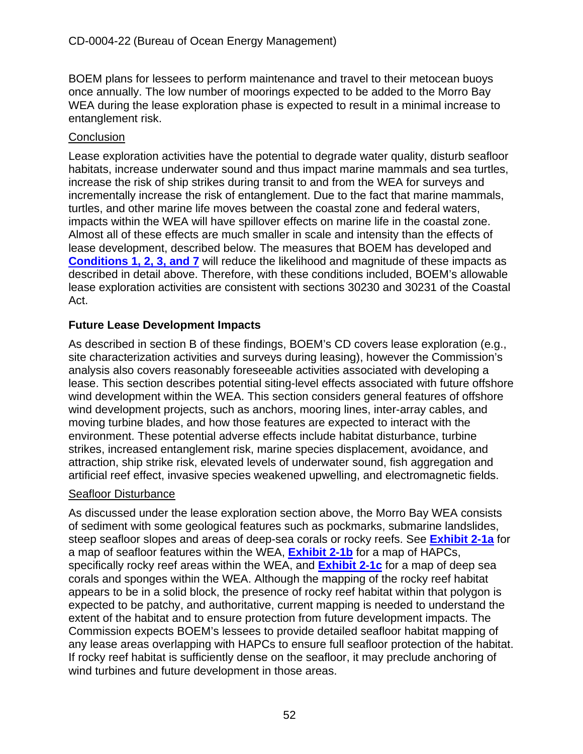BOEM plans for lessees to perform maintenance and travel to their metocean buoys once annually. The low number of moorings expected to be added to the Morro Bay WEA during the lease exploration phase is expected to result in a minimal increase to entanglement risk.

Conclusion

Lease exploration activities have the potential to degrade water quality, disturb seafloor habitats, increase underwater sound and thus impact marine mammals and sea turtles, increase the risk of ship strikes during transit to and from the WEA for surveys and incrementally increase the risk of entanglement. Due to the fact that marine mammals, turtles, and other marine life moves between the coastal zone and federal waters, impacts within the WEA will have spillover effects on marine life in the coastal zone. Almost all of these effects are much smaller in scale and intensity than the effects of lease development, described below. The measures that BOEM has developed and **Conditions 1, 2, 3, and 7** will reduce the likelihood and magnitude of these impacts as described in detail above. Therefore, with these conditions included, BOEM's allowable lease exploration activities are consistent with sections 30230 and 30231 of the Coastal Act.

### Future Lease Development Impacts

As described in section B of these findings, BOEM's CD covers lease exploration (e.g., site characterization activities and surveys during leasing), however the Commission's analysis also covers reasonably foreseeable activities associated with developing a lease. This section describes potential siting-level effects associated with future offshore wind development within the WEA. This section considers general features of offshore wind development projects, such as anchors, mooring lines, inter-array cables, and moving turbine blades, and how those features are expected to interact with the environment. These potential adverse effects include habitat disturbance, turbine strikes, increased entanglement risk, marine species displacement, avoidance, and attraction, ship strike risk, elevated levels of underwater sound, fish aggregation and artificial reef effect, invasive species weakened upwelling, and electromagnetic fields.

Seafloor Disturbance

As discussed under the lease exploration section above, the Morro Bay WEA consists of sediment with some geological features such as pockmarks, submarine landslides, steep seafloor slopes and areas of deep-sea corals or rocky reefs. See **Exhibit 2-1a** for a map of seafloor features within the WEA, **Exhibit 2-1b** for a map of HAPCs, specifically rocky reef areas within the WEA, and **Exhibit 2-1c** for a map of deep sea corals and sponges within the WEA. Although the mapping of the rocky reef habitat appears to be in a solid block, the presence of rocky reef habitat within that polygon is expected to be patchy, and authoritative, current mapping is needed to understand the extent of the habitat and to ensure protection from future development impacts. The Commission expects BOEM's lessees to provide detailed seafloor habitat mapping of any lease areas overlapping with HAPCs to ensure full seafloor protection of the habitat. If rocky reef habitat is sufficiently dense on the seafloor, it may preclude anchoring of wind turbines and future development in those areas.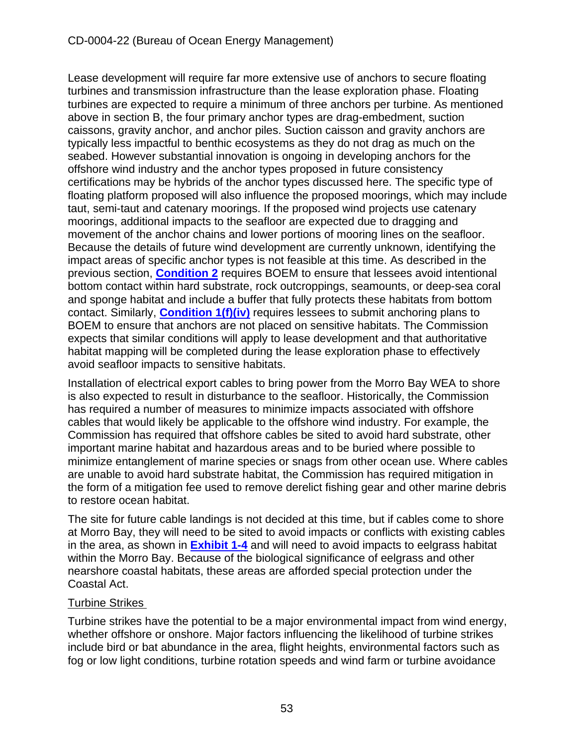Lease development will require far more extensive use of anchors to secure floating turbines and transmission infrastructure than the lease exploration phase. Floating turbines are expected to require a minimum of three anchors per turbine. As mentioned above in section B, the four primary anchor types are drag-embedment, suction caissons, gravity anchor, and anchor piles. Suction caisson and gravity anchors are typically less impactful to benthic ecosystems as they do not drag as much on the seabed. However substantial innovation is ongoing in developing anchors for the offshore wind industry and the anchor types proposed in future consistency certifications may be hybrids of the anchor types discussed here. The specific type of floating platform proposed will also influence the proposed moorings, which may include taut, semi-taut and catenary moorings. If the proposed wind projects use catenary moorings, additional impacts to the seafloor are expected due to dragging and movement of the anchor chains and lower portions of mooring lines on the seafloor. Because the details of future wind development are currently unknown, identifying the impact areas of specific anchor types is not feasible at this time. As described in the previous section, **Condition 2** requires BOEM to ensure that lessees avoid intentional bottom contact within hard substrate, rock outcroppings, seamounts, or deep-sea coral and sponge habitat and include a buffer that fully protects these habitats from bottom contact. Similarly, **Condition 1(f)(iv)** requires lessees to submit anchoring plans to BOEM to ensure that anchors are not placed on sensitive habitats. The Commission expects that similar conditions will apply to lease development and that authoritative habitat mapping will be completed during the lease exploration phase to effectively avoid seafloor impacts to sensitive habitats.

Installation of electrical export cables to bring power from the Morro Bay WEA to shore is also expected to result in disturbance to the seafloor. Historically, the Commission has required a number of measures to minimize impacts associated with offshore cables that would likely be applicable to the offshore wind industry. For example, the Commission has required that offshore cables be sited to avoid hard substrate, other important marine habitat and hazardous areas and to be buried where possible to minimize entanglement of marine species or snags from other ocean use. Where cables are unable to avoid hard substrate habitat, the Commission has required mitigation in the form of a mitigation fee used to remove derelict fishing gear and other marine debris to restore ocean habitat.

The site for future cable landings is not decided at this time, but if cables come to shore at Morro Bay, they will need to be sited to avoid impacts or conflicts with existing cables in the area, as shown in **Exhibit 1-4** and will need to avoid impacts to eelgrass habitat within the Morro Bay. Because of the biological significance of eelgrass and other nearshore coastal habitats, these areas are afforded special protection under the Coastal Act.

Turbine Strikes

Turbine strikes have the potential to be a major environmental impact from wind energy, whether offshore or onshore. Major factors influencing the likelihood of turbine strikes include bird or bat abundance in the area, flight heights, environmental factors such as fog or low light conditions, turbine rotation speeds and wind farm or turbine avoidance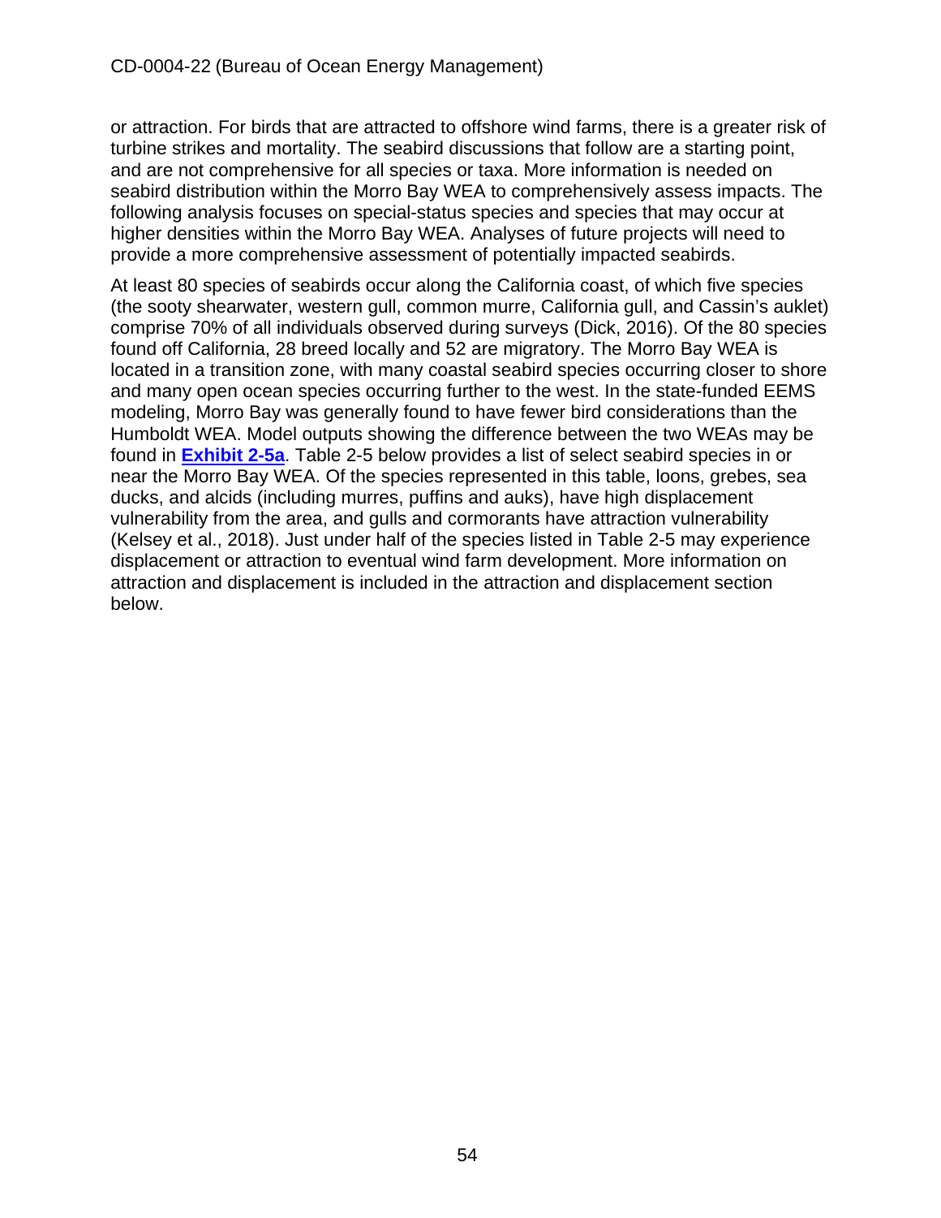or attraction. For birds that are attracted to offshore wind farms, there is a greater risk of turbine strikes and mortality. The seabird discussions that follow are a starting point, and are not comprehensive for all species or taxa. More information is needed on seabird distribution within the Morro Bay WEA to comprehensively assess impacts. The following analysis focuses on special-status species and species that may occur at higher densities within the Morro Bay WEA. Analyses of future projects will need to provide a more comprehensive assessment of potentially impacted seabirds.

At least 80 species of seabirds occur along the California coast, of which five species (the sooty shearwater, western gull, common murre, California gull, and Cassin's auklet) comprise 70% of all individuals observed during surveys (Dick, 2016). Of the 80 species found off California, 28 breed locally and 52 are migratory. The Morro Bay WEA is located in a transition zone, with many coastal seabird species occurring closer to shore and many open ocean species occurring further to the west. In the state-funded EEMS modeling, Morro Bay was generally found to have fewer bird considerations than the Humboldt WEA. Model outputs showing the difference between the two WEAs may be found in **Exhibit 2-5a**. Table 2-5 below provides a list of select seabird species in or near the Morro Bay WEA. Of the species represented in this table, loons, grebes, sea ducks, and alcids (including murres, puffins and auks), have high displacement vulnerability from the area, and gulls and cormorants have attraction vulnerability (Kelsey et al., 2018). Just under half of the species listed in Table 2-5 may experience displacement or attraction to eventual wind farm development. More information on attraction and displacement is included in the attraction and displacement section below.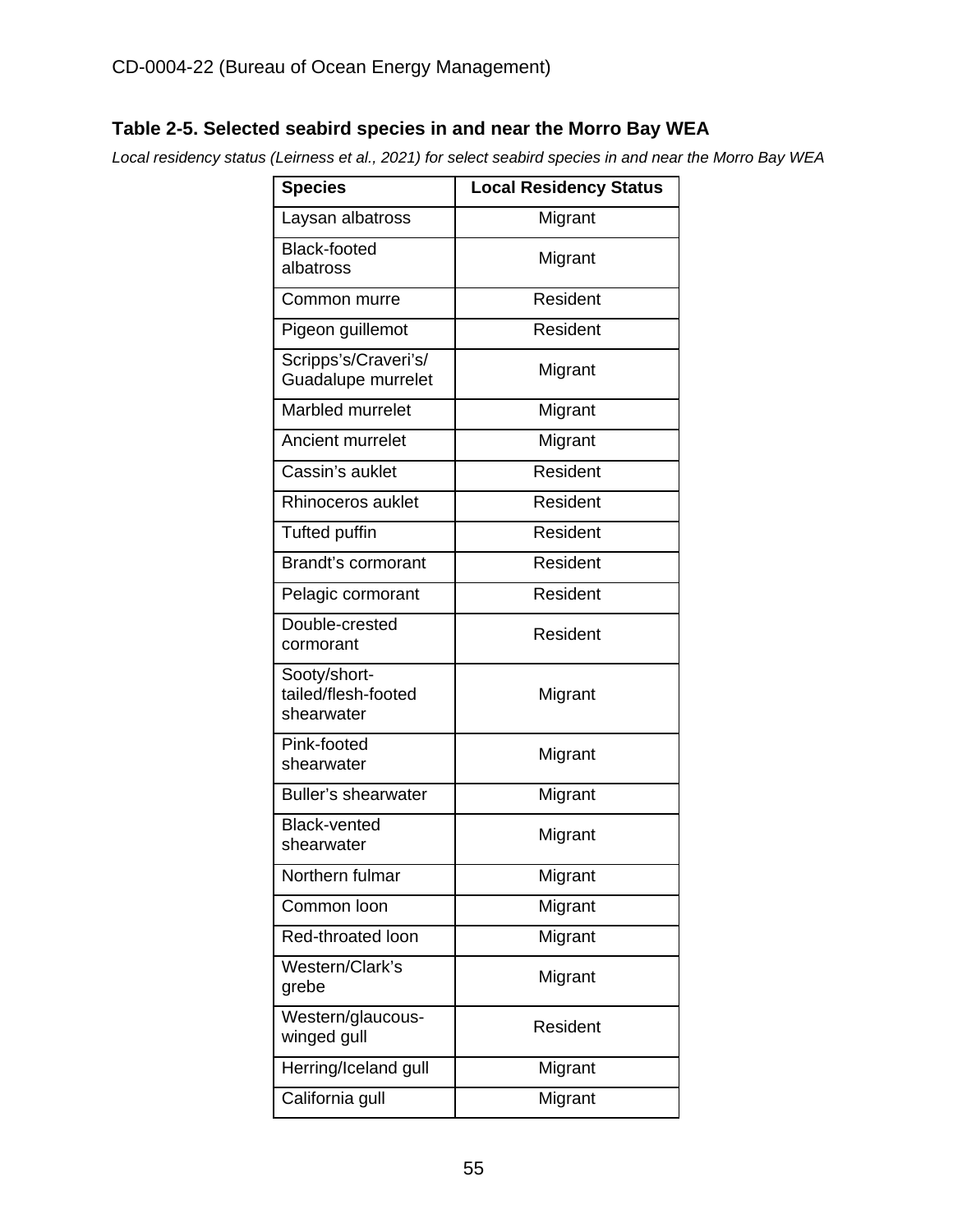### Table 2-5. Selected seabird species in and near the Morro Bay WEA

*Local residency status (Leirness et al., 2021) for select seabird species in and near the Morro Bay WEA*

| Species | Local Residency Status |
|---|---|
| Laysan albatross | Migrant |
| Black-footed albatross | Migrant |
| Common murre | Resident |
| Pigeon guillemot | Resident |
| Scripps's/Craveri's/ Guadalupe murrelet | Migrant |
| Marbled murrelet | Migrant |
| Ancient murrelet | Migrant |
| Cassin's auklet | Resident |
| Rhinoceros auklet | Resident |
| Tufted puffin | Resident |
| Brandt's cormorant | Resident |
| Pelagic cormorant | Resident |
| Double-crested cormorant | Resident |
| Sooty/short-tailed/flesh-footed shearwater | Migrant |
| Pink-footed shearwater | Migrant |
| Buller's shearwater | Migrant |
| Black-vented shearwater | Migrant |
| Northern fulmar | Migrant |
| Common loon | Migrant |
| Red-throated loon | Migrant |
| Western/Clark's grebe | Migrant |
| Western/glaucous-winged gull | Resident |
| Herring/Iceland gull | Migrant |
| California gull | Migrant |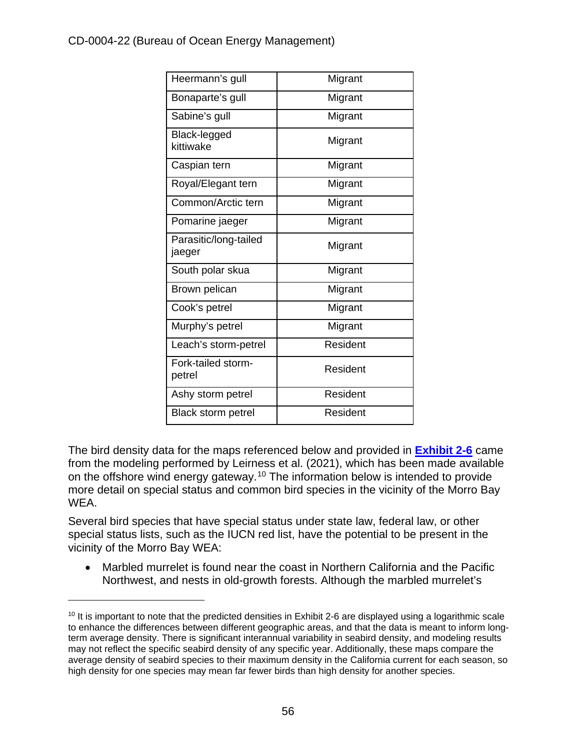| Heermann's gull | Migrant |
|---|---|
| Bonaparte's gull | Migrant |
| Sabine's gull | Migrant |
| Black-legged kittiwake | Migrant |
| Caspian tern | Migrant |
| Royal/Elegant tern | Migrant |
| Common/Arctic tern | Migrant |
| Pomarine jaeger | Migrant |
| Parasitic/long-tailed jaeger | Migrant |
| South polar skua | Migrant |
| Brown pelican | Migrant |
| Cook's petrel | Migrant |
| Murphy's petrel | Migrant |
| Leach's storm-petrel | Resident |
| Fork-tailed storm-petrel | Resident |
| Ashy storm petrel | Resident |
| Black storm petrel | Resident |

The bird density data for the maps referenced below and provided in **Exhibit 2-6** came from the modeling performed by Leirness et al. (2021), which has been made available on the offshore wind energy gateway.[10] The information below is intended to provide more detail on special status and common bird species in the vicinity of the Morro Bay WEA.

Several bird species that have special status under state law, federal law, or other special status lists, such as the IUCN red list, have the potential to be present in the vicinity of the Morro Bay WEA:

- Marbled murrelet is found near the coast in Northern California and the Pacific Northwest, and nests in old-growth forests. Although the marbled murrelet's

[10] It is important to note that the predicted densities in Exhibit 2-6 are displayed using a logarithmic scale to enhance the differences between different geographic areas, and that the data is meant to inform long-term average density. There is significant interannual variability in seabird density, and modeling results may not reflect the specific seabird density of any specific year. Additionally, these maps compare the average density of seabird species to their maximum density in the California current for each season, so high density for one species may mean far fewer birds than high density for another species.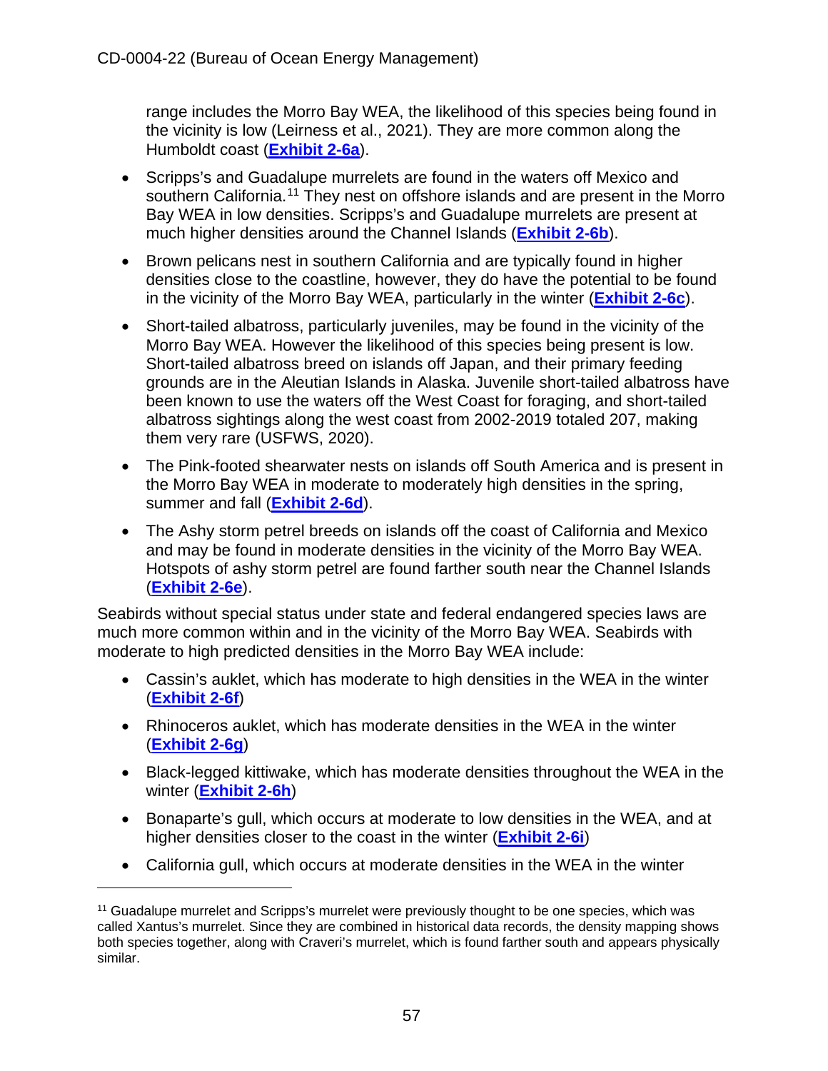range includes the Morro Bay WEA, the likelihood of this species being found in the vicinity is low (Leirness et al., 2021). They are more common along the Humboldt coast (**Exhibit 2-6a**).

- Scripps's and Guadalupe murrelets are found in the waters off Mexico and southern California.[11] They nest on offshore islands and are present in the Morro Bay WEA in low densities. Scripps's and Guadalupe murrelets are present at much higher densities around the Channel Islands (**Exhibit 2-6b**).
- Brown pelicans nest in southern California and are typically found in higher densities close to the coastline, however, they do have the potential to be found in the vicinity of the Morro Bay WEA, particularly in the winter (**Exhibit 2-6c**).
- Short-tailed albatross, particularly juveniles, may be found in the vicinity of the Morro Bay WEA. However the likelihood of this species being present is low. Short-tailed albatross breed on islands off Japan, and their primary feeding grounds are in the Aleutian Islands in Alaska. Juvenile short-tailed albatross have been known to use the waters off the West Coast for foraging, and short-tailed albatross sightings along the west coast from 2002-2019 totaled 207, making them very rare (USFWS, 2020).
- The Pink-footed shearwater nests on islands off South America and is present in the Morro Bay WEA in moderate to moderately high densities in the spring, summer and fall (**Exhibit 2-6d**).
- The Ashy storm petrel breeds on islands off the coast of California and Mexico and may be found in moderate densities in the vicinity of the Morro Bay WEA. Hotspots of ashy storm petrel are found farther south near the Channel Islands (**Exhibit 2-6e**).

Seabirds without special status under state and federal endangered species laws are much more common within and in the vicinity of the Morro Bay WEA. Seabirds with moderate to high predicted densities in the Morro Bay WEA include:

- Cassin's auklet, which has moderate to high densities in the WEA in the winter (**Exhibit 2-6f**)
- Rhinoceros auklet, which has moderate densities in the WEA in the winter (**Exhibit 2-6g**)
- Black-legged kittiwake, which has moderate densities throughout the WEA in the winter (**Exhibit 2-6h**)
- Bonaparte's gull, which occurs at moderate to low densities in the WEA, and at higher densities closer to the coast in the winter (**Exhibit 2-6i**)
- California gull, which occurs at moderate densities in the WEA in the winter

[11] Guadalupe murrelet and Scripps's murrelet were previously thought to be one species, which was called Xantus's murrelet. Since they are combined in historical data records, the density mapping shows both species together, along with Craveri's murrelet, which is found farther south and appears physically similar.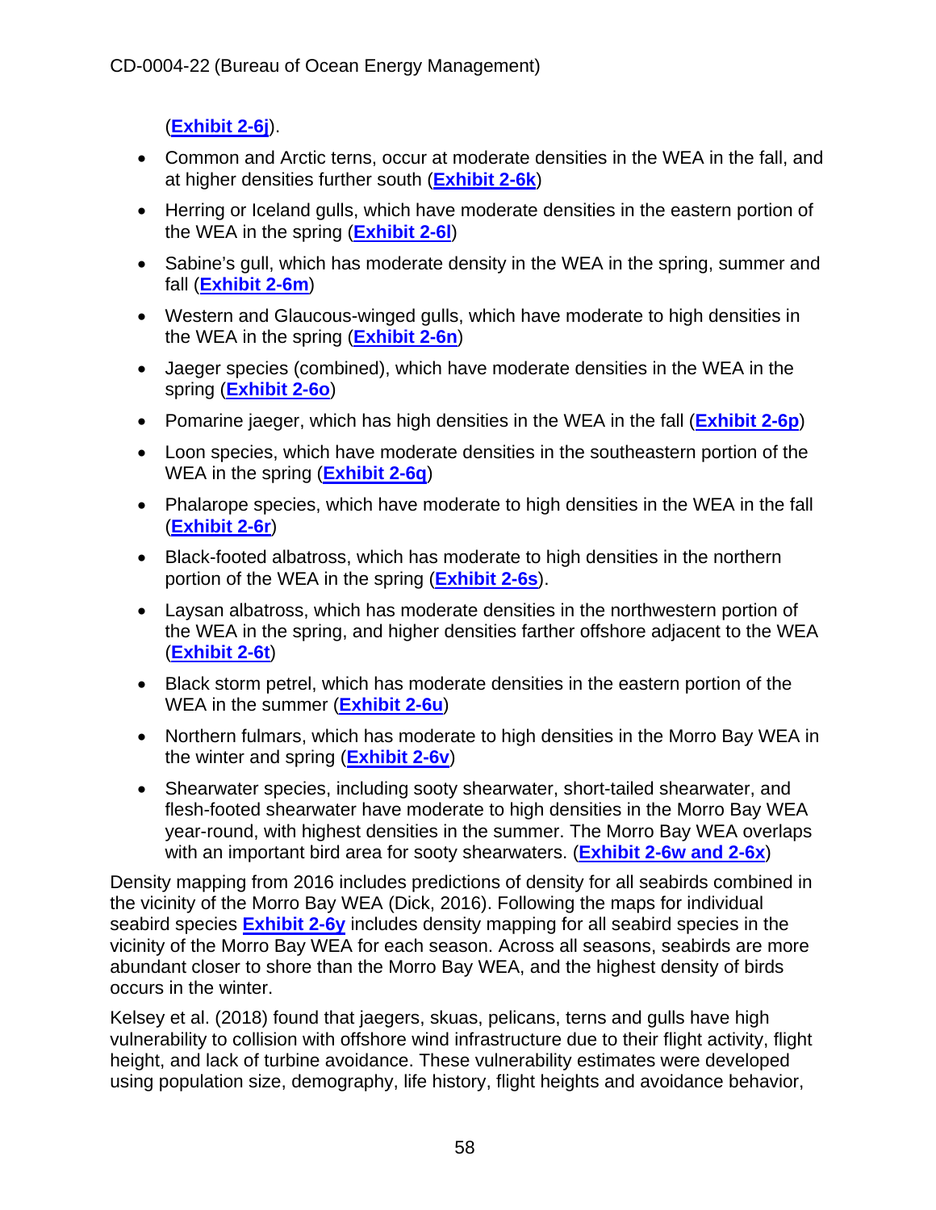(**Exhibit 2-6j**).

- Common and Arctic terns, occur at moderate densities in the WEA in the fall, and at higher densities further south (**Exhibit 2-6k**)
- Herring or Iceland gulls, which have moderate densities in the eastern portion of the WEA in the spring (**Exhibit 2-6l**)
- Sabine's gull, which has moderate density in the WEA in the spring, summer and fall (**Exhibit 2-6m**)
- Western and Glaucous-winged gulls, which have moderate to high densities in the WEA in the spring (**Exhibit 2-6n**)
- Jaeger species (combined), which have moderate densities in the WEA in the spring (**Exhibit 2-6o**)
- Pomarine jaeger, which has high densities in the WEA in the fall (**Exhibit 2-6p**)
- Loon species, which have moderate densities in the southeastern portion of the WEA in the spring (**Exhibit 2-6q**)
- Phalarope species, which have moderate to high densities in the WEA in the fall (**Exhibit 2-6r**)
- Black-footed albatross, which has moderate to high densities in the northern portion of the WEA in the spring (**Exhibit 2-6s**).
- Laysan albatross, which has moderate densities in the northwestern portion of the WEA in the spring, and higher densities farther offshore adjacent to the WEA (**Exhibit 2-6t**)
- Black storm petrel, which has moderate densities in the eastern portion of the WEA in the summer (**Exhibit 2-6u**)
- Northern fulmars, which has moderate to high densities in the Morro Bay WEA in the winter and spring (**Exhibit 2-6v**)
- Shearwater species, including sooty shearwater, short-tailed shearwater, and flesh-footed shearwater have moderate to high densities in the Morro Bay WEA year-round, with highest densities in the summer. The Morro Bay WEA overlaps with an important bird area for sooty shearwaters. (**Exhibit 2-6w and 2-6x**)

Density mapping from 2016 includes predictions of density for all seabirds combined in the vicinity of the Morro Bay WEA (Dick, 2016). Following the maps for individual seabird species **Exhibit 2-6y** includes density mapping for all seabird species in the vicinity of the Morro Bay WEA for each season. Across all seasons, seabirds are more abundant closer to shore than the Morro Bay WEA, and the highest density of birds occurs in the winter.

Kelsey et al. (2018) found that jaegers, skuas, pelicans, terns and gulls have high vulnerability to collision with offshore wind infrastructure due to their flight activity, flight height, and lack of turbine avoidance. These vulnerability estimates were developed using population size, demography, life history, flight heights and avoidance behavior,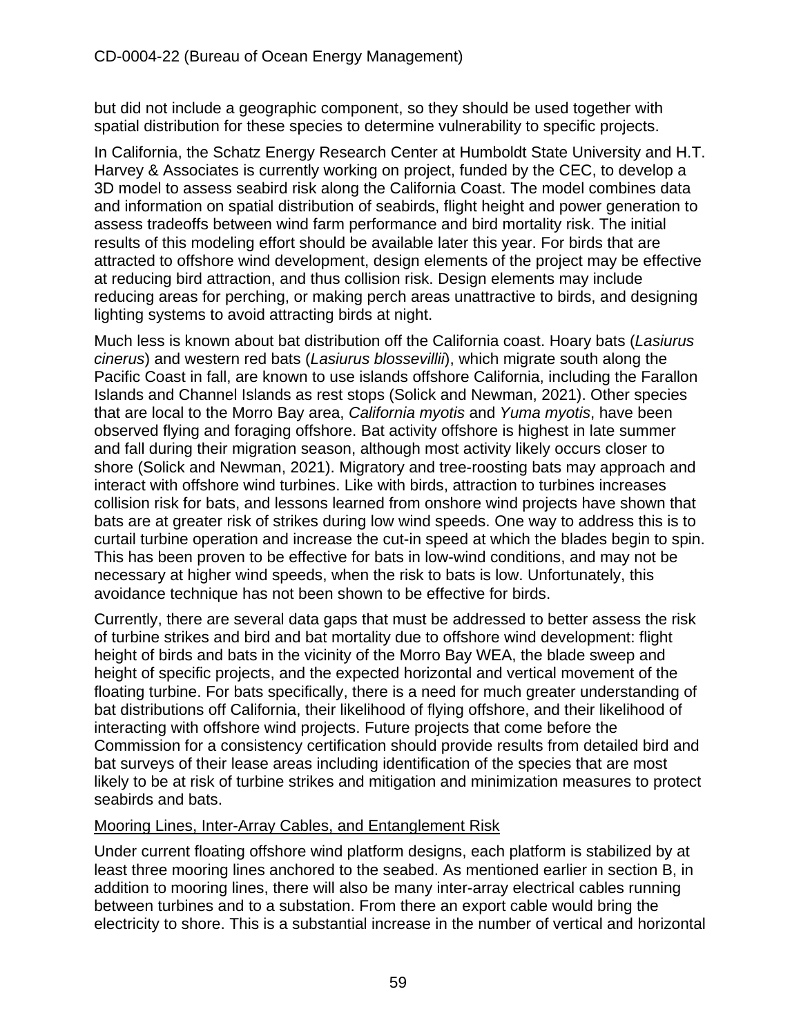but did not include a geographic component, so they should be used together with spatial distribution for these species to determine vulnerability to specific projects.

In California, the Schatz Energy Research Center at Humboldt State University and H.T. Harvey & Associates is currently working on project, funded by the CEC, to develop a 3D model to assess seabird risk along the California Coast. The model combines data and information on spatial distribution of seabirds, flight height and power generation to assess tradeoffs between wind farm performance and bird mortality risk. The initial results of this modeling effort should be available later this year. For birds that are attracted to offshore wind development, design elements of the project may be effective at reducing bird attraction, and thus collision risk. Design elements may include reducing areas for perching, or making perch areas unattractive to birds, and designing lighting systems to avoid attracting birds at night.

Much less is known about bat distribution off the California coast. Hoary bats (*Lasiurus cinerus*) and western red bats (*Lasiurus blossevillii*), which migrate south along the Pacific Coast in fall, are known to use islands offshore California, including the Farallon Islands and Channel Islands as rest stops (Solick and Newman, 2021). Other species that are local to the Morro Bay area, *California myotis* and *Yuma myotis*, have been observed flying and foraging offshore. Bat activity offshore is highest in late summer and fall during their migration season, although most activity likely occurs closer to shore (Solick and Newman, 2021). Migratory and tree-roosting bats may approach and interact with offshore wind turbines. Like with birds, attraction to turbines increases collision risk for bats, and lessons learned from onshore wind projects have shown that bats are at greater risk of strikes during low wind speeds. One way to address this is to curtail turbine operation and increase the cut-in speed at which the blades begin to spin. This has been proven to be effective for bats in low-wind conditions, and may not be necessary at higher wind speeds, when the risk to bats is low. Unfortunately, this avoidance technique has not been shown to be effective for birds.

Currently, there are several data gaps that must be addressed to better assess the risk of turbine strikes and bird and bat mortality due to offshore wind development: flight height of birds and bats in the vicinity of the Morro Bay WEA, the blade sweep and height of specific projects, and the expected horizontal and vertical movement of the floating turbine. For bats specifically, there is a need for much greater understanding of bat distributions off California, their likelihood of flying offshore, and their likelihood of interacting with offshore wind projects. Future projects that come before the Commission for a consistency certification should provide results from detailed bird and bat surveys of their lease areas including identification of the species that are most likely to be at risk of turbine strikes and mitigation and minimization measures to protect seabirds and bats.

Mooring Lines, Inter-Array Cables, and Entanglement Risk

Under current floating offshore wind platform designs, each platform is stabilized by at least three mooring lines anchored to the seabed. As mentioned earlier in section B, in addition to mooring lines, there will also be many inter-array electrical cables running between turbines and to a substation. From there an export cable would bring the electricity to shore. This is a substantial increase in the number of vertical and horizontal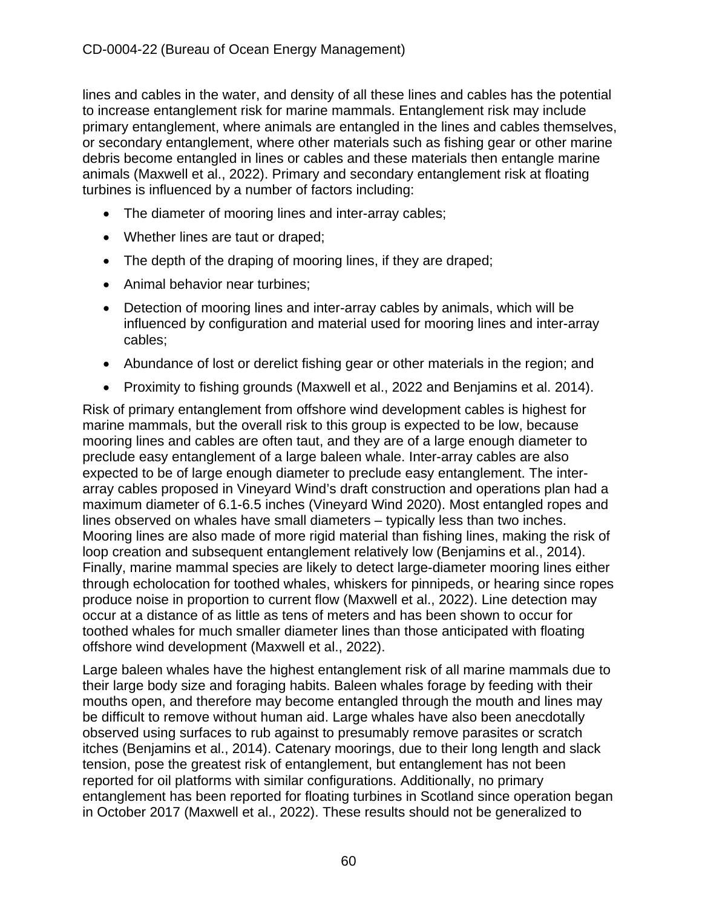lines and cables in the water, and density of all these lines and cables has the potential to increase entanglement risk for marine mammals. Entanglement risk may include primary entanglement, where animals are entangled in the lines and cables themselves, or secondary entanglement, where other materials such as fishing gear or other marine debris become entangled in lines or cables and these materials then entangle marine animals (Maxwell et al., 2022). Primary and secondary entanglement risk at floating turbines is influenced by a number of factors including:

- The diameter of mooring lines and inter-array cables;
- Whether lines are taut or draped;
- The depth of the draping of mooring lines, if they are draped;
- Animal behavior near turbines;
- Detection of mooring lines and inter-array cables by animals, which will be influenced by configuration and material used for mooring lines and inter-array cables;
- Abundance of lost or derelict fishing gear or other materials in the region; and
- Proximity to fishing grounds (Maxwell et al., 2022 and Benjamins et al. 2014).

Risk of primary entanglement from offshore wind development cables is highest for marine mammals, but the overall risk to this group is expected to be low, because mooring lines and cables are often taut, and they are of a large enough diameter to preclude easy entanglement of a large baleen whale. Inter-array cables are also expected to be of large enough diameter to preclude easy entanglement. The inter-array cables proposed in Vineyard Wind's draft construction and operations plan had a maximum diameter of 6.1-6.5 inches (Vineyard Wind 2020). Most entangled ropes and lines observed on whales have small diameters – typically less than two inches. Mooring lines are also made of more rigid material than fishing lines, making the risk of loop creation and subsequent entanglement relatively low (Benjamins et al., 2014). Finally, marine mammal species are likely to detect large-diameter mooring lines either through echolocation for toothed whales, whiskers for pinnipeds, or hearing since ropes produce noise in proportion to current flow (Maxwell et al., 2022). Line detection may occur at a distance of as little as tens of meters and has been shown to occur for toothed whales for much smaller diameter lines than those anticipated with floating offshore wind development (Maxwell et al., 2022).

Large baleen whales have the highest entanglement risk of all marine mammals due to their large body size and foraging habits. Baleen whales forage by feeding with their mouths open, and therefore may become entangled through the mouth and lines may be difficult to remove without human aid. Large whales have also been anecdotally observed using surfaces to rub against to presumably remove parasites or scratch itches (Benjamins et al., 2014). Catenary moorings, due to their long length and slack tension, pose the greatest risk of entanglement, but entanglement has not been reported for oil platforms with similar configurations. Additionally, no primary entanglement has been reported for floating turbines in Scotland since operation began in October 2017 (Maxwell et al., 2022). These results should not be generalized to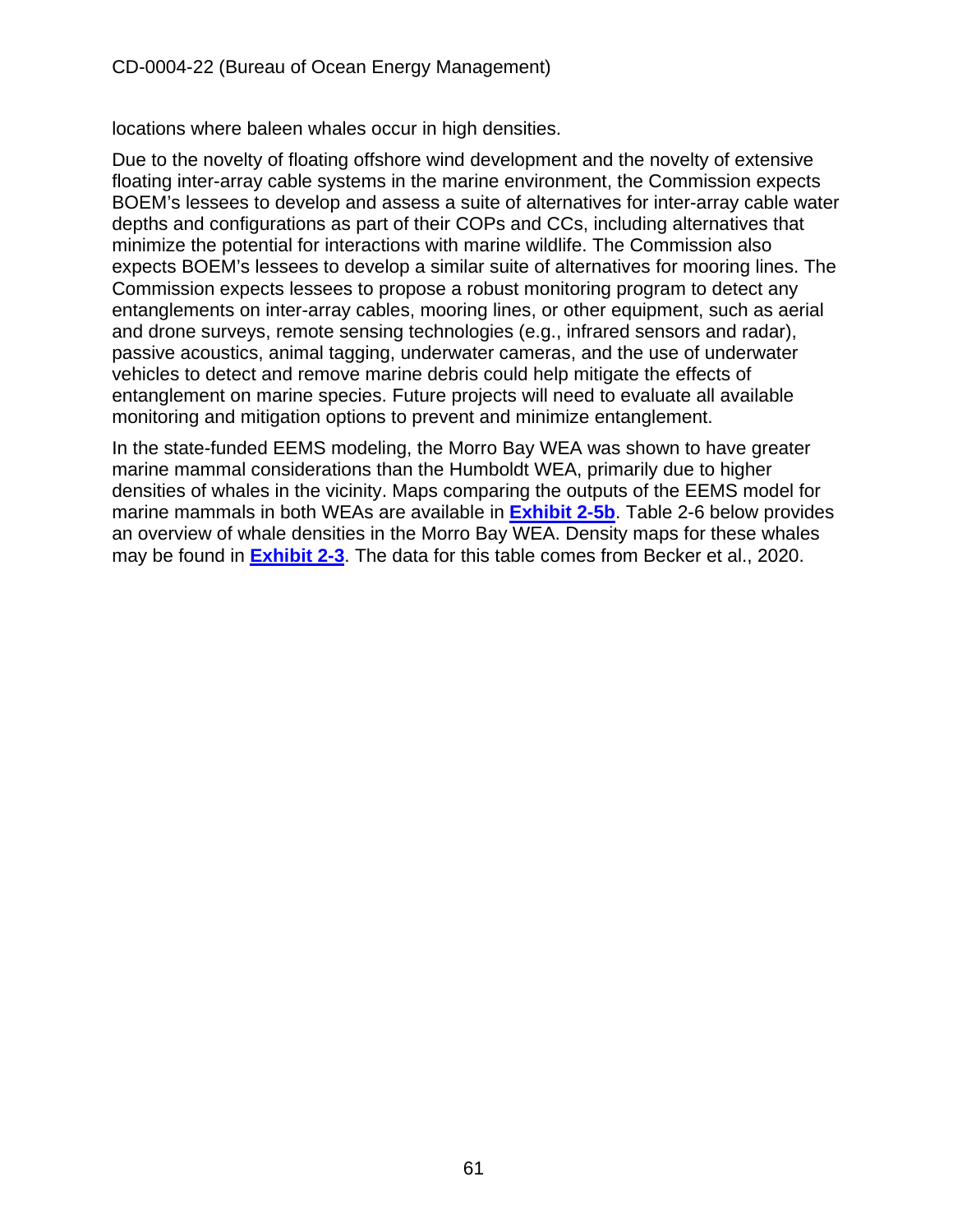locations where baleen whales occur in high densities.

Due to the novelty of floating offshore wind development and the novelty of extensive floating inter-array cable systems in the marine environment, the Commission expects BOEM's lessees to develop and assess a suite of alternatives for inter-array cable water depths and configurations as part of their COPs and CCs, including alternatives that minimize the potential for interactions with marine wildlife. The Commission also expects BOEM's lessees to develop a similar suite of alternatives for mooring lines. The Commission expects lessees to propose a robust monitoring program to detect any entanglements on inter-array cables, mooring lines, or other equipment, such as aerial and drone surveys, remote sensing technologies (e.g., infrared sensors and radar), passive acoustics, animal tagging, underwater cameras, and the use of underwater vehicles to detect and remove marine debris could help mitigate the effects of entanglement on marine species. Future projects will need to evaluate all available monitoring and mitigation options to prevent and minimize entanglement.

In the state-funded EEMS modeling, the Morro Bay WEA was shown to have greater marine mammal considerations than the Humboldt WEA, primarily due to higher densities of whales in the vicinity. Maps comparing the outputs of the EEMS model for marine mammals in both WEAs are available in **Exhibit 2-5b**. Table 2-6 below provides an overview of whale densities in the Morro Bay WEA. Density maps for these whales may be found in **Exhibit 2-3**. The data for this table comes from Becker et al., 2020.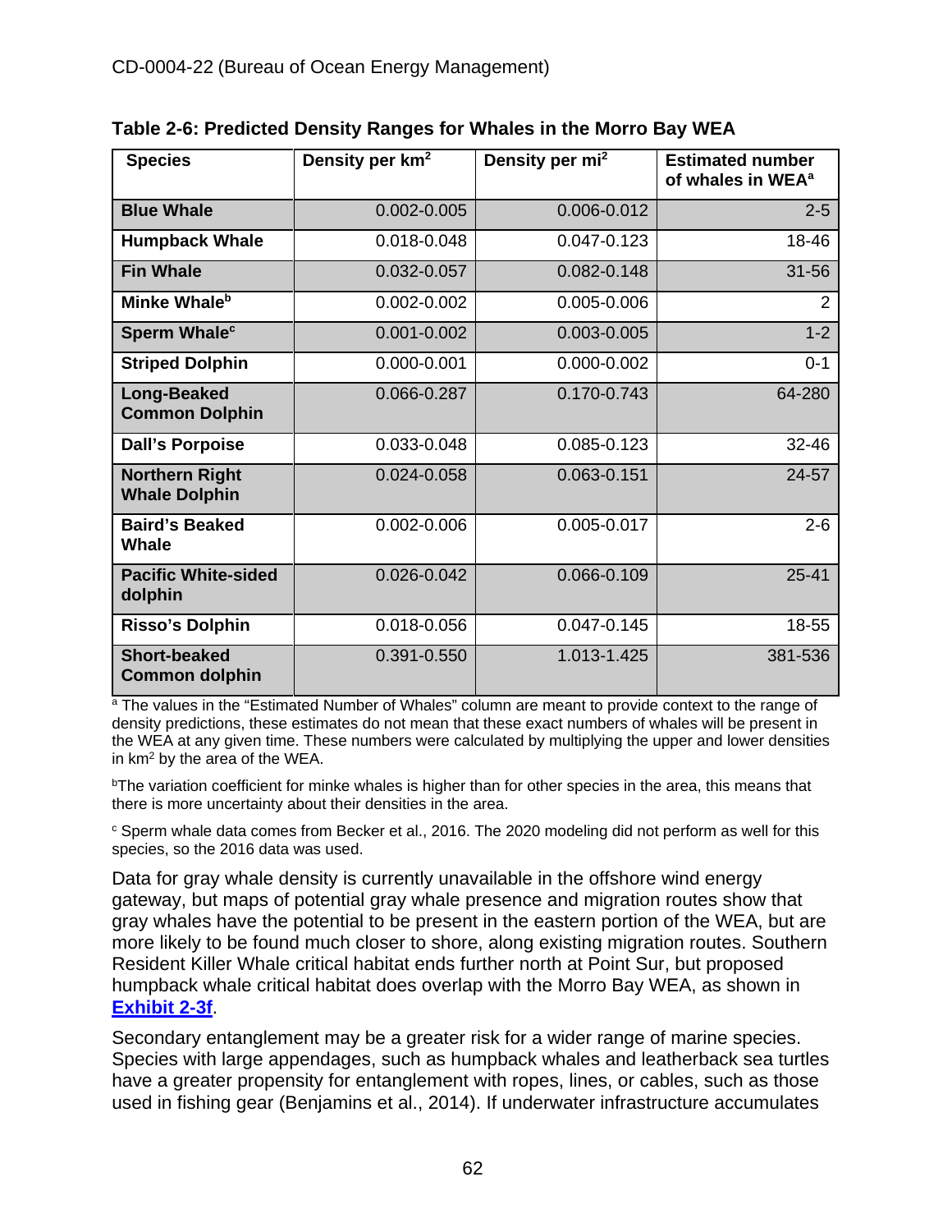**Table 2-6: Predicted Density Ranges for Whales in the Morro Bay WEA**

| Species | Density per km$^2$ | Density per mi$^2$ | Estimated number of whales in WEA[a] |
|---|---|---|---|
| **Blue Whale** | 0.002-0.005 | 0.006-0.012 | 2-5 |
| **Humpback Whale** | 0.018-0.048 | 0.047-0.123 | 18-46 |
| **Fin Whale** | 0.032-0.057 | 0.082-0.148 | 31-56 |
| **Minke Whale[b]** | 0.002-0.002 | 0.005-0.006 | 2 |
| **Sperm Whale[c]** | 0.001-0.002 | 0.003-0.005 | 1-2 |
| **Striped Dolphin** | 0.000-0.001 | 0.000-0.002 | 0-1 |
| **Long-Beaked Common Dolphin** | 0.066-0.287 | 0.170-0.743 | 64-280 |
| **Dall's Porpoise** | 0.033-0.048 | 0.085-0.123 | 32-46 |
| **Northern Right Whale Dolphin** | 0.024-0.058 | 0.063-0.151 | 24-57 |
| **Baird's Beaked Whale** | 0.002-0.006 | 0.005-0.017 | 2-6 |
| **Pacific White-sided dolphin** | 0.026-0.042 | 0.066-0.109 | 25-41 |
| **Risso's Dolphin** | 0.018-0.056 | 0.047-0.145 | 18-55 |
| **Short-beaked Common dolphin** | 0.391-0.550 | 1.013-1.425 | 381-536 |

[a] The values in the "Estimated Number of Whales" column are meant to provide context to the range of density predictions, these estimates do not mean that these exact numbers of whales will be present in the WEA at any given time. These numbers were calculated by multiplying the upper and lower densities in km$^2$ by the area of the WEA.

[b]The variation coefficient for minke whales is higher than for other species in the area, this means that there is more uncertainty about their densities in the area.

[c] Sperm whale data comes from Becker et al., 2016. The 2020 modeling did not perform as well for this species, so the 2016 data was used.

Data for gray whale density is currently unavailable in the offshore wind energy gateway, but maps of potential gray whale presence and migration routes show that gray whales have the potential to be present in the eastern portion of the WEA, but are more likely to be found much closer to shore, along existing migration routes. Southern Resident Killer Whale critical habitat ends further north at Point Sur, but proposed humpback whale critical habitat does overlap with the Morro Bay WEA, as shown in **Exhibit 2-3f**.

Secondary entanglement may be a greater risk for a wider range of marine species. Species with large appendages, such as humpback whales and leatherback sea turtles have a greater propensity for entanglement with ropes, lines, or cables, such as those used in fishing gear (Benjamins et al., 2014). If underwater infrastructure accumulates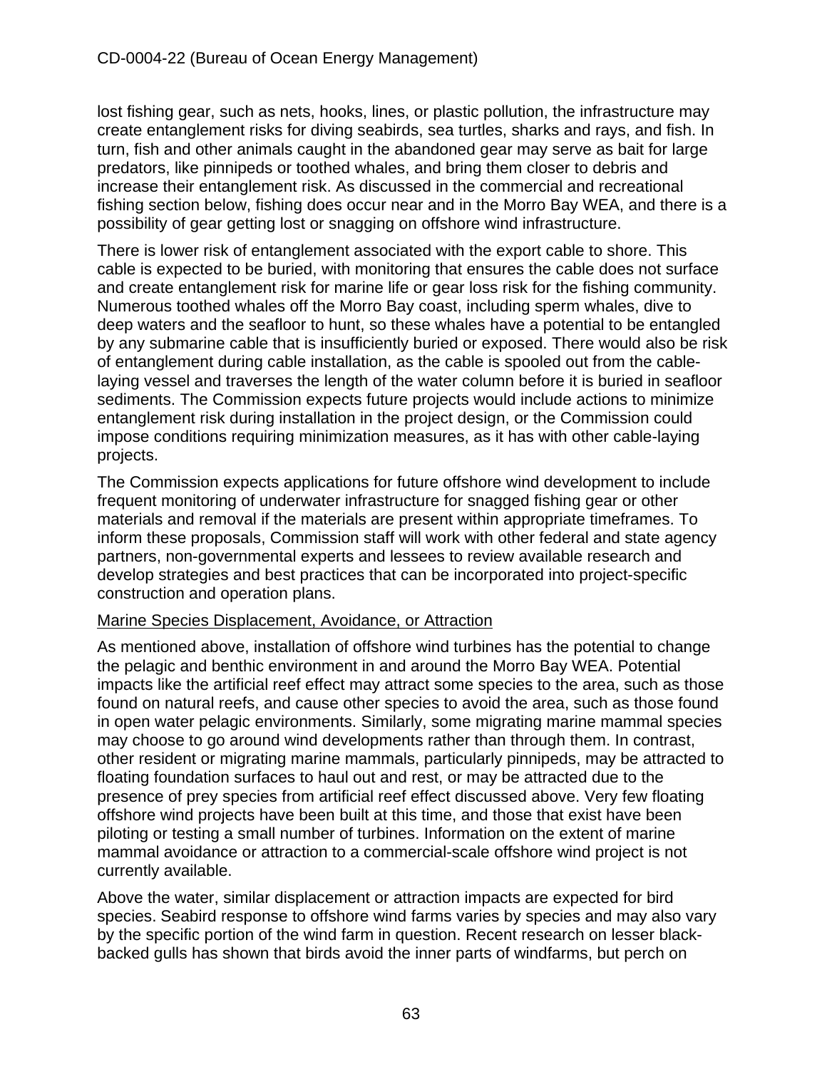lost fishing gear, such as nets, hooks, lines, or plastic pollution, the infrastructure may create entanglement risks for diving seabirds, sea turtles, sharks and rays, and fish. In turn, fish and other animals caught in the abandoned gear may serve as bait for large predators, like pinnipeds or toothed whales, and bring them closer to debris and increase their entanglement risk. As discussed in the commercial and recreational fishing section below, fishing does occur near and in the Morro Bay WEA, and there is a possibility of gear getting lost or snagging on offshore wind infrastructure.

There is lower risk of entanglement associated with the export cable to shore. This cable is expected to be buried, with monitoring that ensures the cable does not surface and create entanglement risk for marine life or gear loss risk for the fishing community. Numerous toothed whales off the Morro Bay coast, including sperm whales, dive to deep waters and the seafloor to hunt, so these whales have a potential to be entangled by any submarine cable that is insufficiently buried or exposed. There would also be risk of entanglement during cable installation, as the cable is spooled out from the cable-laying vessel and traverses the length of the water column before it is buried in seafloor sediments. The Commission expects future projects would include actions to minimize entanglement risk during installation in the project design, or the Commission could impose conditions requiring minimization measures, as it has with other cable-laying projects.

The Commission expects applications for future offshore wind development to include frequent monitoring of underwater infrastructure for snagged fishing gear or other materials and removal if the materials are present within appropriate timeframes. To inform these proposals, Commission staff will work with other federal and state agency partners, non-governmental experts and lessees to review available research and develop strategies and best practices that can be incorporated into project-specific construction and operation plans.

Marine Species Displacement, Avoidance, or Attraction

As mentioned above, installation of offshore wind turbines has the potential to change the pelagic and benthic environment in and around the Morro Bay WEA. Potential impacts like the artificial reef effect may attract some species to the area, such as those found on natural reefs, and cause other species to avoid the area, such as those found in open water pelagic environments. Similarly, some migrating marine mammal species may choose to go around wind developments rather than through them. In contrast, other resident or migrating marine mammals, particularly pinnipeds, may be attracted to floating foundation surfaces to haul out and rest, or may be attracted due to the presence of prey species from artificial reef effect discussed above. Very few floating offshore wind projects have been built at this time, and those that exist have been piloting or testing a small number of turbines. Information on the extent of marine mammal avoidance or attraction to a commercial-scale offshore wind project is not currently available.

Above the water, similar displacement or attraction impacts are expected for bird species. Seabird response to offshore wind farms varies by species and may also vary by the specific portion of the wind farm in question. Recent research on lesser black-backed gulls has shown that birds avoid the inner parts of windfarms, but perch on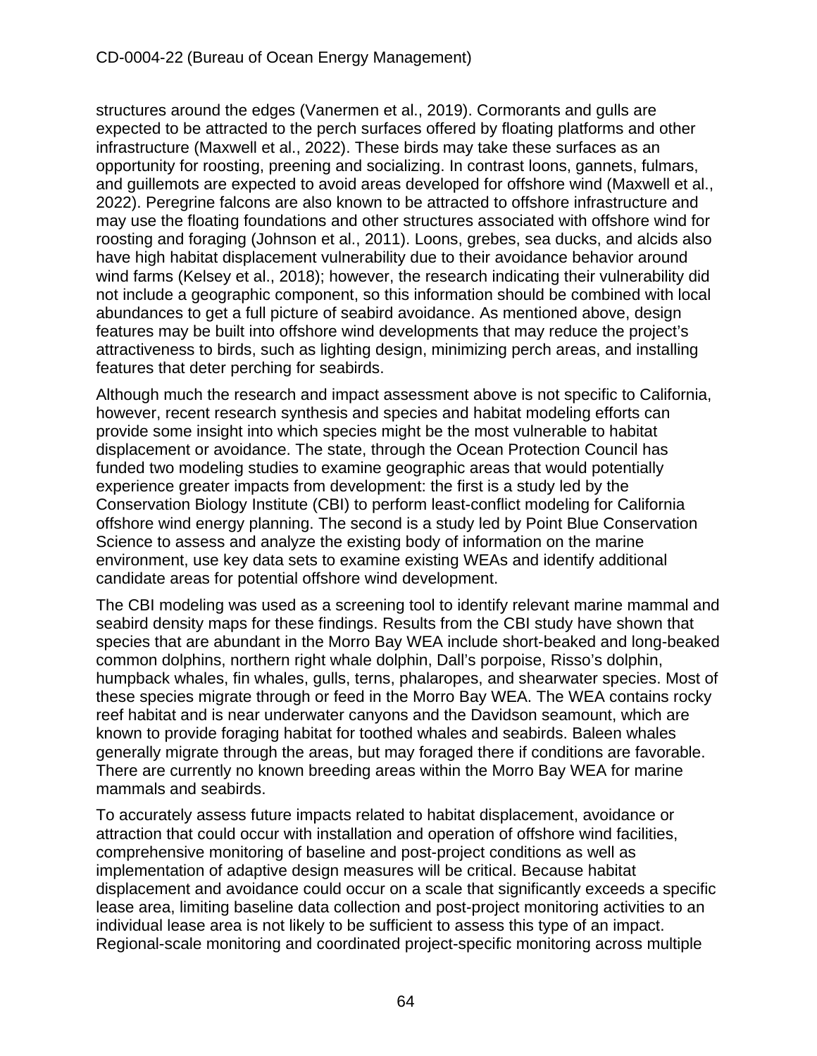structures around the edges (Vanermen et al., 2019). Cormorants and gulls are expected to be attracted to the perch surfaces offered by floating platforms and other infrastructure (Maxwell et al., 2022). These birds may take these surfaces as an opportunity for roosting, preening and socializing. In contrast loons, gannets, fulmars, and guillemots are expected to avoid areas developed for offshore wind (Maxwell et al., 2022). Peregrine falcons are also known to be attracted to offshore infrastructure and may use the floating foundations and other structures associated with offshore wind for roosting and foraging (Johnson et al., 2011). Loons, grebes, sea ducks, and alcids also have high habitat displacement vulnerability due to their avoidance behavior around wind farms (Kelsey et al., 2018); however, the research indicating their vulnerability did not include a geographic component, so this information should be combined with local abundances to get a full picture of seabird avoidance. As mentioned above, design features may be built into offshore wind developments that may reduce the project's attractiveness to birds, such as lighting design, minimizing perch areas, and installing features that deter perching for seabirds.

Although much the research and impact assessment above is not specific to California, however, recent research synthesis and species and habitat modeling efforts can provide some insight into which species might be the most vulnerable to habitat displacement or avoidance. The state, through the Ocean Protection Council has funded two modeling studies to examine geographic areas that would potentially experience greater impacts from development: the first is a study led by the Conservation Biology Institute (CBI) to perform least-conflict modeling for California offshore wind energy planning. The second is a study led by Point Blue Conservation Science to assess and analyze the existing body of information on the marine environment, use key data sets to examine existing WEAs and identify additional candidate areas for potential offshore wind development.

The CBI modeling was used as a screening tool to identify relevant marine mammal and seabird density maps for these findings. Results from the CBI study have shown that species that are abundant in the Morro Bay WEA include short-beaked and long-beaked common dolphins, northern right whale dolphin, Dall's porpoise, Risso's dolphin, humpback whales, fin whales, gulls, terns, phalaropes, and shearwater species. Most of these species migrate through or feed in the Morro Bay WEA. The WEA contains rocky reef habitat and is near underwater canyons and the Davidson seamount, which are known to provide foraging habitat for toothed whales and seabirds. Baleen whales generally migrate through the areas, but may foraged there if conditions are favorable. There are currently no known breeding areas within the Morro Bay WEA for marine mammals and seabirds.

To accurately assess future impacts related to habitat displacement, avoidance or attraction that could occur with installation and operation of offshore wind facilities, comprehensive monitoring of baseline and post-project conditions as well as implementation of adaptive design measures will be critical. Because habitat displacement and avoidance could occur on a scale that significantly exceeds a specific lease area, limiting baseline data collection and post-project monitoring activities to an individual lease area is not likely to be sufficient to assess this type of an impact. Regional-scale monitoring and coordinated project-specific monitoring across multiple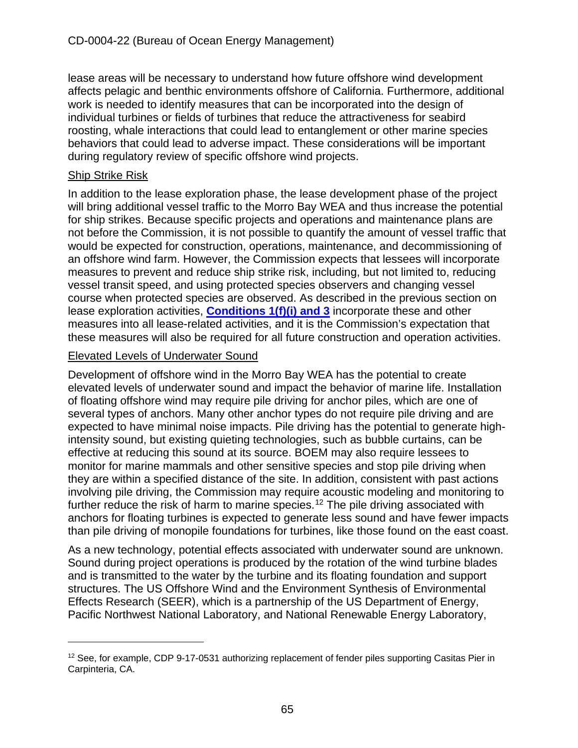lease areas will be necessary to understand how future offshore wind development affects pelagic and benthic environments offshore of California. Furthermore, additional work is needed to identify measures that can be incorporated into the design of individual turbines or fields of turbines that reduce the attractiveness for seabird roosting, whale interactions that could lead to entanglement or other marine species behaviors that could lead to adverse impact. These considerations will be important during regulatory review of specific offshore wind projects.

Ship Strike Risk

In addition to the lease exploration phase, the lease development phase of the project will bring additional vessel traffic to the Morro Bay WEA and thus increase the potential for ship strikes. Because specific projects and operations and maintenance plans are not before the Commission, it is not possible to quantify the amount of vessel traffic that would be expected for construction, operations, maintenance, and decommissioning of an offshore wind farm. However, the Commission expects that lessees will incorporate measures to prevent and reduce ship strike risk, including, but not limited to, reducing vessel transit speed, and using protected species observers and changing vessel course when protected species are observed. As described in the previous section on lease exploration activities, **Conditions 1(f)(i) and 3** incorporate these and other measures into all lease-related activities, and it is the Commission's expectation that these measures will also be required for all future construction and operation activities.

Elevated Levels of Underwater Sound

Development of offshore wind in the Morro Bay WEA has the potential to create elevated levels of underwater sound and impact the behavior of marine life. Installation of floating offshore wind may require pile driving for anchor piles, which are one of several types of anchors. Many other anchor types do not require pile driving and are expected to have minimal noise impacts. Pile driving has the potential to generate high-intensity sound, but existing quieting technologies, such as bubble curtains, can be effective at reducing this sound at its source. BOEM may also require lessees to monitor for marine mammals and other sensitive species and stop pile driving when they are within a specified distance of the site. In addition, consistent with past actions involving pile driving, the Commission may require acoustic modeling and monitoring to further reduce the risk of harm to marine species.[12] The pile driving associated with anchors for floating turbines is expected to generate less sound and have fewer impacts than pile driving of monopile foundations for turbines, like those found on the east coast.

As a new technology, potential effects associated with underwater sound are unknown. Sound during project operations is produced by the rotation of the wind turbine blades and is transmitted to the water by the turbine and its floating foundation and support structures. The US Offshore Wind and the Environment Synthesis of Environmental Effects Research (SEER), which is a partnership of the US Department of Energy, Pacific Northwest National Laboratory, and National Renewable Energy Laboratory,

[12] See, for example, CDP 9-17-0531 authorizing replacement of fender piles supporting Casitas Pier in Carpinteria, CA.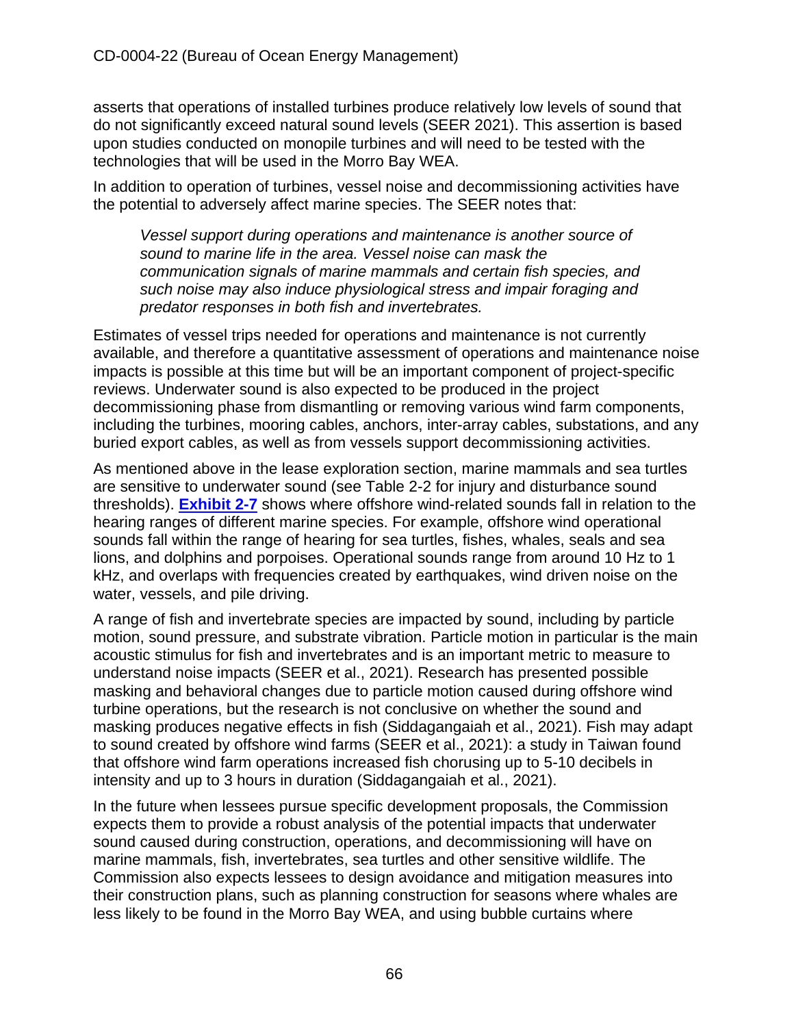asserts that operations of installed turbines produce relatively low levels of sound that do not significantly exceed natural sound levels (SEER 2021). This assertion is based upon studies conducted on monopile turbines and will need to be tested with the technologies that will be used in the Morro Bay WEA.

In addition to operation of turbines, vessel noise and decommissioning activities have the potential to adversely affect marine species. The SEER notes that:

> *Vessel support during operations and maintenance is another source of sound to marine life in the area. Vessel noise can mask the communication signals of marine mammals and certain fish species, and such noise may also induce physiological stress and impair foraging and predator responses in both fish and invertebrates.*

Estimates of vessel trips needed for operations and maintenance is not currently available, and therefore a quantitative assessment of operations and maintenance noise impacts is possible at this time but will be an important component of project-specific reviews. Underwater sound is also expected to be produced in the project decommissioning phase from dismantling or removing various wind farm components, including the turbines, mooring cables, anchors, inter-array cables, substations, and any buried export cables, as well as from vessels support decommissioning activities.

As mentioned above in the lease exploration section, marine mammals and sea turtles are sensitive to underwater sound (see Table 2-2 for injury and disturbance sound thresholds). **Exhibit 2-7** shows where offshore wind-related sounds fall in relation to the hearing ranges of different marine species. For example, offshore wind operational sounds fall within the range of hearing for sea turtles, fishes, whales, seals and sea lions, and dolphins and porpoises. Operational sounds range from around 10 Hz to 1 kHz, and overlaps with frequencies created by earthquakes, wind driven noise on the water, vessels, and pile driving.

A range of fish and invertebrate species are impacted by sound, including by particle motion, sound pressure, and substrate vibration. Particle motion in particular is the main acoustic stimulus for fish and invertebrates and is an important metric to measure to understand noise impacts (SEER et al., 2021). Research has presented possible masking and behavioral changes due to particle motion caused during offshore wind turbine operations, but the research is not conclusive on whether the sound and masking produces negative effects in fish (Siddagangaiah et al., 2021). Fish may adapt to sound created by offshore wind farms (SEER et al., 2021): a study in Taiwan found that offshore wind farm operations increased fish chorusing up to 5-10 decibels in intensity and up to 3 hours in duration (Siddagangaiah et al., 2021).

In the future when lessees pursue specific development proposals, the Commission expects them to provide a robust analysis of the potential impacts that underwater sound caused during construction, operations, and decommissioning will have on marine mammals, fish, invertebrates, sea turtles and other sensitive wildlife. The Commission also expects lessees to design avoidance and mitigation measures into their construction plans, such as planning construction for seasons where whales are less likely to be found in the Morro Bay WEA, and using bubble curtains where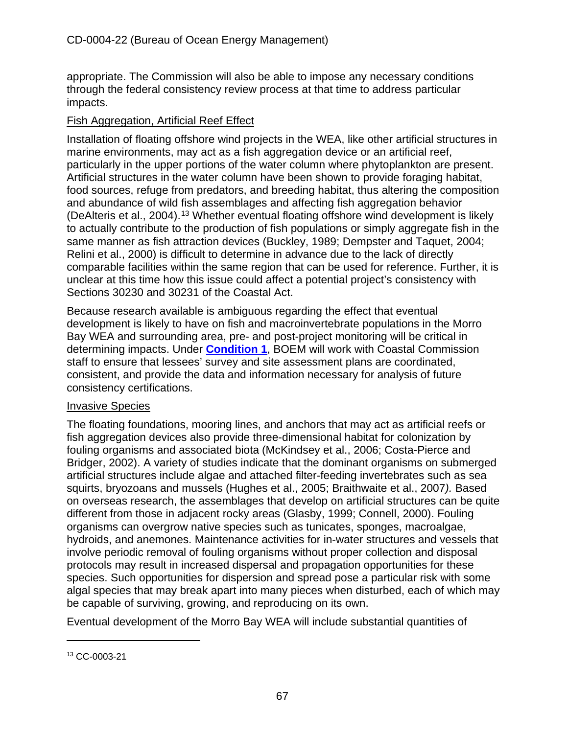appropriate. The Commission will also be able to impose any necessary conditions through the federal consistency review process at that time to address particular impacts.

Fish Aggregation, Artificial Reef Effect

Installation of floating offshore wind projects in the WEA, like other artificial structures in marine environments, may act as a fish aggregation device or an artificial reef, particularly in the upper portions of the water column where phytoplankton are present. Artificial structures in the water column have been shown to provide foraging habitat, food sources, refuge from predators, and breeding habitat, thus altering the composition and abundance of wild fish assemblages and affecting fish aggregation behavior (DeAlteris et al., 2004).[13] Whether eventual floating offshore wind development is likely to actually contribute to the production of fish populations or simply aggregate fish in the same manner as fish attraction devices (Buckley, 1989; Dempster and Taquet, 2004; Relini et al., 2000) is difficult to determine in advance due to the lack of directly comparable facilities within the same region that can be used for reference. Further, it is unclear at this time how this issue could affect a potential project's consistency with Sections 30230 and 30231 of the Coastal Act.

Because research available is ambiguous regarding the effect that eventual development is likely to have on fish and macroinvertebrate populations in the Morro Bay WEA and surrounding area, pre- and post-project monitoring will be critical in determining impacts. Under **Condition 1**, BOEM will work with Coastal Commission staff to ensure that lessees' survey and site assessment plans are coordinated, consistent, and provide the data and information necessary for analysis of future consistency certifications.

Invasive Species

The floating foundations, mooring lines, and anchors that may act as artificial reefs or fish aggregation devices also provide three-dimensional habitat for colonization by fouling organisms and associated biota (McKindsey et al., 2006; Costa-Pierce and Bridger, 2002). A variety of studies indicate that the dominant organisms on submerged artificial structures include algae and attached filter-feeding invertebrates such as sea squirts, bryozoans and mussels (Hughes et al., 2005; Braithwaite et al., 2007*).* Based on overseas research, the assemblages that develop on artificial structures can be quite different from those in adjacent rocky areas (Glasby, 1999; Connell, 2000). Fouling organisms can overgrow native species such as tunicates, sponges, macroalgae, hydroids, and anemones. Maintenance activities for in-water structures and vessels that involve periodic removal of fouling organisms without proper collection and disposal protocols may result in increased dispersal and propagation opportunities for these species. Such opportunities for dispersion and spread pose a particular risk with some algal species that may break apart into many pieces when disturbed, each of which may be capable of surviving, growing, and reproducing on its own.

Eventual development of the Morro Bay WEA will include substantial quantities of

[13] CC-0003-21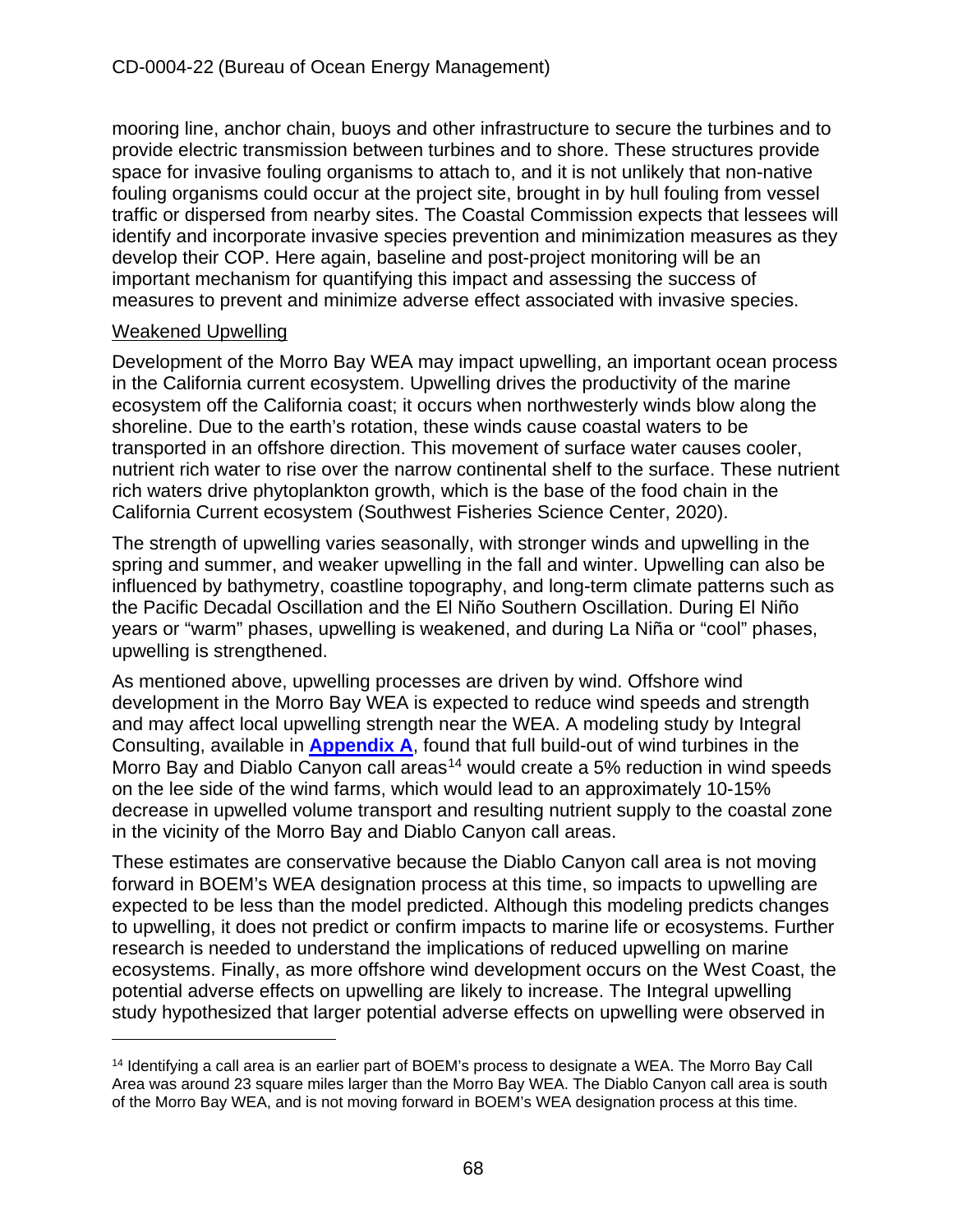mooring line, anchor chain, buoys and other infrastructure to secure the turbines and to provide electric transmission between turbines and to shore. These structures provide space for invasive fouling organisms to attach to, and it is not unlikely that non-native fouling organisms could occur at the project site, brought in by hull fouling from vessel traffic or dispersed from nearby sites. The Coastal Commission expects that lessees will identify and incorporate invasive species prevention and minimization measures as they develop their COP. Here again, baseline and post-project monitoring will be an important mechanism for quantifying this impact and assessing the success of measures to prevent and minimize adverse effect associated with invasive species.

Weakened Upwelling

Development of the Morro Bay WEA may impact upwelling, an important ocean process in the California current ecosystem. Upwelling drives the productivity of the marine ecosystem off the California coast; it occurs when northwesterly winds blow along the shoreline. Due to the earth's rotation, these winds cause coastal waters to be transported in an offshore direction. This movement of surface water causes cooler, nutrient rich water to rise over the narrow continental shelf to the surface. These nutrient rich waters drive phytoplankton growth, which is the base of the food chain in the California Current ecosystem (Southwest Fisheries Science Center, 2020).

The strength of upwelling varies seasonally, with stronger winds and upwelling in the spring and summer, and weaker upwelling in the fall and winter. Upwelling can also be influenced by bathymetry, coastline topography, and long-term climate patterns such as the Pacific Decadal Oscillation and the El Niño Southern Oscillation. During El Niño years or "warm" phases, upwelling is weakened, and during La Niña or "cool" phases, upwelling is strengthened.

As mentioned above, upwelling processes are driven by wind. Offshore wind development in the Morro Bay WEA is expected to reduce wind speeds and strength and may affect local upwelling strength near the WEA. A modeling study by Integral Consulting, available in **Appendix A**, found that full build-out of wind turbines in the Morro Bay and Diablo Canyon call areas[14] would create a 5% reduction in wind speeds on the lee side of the wind farms, which would lead to an approximately 10-15% decrease in upwelled volume transport and resulting nutrient supply to the coastal zone in the vicinity of the Morro Bay and Diablo Canyon call areas.

These estimates are conservative because the Diablo Canyon call area is not moving forward in BOEM's WEA designation process at this time, so impacts to upwelling are expected to be less than the model predicted. Although this modeling predicts changes to upwelling, it does not predict or confirm impacts to marine life or ecosystems. Further research is needed to understand the implications of reduced upwelling on marine ecosystems. Finally, as more offshore wind development occurs on the West Coast, the potential adverse effects on upwelling are likely to increase. The Integral upwelling study hypothesized that larger potential adverse effects on upwelling were observed in

[14] Identifying a call area is an earlier part of BOEM's process to designate a WEA. The Morro Bay Call Area was around 23 square miles larger than the Morro Bay WEA. The Diablo Canyon call area is south of the Morro Bay WEA, and is not moving forward in BOEM's WEA designation process at this time.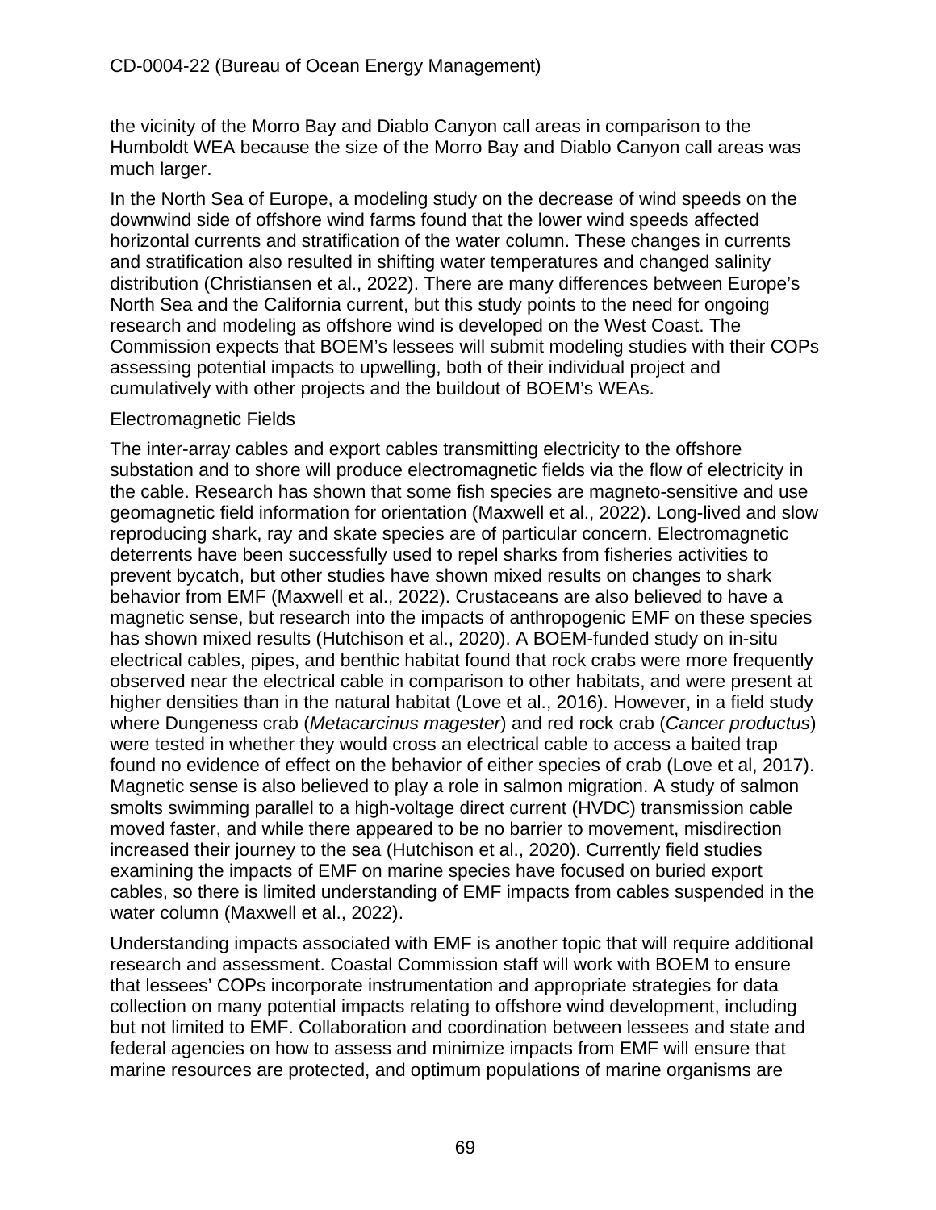the vicinity of the Morro Bay and Diablo Canyon call areas in comparison to the Humboldt WEA because the size of the Morro Bay and Diablo Canyon call areas was much larger.

In the North Sea of Europe, a modeling study on the decrease of wind speeds on the downwind side of offshore wind farms found that the lower wind speeds affected horizontal currents and stratification of the water column. These changes in currents and stratification also resulted in shifting water temperatures and changed salinity distribution (Christiansen et al., 2022). There are many differences between Europe's North Sea and the California current, but this study points to the need for ongoing research and modeling as offshore wind is developed on the West Coast. The Commission expects that BOEM's lessees will submit modeling studies with their COPs assessing potential impacts to upwelling, both of their individual project and cumulatively with other projects and the buildout of BOEM's WEAs.

<u>Electromagnetic Fields</u>

The inter-array cables and export cables transmitting electricity to the offshore substation and to shore will produce electromagnetic fields via the flow of electricity in the cable. Research has shown that some fish species are magneto-sensitive and use geomagnetic field information for orientation (Maxwell et al., 2022). Long-lived and slow reproducing shark, ray and skate species are of particular concern. Electromagnetic deterrents have been successfully used to repel sharks from fisheries activities to prevent bycatch, but other studies have shown mixed results on changes to shark behavior from EMF (Maxwell et al., 2022). Crustaceans are also believed to have a magnetic sense, but research into the impacts of anthropogenic EMF on these species has shown mixed results (Hutchison et al., 2020). A BOEM-funded study on in-situ electrical cables, pipes, and benthic habitat found that rock crabs were more frequently observed near the electrical cable in comparison to other habitats, and were present at higher densities than in the natural habitat (Love et al., 2016). However, in a field study where Dungeness crab (*Metacarcinus magester*) and red rock crab (*Cancer productus*) were tested in whether they would cross an electrical cable to access a baited trap found no evidence of effect on the behavior of either species of crab (Love et al, 2017). Magnetic sense is also believed to play a role in salmon migration. A study of salmon smolts swimming parallel to a high-voltage direct current (HVDC) transmission cable moved faster, and while there appeared to be no barrier to movement, misdirection increased their journey to the sea (Hutchison et al., 2020). Currently field studies examining the impacts of EMF on marine species have focused on buried export cables, so there is limited understanding of EMF impacts from cables suspended in the water column (Maxwell et al., 2022).

Understanding impacts associated with EMF is another topic that will require additional research and assessment. Coastal Commission staff will work with BOEM to ensure that lessees' COPs incorporate instrumentation and appropriate strategies for data collection on many potential impacts relating to offshore wind development, including but not limited to EMF. Collaboration and coordination between lessees and state and federal agencies on how to assess and minimize impacts from EMF will ensure that marine resources are protected, and optimum populations of marine organisms are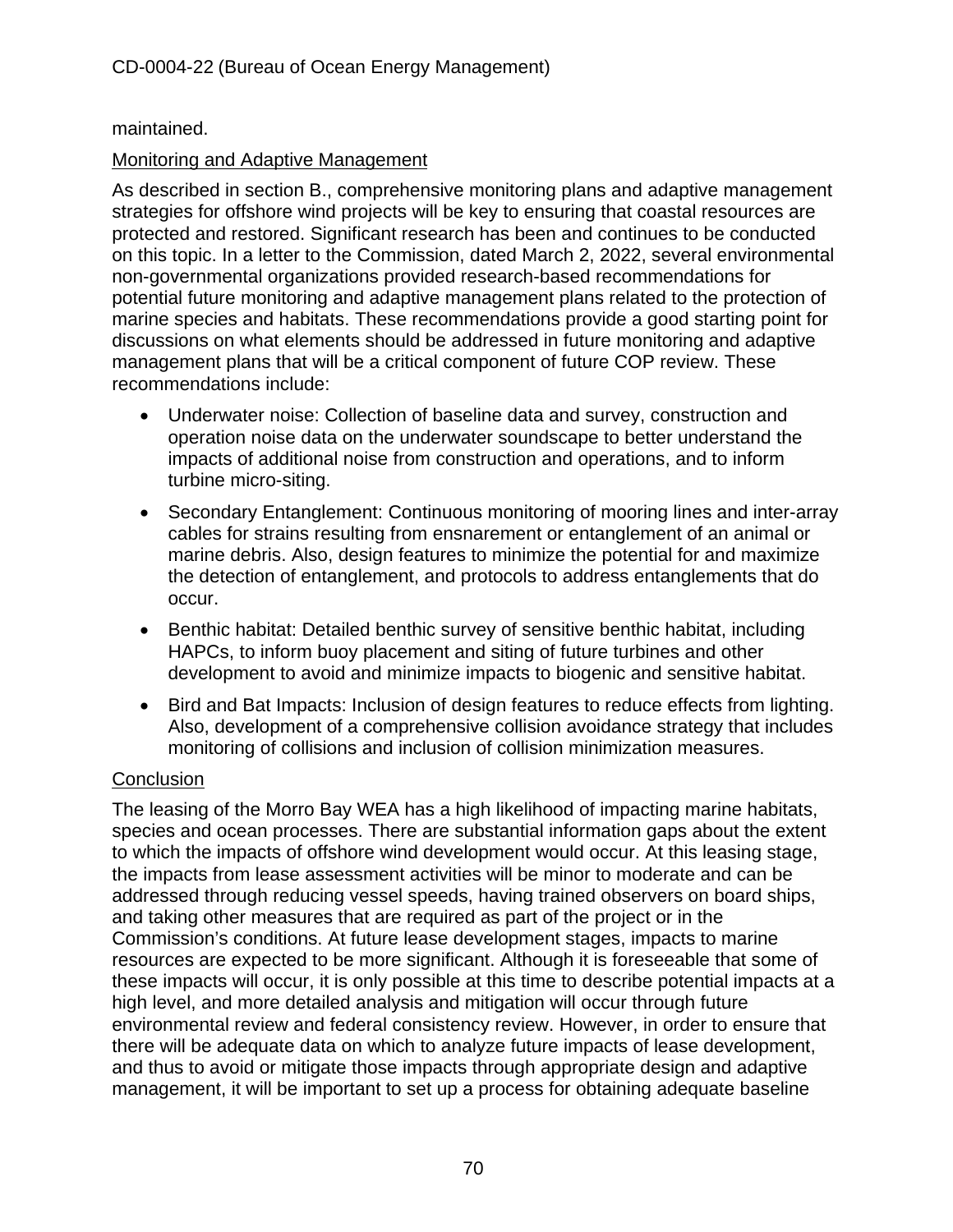maintained.

Monitoring and Adaptive Management

As described in section B., comprehensive monitoring plans and adaptive management strategies for offshore wind projects will be key to ensuring that coastal resources are protected and restored. Significant research has been and continues to be conducted on this topic. In a letter to the Commission, dated March 2, 2022, several environmental non-governmental organizations provided research-based recommendations for potential future monitoring and adaptive management plans related to the protection of marine species and habitats. These recommendations provide a good starting point for discussions on what elements should be addressed in future monitoring and adaptive management plans that will be a critical component of future COP review. These recommendations include:

- Underwater noise: Collection of baseline data and survey, construction and operation noise data on the underwater soundscape to better understand the impacts of additional noise from construction and operations, and to inform turbine micro-siting.
- Secondary Entanglement: Continuous monitoring of mooring lines and inter-array cables for strains resulting from ensnarement or entanglement of an animal or marine debris. Also, design features to minimize the potential for and maximize the detection of entanglement, and protocols to address entanglements that do occur.
- Benthic habitat: Detailed benthic survey of sensitive benthic habitat, including HAPCs, to inform buoy placement and siting of future turbines and other development to avoid and minimize impacts to biogenic and sensitive habitat.
- Bird and Bat Impacts: Inclusion of design features to reduce effects from lighting. Also, development of a comprehensive collision avoidance strategy that includes monitoring of collisions and inclusion of collision minimization measures.

Conclusion

The leasing of the Morro Bay WEA has a high likelihood of impacting marine habitats, species and ocean processes. There are substantial information gaps about the extent to which the impacts of offshore wind development would occur. At this leasing stage, the impacts from lease assessment activities will be minor to moderate and can be addressed through reducing vessel speeds, having trained observers on board ships, and taking other measures that are required as part of the project or in the Commission's conditions. At future lease development stages, impacts to marine resources are expected to be more significant. Although it is foreseeable that some of these impacts will occur, it is only possible at this time to describe potential impacts at a high level, and more detailed analysis and mitigation will occur through future environmental review and federal consistency review. However, in order to ensure that there will be adequate data on which to analyze future impacts of lease development, and thus to avoid or mitigate those impacts through appropriate design and adaptive management, it will be important to set up a process for obtaining adequate baseline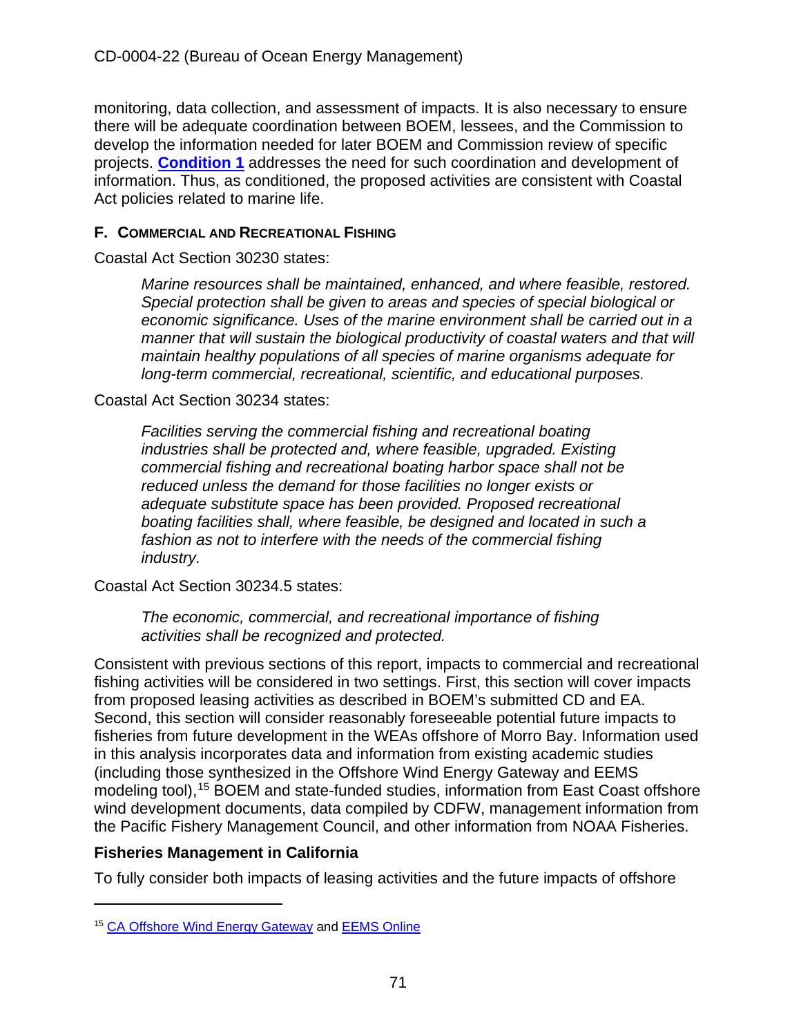monitoring, data collection, and assessment of impacts. It is also necessary to ensure there will be adequate coordination between BOEM, lessees, and the Commission to develop the information needed for later BOEM and Commission review of specific projects. **Condition 1** addresses the need for such coordination and development of information. Thus, as conditioned, the proposed activities are consistent with Coastal Act policies related to marine life.

### F. COMMERCIAL AND RECREATIONAL FISHING

Coastal Act Section 30230 states:

> *Marine resources shall be maintained, enhanced, and where feasible, restored. Special protection shall be given to areas and species of special biological or economic significance. Uses of the marine environment shall be carried out in a manner that will sustain the biological productivity of coastal waters and that will maintain healthy populations of all species of marine organisms adequate for long-term commercial, recreational, scientific, and educational purposes.*

Coastal Act Section 30234 states:

> *Facilities serving the commercial fishing and recreational boating industries shall be protected and, where feasible, upgraded. Existing commercial fishing and recreational boating harbor space shall not be reduced unless the demand for those facilities no longer exists or adequate substitute space has been provided. Proposed recreational boating facilities shall, where feasible, be designed and located in such a fashion as not to interfere with the needs of the commercial fishing industry.*

Coastal Act Section 30234.5 states:

> *The economic, commercial, and recreational importance of fishing activities shall be recognized and protected.*

Consistent with previous sections of this report, impacts to commercial and recreational fishing activities will be considered in two settings. First, this section will cover impacts from proposed leasing activities as described in BOEM's submitted CD and EA. Second, this section will consider reasonably foreseeable potential future impacts to fisheries from future development in the WEAs offshore of Morro Bay. Information used in this analysis incorporates data and information from existing academic studies (including those synthesized in the Offshore Wind Energy Gateway and EEMS modeling tool),[15] BOEM and state-funded studies, information from East Coast offshore wind development documents, data compiled by CDFW, management information from the Pacific Fishery Management Council, and other information from NOAA Fisheries.

#### Fisheries Management in California

To fully consider both impacts of leasing activities and the future impacts of offshore

[15] CA Offshore Wind Energy Gateway and EEMS Online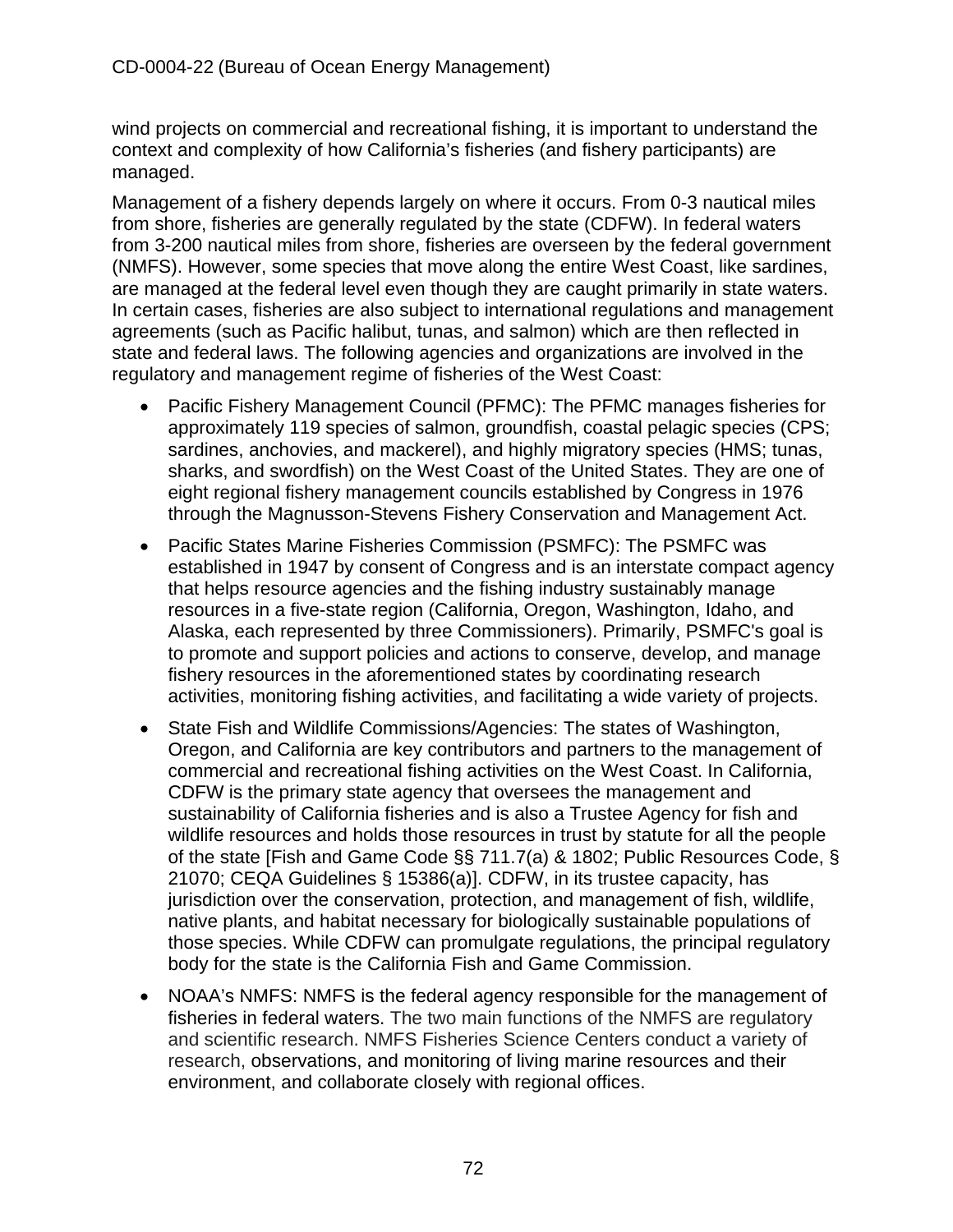wind projects on commercial and recreational fishing, it is important to understand the context and complexity of how California's fisheries (and fishery participants) are managed.

Management of a fishery depends largely on where it occurs. From 0-3 nautical miles from shore, fisheries are generally regulated by the state (CDFW). In federal waters from 3-200 nautical miles from shore, fisheries are overseen by the federal government (NMFS). However, some species that move along the entire West Coast, like sardines, are managed at the federal level even though they are caught primarily in state waters. In certain cases, fisheries are also subject to international regulations and management agreements (such as Pacific halibut, tunas, and salmon) which are then reflected in state and federal laws. The following agencies and organizations are involved in the regulatory and management regime of fisheries of the West Coast:

- Pacific Fishery Management Council (PFMC): The PFMC manages fisheries for approximately 119 species of salmon, groundfish, coastal pelagic species (CPS; sardines, anchovies, and mackerel), and highly migratory species (HMS; tunas, sharks, and swordfish) on the West Coast of the United States. They are one of eight regional fishery management councils established by Congress in 1976 through the Magnusson-Stevens Fishery Conservation and Management Act.
- Pacific States Marine Fisheries Commission (PSMFC): The PSMFC was established in 1947 by consent of Congress and is an interstate compact agency that helps resource agencies and the fishing industry sustainably manage resources in a five-state region (California, Oregon, Washington, Idaho, and Alaska, each represented by three Commissioners). Primarily, PSMFC's goal is to promote and support policies and actions to conserve, develop, and manage fishery resources in the aforementioned states by coordinating research activities, monitoring fishing activities, and facilitating a wide variety of projects.
- State Fish and Wildlife Commissions/Agencies: The states of Washington, Oregon, and California are key contributors and partners to the management of commercial and recreational fishing activities on the West Coast. In California, CDFW is the primary state agency that oversees the management and sustainability of California fisheries and is also a Trustee Agency for fish and wildlife resources and holds those resources in trust by statute for all the people of the state [Fish and Game Code §§ 711.7(a) & 1802; Public Resources Code, § 21070; CEQA Guidelines § 15386(a)]. CDFW, in its trustee capacity, has jurisdiction over the conservation, protection, and management of fish, wildlife, native plants, and habitat necessary for biologically sustainable populations of those species. While CDFW can promulgate regulations, the principal regulatory body for the state is the California Fish and Game Commission.
- NOAA's NMFS: NMFS is the federal agency responsible for the management of fisheries in federal waters. The two main functions of the NMFS are regulatory and scientific research. NMFS Fisheries Science Centers conduct a variety of research, observations, and monitoring of living marine resources and their environment, and collaborate closely with regional offices.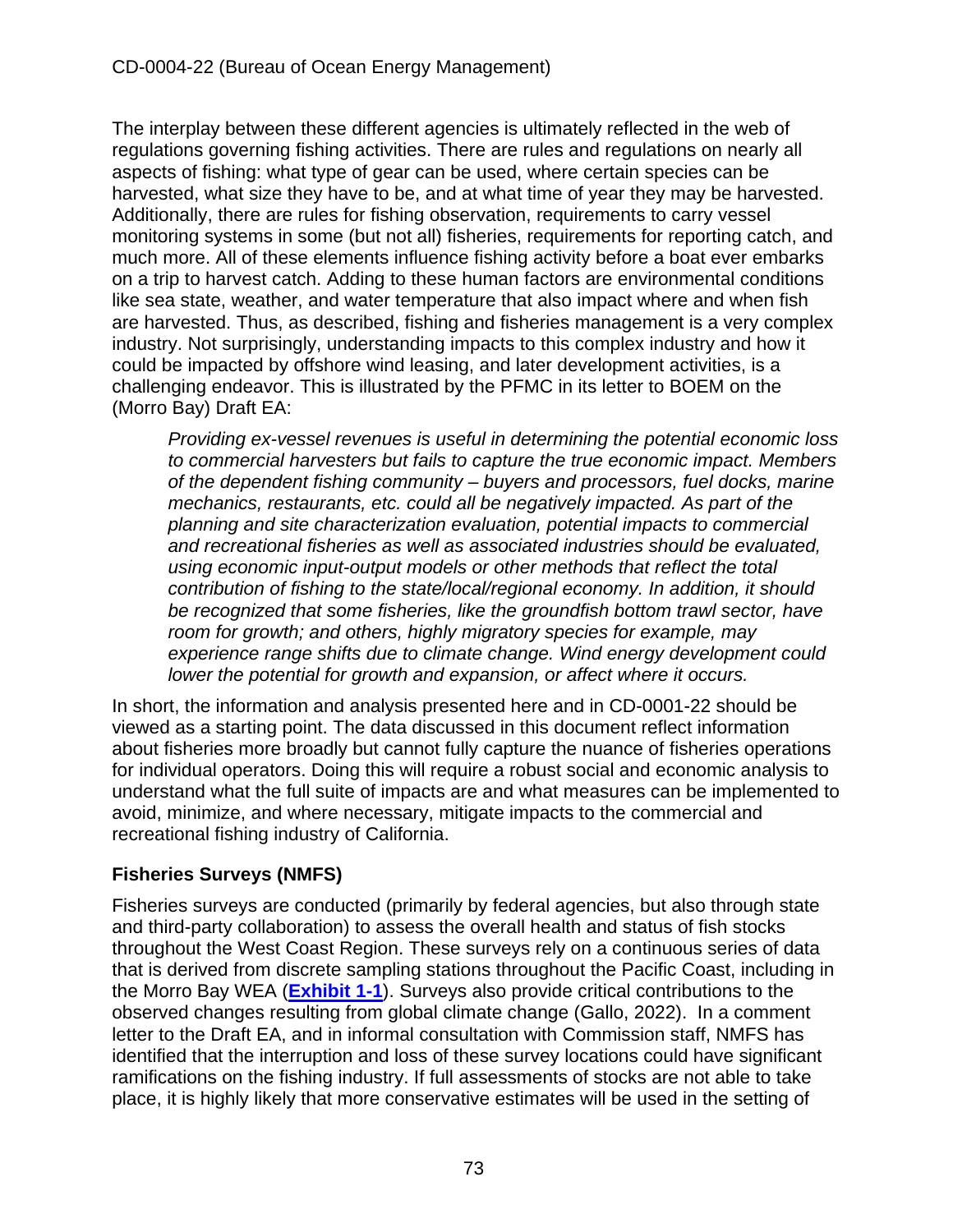The interplay between these different agencies is ultimately reflected in the web of regulations governing fishing activities. There are rules and regulations on nearly all aspects of fishing: what type of gear can be used, where certain species can be harvested, what size they have to be, and at what time of year they may be harvested. Additionally, there are rules for fishing observation, requirements to carry vessel monitoring systems in some (but not all) fisheries, requirements for reporting catch, and much more. All of these elements influence fishing activity before a boat ever embarks on a trip to harvest catch. Adding to these human factors are environmental conditions like sea state, weather, and water temperature that also impact where and when fish are harvested. Thus, as described, fishing and fisheries management is a very complex industry. Not surprisingly, understanding impacts to this complex industry and how it could be impacted by offshore wind leasing, and later development activities, is a challenging endeavor. This is illustrated by the PFMC in its letter to BOEM on the (Morro Bay) Draft EA:

> *Providing ex-vessel revenues is useful in determining the potential economic loss to commercial harvesters but fails to capture the true economic impact. Members of the dependent fishing community – buyers and processors, fuel docks, marine mechanics, restaurants, etc. could all be negatively impacted. As part of the planning and site characterization evaluation, potential impacts to commercial and recreational fisheries as well as associated industries should be evaluated, using economic input-output models or other methods that reflect the total contribution of fishing to the state/local/regional economy. In addition, it should be recognized that some fisheries, like the groundfish bottom trawl sector, have room for growth; and others, highly migratory species for example, may experience range shifts due to climate change. Wind energy development could lower the potential for growth and expansion, or affect where it occurs.*

In short, the information and analysis presented here and in CD-0001-22 should be viewed as a starting point. The data discussed in this document reflect information about fisheries more broadly but cannot fully capture the nuance of fisheries operations for individual operators. Doing this will require a robust social and economic analysis to understand what the full suite of impacts are and what measures can be implemented to avoid, minimize, and where necessary, mitigate impacts to the commercial and recreational fishing industry of California.

### Fisheries Surveys (NMFS)

Fisheries surveys are conducted (primarily by federal agencies, but also through state and third-party collaboration) to assess the overall health and status of fish stocks throughout the West Coast Region. These surveys rely on a continuous series of data that is derived from discrete sampling stations throughout the Pacific Coast, including in the Morro Bay WEA (**Exhibit 1-1**). Surveys also provide critical contributions to the observed changes resulting from global climate change (Gallo, 2022). In a comment letter to the Draft EA, and in informal consultation with Commission staff, NMFS has identified that the interruption and loss of these survey locations could have significant ramifications on the fishing industry. If full assessments of stocks are not able to take place, it is highly likely that more conservative estimates will be used in the setting of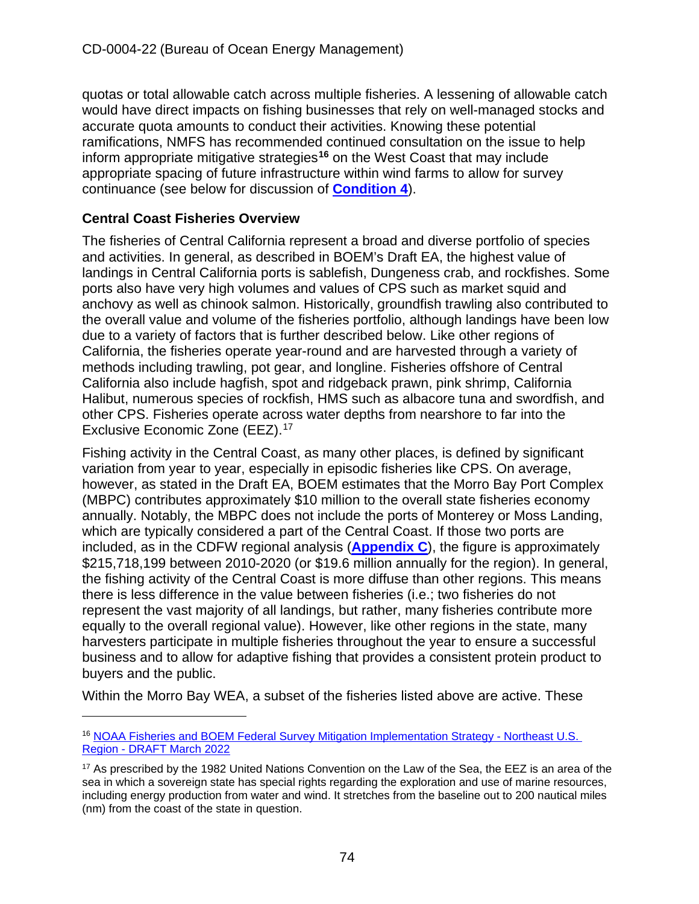quotas or total allowable catch across multiple fisheries. A lessening of allowable catch would have direct impacts on fishing businesses that rely on well-managed stocks and accurate quota amounts to conduct their activities. Knowing these potential ramifications, NMFS has recommended continued consultation on the issue to help inform appropriate mitigative strategies[16] on the West Coast that may include appropriate spacing of future infrastructure within wind farms to allow for survey continuance (see below for discussion of **Condition 4**).

**Central Coast Fisheries Overview**

The fisheries of Central California represent a broad and diverse portfolio of species and activities. In general, as described in BOEM's Draft EA, the highest value of landings in Central California ports is sablefish, Dungeness crab, and rockfishes. Some ports also have very high volumes and values of CPS such as market squid and anchovy as well as chinook salmon. Historically, groundfish trawling also contributed to the overall value and volume of the fisheries portfolio, although landings have been low due to a variety of factors that is further described below. Like other regions of California, the fisheries operate year-round and are harvested through a variety of methods including trawling, pot gear, and longline. Fisheries offshore of Central California also include hagfish, spot and ridgeback prawn, pink shrimp, California Halibut, numerous species of rockfish, HMS such as albacore tuna and swordfish, and other CPS. Fisheries operate across water depths from nearshore to far into the Exclusive Economic Zone (EEZ).[17]

Fishing activity in the Central Coast, as many other places, is defined by significant variation from year to year, especially in episodic fisheries like CPS. On average, however, as stated in the Draft EA, BOEM estimates that the Morro Bay Port Complex (MBPC) contributes approximately $10 million to the overall state fisheries economy annually. Notably, the MBPC does not include the ports of Monterey or Moss Landing, which are typically considered a part of the Central Coast. If those two ports are included, as in the CDFW regional analysis (**Appendix C**), the figure is approximately $215,718,199 between 2010-2020 (or $19.6 million annually for the region). In general, the fishing activity of the Central Coast is more diffuse than other regions. This means there is less difference in the value between fisheries (i.e.; two fisheries do not represent the vast majority of all landings, but rather, many fisheries contribute more equally to the overall regional value). However, like other regions in the state, many harvesters participate in multiple fisheries throughout the year to ensure a successful business and to allow for adaptive fishing that provides a consistent protein product to buyers and the public.

Within the Morro Bay WEA, a subset of the fisheries listed above are active. These

---

[16] NOAA Fisheries and BOEM Federal Survey Mitigation Implementation Strategy - Northeast U.S. Region - DRAFT March 2022

[17] As prescribed by the 1982 United Nations Convention on the Law of the Sea, the EEZ is an area of the sea in which a sovereign state has special rights regarding the exploration and use of marine resources, including energy production from water and wind. It stretches from the baseline out to 200 nautical miles (nm) from the coast of the state in question.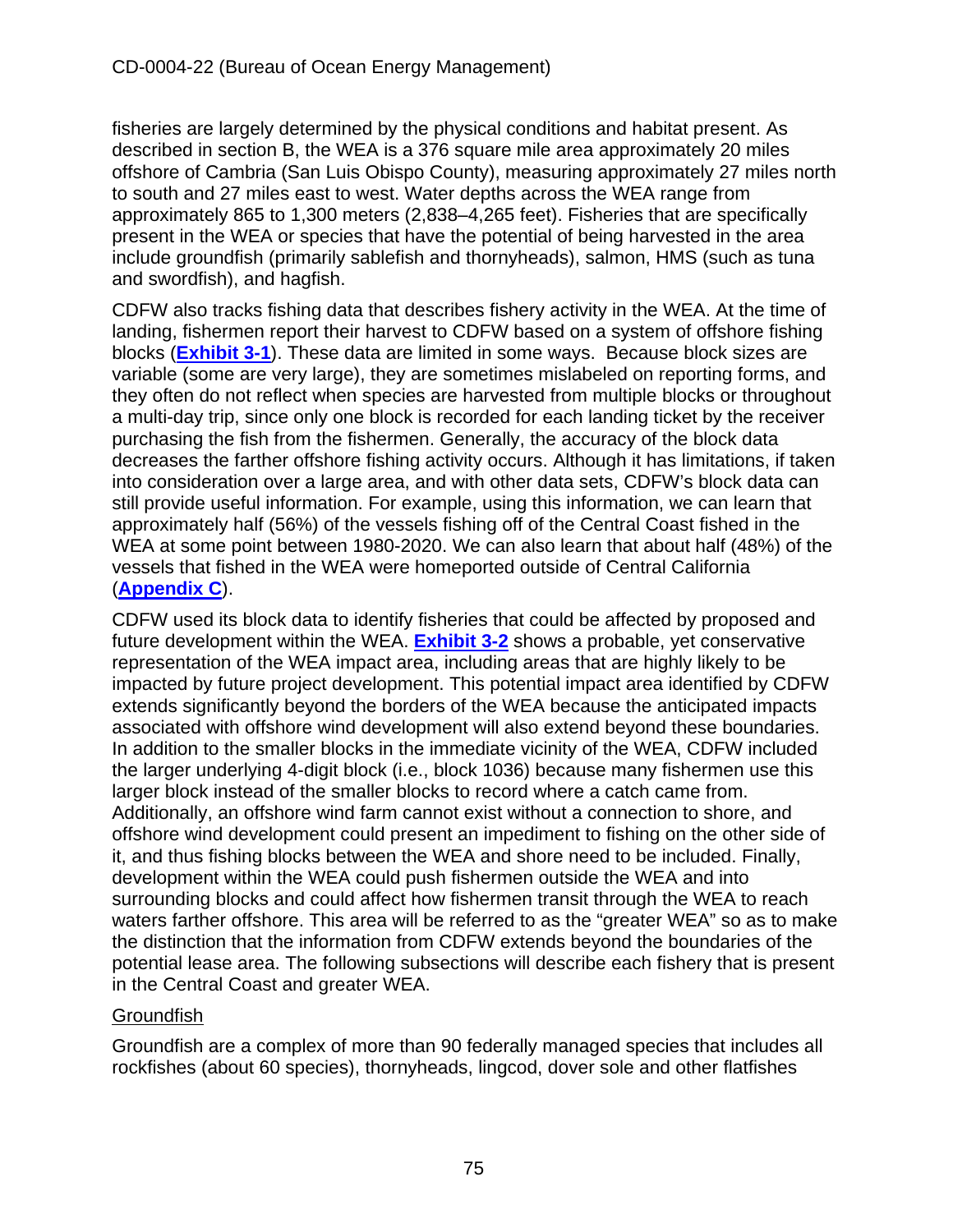fisheries are largely determined by the physical conditions and habitat present. As described in section B, the WEA is a 376 square mile area approximately 20 miles offshore of Cambria (San Luis Obispo County), measuring approximately 27 miles north to south and 27 miles east to west. Water depths across the WEA range from approximately 865 to 1,300 meters (2,838–4,265 feet). Fisheries that are specifically present in the WEA or species that have the potential of being harvested in the area include groundfish (primarily sablefish and thornyheads), salmon, HMS (such as tuna and swordfish), and hagfish.

CDFW also tracks fishing data that describes fishery activity in the WEA. At the time of landing, fishermen report their harvest to CDFW based on a system of offshore fishing blocks (**Exhibit 3-1**). These data are limited in some ways. Because block sizes are variable (some are very large), they are sometimes mislabeled on reporting forms, and they often do not reflect when species are harvested from multiple blocks or throughout a multi-day trip, since only one block is recorded for each landing ticket by the receiver purchasing the fish from the fishermen. Generally, the accuracy of the block data decreases the farther offshore fishing activity occurs. Although it has limitations, if taken into consideration over a large area, and with other data sets, CDFW's block data can still provide useful information. For example, using this information, we can learn that approximately half (56%) of the vessels fishing off of the Central Coast fished in the WEA at some point between 1980-2020. We can also learn that about half (48%) of the vessels that fished in the WEA were homeported outside of Central California (**Appendix C**).

CDFW used its block data to identify fisheries that could be affected by proposed and future development within the WEA. **Exhibit 3-2** shows a probable, yet conservative representation of the WEA impact area, including areas that are highly likely to be impacted by future project development. This potential impact area identified by CDFW extends significantly beyond the borders of the WEA because the anticipated impacts associated with offshore wind development will also extend beyond these boundaries. In addition to the smaller blocks in the immediate vicinity of the WEA, CDFW included the larger underlying 4-digit block (i.e., block 1036) because many fishermen use this larger block instead of the smaller blocks to record where a catch came from. Additionally, an offshore wind farm cannot exist without a connection to shore, and offshore wind development could present an impediment to fishing on the other side of it, and thus fishing blocks between the WEA and shore need to be included. Finally, development within the WEA could push fishermen outside the WEA and into surrounding blocks and could affect how fishermen transit through the WEA to reach waters farther offshore. This area will be referred to as the "greater WEA" so as to make the distinction that the information from CDFW extends beyond the boundaries of the potential lease area. The following subsections will describe each fishery that is present in the Central Coast and greater WEA.

<u>Groundfish</u>

Groundfish are a complex of more than 90 federally managed species that includes all rockfishes (about 60 species), thornyheads, lingcod, dover sole and other flatfishes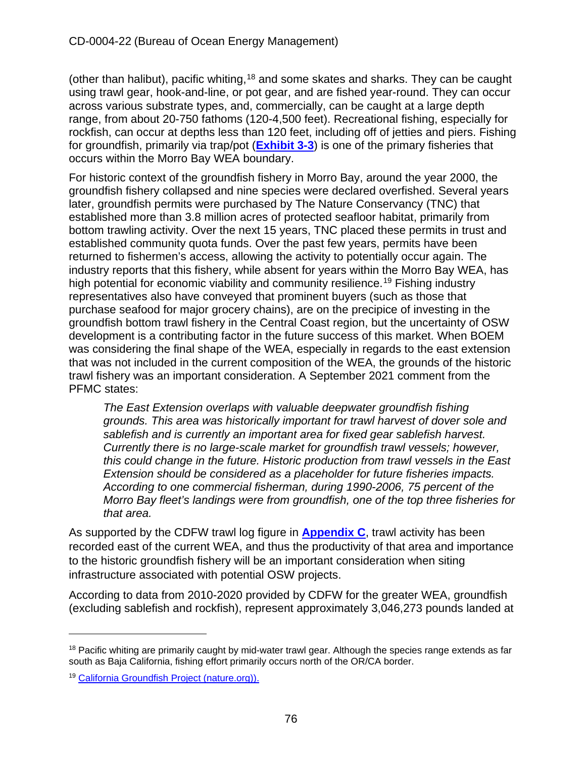(other than halibut), pacific whiting,[18] and some skates and sharks. They can be caught using trawl gear, hook-and-line, or pot gear, and are fished year-round. They can occur across various substrate types, and, commercially, can be caught at a large depth range, from about 20-750 fathoms (120-4,500 feet). Recreational fishing, especially for rockfish, can occur at depths less than 120 feet, including off of jetties and piers. Fishing for groundfish, primarily via trap/pot (**Exhibit 3-3**) is one of the primary fisheries that occurs within the Morro Bay WEA boundary.

For historic context of the groundfish fishery in Morro Bay, around the year 2000, the groundfish fishery collapsed and nine species were declared overfished. Several years later, groundfish permits were purchased by The Nature Conservancy (TNC) that established more than 3.8 million acres of protected seafloor habitat, primarily from bottom trawling activity. Over the next 15 years, TNC placed these permits in trust and established community quota funds. Over the past few years, permits have been returned to fishermen's access, allowing the activity to potentially occur again. The industry reports that this fishery, while absent for years within the Morro Bay WEA, has high potential for economic viability and community resilience.[19] Fishing industry representatives also have conveyed that prominent buyers (such as those that purchase seafood for major grocery chains), are on the precipice of investing in the groundfish bottom trawl fishery in the Central Coast region, but the uncertainty of OSW development is a contributing factor in the future success of this market. When BOEM was considering the final shape of the WEA, especially in regards to the east extension that was not included in the current composition of the WEA, the grounds of the historic trawl fishery was an important consideration. A September 2021 comment from the PFMC states:

> *The East Extension overlaps with valuable deepwater groundfish fishing grounds. This area was historically important for trawl harvest of dover sole and sablefish and is currently an important area for fixed gear sablefish harvest. Currently there is no large-scale market for groundfish trawl vessels; however, this could change in the future. Historic production from trawl vessels in the East Extension should be considered as a placeholder for future fisheries impacts. According to one commercial fisherman, during 1990-2006, 75 percent of the Morro Bay fleet's landings were from groundfish, one of the top three fisheries for that area.*

As supported by the CDFW trawl log figure in **Appendix C**, trawl activity has been recorded east of the current WEA, and thus the productivity of that area and importance to the historic groundfish fishery will be an important consideration when siting infrastructure associated with potential OSW projects.

According to data from 2010-2020 provided by CDFW for the greater WEA, groundfish (excluding sablefish and rockfish), represent approximately 3,046,273 pounds landed at

---

[18] Pacific whiting are primarily caught by mid-water trawl gear. Although the species range extends as far south as Baja California, fishing effort primarily occurs north of the OR/CA border.

[19] California Groundfish Project (nature.org)).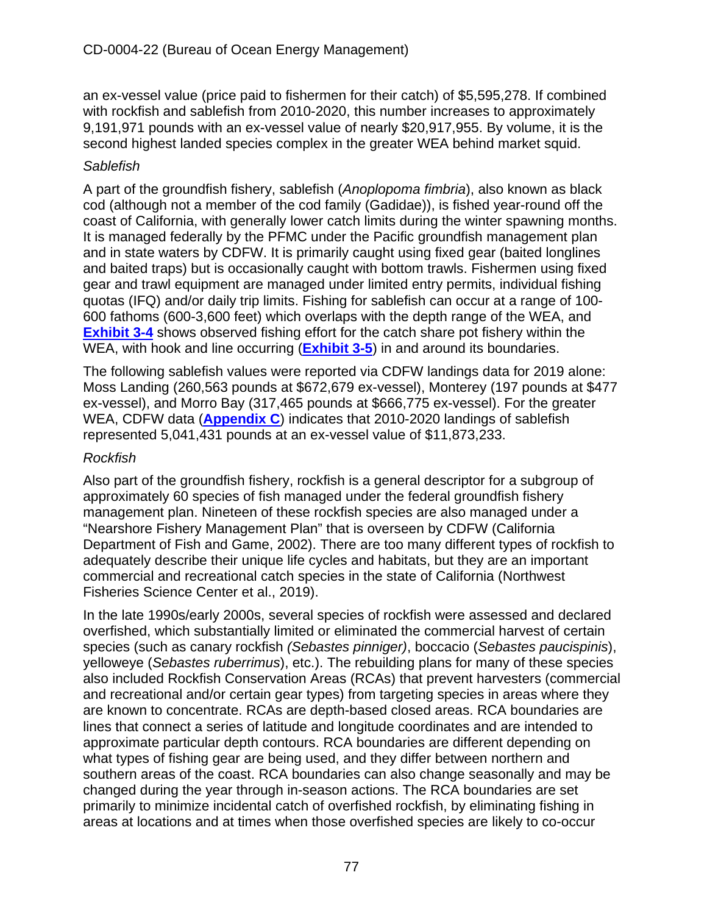an ex-vessel value (price paid to fishermen for their catch) of $5,595,278. If combined with rockfish and sablefish from 2010-2020, this number increases to approximately 9,191,971 pounds with an ex-vessel value of nearly $20,917,955. By volume, it is the second highest landed species complex in the greater WEA behind market squid.

*Sablefish*

A part of the groundfish fishery, sablefish (*Anoplopoma fimbria*), also known as black cod (although not a member of the cod family (Gadidae)), is fished year-round off the coast of California, with generally lower catch limits during the winter spawning months. It is managed federally by the PFMC under the Pacific groundfish management plan and in state waters by CDFW. It is primarily caught using fixed gear (baited longlines and baited traps) but is occasionally caught with bottom trawls. Fishermen using fixed gear and trawl equipment are managed under limited entry permits, individual fishing quotas (IFQ) and/or daily trip limits. Fishing for sablefish can occur at a range of 100-600 fathoms (600-3,600 feet) which overlaps with the depth range of the WEA, and **Exhibit 3-4** shows observed fishing effort for the catch share pot fishery within the WEA, with hook and line occurring (**Exhibit 3-5**) in and around its boundaries.

The following sablefish values were reported via CDFW landings data for 2019 alone: Moss Landing (260,563 pounds at $672,679 ex-vessel), Monterey (197 pounds at $477 ex-vessel), and Morro Bay (317,465 pounds at $666,775 ex-vessel). For the greater WEA, CDFW data (**Appendix C**) indicates that 2010-2020 landings of sablefish represented 5,041,431 pounds at an ex-vessel value of $11,873,233.

*Rockfish*

Also part of the groundfish fishery, rockfish is a general descriptor for a subgroup of approximately 60 species of fish managed under the federal groundfish fishery management plan. Nineteen of these rockfish species are also managed under a "Nearshore Fishery Management Plan" that is overseen by CDFW (California Department of Fish and Game, 2002). There are too many different types of rockfish to adequately describe their unique life cycles and habitats, but they are an important commercial and recreational catch species in the state of California (Northwest Fisheries Science Center et al., 2019).

In the late 1990s/early 2000s, several species of rockfish were assessed and declared overfished, which substantially limited or eliminated the commercial harvest of certain species (such as canary rockfish *(Sebastes pinniger)*, boccacio (*Sebastes paucispinis*), yelloweye (*Sebastes ruberrimus*), etc.). The rebuilding plans for many of these species also included Rockfish Conservation Areas (RCAs) that prevent harvesters (commercial and recreational and/or certain gear types) from targeting species in areas where they are known to concentrate. RCAs are depth-based closed areas. RCA boundaries are lines that connect a series of latitude and longitude coordinates and are intended to approximate particular depth contours. RCA boundaries are different depending on what types of fishing gear are being used, and they differ between northern and southern areas of the coast. RCA boundaries can also change seasonally and may be changed during the year through in-season actions. The RCA boundaries are set primarily to minimize incidental catch of overfished rockfish, by eliminating fishing in areas at locations and at times when those overfished species are likely to co-occur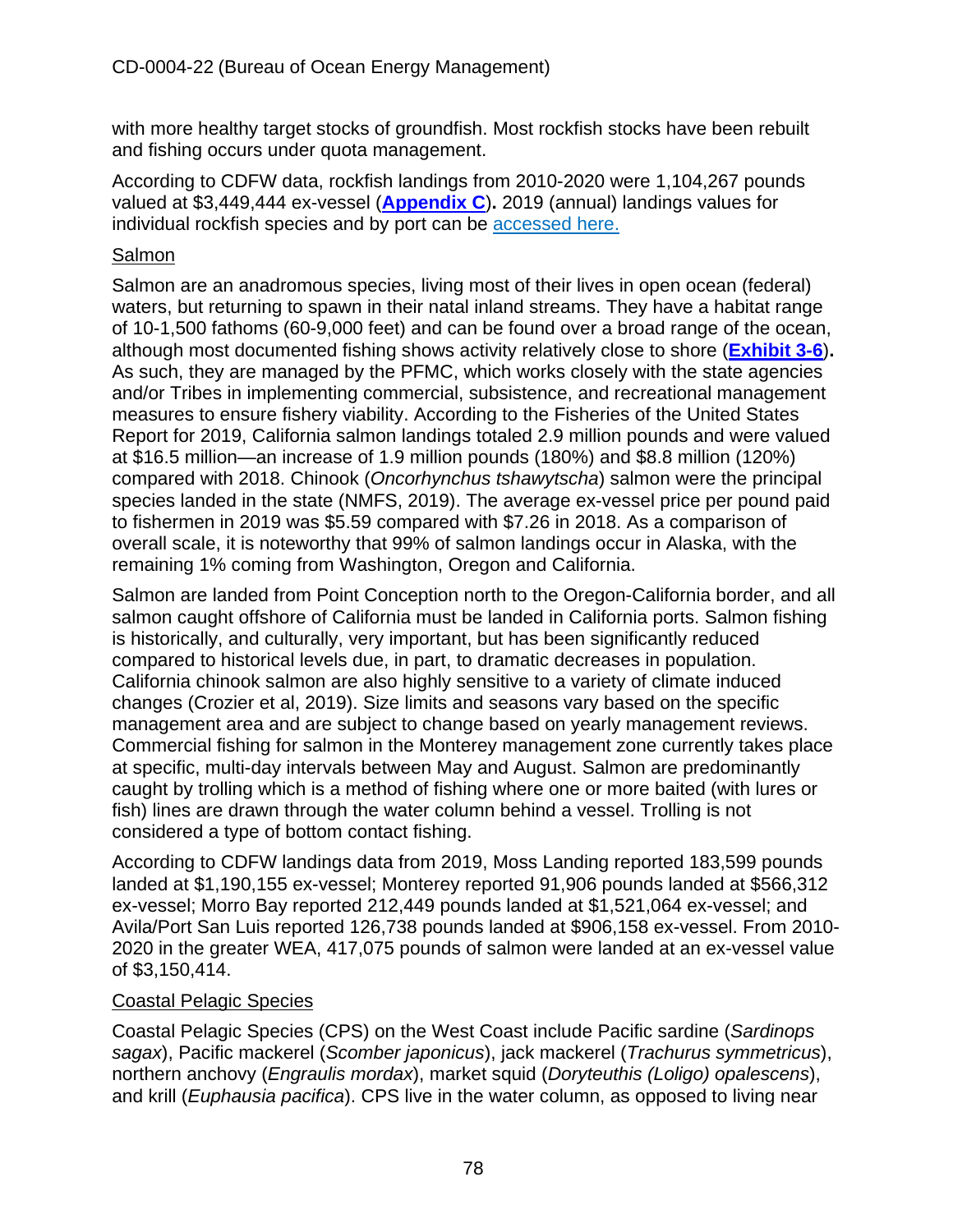with more healthy target stocks of groundfish. Most rockfish stocks have been rebuilt and fishing occurs under quota management.

According to CDFW data, rockfish landings from 2010-2020 were 1,104,267 pounds valued at $3,449,444 ex-vessel (**Appendix C**)**.** 2019 (annual) landings values for individual rockfish species and by port can be accessed here.

Salmon

Salmon are an anadromous species, living most of their lives in open ocean (federal) waters, but returning to spawn in their natal inland streams. They have a habitat range of 10-1,500 fathoms (60-9,000 feet) and can be found over a broad range of the ocean, although most documented fishing shows activity relatively close to shore (**Exhibit 3-6**)**.** As such, they are managed by the PFMC, which works closely with the state agencies and/or Tribes in implementing commercial, subsistence, and recreational management measures to ensure fishery viability. According to the Fisheries of the United States Report for 2019, California salmon landings totaled 2.9 million pounds and were valued at $16.5 million—an increase of 1.9 million pounds (180%) and $8.8 million (120%) compared with 2018. Chinook (*Oncorhynchus tshawytscha*) salmon were the principal species landed in the state (NMFS, 2019). The average ex-vessel price per pound paid to fishermen in 2019 was $5.59 compared with $7.26 in 2018. As a comparison of overall scale, it is noteworthy that 99% of salmon landings occur in Alaska, with the remaining 1% coming from Washington, Oregon and California.

Salmon are landed from Point Conception north to the Oregon-California border, and all salmon caught offshore of California must be landed in California ports. Salmon fishing is historically, and culturally, very important, but has been significantly reduced compared to historical levels due, in part, to dramatic decreases in population. California chinook salmon are also highly sensitive to a variety of climate induced changes (Crozier et al, 2019). Size limits and seasons vary based on the specific management area and are subject to change based on yearly management reviews. Commercial fishing for salmon in the Monterey management zone currently takes place at specific, multi-day intervals between May and August. Salmon are predominantly caught by trolling which is a method of fishing where one or more baited (with lures or fish) lines are drawn through the water column behind a vessel. Trolling is not considered a type of bottom contact fishing.

According to CDFW landings data from 2019, Moss Landing reported 183,599 pounds landed at $1,190,155 ex-vessel; Monterey reported 91,906 pounds landed at $566,312 ex-vessel; Morro Bay reported 212,449 pounds landed at $1,521,064 ex-vessel; and Avila/Port San Luis reported 126,738 pounds landed at $906,158 ex-vessel. From 2010-2020 in the greater WEA, 417,075 pounds of salmon were landed at an ex-vessel value of $3,150,414.

Coastal Pelagic Species

Coastal Pelagic Species (CPS) on the West Coast include Pacific sardine (*Sardinops sagax*), Pacific mackerel (*Scomber japonicus*), jack mackerel (*Trachurus symmetricus*), northern anchovy (*Engraulis mordax*), market squid (*Doryteuthis (Loligo) opalescens*), and krill (*Euphausia pacifica*). CPS live in the water column, as opposed to living near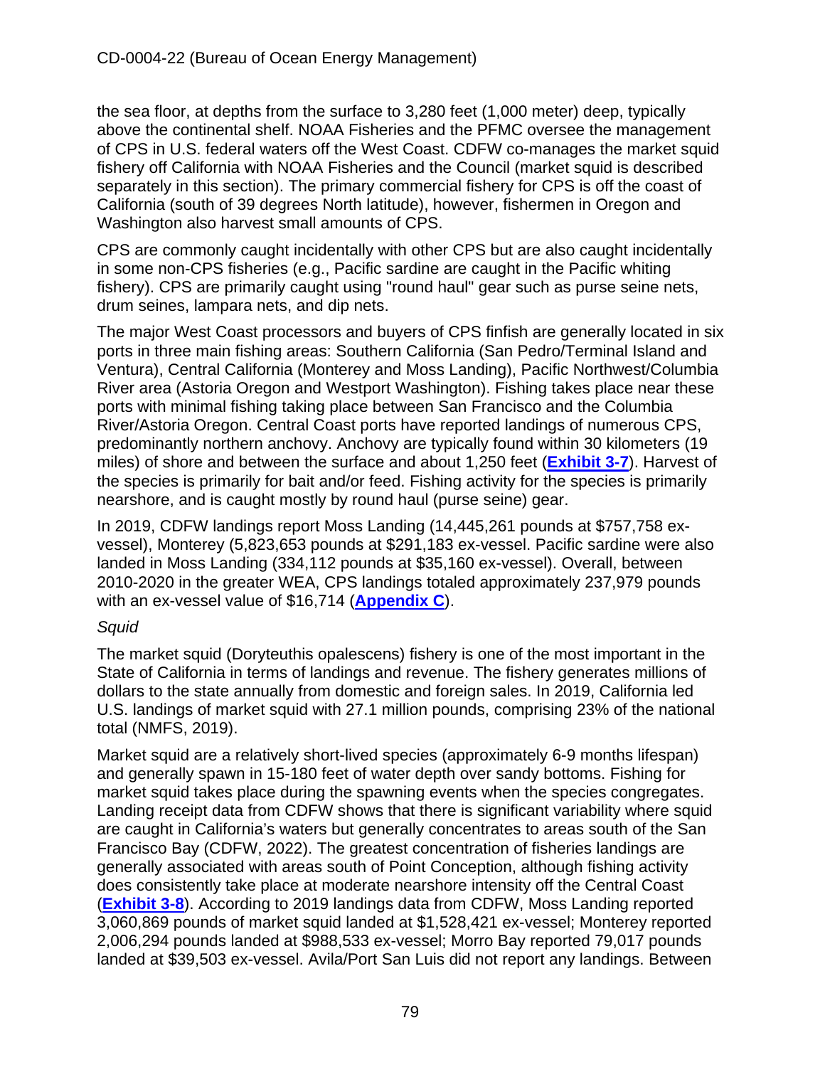the sea floor, at depths from the surface to 3,280 feet (1,000 meter) deep, typically above the continental shelf. NOAA Fisheries and the PFMC oversee the management of CPS in U.S. federal waters off the West Coast. CDFW co-manages the market squid fishery off California with NOAA Fisheries and the Council (market squid is described separately in this section). The primary commercial fishery for CPS is off the coast of California (south of 39 degrees North latitude), however, fishermen in Oregon and Washington also harvest small amounts of CPS.

CPS are commonly caught incidentally with other CPS but are also caught incidentally in some non-CPS fisheries (e.g., Pacific sardine are caught in the Pacific whiting fishery). CPS are primarily caught using "round haul" gear such as purse seine nets, drum seines, lampara nets, and dip nets.

The major West Coast processors and buyers of CPS finfish are generally located in six ports in three main fishing areas: Southern California (San Pedro/Terminal Island and Ventura), Central California (Monterey and Moss Landing), Pacific Northwest/Columbia River area (Astoria Oregon and Westport Washington). Fishing takes place near these ports with minimal fishing taking place between San Francisco and the Columbia River/Astoria Oregon. Central Coast ports have reported landings of numerous CPS, predominantly northern anchovy. Anchovy are typically found within 30 kilometers (19 miles) of shore and between the surface and about 1,250 feet (**Exhibit 3-7**). Harvest of the species is primarily for bait and/or feed. Fishing activity for the species is primarily nearshore, and is caught mostly by round haul (purse seine) gear.

In 2019, CDFW landings report Moss Landing (14,445,261 pounds at $757,758 ex-vessel), Monterey (5,823,653 pounds at $291,183 ex-vessel. Pacific sardine were also landed in Moss Landing (334,112 pounds at $35,160 ex-vessel). Overall, between 2010-2020 in the greater WEA, CPS landings totaled approximately 237,979 pounds with an ex-vessel value of $16,714 (**Appendix C**).

*Squid*

The market squid (Doryteuthis opalescens) fishery is one of the most important in the State of California in terms of landings and revenue. The fishery generates millions of dollars to the state annually from domestic and foreign sales. In 2019, California led U.S. landings of market squid with 27.1 million pounds, comprising 23% of the national total (NMFS, 2019).

Market squid are a relatively short-lived species (approximately 6-9 months lifespan) and generally spawn in 15-180 feet of water depth over sandy bottoms. Fishing for market squid takes place during the spawning events when the species congregates. Landing receipt data from CDFW shows that there is significant variability where squid are caught in California's waters but generally concentrates to areas south of the San Francisco Bay (CDFW, 2022). The greatest concentration of fisheries landings are generally associated with areas south of Point Conception, although fishing activity does consistently take place at moderate nearshore intensity off the Central Coast (**Exhibit 3-8**). According to 2019 landings data from CDFW, Moss Landing reported 3,060,869 pounds of market squid landed at $1,528,421 ex-vessel; Monterey reported 2,006,294 pounds landed at $988,533 ex-vessel; Morro Bay reported 79,017 pounds landed at $39,503 ex-vessel. Avila/Port San Luis did not report any landings. Between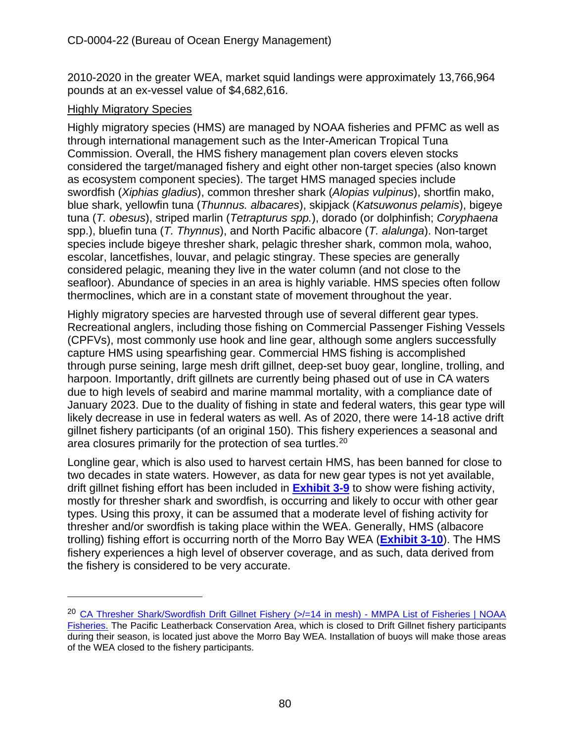2010-2020 in the greater WEA, market squid landings were approximately 13,766,964 pounds at an ex-vessel value of $4,682,616.

### Highly Migratory Species

Highly migratory species (HMS) are managed by NOAA fisheries and PFMC as well as through international management such as the Inter-American Tropical Tuna Commission. Overall, the HMS fishery management plan covers eleven stocks considered the target/managed fishery and eight other non-target species (also known as ecosystem component species). The target HMS managed species include swordfish (*Xiphias gladius*), common thresher shark (*Alopias vulpinus*), shortfin mako, blue shark, yellowfin tuna (*Thunnus. albacares*), skipjack (*Katsuwonus pelamis*), bigeye tuna (*T. obesus*), striped marlin (*Tetrapturus spp.*), dorado (or dolphinfish; *Coryphaena* spp.), bluefin tuna (*T. Thynnus*), and North Pacific albacore (*T. alalunga*). Non-target species include bigeye thresher shark, pelagic thresher shark, common mola, wahoo, escolar, lancetfishes, louvar, and pelagic stingray. These species are generally considered pelagic, meaning they live in the water column (and not close to the seafloor). Abundance of species in an area is highly variable. HMS species often follow thermoclines, which are in a constant state of movement throughout the year.

Highly migratory species are harvested through use of several different gear types. Recreational anglers, including those fishing on Commercial Passenger Fishing Vessels (CPFVs), most commonly use hook and line gear, although some anglers successfully capture HMS using spearfishing gear. Commercial HMS fishing is accomplished through purse seining, large mesh drift gillnet, deep-set buoy gear, longline, trolling, and harpoon. Importantly, drift gillnets are currently being phased out of use in CA waters due to high levels of seabird and marine mammal mortality, with a compliance date of January 2023. Due to the duality of fishing in state and federal waters, this gear type will likely decrease in use in federal waters as well. As of 2020, there were 14-18 active drift gillnet fishery participants (of an original 150). This fishery experiences a seasonal and area closures primarily for the protection of sea turtles.[20]

Longline gear, which is also used to harvest certain HMS, has been banned for close to two decades in state waters. However, as data for new gear types is not yet available, drift gillnet fishing effort has been included in **Exhibit 3-9** to show were fishing activity, mostly for thresher shark and swordfish, is occurring and likely to occur with other gear types. Using this proxy, it can be assumed that a moderate level of fishing activity for thresher and/or swordfish is taking place within the WEA. Generally, HMS (albacore trolling) fishing effort is occurring north of the Morro Bay WEA (**Exhibit 3-10**). The HMS fishery experiences a high level of observer coverage, and as such, data derived from the fishery is considered to be very accurate.

---

[20] CA Thresher Shark/Swordfish Drift Gillnet Fishery (>/=14 in mesh) - MMPA List of Fisheries | NOAA Fisheries. The Pacific Leatherback Conservation Area, which is closed to Drift Gillnet fishery participants during their season, is located just above the Morro Bay WEA. Installation of buoys will make those areas of the WEA closed to the fishery participants.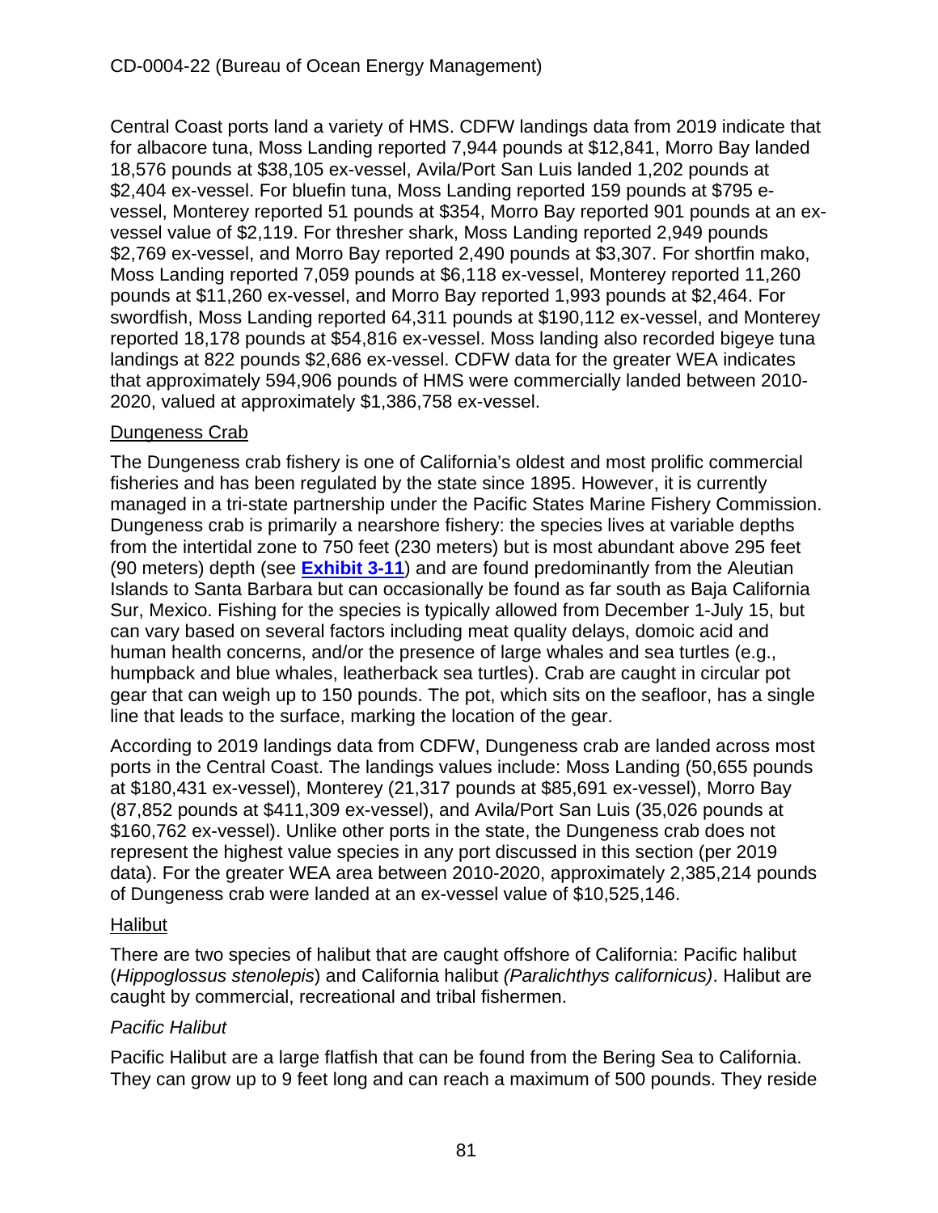Central Coast ports land a variety of HMS. CDFW landings data from 2019 indicate that for albacore tuna, Moss Landing reported 7,944 pounds at $12,841, Morro Bay landed 18,576 pounds at $38,105 ex-vessel, Avila/Port San Luis landed 1,202 pounds at $2,404 ex-vessel. For bluefin tuna, Moss Landing reported 159 pounds at $795 e-vessel, Monterey reported 51 pounds at $354, Morro Bay reported 901 pounds at an ex-vessel value of $2,119. For thresher shark, Moss Landing reported 2,949 pounds $2,769 ex-vessel, and Morro Bay reported 2,490 pounds at $3,307. For shortfin mako, Moss Landing reported 7,059 pounds at $6,118 ex-vessel, Monterey reported 11,260 pounds at $11,260 ex-vessel, and Morro Bay reported 1,993 pounds at $2,464. For swordfish, Moss Landing reported 64,311 pounds at $190,112 ex-vessel, and Monterey reported 18,178 pounds at $54,816 ex-vessel. Moss landing also recorded bigeye tuna landings at 822 pounds $2,686 ex-vessel. CDFW data for the greater WEA indicates that approximately 594,906 pounds of HMS were commercially landed between 2010-2020, valued at approximately $1,386,758 ex-vessel.

## Dungeness Crab

The Dungeness crab fishery is one of California's oldest and most prolific commercial fisheries and has been regulated by the state since 1895. However, it is currently managed in a tri-state partnership under the Pacific States Marine Fishery Commission. Dungeness crab is primarily a nearshore fishery: the species lives at variable depths from the intertidal zone to 750 feet (230 meters) but is most abundant above 295 feet (90 meters) depth (see **Exhibit 3-11**) and are found predominantly from the Aleutian Islands to Santa Barbara but can occasionally be found as far south as Baja California Sur, Mexico. Fishing for the species is typically allowed from December 1-July 15, but can vary based on several factors including meat quality delays, domoic acid and human health concerns, and/or the presence of large whales and sea turtles (e.g., humpback and blue whales, leatherback sea turtles). Crab are caught in circular pot gear that can weigh up to 150 pounds. The pot, which sits on the seafloor, has a single line that leads to the surface, marking the location of the gear.

According to 2019 landings data from CDFW, Dungeness crab are landed across most ports in the Central Coast. The landings values include: Moss Landing (50,655 pounds at $180,431 ex-vessel), Monterey (21,317 pounds at $85,691 ex-vessel), Morro Bay (87,852 pounds at $411,309 ex-vessel), and Avila/Port San Luis (35,026 pounds at $160,762 ex-vessel). Unlike other ports in the state, the Dungeness crab does not represent the highest value species in any port discussed in this section (per 2019 data). For the greater WEA area between 2010-2020, approximately 2,385,214 pounds of Dungeness crab were landed at an ex-vessel value of $10,525,146.

## Halibut

There are two species of halibut that are caught offshore of California: Pacific halibut (*Hippoglossus stenolepis*) and California halibut *(Paralichthys californicus)*. Halibut are caught by commercial, recreational and tribal fishermen.

### *Pacific Halibut*

Pacific Halibut are a large flatfish that can be found from the Bering Sea to California. They can grow up to 9 feet long and can reach a maximum of 500 pounds. They reside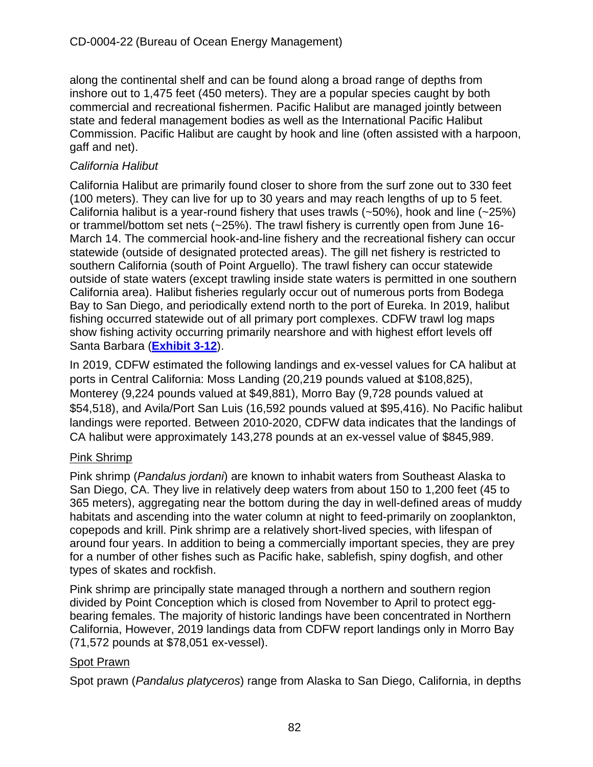along the continental shelf and can be found along a broad range of depths from inshore out to 1,475 feet (450 meters). They are a popular species caught by both commercial and recreational fishermen. Pacific Halibut are managed jointly between state and federal management bodies as well as the International Pacific Halibut Commission. Pacific Halibut are caught by hook and line (often assisted with a harpoon, gaff and net).

*California Halibut*

California Halibut are primarily found closer to shore from the surf zone out to 330 feet (100 meters). They can live for up to 30 years and may reach lengths of up to 5 feet. California halibut is a year-round fishery that uses trawls (~50%), hook and line (~25%) or trammel/bottom set nets (~25%). The trawl fishery is currently open from June 16-March 14. The commercial hook-and-line fishery and the recreational fishery can occur statewide (outside of designated protected areas). The gill net fishery is restricted to southern California (south of Point Arguello). The trawl fishery can occur statewide outside of state waters (except trawling inside state waters is permitted in one southern California area). Halibut fisheries regularly occur out of numerous ports from Bodega Bay to San Diego, and periodically extend north to the port of Eureka. In 2019, halibut fishing occurred statewide out of all primary port complexes. CDFW trawl log maps show fishing activity occurring primarily nearshore and with highest effort levels off Santa Barbara (**Exhibit 3-12**).

In 2019, CDFW estimated the following landings and ex-vessel values for CA halibut at ports in Central California: Moss Landing (20,219 pounds valued at $108,825), Monterey (9,224 pounds valued at $49,881), Morro Bay (9,728 pounds valued at $54,518), and Avila/Port San Luis (16,592 pounds valued at $95,416). No Pacific halibut landings were reported. Between 2010-2020, CDFW data indicates that the landings of CA halibut were approximately 143,278 pounds at an ex-vessel value of $845,989.

Pink Shrimp

Pink shrimp (*Pandalus jordani*) are known to inhabit waters from Southeast Alaska to San Diego, CA. They live in relatively deep waters from about 150 to 1,200 feet (45 to 365 meters), aggregating near the bottom during the day in well-defined areas of muddy habitats and ascending into the water column at night to feed-primarily on zooplankton, copepods and krill. Pink shrimp are a relatively short-lived species, with lifespan of around four years. In addition to being a commercially important species, they are prey for a number of other fishes such as Pacific hake, sablefish, spiny dogfish, and other types of skates and rockfish.

Pink shrimp are principally state managed through a northern and southern region divided by Point Conception which is closed from November to April to protect egg-bearing females. The majority of historic landings have been concentrated in Northern California, However, 2019 landings data from CDFW report landings only in Morro Bay (71,572 pounds at $78,051 ex-vessel).

Spot Prawn

Spot prawn (*Pandalus platyceros*) range from Alaska to San Diego, California, in depths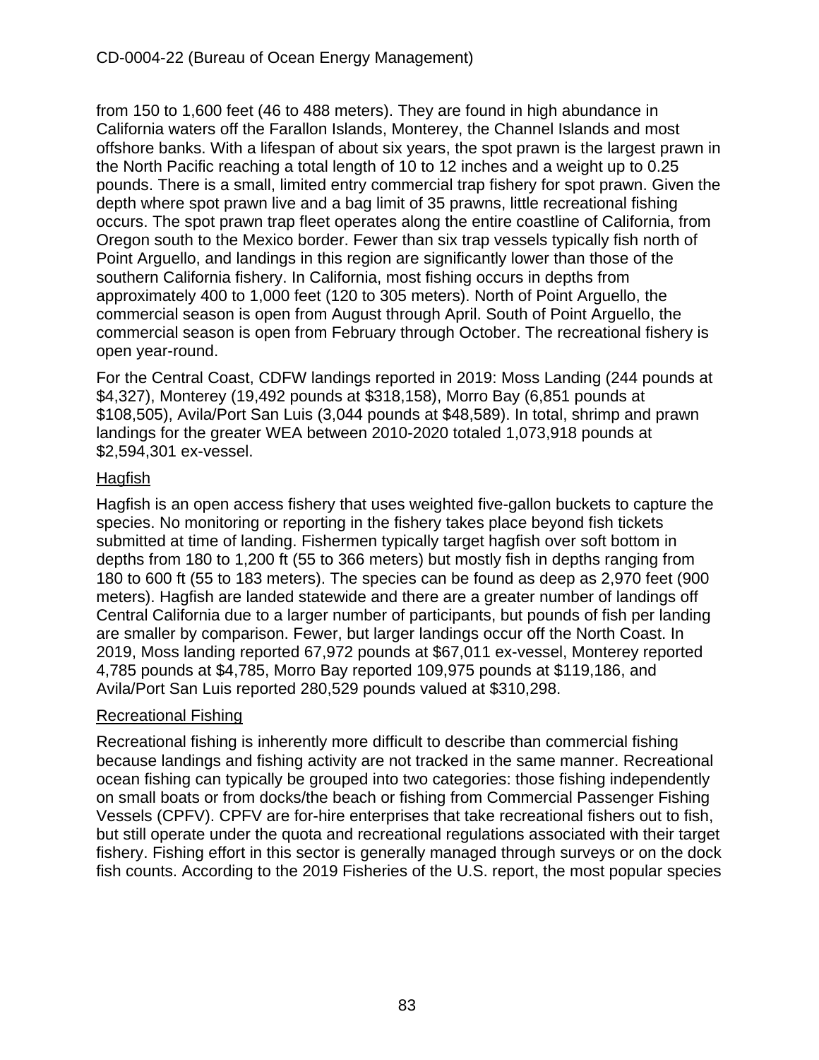from 150 to 1,600 feet (46 to 488 meters). They are found in high abundance in California waters off the Farallon Islands, Monterey, the Channel Islands and most offshore banks. With a lifespan of about six years, the spot prawn is the largest prawn in the North Pacific reaching a total length of 10 to 12 inches and a weight up to 0.25 pounds. There is a small, limited entry commercial trap fishery for spot prawn. Given the depth where spot prawn live and a bag limit of 35 prawns, little recreational fishing occurs. The spot prawn trap fleet operates along the entire coastline of California, from Oregon south to the Mexico border. Fewer than six trap vessels typically fish north of Point Arguello, and landings in this region are significantly lower than those of the southern California fishery. In California, most fishing occurs in depths from approximately 400 to 1,000 feet (120 to 305 meters). North of Point Arguello, the commercial season is open from August through April. South of Point Arguello, the commercial season is open from February through October. The recreational fishery is open year-round.

For the Central Coast, CDFW landings reported in 2019: Moss Landing (244 pounds at $4,327), Monterey (19,492 pounds at $318,158), Morro Bay (6,851 pounds at $108,505), Avila/Port San Luis (3,044 pounds at $48,589). In total, shrimp and prawn landings for the greater WEA between 2010-2020 totaled 1,073,918 pounds at $2,594,301 ex-vessel.

<u>Hagfish</u>

Hagfish is an open access fishery that uses weighted five-gallon buckets to capture the species. No monitoring or reporting in the fishery takes place beyond fish tickets submitted at time of landing. Fishermen typically target hagfish over soft bottom in depths from 180 to 1,200 ft (55 to 366 meters) but mostly fish in depths ranging from 180 to 600 ft (55 to 183 meters). The species can be found as deep as 2,970 feet (900 meters). Hagfish are landed statewide and there are a greater number of landings off Central California due to a larger number of participants, but pounds of fish per landing are smaller by comparison. Fewer, but larger landings occur off the North Coast. In 2019, Moss landing reported 67,972 pounds at $67,011 ex-vessel, Monterey reported 4,785 pounds at $4,785, Morro Bay reported 109,975 pounds at $119,186, and Avila/Port San Luis reported 280,529 pounds valued at $310,298.

<u>Recreational Fishing</u>

Recreational fishing is inherently more difficult to describe than commercial fishing because landings and fishing activity are not tracked in the same manner. Recreational ocean fishing can typically be grouped into two categories: those fishing independently on small boats or from docks/the beach or fishing from Commercial Passenger Fishing Vessels (CPFV). CPFV are for-hire enterprises that take recreational fishers out to fish, but still operate under the quota and recreational regulations associated with their target fishery. Fishing effort in this sector is generally managed through surveys or on the dock fish counts. According to the 2019 Fisheries of the U.S. report, the most popular species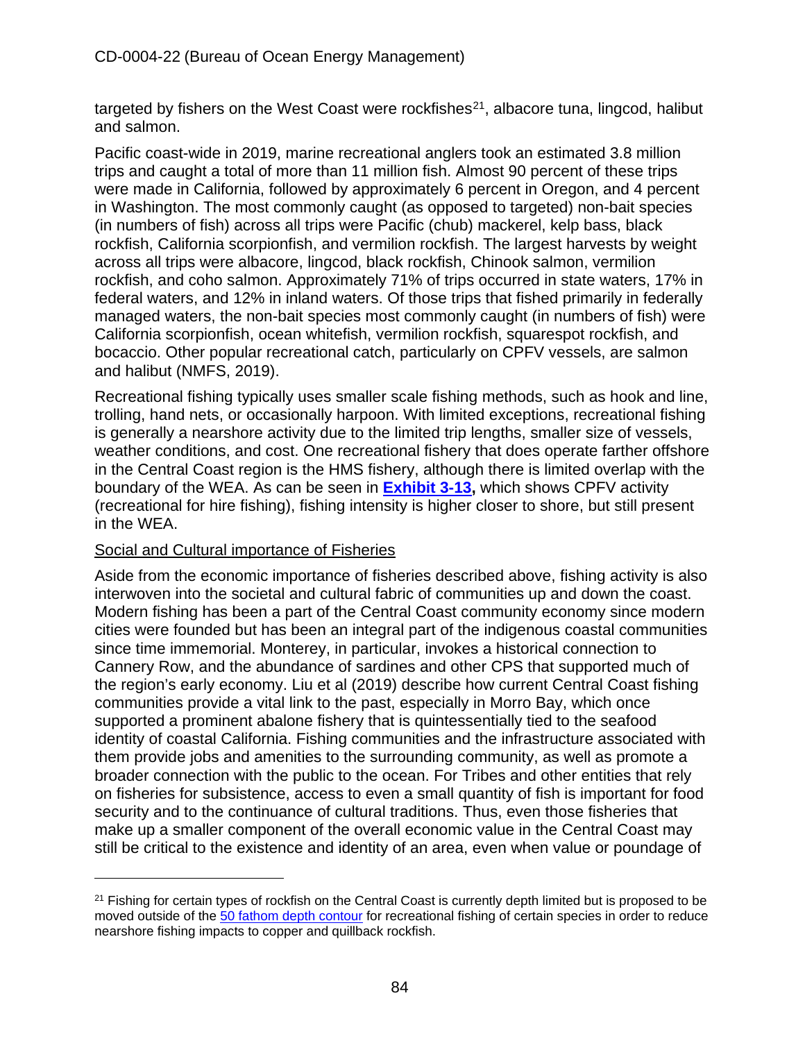targeted by fishers on the West Coast were rockfishes[21], albacore tuna, lingcod, halibut and salmon.

Pacific coast-wide in 2019, marine recreational anglers took an estimated 3.8 million trips and caught a total of more than 11 million fish. Almost 90 percent of these trips were made in California, followed by approximately 6 percent in Oregon, and 4 percent in Washington. The most commonly caught (as opposed to targeted) non-bait species (in numbers of fish) across all trips were Pacific (chub) mackerel, kelp bass, black rockfish, California scorpionfish, and vermilion rockfish. The largest harvests by weight across all trips were albacore, lingcod, black rockfish, Chinook salmon, vermilion rockfish, and coho salmon. Approximately 71% of trips occurred in state waters, 17% in federal waters, and 12% in inland waters. Of those trips that fished primarily in federally managed waters, the non-bait species most commonly caught (in numbers of fish) were California scorpionfish, ocean whitefish, vermilion rockfish, squarespot rockfish, and bocaccio. Other popular recreational catch, particularly on CPFV vessels, are salmon and halibut (NMFS, 2019).

Recreational fishing typically uses smaller scale fishing methods, such as hook and line, trolling, hand nets, or occasionally harpoon. With limited exceptions, recreational fishing is generally a nearshore activity due to the limited trip lengths, smaller size of vessels, weather conditions, and cost. One recreational fishery that does operate farther offshore in the Central Coast region is the HMS fishery, although there is limited overlap with the boundary of the WEA. As can be seen in **Exhibit 3-13,** which shows CPFV activity (recreational for hire fishing), fishing intensity is higher closer to shore, but still present in the WEA.

Social and Cultural importance of Fisheries

Aside from the economic importance of fisheries described above, fishing activity is also interwoven into the societal and cultural fabric of communities up and down the coast. Modern fishing has been a part of the Central Coast community economy since modern cities were founded but has been an integral part of the indigenous coastal communities since time immemorial. Monterey, in particular, invokes a historical connection to Cannery Row, and the abundance of sardines and other CPS that supported much of the region's early economy. Liu et al (2019) describe how current Central Coast fishing communities provide a vital link to the past, especially in Morro Bay, which once supported a prominent abalone fishery that is quintessentially tied to the seafood identity of coastal California. Fishing communities and the infrastructure associated with them provide jobs and amenities to the surrounding community, as well as promote a broader connection with the public to the ocean. For Tribes and other entities that rely on fisheries for subsistence, access to even a small quantity of fish is important for food security and to the continuance of cultural traditions. Thus, even those fisheries that make up a smaller component of the overall economic value in the Central Coast may still be critical to the existence and identity of an area, even when value or poundage of

---

[21] Fishing for certain types of rockfish on the Central Coast is currently depth limited but is proposed to be moved outside of the 50 fathom depth contour for recreational fishing of certain species in order to reduce nearshore fishing impacts to copper and quillback rockfish.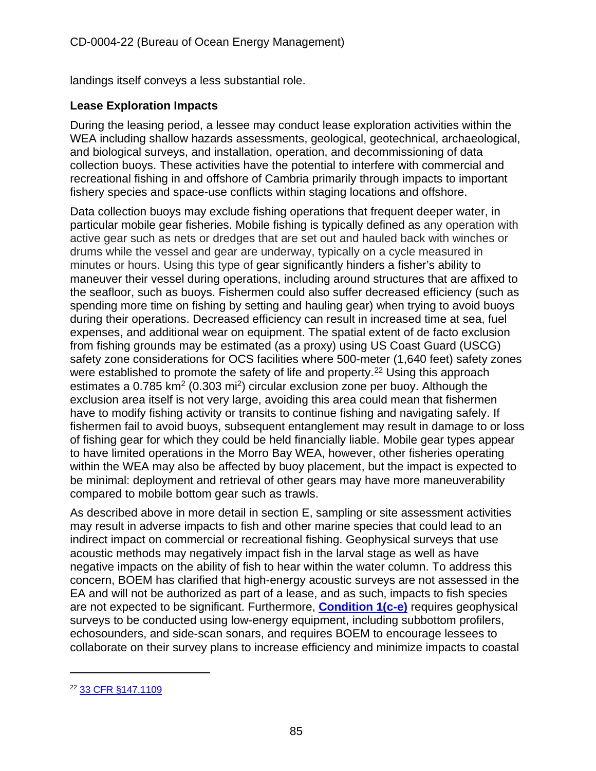landings itself conveys a less substantial role.

**Lease Exploration Impacts**

During the leasing period, a lessee may conduct lease exploration activities within the WEA including shallow hazards assessments, geological, geotechnical, archaeological, and biological surveys, and installation, operation, and decommissioning of data collection buoys. These activities have the potential to interfere with commercial and recreational fishing in and offshore of Cambria primarily through impacts to important fishery species and space-use conflicts within staging locations and offshore.

Data collection buoys may exclude fishing operations that frequent deeper water, in particular mobile gear fisheries. Mobile fishing is typically defined as any operation with active gear such as nets or dredges that are set out and hauled back with winches or drums while the vessel and gear are underway, typically on a cycle measured in minutes or hours. Using this type of gear significantly hinders a fisher's ability to maneuver their vessel during operations, including around structures that are affixed to the seafloor, such as buoys. Fishermen could also suffer decreased efficiency (such as spending more time on fishing by setting and hauling gear) when trying to avoid buoys during their operations. Decreased efficiency can result in increased time at sea, fuel expenses, and additional wear on equipment. The spatial extent of de facto exclusion from fishing grounds may be estimated (as a proxy) using US Coast Guard (USCG) safety zone considerations for OCS facilities where 500-meter (1,640 feet) safety zones were established to promote the safety of life and property.[22] Using this approach estimates a 0.785 $km^2$ (0.303 $mi^2$) circular exclusion zone per buoy. Although the exclusion area itself is not very large, avoiding this area could mean that fishermen have to modify fishing activity or transits to continue fishing and navigating safely. If fishermen fail to avoid buoys, subsequent entanglement may result in damage to or loss of fishing gear for which they could be held financially liable. Mobile gear types appear to have limited operations in the Morro Bay WEA, however, other fisheries operating within the WEA may also be affected by buoy placement, but the impact is expected to be minimal: deployment and retrieval of other gears may have more maneuverability compared to mobile bottom gear such as trawls.

As described above in more detail in section E, sampling or site assessment activities may result in adverse impacts to fish and other marine species that could lead to an indirect impact on commercial or recreational fishing. Geophysical surveys that use acoustic methods may negatively impact fish in the larval stage as well as have negative impacts on the ability of fish to hear within the water column. To address this concern, BOEM has clarified that high-energy acoustic surveys are not assessed in the EA and will not be authorized as part of a lease, and as such, impacts to fish species are not expected to be significant. Furthermore, **Condition 1(c-e)** requires geophysical surveys to be conducted using low-energy equipment, including subbottom profilers, echosounders, and side-scan sonars, and requires BOEM to encourage lessees to collaborate on their survey plans to increase efficiency and minimize impacts to coastal

[22] 33 CFR §147.1109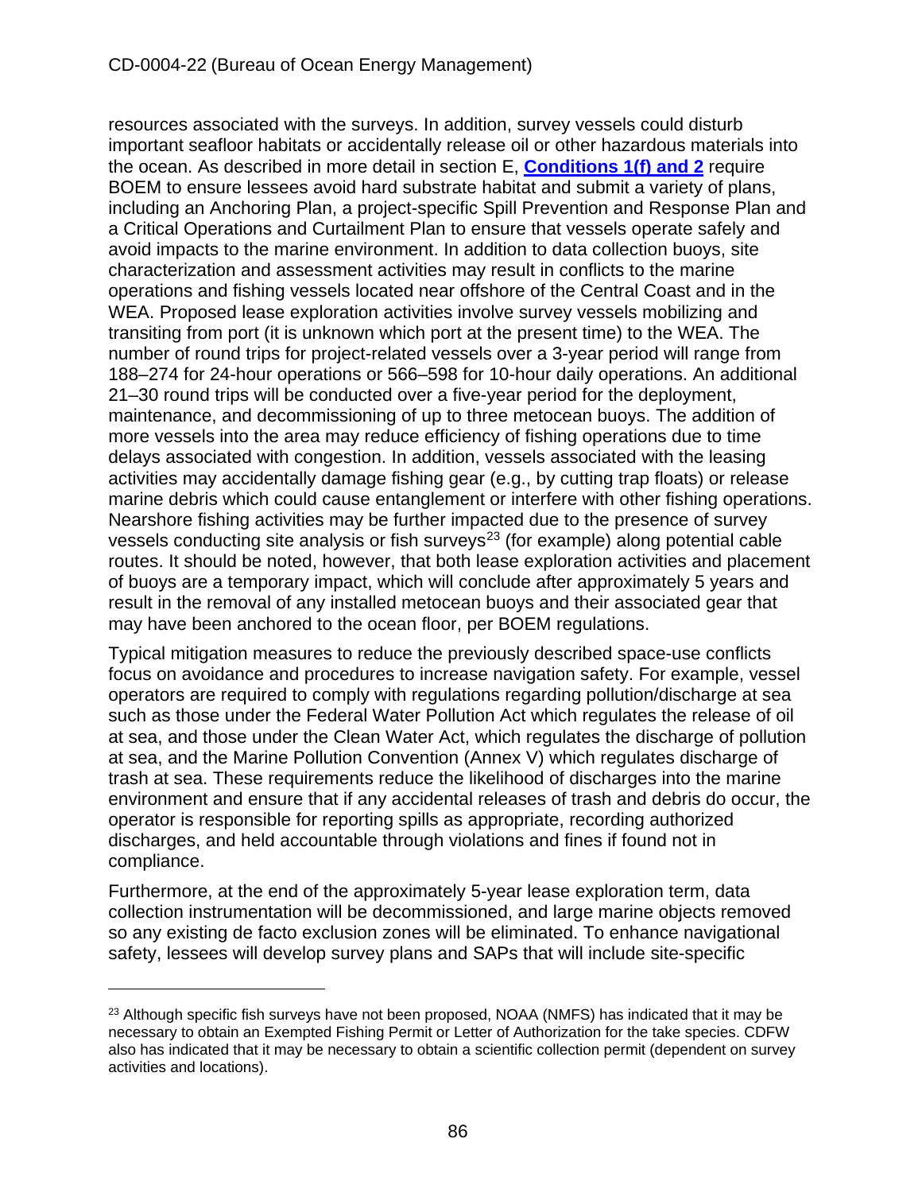resources associated with the surveys. In addition, survey vessels could disturb important seafloor habitats or accidentally release oil or other hazardous materials into the ocean. As described in more detail in section E, **Conditions 1(f) and 2** require BOEM to ensure lessees avoid hard substrate habitat and submit a variety of plans, including an Anchoring Plan, a project-specific Spill Prevention and Response Plan and a Critical Operations and Curtailment Plan to ensure that vessels operate safely and avoid impacts to the marine environment. In addition to data collection buoys, site characterization and assessment activities may result in conflicts to the marine operations and fishing vessels located near offshore of the Central Coast and in the WEA. Proposed lease exploration activities involve survey vessels mobilizing and transiting from port (it is unknown which port at the present time) to the WEA. The number of round trips for project-related vessels over a 3-year period will range from 188–274 for 24-hour operations or 566–598 for 10-hour daily operations. An additional 21–30 round trips will be conducted over a five-year period for the deployment, maintenance, and decommissioning of up to three metocean buoys. The addition of more vessels into the area may reduce efficiency of fishing operations due to time delays associated with congestion. In addition, vessels associated with the leasing activities may accidentally damage fishing gear (e.g., by cutting trap floats) or release marine debris which could cause entanglement or interfere with other fishing operations. Nearshore fishing activities may be further impacted due to the presence of survey vessels conducting site analysis or fish surveys[23] (for example) along potential cable routes. It should be noted, however, that both lease exploration activities and placement of buoys are a temporary impact, which will conclude after approximately 5 years and result in the removal of any installed metocean buoys and their associated gear that may have been anchored to the ocean floor, per BOEM regulations.

Typical mitigation measures to reduce the previously described space-use conflicts focus on avoidance and procedures to increase navigation safety. For example, vessel operators are required to comply with regulations regarding pollution/discharge at sea such as those under the Federal Water Pollution Act which regulates the release of oil at sea, and those under the Clean Water Act, which regulates the discharge of pollution at sea, and the Marine Pollution Convention (Annex V) which regulates discharge of trash at sea. These requirements reduce the likelihood of discharges into the marine environment and ensure that if any accidental releases of trash and debris do occur, the operator is responsible for reporting spills as appropriate, recording authorized discharges, and held accountable through violations and fines if found not in compliance.

Furthermore, at the end of the approximately 5-year lease exploration term, data collection instrumentation will be decommissioned, and large marine objects removed so any existing de facto exclusion zones will be eliminated. To enhance navigational safety, lessees will develop survey plans and SAPs that will include site-specific

---

[23] Although specific fish surveys have not been proposed, NOAA (NMFS) has indicated that it may be necessary to obtain an Exempted Fishing Permit or Letter of Authorization for the take species. CDFW also has indicated that it may be necessary to obtain a scientific collection permit (dependent on survey activities and locations).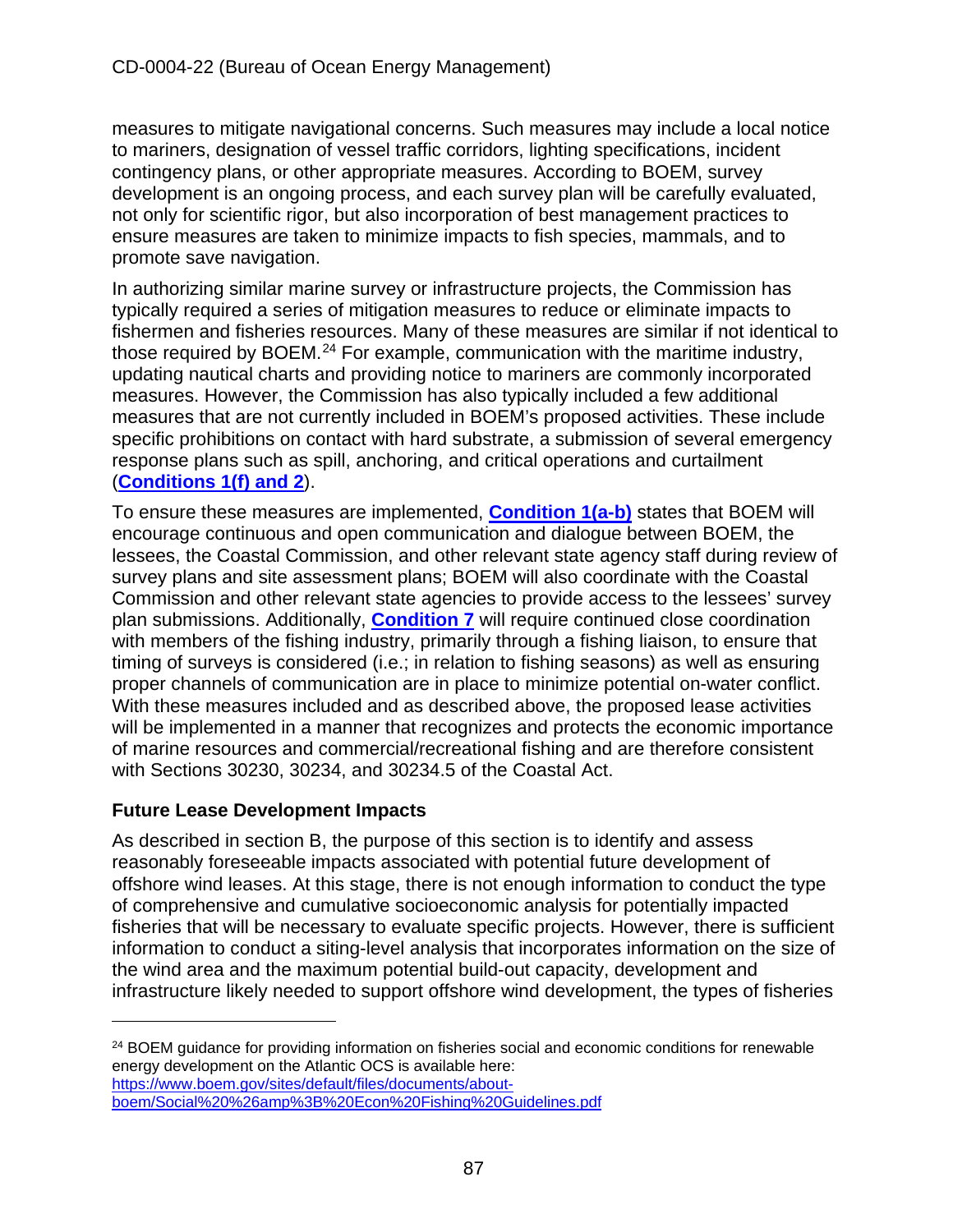measures to mitigate navigational concerns. Such measures may include a local notice to mariners, designation of vessel traffic corridors, lighting specifications, incident contingency plans, or other appropriate measures. According to BOEM, survey development is an ongoing process, and each survey plan will be carefully evaluated, not only for scientific rigor, but also incorporation of best management practices to ensure measures are taken to minimize impacts to fish species, mammals, and to promote save navigation.

In authorizing similar marine survey or infrastructure projects, the Commission has typically required a series of mitigation measures to reduce or eliminate impacts to fishermen and fisheries resources. Many of these measures are similar if not identical to those required by BOEM.[24] For example, communication with the maritime industry, updating nautical charts and providing notice to mariners are commonly incorporated measures. However, the Commission has also typically included a few additional measures that are not currently included in BOEM's proposed activities. These include specific prohibitions on contact with hard substrate, a submission of several emergency response plans such as spill, anchoring, and critical operations and curtailment (**Conditions 1(f) and 2**).

To ensure these measures are implemented, **Condition 1(a-b)** states that BOEM will encourage continuous and open communication and dialogue between BOEM, the lessees, the Coastal Commission, and other relevant state agency staff during review of survey plans and site assessment plans; BOEM will also coordinate with the Coastal Commission and other relevant state agencies to provide access to the lessees' survey plan submissions. Additionally, **Condition 7** will require continued close coordination with members of the fishing industry, primarily through a fishing liaison, to ensure that timing of surveys is considered (i.e.; in relation to fishing seasons) as well as ensuring proper channels of communication are in place to minimize potential on-water conflict. With these measures included and as described above, the proposed lease activities will be implemented in a manner that recognizes and protects the economic importance of marine resources and commercial/recreational fishing and are therefore consistent with Sections 30230, 30234, and 30234.5 of the Coastal Act.

### Future Lease Development Impacts

As described in section B, the purpose of this section is to identify and assess reasonably foreseeable impacts associated with potential future development of offshore wind leases. At this stage, there is not enough information to conduct the type of comprehensive and cumulative socioeconomic analysis for potentially impacted fisheries that will be necessary to evaluate specific projects. However, there is sufficient information to conduct a siting-level analysis that incorporates information on the size of the wind area and the maximum potential build-out capacity, development and infrastructure likely needed to support offshore wind development, the types of fisheries

---

[24] BOEM guidance for providing information on fisheries social and economic conditions for renewable energy development on the Atlantic OCS is available here: https://www.boem.gov/sites/default/files/documents/about-boem/Social%20%26amp%3B%20Econ%20Fishing%20Guidelines.pdf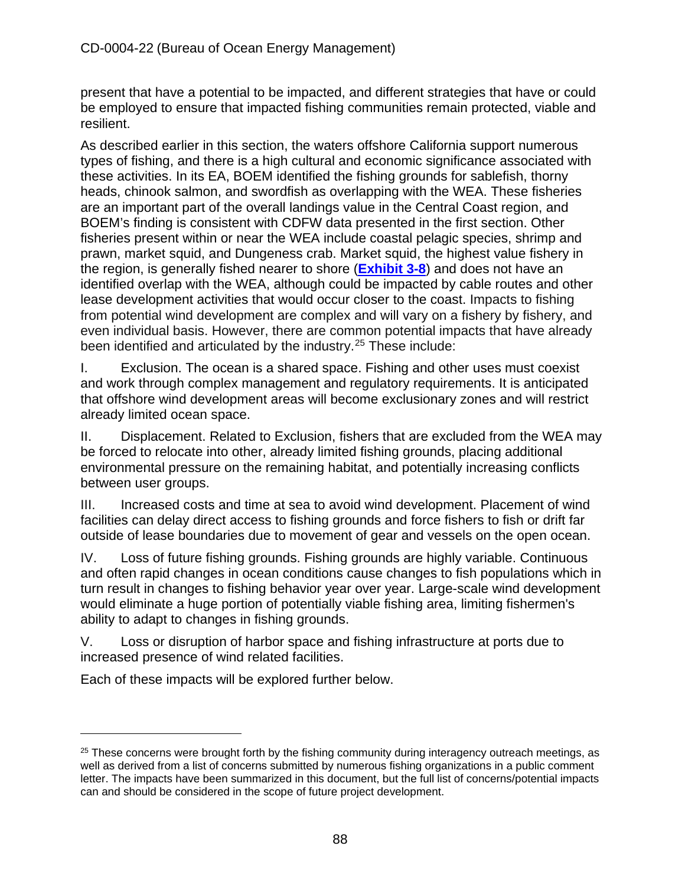present that have a potential to be impacted, and different strategies that have or could be employed to ensure that impacted fishing communities remain protected, viable and resilient.

As described earlier in this section, the waters offshore California support numerous types of fishing, and there is a high cultural and economic significance associated with these activities. In its EA, BOEM identified the fishing grounds for sablefish, thorny heads, chinook salmon, and swordfish as overlapping with the WEA. These fisheries are an important part of the overall landings value in the Central Coast region, and BOEM's finding is consistent with CDFW data presented in the first section. Other fisheries present within or near the WEA include coastal pelagic species, shrimp and prawn, market squid, and Dungeness crab. Market squid, the highest value fishery in the region, is generally fished nearer to shore (**Exhibit 3-8**) and does not have an identified overlap with the WEA, although could be impacted by cable routes and other lease development activities that would occur closer to the coast. Impacts to fishing from potential wind development are complex and will vary on a fishery by fishery, and even individual basis. However, there are common potential impacts that have already been identified and articulated by the industry.[25] These include:

I. Exclusion. The ocean is a shared space. Fishing and other uses must coexist and work through complex management and regulatory requirements. It is anticipated that offshore wind development areas will become exclusionary zones and will restrict already limited ocean space.

II. Displacement. Related to Exclusion, fishers that are excluded from the WEA may be forced to relocate into other, already limited fishing grounds, placing additional environmental pressure on the remaining habitat, and potentially increasing conflicts between user groups.

III. Increased costs and time at sea to avoid wind development. Placement of wind facilities can delay direct access to fishing grounds and force fishers to fish or drift far outside of lease boundaries due to movement of gear and vessels on the open ocean.

IV. Loss of future fishing grounds. Fishing grounds are highly variable. Continuous and often rapid changes in ocean conditions cause changes to fish populations which in turn result in changes to fishing behavior year over year. Large-scale wind development would eliminate a huge portion of potentially viable fishing area, limiting fishermen's ability to adapt to changes in fishing grounds.

V. Loss or disruption of harbor space and fishing infrastructure at ports due to increased presence of wind related facilities.

Each of these impacts will be explored further below.

---

[25] These concerns were brought forth by the fishing community during interagency outreach meetings, as well as derived from a list of concerns submitted by numerous fishing organizations in a public comment letter. The impacts have been summarized in this document, but the full list of concerns/potential impacts can and should be considered in the scope of future project development.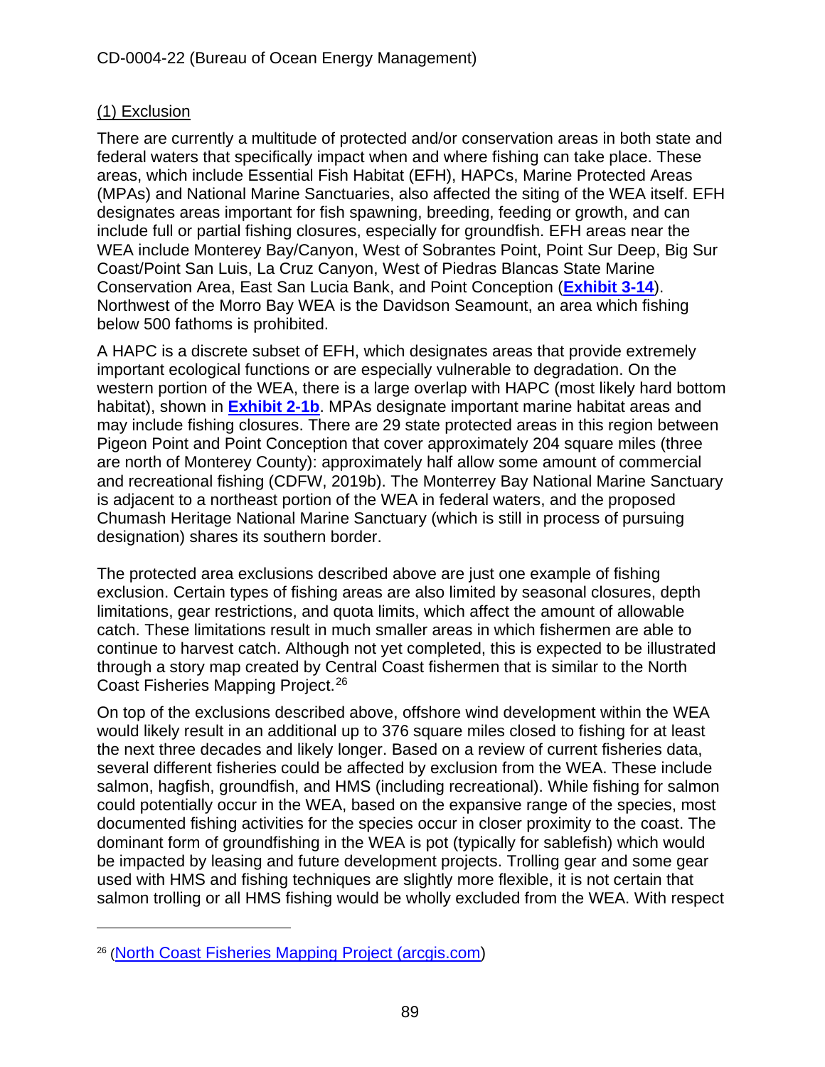(1) Exclusion

There are currently a multitude of protected and/or conservation areas in both state and federal waters that specifically impact when and where fishing can take place. These areas, which include Essential Fish Habitat (EFH), HAPCs, Marine Protected Areas (MPAs) and National Marine Sanctuaries, also affected the siting of the WEA itself. EFH designates areas important for fish spawning, breeding, feeding or growth, and can include full or partial fishing closures, especially for groundfish. EFH areas near the WEA include Monterey Bay/Canyon, West of Sobrantes Point, Point Sur Deep, Big Sur Coast/Point San Luis, La Cruz Canyon, West of Piedras Blancas State Marine Conservation Area, East San Lucia Bank, and Point Conception (**Exhibit 3-14**). Northwest of the Morro Bay WEA is the Davidson Seamount, an area which fishing below 500 fathoms is prohibited.

A HAPC is a discrete subset of EFH, which designates areas that provide extremely important ecological functions or are especially vulnerable to degradation. On the western portion of the WEA, there is a large overlap with HAPC (most likely hard bottom habitat), shown in **Exhibit 2-1b**. MPAs designate important marine habitat areas and may include fishing closures. There are 29 state protected areas in this region between Pigeon Point and Point Conception that cover approximately 204 square miles (three are north of Monterey County): approximately half allow some amount of commercial and recreational fishing (CDFW, 2019b). The Monterrey Bay National Marine Sanctuary is adjacent to a northeast portion of the WEA in federal waters, and the proposed Chumash Heritage National Marine Sanctuary (which is still in process of pursuing designation) shares its southern border.

The protected area exclusions described above are just one example of fishing exclusion. Certain types of fishing areas are also limited by seasonal closures, depth limitations, gear restrictions, and quota limits, which affect the amount of allowable catch. These limitations result in much smaller areas in which fishermen are able to continue to harvest catch. Although not yet completed, this is expected to be illustrated through a story map created by Central Coast fishermen that is similar to the North Coast Fisheries Mapping Project.[26]

On top of the exclusions described above, offshore wind development within the WEA would likely result in an additional up to 376 square miles closed to fishing for at least the next three decades and likely longer. Based on a review of current fisheries data, several different fisheries could be affected by exclusion from the WEA. These include salmon, hagfish, groundfish, and HMS (including recreational). While fishing for salmon could potentially occur in the WEA, based on the expansive range of the species, most documented fishing activities for the species occur in closer proximity to the coast. The dominant form of groundfishing in the WEA is pot (typically for sablefish) which would be impacted by leasing and future development projects. Trolling gear and some gear used with HMS and fishing techniques are slightly more flexible, it is not certain that salmon trolling or all HMS fishing would be wholly excluded from the WEA. With respect

---

[26] (North Coast Fisheries Mapping Project (arcgis.com))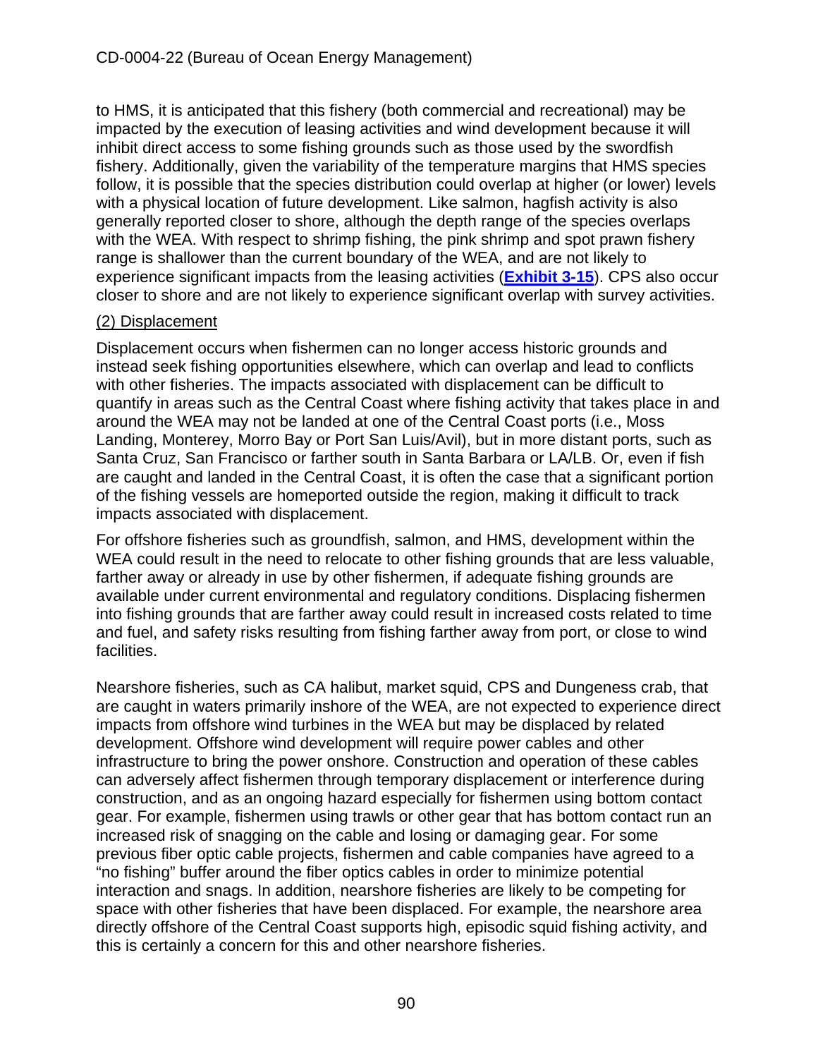to HMS, it is anticipated that this fishery (both commercial and recreational) may be impacted by the execution of leasing activities and wind development because it will inhibit direct access to some fishing grounds such as those used by the swordfish fishery. Additionally, given the variability of the temperature margins that HMS species follow, it is possible that the species distribution could overlap at higher (or lower) levels with a physical location of future development. Like salmon, hagfish activity is also generally reported closer to shore, although the depth range of the species overlaps with the WEA. With respect to shrimp fishing, the pink shrimp and spot prawn fishery range is shallower than the current boundary of the WEA, and are not likely to experience significant impacts from the leasing activities (**Exhibit 3-15**). CPS also occur closer to shore and are not likely to experience significant overlap with survey activities.

(2) Displacement

Displacement occurs when fishermen can no longer access historic grounds and instead seek fishing opportunities elsewhere, which can overlap and lead to conflicts with other fisheries. The impacts associated with displacement can be difficult to quantify in areas such as the Central Coast where fishing activity that takes place in and around the WEA may not be landed at one of the Central Coast ports (i.e., Moss Landing, Monterey, Morro Bay or Port San Luis/Avil), but in more distant ports, such as Santa Cruz, San Francisco or farther south in Santa Barbara or LA/LB. Or, even if fish are caught and landed in the Central Coast, it is often the case that a significant portion of the fishing vessels are homeported outside the region, making it difficult to track impacts associated with displacement.

For offshore fisheries such as groundfish, salmon, and HMS, development within the WEA could result in the need to relocate to other fishing grounds that are less valuable, farther away or already in use by other fishermen, if adequate fishing grounds are available under current environmental and regulatory conditions. Displacing fishermen into fishing grounds that are farther away could result in increased costs related to time and fuel, and safety risks resulting from fishing farther away from port, or close to wind facilities.

Nearshore fisheries, such as CA halibut, market squid, CPS and Dungeness crab, that are caught in waters primarily inshore of the WEA, are not expected to experience direct impacts from offshore wind turbines in the WEA but may be displaced by related development. Offshore wind development will require power cables and other infrastructure to bring the power onshore. Construction and operation of these cables can adversely affect fishermen through temporary displacement or interference during construction, and as an ongoing hazard especially for fishermen using bottom contact gear. For example, fishermen using trawls or other gear that has bottom contact run an increased risk of snagging on the cable and losing or damaging gear. For some previous fiber optic cable projects, fishermen and cable companies have agreed to a "no fishing" buffer around the fiber optics cables in order to minimize potential interaction and snags. In addition, nearshore fisheries are likely to be competing for space with other fisheries that have been displaced. For example, the nearshore area directly offshore of the Central Coast supports high, episodic squid fishing activity, and this is certainly a concern for this and other nearshore fisheries.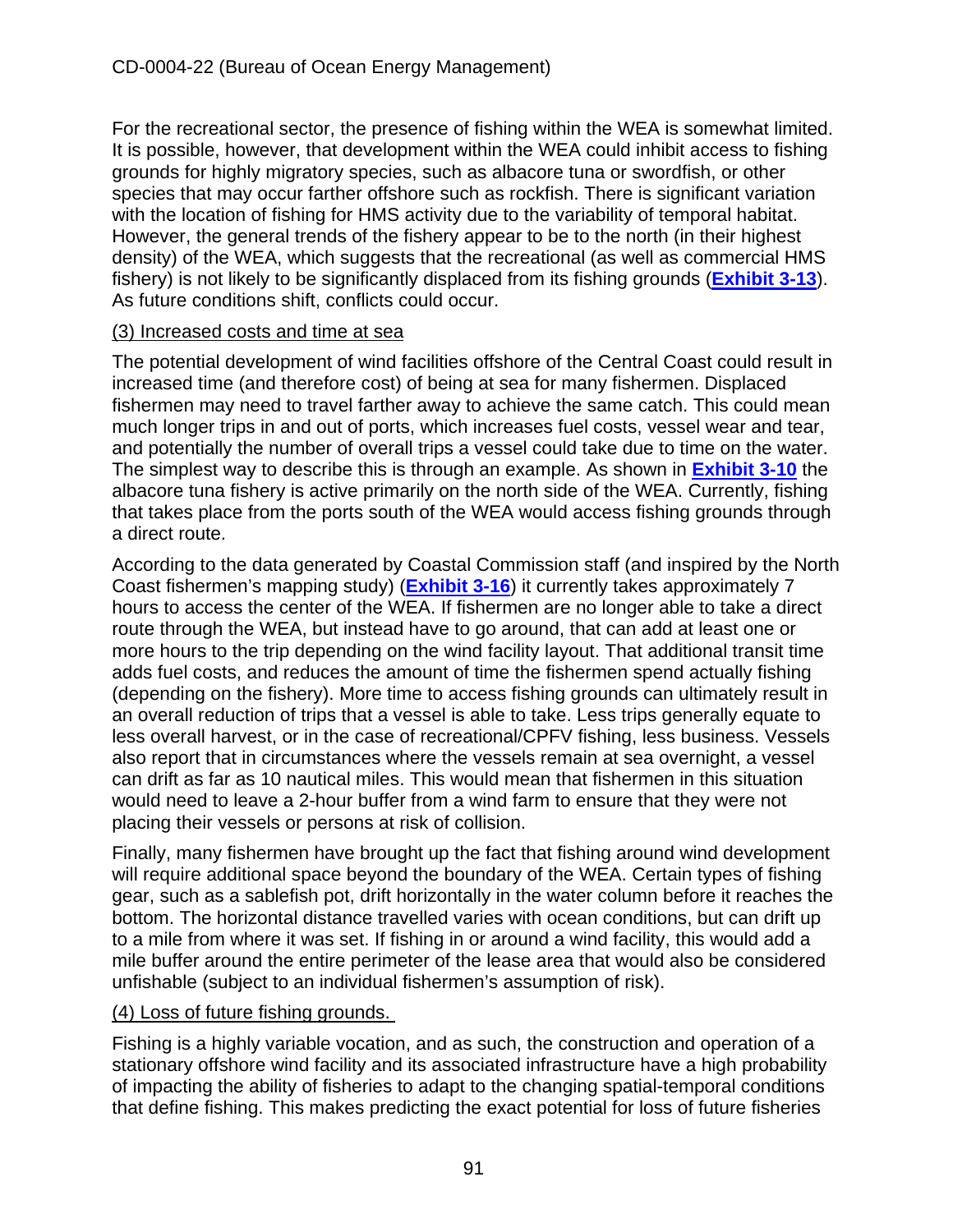For the recreational sector, the presence of fishing within the WEA is somewhat limited. It is possible, however, that development within the WEA could inhibit access to fishing grounds for highly migratory species, such as albacore tuna or swordfish, or other species that may occur farther offshore such as rockfish. There is significant variation with the location of fishing for HMS activity due to the variability of temporal habitat. However, the general trends of the fishery appear to be to the north (in their highest density) of the WEA, which suggests that the recreational (as well as commercial HMS fishery) is not likely to be significantly displaced from its fishing grounds (**Exhibit 3-13**). As future conditions shift, conflicts could occur.

(3) Increased costs and time at sea

The potential development of wind facilities offshore of the Central Coast could result in increased time (and therefore cost) of being at sea for many fishermen. Displaced fishermen may need to travel farther away to achieve the same catch. This could mean much longer trips in and out of ports, which increases fuel costs, vessel wear and tear, and potentially the number of overall trips a vessel could take due to time on the water. The simplest way to describe this is through an example. As shown in **Exhibit 3-10** the albacore tuna fishery is active primarily on the north side of the WEA. Currently, fishing that takes place from the ports south of the WEA would access fishing grounds through a direct route.

According to the data generated by Coastal Commission staff (and inspired by the North Coast fishermen's mapping study) (**Exhibit 3-16**) it currently takes approximately 7 hours to access the center of the WEA. If fishermen are no longer able to take a direct route through the WEA, but instead have to go around, that can add at least one or more hours to the trip depending on the wind facility layout. That additional transit time adds fuel costs, and reduces the amount of time the fishermen spend actually fishing (depending on the fishery). More time to access fishing grounds can ultimately result in an overall reduction of trips that a vessel is able to take. Less trips generally equate to less overall harvest, or in the case of recreational/CPFV fishing, less business. Vessels also report that in circumstances where the vessels remain at sea overnight, a vessel can drift as far as 10 nautical miles. This would mean that fishermen in this situation would need to leave a 2-hour buffer from a wind farm to ensure that they were not placing their vessels or persons at risk of collision.

Finally, many fishermen have brought up the fact that fishing around wind development will require additional space beyond the boundary of the WEA. Certain types of fishing gear, such as a sablefish pot, drift horizontally in the water column before it reaches the bottom. The horizontal distance travelled varies with ocean conditions, but can drift up to a mile from where it was set. If fishing in or around a wind facility, this would add a mile buffer around the entire perimeter of the lease area that would also be considered unfishable (subject to an individual fishermen's assumption of risk).

(4) Loss of future fishing grounds.

Fishing is a highly variable vocation, and as such, the construction and operation of a stationary offshore wind facility and its associated infrastructure have a high probability of impacting the ability of fisheries to adapt to the changing spatial-temporal conditions that define fishing. This makes predicting the exact potential for loss of future fisheries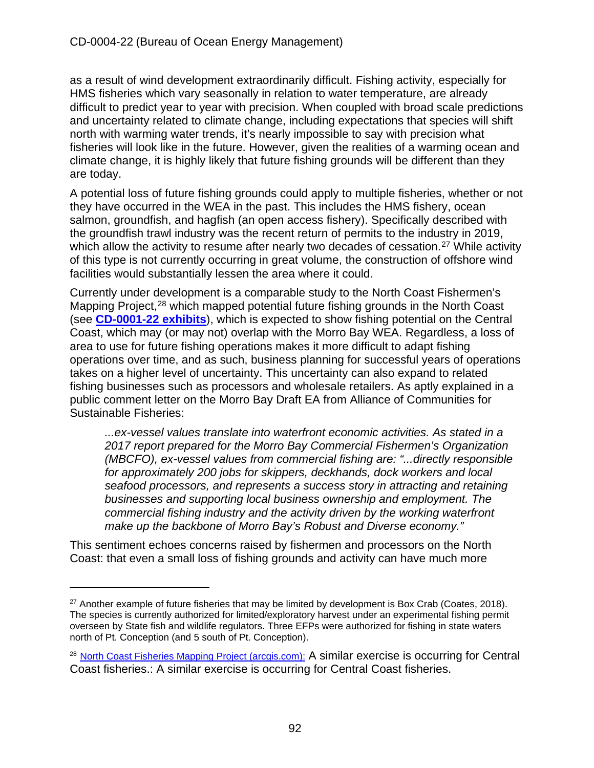as a result of wind development extraordinarily difficult. Fishing activity, especially for HMS fisheries which vary seasonally in relation to water temperature, are already difficult to predict year to year with precision. When coupled with broad scale predictions and uncertainty related to climate change, including expectations that species will shift north with warming water trends, it's nearly impossible to say with precision what fisheries will look like in the future. However, given the realities of a warming ocean and climate change, it is highly likely that future fishing grounds will be different than they are today.

A potential loss of future fishing grounds could apply to multiple fisheries, whether or not they have occurred in the WEA in the past. This includes the HMS fishery, ocean salmon, groundfish, and hagfish (an open access fishery). Specifically described with the groundfish trawl industry was the recent return of permits to the industry in 2019, which allow the activity to resume after nearly two decades of cessation.[27] While activity of this type is not currently occurring in great volume, the construction of offshore wind facilities would substantially lessen the area where it could.

Currently under development is a comparable study to the North Coast Fishermen's Mapping Project,[28] which mapped potential future fishing grounds in the North Coast (see **CD-0001-22 exhibits**), which is expected to show fishing potential on the Central Coast, which may (or may not) overlap with the Morro Bay WEA. Regardless, a loss of area to use for future fishing operations makes it more difficult to adapt fishing operations over time, and as such, business planning for successful years of operations takes on a higher level of uncertainty. This uncertainty can also expand to related fishing businesses such as processors and wholesale retailers. As aptly explained in a public comment letter on the Morro Bay Draft EA from Alliance of Communities for Sustainable Fisheries:

> *...ex-vessel values translate into waterfront economic activities. As stated in a 2017 report prepared for the Morro Bay Commercial Fishermen's Organization (MBCFO), ex-vessel values from commercial fishing are: "...directly responsible for approximately 200 jobs for skippers, deckhands, dock workers and local seafood processors, and represents a success story in attracting and retaining businesses and supporting local business ownership and employment. The commercial fishing industry and the activity driven by the working waterfront make up the backbone of Morro Bay's Robust and Diverse economy."*

This sentiment echoes concerns raised by fishermen and processors on the North Coast: that even a small loss of fishing grounds and activity can have much more

---

[27] Another example of future fisheries that may be limited by development is Box Crab (Coates, 2018). The species is currently authorized for limited/exploratory harvest under an experimental fishing permit overseen by State fish and wildlife regulators. Three EFPs were authorized for fishing in state waters north of Pt. Conception (and 5 south of Pt. Conception).

[28] North Coast Fisheries Mapping Project (arcgis.com): A similar exercise is occurring for Central Coast fisheries.: A similar exercise is occurring for Central Coast fisheries.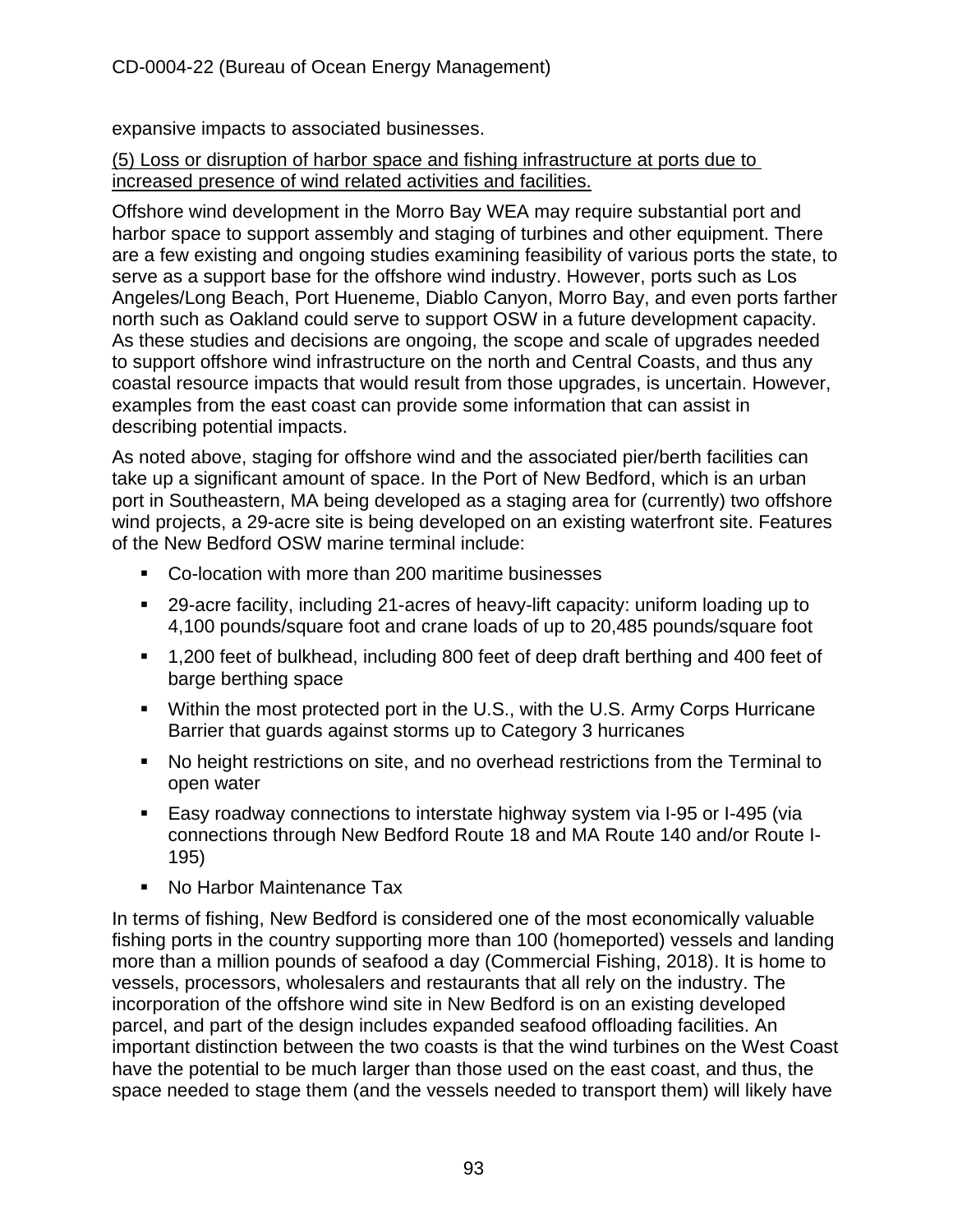expansive impacts to associated businesses.

<u>(5) Loss or disruption of harbor space and fishing infrastructure at ports due to increased presence of wind related activities and facilities.</u>

Offshore wind development in the Morro Bay WEA may require substantial port and harbor space to support assembly and staging of turbines and other equipment. There are a few existing and ongoing studies examining feasibility of various ports the state, to serve as a support base for the offshore wind industry. However, ports such as Los Angeles/Long Beach, Port Hueneme, Diablo Canyon, Morro Bay, and even ports farther north such as Oakland could serve to support OSW in a future development capacity. As these studies and decisions are ongoing, the scope and scale of upgrades needed to support offshore wind infrastructure on the north and Central Coasts, and thus any coastal resource impacts that would result from those upgrades, is uncertain. However, examples from the east coast can provide some information that can assist in describing potential impacts.

As noted above, staging for offshore wind and the associated pier/berth facilities can take up a significant amount of space. In the Port of New Bedford, which is an urban port in Southeastern, MA being developed as a staging area for (currently) two offshore wind projects, a 29-acre site is being developed on an existing waterfront site. Features of the New Bedford OSW marine terminal include:

- Co-location with more than 200 maritime businesses
- 29-acre facility, including 21-acres of heavy-lift capacity: uniform loading up to 4,100 pounds/square foot and crane loads of up to 20,485 pounds/square foot
- 1,200 feet of bulkhead, including 800 feet of deep draft berthing and 400 feet of barge berthing space
- Within the most protected port in the U.S., with the U.S. Army Corps Hurricane Barrier that guards against storms up to Category 3 hurricanes
- No height restrictions on site, and no overhead restrictions from the Terminal to open water
- Easy roadway connections to interstate highway system via I-95 or I-495 (via connections through New Bedford Route 18 and MA Route 140 and/or Route I-195)
- No Harbor Maintenance Tax

In terms of fishing, New Bedford is considered one of the most economically valuable fishing ports in the country supporting more than 100 (homeported) vessels and landing more than a million pounds of seafood a day (Commercial Fishing, 2018). It is home to vessels, processors, wholesalers and restaurants that all rely on the industry. The incorporation of the offshore wind site in New Bedford is on an existing developed parcel, and part of the design includes expanded seafood offloading facilities. An important distinction between the two coasts is that the wind turbines on the West Coast have the potential to be much larger than those used on the east coast, and thus, the space needed to stage them (and the vessels needed to transport them) will likely have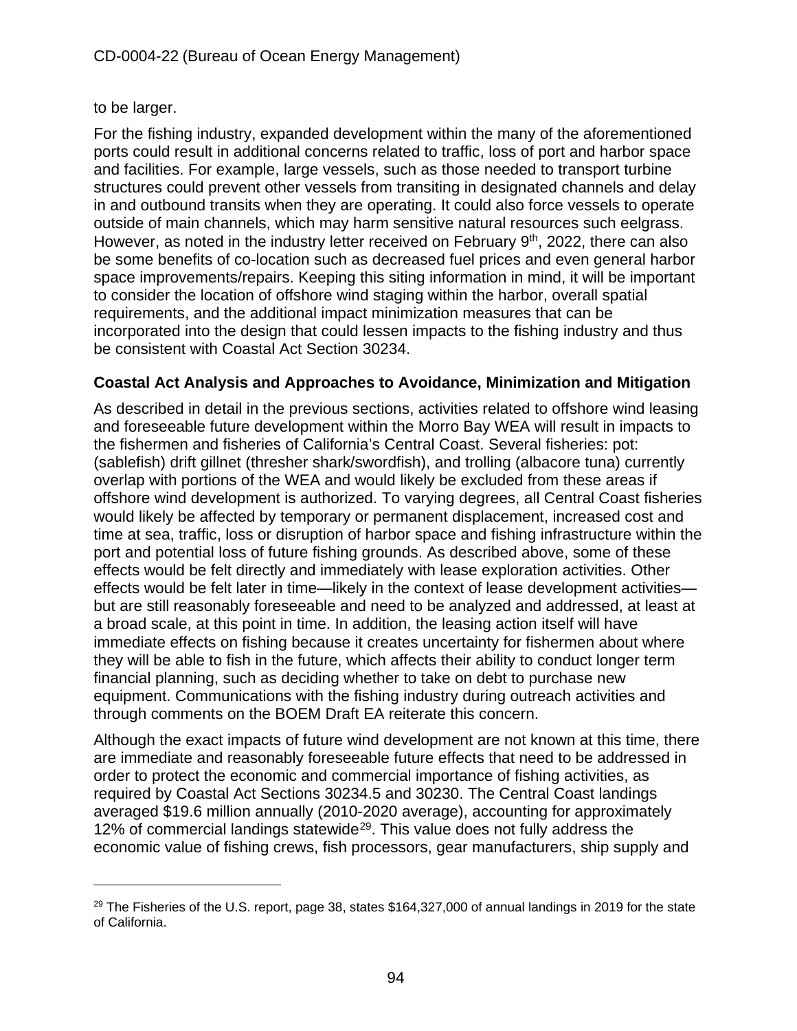to be larger.

For the fishing industry, expanded development within the many of the aforementioned ports could result in additional concerns related to traffic, loss of port and harbor space and facilities. For example, large vessels, such as those needed to transport turbine structures could prevent other vessels from transiting in designated channels and delay in and outbound transits when they are operating. It could also force vessels to operate outside of main channels, which may harm sensitive natural resources such eelgrass. However, as noted in the industry letter received on February 9th, 2022, there can also be some benefits of co-location such as decreased fuel prices and even general harbor space improvements/repairs. Keeping this siting information in mind, it will be important to consider the location of offshore wind staging within the harbor, overall spatial requirements, and the additional impact minimization measures that can be incorporated into the design that could lessen impacts to the fishing industry and thus be consistent with Coastal Act Section 30234.

**Coastal Act Analysis and Approaches to Avoidance, Minimization and Mitigation**

As described in detail in the previous sections, activities related to offshore wind leasing and foreseeable future development within the Morro Bay WEA will result in impacts to the fishermen and fisheries of California's Central Coast. Several fisheries: pot: (sablefish) drift gillnet (thresher shark/swordfish), and trolling (albacore tuna) currently overlap with portions of the WEA and would likely be excluded from these areas if offshore wind development is authorized. To varying degrees, all Central Coast fisheries would likely be affected by temporary or permanent displacement, increased cost and time at sea, traffic, loss or disruption of harbor space and fishing infrastructure within the port and potential loss of future fishing grounds. As described above, some of these effects would be felt directly and immediately with lease exploration activities. Other effects would be felt later in time—likely in the context of lease development activities—but are still reasonably foreseeable and need to be analyzed and addressed, at least at a broad scale, at this point in time. In addition, the leasing action itself will have immediate effects on fishing because it creates uncertainty for fishermen about where they will be able to fish in the future, which affects their ability to conduct longer term financial planning, such as deciding whether to take on debt to purchase new equipment. Communications with the fishing industry during outreach activities and through comments on the BOEM Draft EA reiterate this concern.

Although the exact impacts of future wind development are not known at this time, there are immediate and reasonably foreseeable future effects that need to be addressed in order to protect the economic and commercial importance of fishing activities, as required by Coastal Act Sections 30234.5 and 30230. The Central Coast landings averaged $19.6 million annually (2010-2020 average), accounting for approximately 12% of commercial landings statewide[29]. This value does not fully address the economic value of fishing crews, fish processors, gear manufacturers, ship supply and

[29] The Fisheries of the U.S. report, page 38, states $164,327,000 of annual landings in 2019 for the state of California.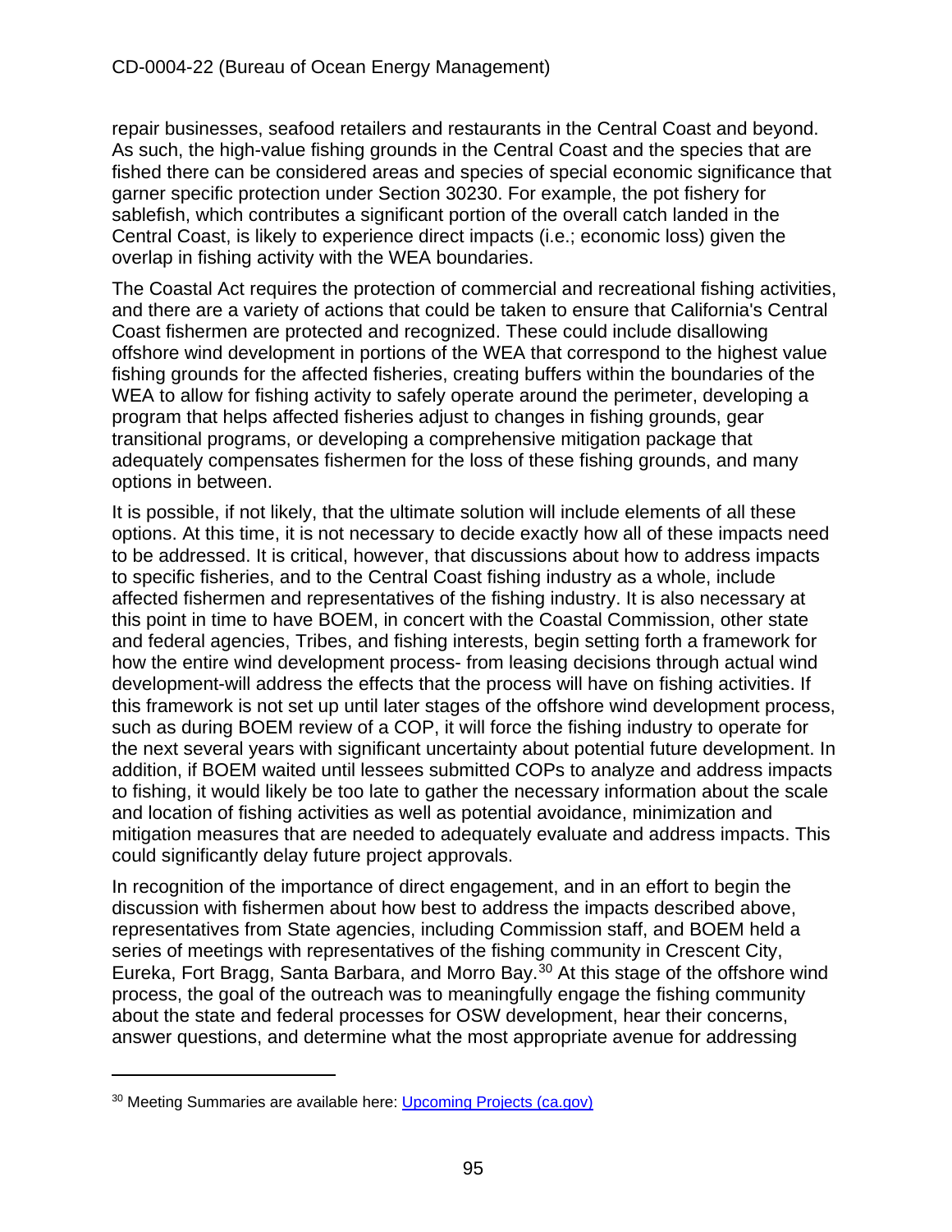repair businesses, seafood retailers and restaurants in the Central Coast and beyond. As such, the high-value fishing grounds in the Central Coast and the species that are fished there can be considered areas and species of special economic significance that garner specific protection under Section 30230. For example, the pot fishery for sablefish, which contributes a significant portion of the overall catch landed in the Central Coast, is likely to experience direct impacts (i.e.; economic loss) given the overlap in fishing activity with the WEA boundaries.

The Coastal Act requires the protection of commercial and recreational fishing activities, and there are a variety of actions that could be taken to ensure that California's Central Coast fishermen are protected and recognized. These could include disallowing offshore wind development in portions of the WEA that correspond to the highest value fishing grounds for the affected fisheries, creating buffers within the boundaries of the WEA to allow for fishing activity to safely operate around the perimeter, developing a program that helps affected fisheries adjust to changes in fishing grounds, gear transitional programs, or developing a comprehensive mitigation package that adequately compensates fishermen for the loss of these fishing grounds, and many options in between.

It is possible, if not likely, that the ultimate solution will include elements of all these options. At this time, it is not necessary to decide exactly how all of these impacts need to be addressed. It is critical, however, that discussions about how to address impacts to specific fisheries, and to the Central Coast fishing industry as a whole, include affected fishermen and representatives of the fishing industry. It is also necessary at this point in time to have BOEM, in concert with the Coastal Commission, other state and federal agencies, Tribes, and fishing interests, begin setting forth a framework for how the entire wind development process- from leasing decisions through actual wind development-will address the effects that the process will have on fishing activities. If this framework is not set up until later stages of the offshore wind development process, such as during BOEM review of a COP, it will force the fishing industry to operate for the next several years with significant uncertainty about potential future development. In addition, if BOEM waited until lessees submitted COPs to analyze and address impacts to fishing, it would likely be too late to gather the necessary information about the scale and location of fishing activities as well as potential avoidance, minimization and mitigation measures that are needed to adequately evaluate and address impacts. This could significantly delay future project approvals.

In recognition of the importance of direct engagement, and in an effort to begin the discussion with fishermen about how best to address the impacts described above, representatives from State agencies, including Commission staff, and BOEM held a series of meetings with representatives of the fishing community in Crescent City, Eureka, Fort Bragg, Santa Barbara, and Morro Bay.[30] At this stage of the offshore wind process, the goal of the outreach was to meaningfully engage the fishing community about the state and federal processes for OSW development, hear their concerns, answer questions, and determine what the most appropriate avenue for addressing

---

[30] Meeting Summaries are available here: [Upcoming Projects (ca.gov)]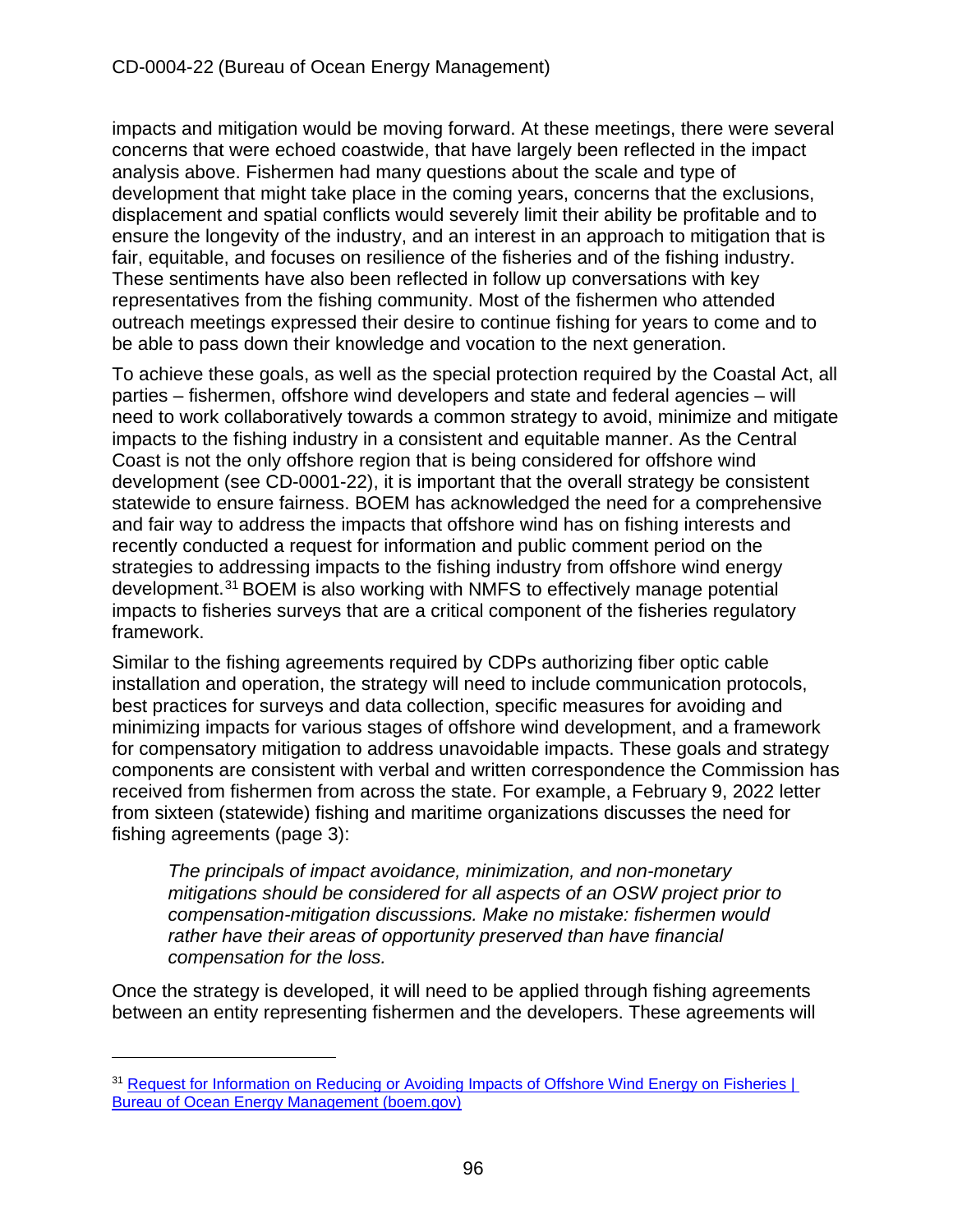impacts and mitigation would be moving forward. At these meetings, there were several concerns that were echoed coastwide, that have largely been reflected in the impact analysis above. Fishermen had many questions about the scale and type of development that might take place in the coming years, concerns that the exclusions, displacement and spatial conflicts would severely limit their ability be profitable and to ensure the longevity of the industry, and an interest in an approach to mitigation that is fair, equitable, and focuses on resilience of the fisheries and of the fishing industry. These sentiments have also been reflected in follow up conversations with key representatives from the fishing community. Most of the fishermen who attended outreach meetings expressed their desire to continue fishing for years to come and to be able to pass down their knowledge and vocation to the next generation.

To achieve these goals, as well as the special protection required by the Coastal Act, all parties – fishermen, offshore wind developers and state and federal agencies – will need to work collaboratively towards a common strategy to avoid, minimize and mitigate impacts to the fishing industry in a consistent and equitable manner. As the Central Coast is not the only offshore region that is being considered for offshore wind development (see CD-0001-22), it is important that the overall strategy be consistent statewide to ensure fairness. BOEM has acknowledged the need for a comprehensive and fair way to address the impacts that offshore wind has on fishing interests and recently conducted a request for information and public comment period on the strategies to addressing impacts to the fishing industry from offshore wind energy development.[31] BOEM is also working with NMFS to effectively manage potential impacts to fisheries surveys that are a critical component of the fisheries regulatory framework.

Similar to the fishing agreements required by CDPs authorizing fiber optic cable installation and operation, the strategy will need to include communication protocols, best practices for surveys and data collection, specific measures for avoiding and minimizing impacts for various stages of offshore wind development, and a framework for compensatory mitigation to address unavoidable impacts. These goals and strategy components are consistent with verbal and written correspondence the Commission has received from fishermen from across the state. For example, a February 9, 2022 letter from sixteen (statewide) fishing and maritime organizations discusses the need for fishing agreements (page 3):

> *The principals of impact avoidance, minimization, and non-monetary mitigations should be considered for all aspects of an OSW project prior to compensation-mitigation discussions. Make no mistake: fishermen would rather have their areas of opportunity preserved than have financial compensation for the loss.*

Once the strategy is developed, it will need to be applied through fishing agreements between an entity representing fishermen and the developers. These agreements will

---

[31] Request for Information on Reducing or Avoiding Impacts of Offshore Wind Energy on Fisheries | Bureau of Ocean Energy Management (boem.gov)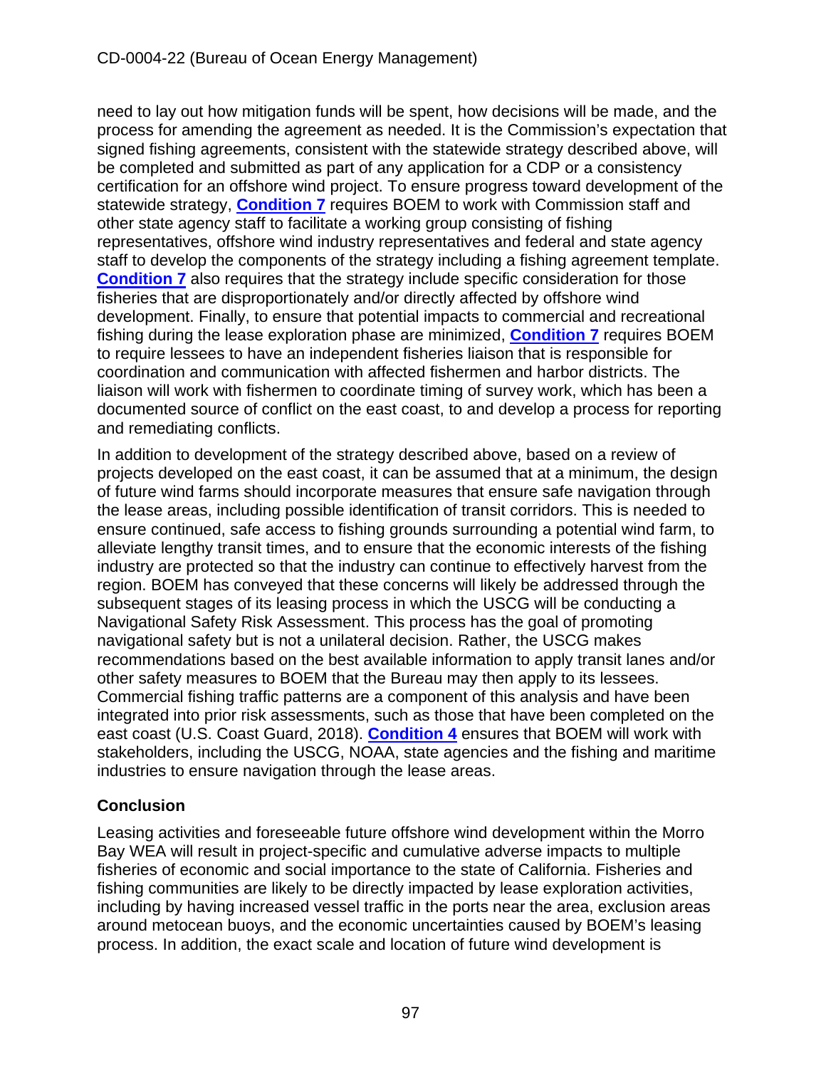need to lay out how mitigation funds will be spent, how decisions will be made, and the process for amending the agreement as needed. It is the Commission's expectation that signed fishing agreements, consistent with the statewide strategy described above, will be completed and submitted as part of any application for a CDP or a consistency certification for an offshore wind project. To ensure progress toward development of the statewide strategy, **Condition 7** requires BOEM to work with Commission staff and other state agency staff to facilitate a working group consisting of fishing representatives, offshore wind industry representatives and federal and state agency staff to develop the components of the strategy including a fishing agreement template. **Condition 7** also requires that the strategy include specific consideration for those fisheries that are disproportionately and/or directly affected by offshore wind development. Finally, to ensure that potential impacts to commercial and recreational fishing during the lease exploration phase are minimized, **Condition 7** requires BOEM to require lessees to have an independent fisheries liaison that is responsible for coordination and communication with affected fishermen and harbor districts. The liaison will work with fishermen to coordinate timing of survey work, which has been a documented source of conflict on the east coast, to and develop a process for reporting and remediating conflicts.

In addition to development of the strategy described above, based on a review of projects developed on the east coast, it can be assumed that at a minimum, the design of future wind farms should incorporate measures that ensure safe navigation through the lease areas, including possible identification of transit corridors. This is needed to ensure continued, safe access to fishing grounds surrounding a potential wind farm, to alleviate lengthy transit times, and to ensure that the economic interests of the fishing industry are protected so that the industry can continue to effectively harvest from the region. BOEM has conveyed that these concerns will likely be addressed through the subsequent stages of its leasing process in which the USCG will be conducting a Navigational Safety Risk Assessment. This process has the goal of promoting navigational safety but is not a unilateral decision. Rather, the USCG makes recommendations based on the best available information to apply transit lanes and/or other safety measures to BOEM that the Bureau may then apply to its lessees. Commercial fishing traffic patterns are a component of this analysis and have been integrated into prior risk assessments, such as those that have been completed on the east coast (U.S. Coast Guard, 2018). **Condition 4** ensures that BOEM will work with stakeholders, including the USCG, NOAA, state agencies and the fishing and maritime industries to ensure navigation through the lease areas.

### Conclusion

Leasing activities and foreseeable future offshore wind development within the Morro Bay WEA will result in project-specific and cumulative adverse impacts to multiple fisheries of economic and social importance to the state of California. Fisheries and fishing communities are likely to be directly impacted by lease exploration activities, including by having increased vessel traffic in the ports near the area, exclusion areas around metocean buoys, and the economic uncertainties caused by BOEM's leasing process. In addition, the exact scale and location of future wind development is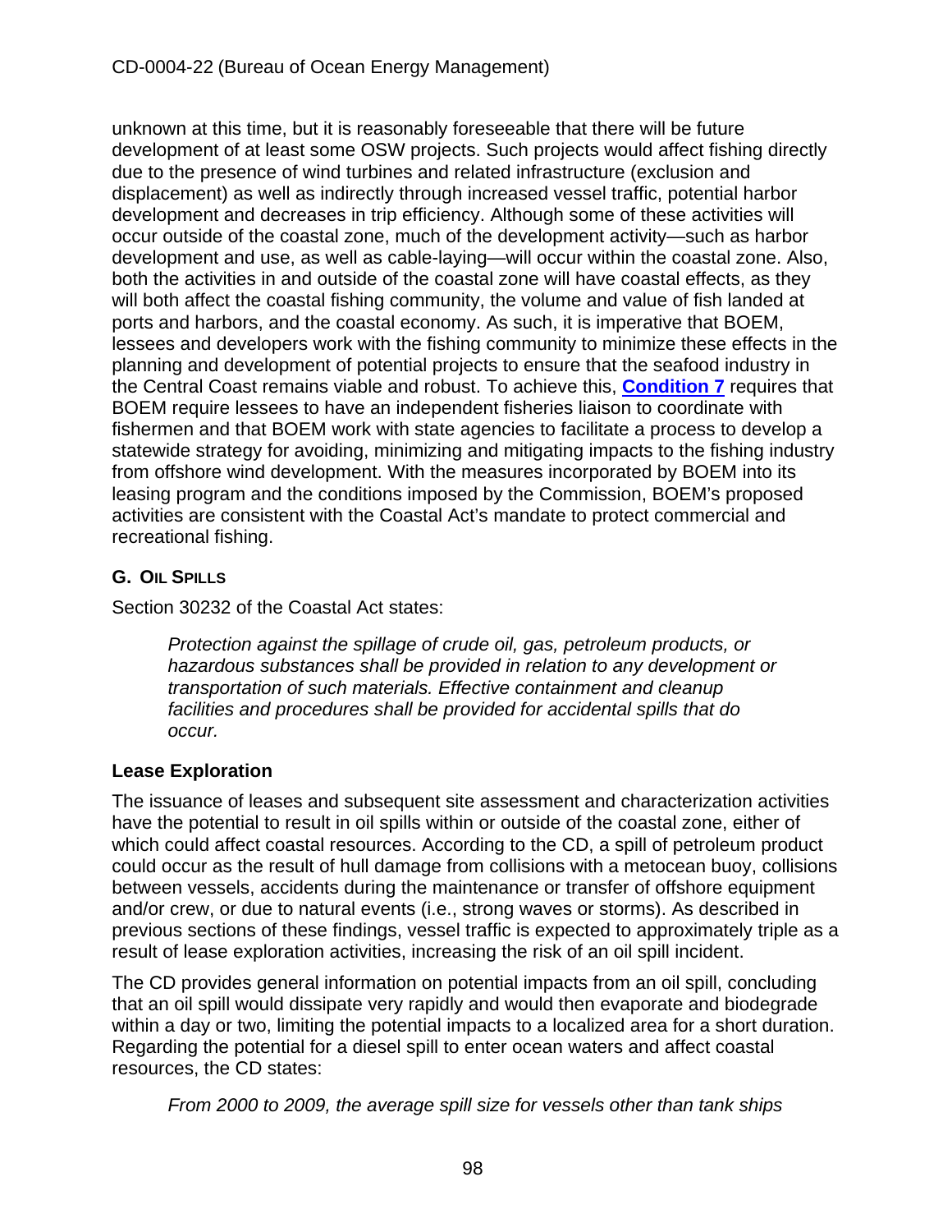unknown at this time, but it is reasonably foreseeable that there will be future development of at least some OSW projects. Such projects would affect fishing directly due to the presence of wind turbines and related infrastructure (exclusion and displacement) as well as indirectly through increased vessel traffic, potential harbor development and decreases in trip efficiency. Although some of these activities will occur outside of the coastal zone, much of the development activity—such as harbor development and use, as well as cable-laying—will occur within the coastal zone. Also, both the activities in and outside of the coastal zone will have coastal effects, as they will both affect the coastal fishing community, the volume and value of fish landed at ports and harbors, and the coastal economy. As such, it is imperative that BOEM, lessees and developers work with the fishing community to minimize these effects in the planning and development of potential projects to ensure that the seafood industry in the Central Coast remains viable and robust. To achieve this, **Condition 7** requires that BOEM require lessees to have an independent fisheries liaison to coordinate with fishermen and that BOEM work with state agencies to facilitate a process to develop a statewide strategy for avoiding, minimizing and mitigating impacts to the fishing industry from offshore wind development. With the measures incorporated by BOEM into its leasing program and the conditions imposed by the Commission, BOEM's proposed activities are consistent with the Coastal Act's mandate to protect commercial and recreational fishing.

## G. Oil Spills

Section 30232 of the Coastal Act states:

> *Protection against the spillage of crude oil, gas, petroleum products, or hazardous substances shall be provided in relation to any development or transportation of such materials. Effective containment and cleanup facilities and procedures shall be provided for accidental spills that do occur.*

### Lease Exploration

The issuance of leases and subsequent site assessment and characterization activities have the potential to result in oil spills within or outside of the coastal zone, either of which could affect coastal resources. According to the CD, a spill of petroleum product could occur as the result of hull damage from collisions with a metocean buoy, collisions between vessels, accidents during the maintenance or transfer of offshore equipment and/or crew, or due to natural events (i.e., strong waves or storms). As described in previous sections of these findings, vessel traffic is expected to approximately triple as a result of lease exploration activities, increasing the risk of an oil spill incident.

The CD provides general information on potential impacts from an oil spill, concluding that an oil spill would dissipate very rapidly and would then evaporate and biodegrade within a day or two, limiting the potential impacts to a localized area for a short duration. Regarding the potential for a diesel spill to enter ocean waters and affect coastal resources, the CD states:

> *From 2000 to 2009, the average spill size for vessels other than tank ships*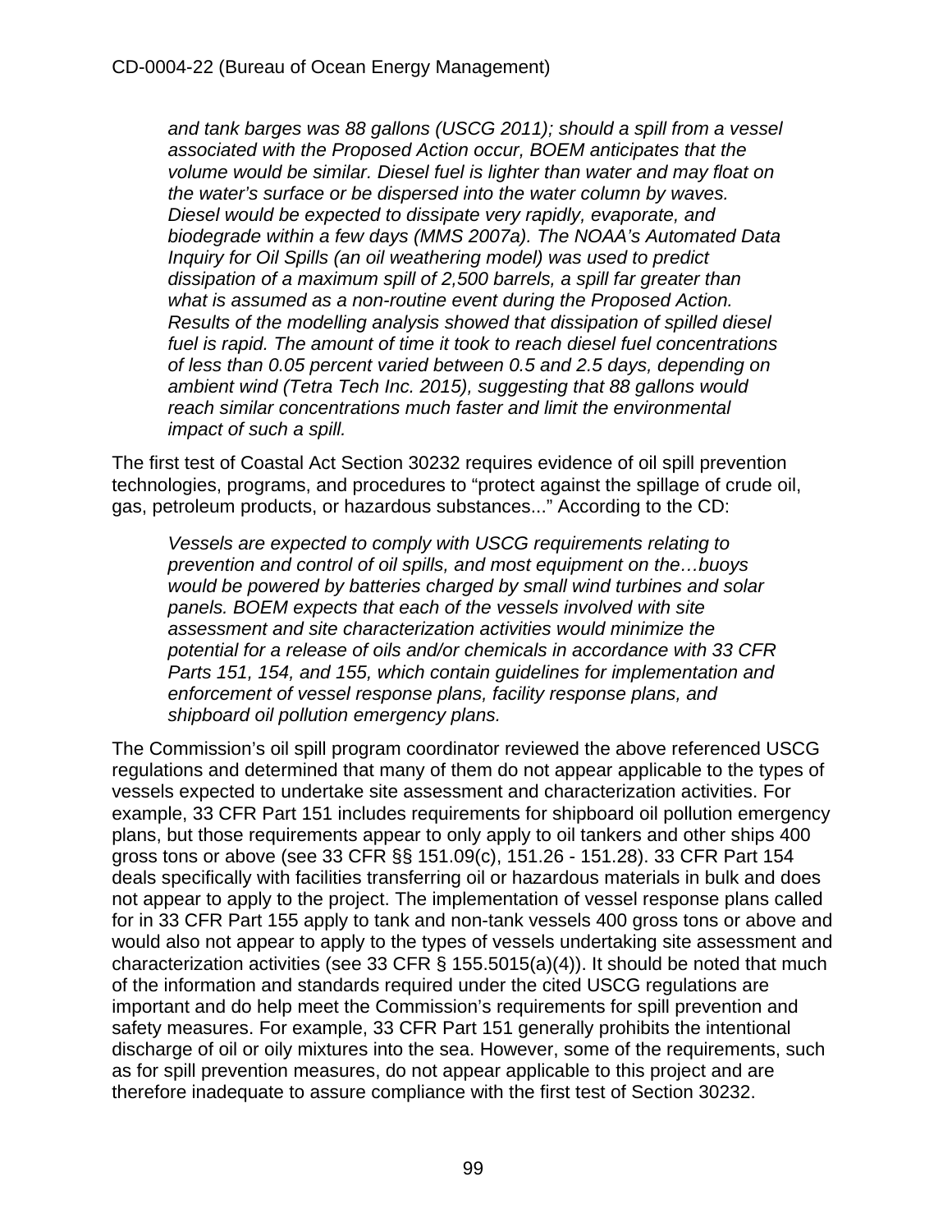> *and tank barges was 88 gallons (USCG 2011); should a spill from a vessel associated with the Proposed Action occur, BOEM anticipates that the volume would be similar. Diesel fuel is lighter than water and may float on the water's surface or be dispersed into the water column by waves. Diesel would be expected to dissipate very rapidly, evaporate, and biodegrade within a few days (MMS 2007a). The NOAA's Automated Data Inquiry for Oil Spills (an oil weathering model) was used to predict dissipation of a maximum spill of 2,500 barrels, a spill far greater than what is assumed as a non-routine event during the Proposed Action. Results of the modelling analysis showed that dissipation of spilled diesel fuel is rapid. The amount of time it took to reach diesel fuel concentrations of less than 0.05 percent varied between 0.5 and 2.5 days, depending on ambient wind (Tetra Tech Inc. 2015), suggesting that 88 gallons would reach similar concentrations much faster and limit the environmental impact of such a spill.*

The first test of Coastal Act Section 30232 requires evidence of oil spill prevention technologies, programs, and procedures to "protect against the spillage of crude oil, gas, petroleum products, or hazardous substances..." According to the CD:

> *Vessels are expected to comply with USCG requirements relating to prevention and control of oil spills, and most equipment on the…buoys would be powered by batteries charged by small wind turbines and solar panels. BOEM expects that each of the vessels involved with site assessment and site characterization activities would minimize the potential for a release of oils and/or chemicals in accordance with 33 CFR Parts 151, 154, and 155, which contain guidelines for implementation and enforcement of vessel response plans, facility response plans, and shipboard oil pollution emergency plans.*

The Commission's oil spill program coordinator reviewed the above referenced USCG regulations and determined that many of them do not appear applicable to the types of vessels expected to undertake site assessment and characterization activities. For example, 33 CFR Part 151 includes requirements for shipboard oil pollution emergency plans, but those requirements appear to only apply to oil tankers and other ships 400 gross tons or above (see 33 CFR §§ 151.09(c), 151.26 - 151.28). 33 CFR Part 154 deals specifically with facilities transferring oil or hazardous materials in bulk and does not appear to apply to the project. The implementation of vessel response plans called for in 33 CFR Part 155 apply to tank and non-tank vessels 400 gross tons or above and would also not appear to apply to the types of vessels undertaking site assessment and characterization activities (see 33 CFR § 155.5015(a)(4)). It should be noted that much of the information and standards required under the cited USCG regulations are important and do help meet the Commission's requirements for spill prevention and safety measures. For example, 33 CFR Part 151 generally prohibits the intentional discharge of oil or oily mixtures into the sea. However, some of the requirements, such as for spill prevention measures, do not appear applicable to this project and are therefore inadequate to assure compliance with the first test of Section 30232.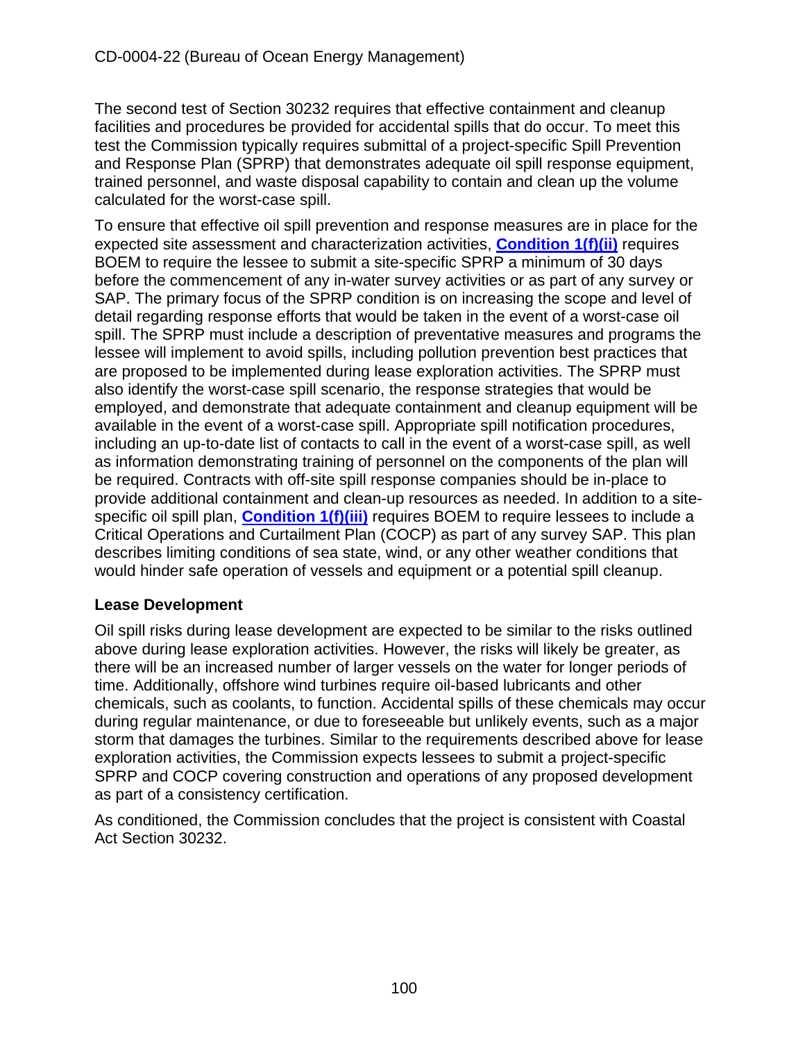The second test of Section 30232 requires that effective containment and cleanup facilities and procedures be provided for accidental spills that do occur. To meet this test the Commission typically requires submittal of a project-specific Spill Prevention and Response Plan (SPRP) that demonstrates adequate oil spill response equipment, trained personnel, and waste disposal capability to contain and clean up the volume calculated for the worst-case spill.

To ensure that effective oil spill prevention and response measures are in place for the expected site assessment and characterization activities, **Condition 1(f)(ii)** requires BOEM to require the lessee to submit a site-specific SPRP a minimum of 30 days before the commencement of any in-water survey activities or as part of any survey or SAP. The primary focus of the SPRP condition is on increasing the scope and level of detail regarding response efforts that would be taken in the event of a worst-case oil spill. The SPRP must include a description of preventative measures and programs the lessee will implement to avoid spills, including pollution prevention best practices that are proposed to be implemented during lease exploration activities. The SPRP must also identify the worst-case spill scenario, the response strategies that would be employed, and demonstrate that adequate containment and cleanup equipment will be available in the event of a worst-case spill. Appropriate spill notification procedures, including an up-to-date list of contacts to call in the event of a worst-case spill, as well as information demonstrating training of personnel on the components of the plan will be required. Contracts with off-site spill response companies should be in-place to provide additional containment and clean-up resources as needed. In addition to a site-specific oil spill plan, **Condition 1(f)(iii)** requires BOEM to require lessees to include a Critical Operations and Curtailment Plan (COCP) as part of any survey SAP. This plan describes limiting conditions of sea state, wind, or any other weather conditions that would hinder safe operation of vessels and equipment or a potential spill cleanup.

**Lease Development**

Oil spill risks during lease development are expected to be similar to the risks outlined above during lease exploration activities. However, the risks will likely be greater, as there will be an increased number of larger vessels on the water for longer periods of time. Additionally, offshore wind turbines require oil-based lubricants and other chemicals, such as coolants, to function. Accidental spills of these chemicals may occur during regular maintenance, or due to foreseeable but unlikely events, such as a major storm that damages the turbines. Similar to the requirements described above for lease exploration activities, the Commission expects lessees to submit a project-specific SPRP and COCP covering construction and operations of any proposed development as part of a consistency certification.

As conditioned, the Commission concludes that the project is consistent with Coastal Act Section 30232.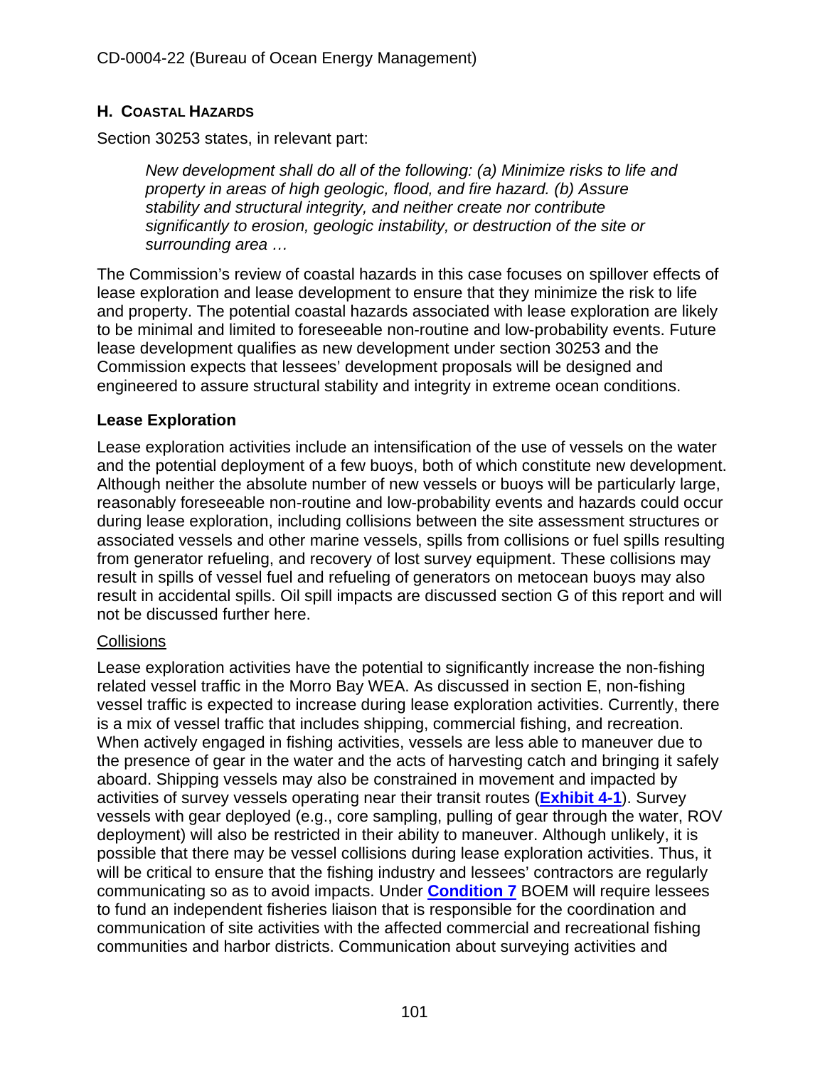## H. COASTAL HAZARDS

Section 30253 states, in relevant part:

> *New development shall do all of the following: (a) Minimize risks to life and property in areas of high geologic, flood, and fire hazard. (b) Assure stability and structural integrity, and neither create nor contribute significantly to erosion, geologic instability, or destruction of the site or surrounding area …*

The Commission's review of coastal hazards in this case focuses on spillover effects of lease exploration and lease development to ensure that they minimize the risk to life and property. The potential coastal hazards associated with lease exploration are likely to be minimal and limited to foreseeable non-routine and low-probability events. Future lease development qualifies as new development under section 30253 and the Commission expects that lessees' development proposals will be designed and engineered to assure structural stability and integrity in extreme ocean conditions.

### Lease Exploration

Lease exploration activities include an intensification of the use of vessels on the water and the potential deployment of a few buoys, both of which constitute new development. Although neither the absolute number of new vessels or buoys will be particularly large, reasonably foreseeable non-routine and low-probability events and hazards could occur during lease exploration, including collisions between the site assessment structures or associated vessels and other marine vessels, spills from collisions or fuel spills resulting from generator refueling, and recovery of lost survey equipment. These collisions may result in spills of vessel fuel and refueling of generators on metocean buoys may also result in accidental spills. Oil spill impacts are discussed section G of this report and will not be discussed further here.

<u>Collisions</u>

Lease exploration activities have the potential to significantly increase the non-fishing related vessel traffic in the Morro Bay WEA. As discussed in section E, non-fishing vessel traffic is expected to increase during lease exploration activities. Currently, there is a mix of vessel traffic that includes shipping, commercial fishing, and recreation. When actively engaged in fishing activities, vessels are less able to maneuver due to the presence of gear in the water and the acts of harvesting catch and bringing it safely aboard. Shipping vessels may also be constrained in movement and impacted by activities of survey vessels operating near their transit routes (**Exhibit 4-1**). Survey vessels with gear deployed (e.g., core sampling, pulling of gear through the water, ROV deployment) will also be restricted in their ability to maneuver. Although unlikely, it is possible that there may be vessel collisions during lease exploration activities. Thus, it will be critical to ensure that the fishing industry and lessees' contractors are regularly communicating so as to avoid impacts. Under **Condition 7** BOEM will require lessees to fund an independent fisheries liaison that is responsible for the coordination and communication of site activities with the affected commercial and recreational fishing communities and harbor districts. Communication about surveying activities and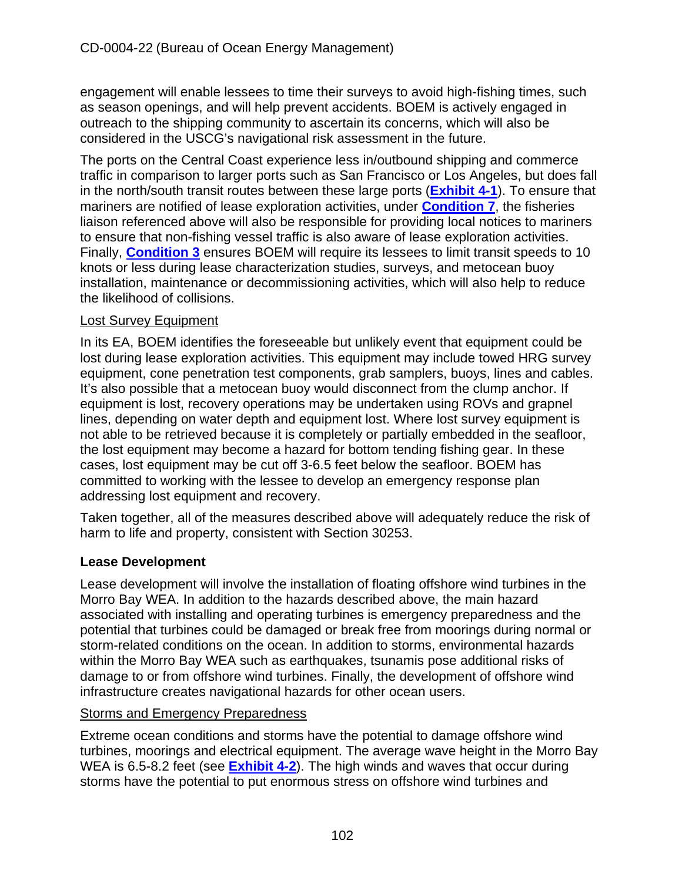engagement will enable lessees to time their surveys to avoid high-fishing times, such as season openings, and will help prevent accidents. BOEM is actively engaged in outreach to the shipping community to ascertain its concerns, which will also be considered in the USCG's navigational risk assessment in the future.

The ports on the Central Coast experience less in/outbound shipping and commerce traffic in comparison to larger ports such as San Francisco or Los Angeles, but does fall in the north/south transit routes between these large ports (**Exhibit 4-1**). To ensure that mariners are notified of lease exploration activities, under **Condition 7**, the fisheries liaison referenced above will also be responsible for providing local notices to mariners to ensure that non-fishing vessel traffic is also aware of lease exploration activities. Finally, **Condition 3** ensures BOEM will require its lessees to limit transit speeds to 10 knots or less during lease characterization studies, surveys, and metocean buoy installation, maintenance or decommissioning activities, which will also help to reduce the likelihood of collisions.

Lost Survey Equipment

In its EA, BOEM identifies the foreseeable but unlikely event that equipment could be lost during lease exploration activities. This equipment may include towed HRG survey equipment, cone penetration test components, grab samplers, buoys, lines and cables. It's also possible that a metocean buoy would disconnect from the clump anchor. If equipment is lost, recovery operations may be undertaken using ROVs and grapnel lines, depending on water depth and equipment lost. Where lost survey equipment is not able to be retrieved because it is completely or partially embedded in the seafloor, the lost equipment may become a hazard for bottom tending fishing gear. In these cases, lost equipment may be cut off 3-6.5 feet below the seafloor. BOEM has committed to working with the lessee to develop an emergency response plan addressing lost equipment and recovery.

Taken together, all of the measures described above will adequately reduce the risk of harm to life and property, consistent with Section 30253.

### Lease Development

Lease development will involve the installation of floating offshore wind turbines in the Morro Bay WEA. In addition to the hazards described above, the main hazard associated with installing and operating turbines is emergency preparedness and the potential that turbines could be damaged or break free from moorings during normal or storm-related conditions on the ocean. In addition to storms, environmental hazards within the Morro Bay WEA such as earthquakes, tsunamis pose additional risks of damage to or from offshore wind turbines. Finally, the development of offshore wind infrastructure creates navigational hazards for other ocean users.

Storms and Emergency Preparedness

Extreme ocean conditions and storms have the potential to damage offshore wind turbines, moorings and electrical equipment. The average wave height in the Morro Bay WEA is 6.5-8.2 feet (see **Exhibit 4-2**). The high winds and waves that occur during storms have the potential to put enormous stress on offshore wind turbines and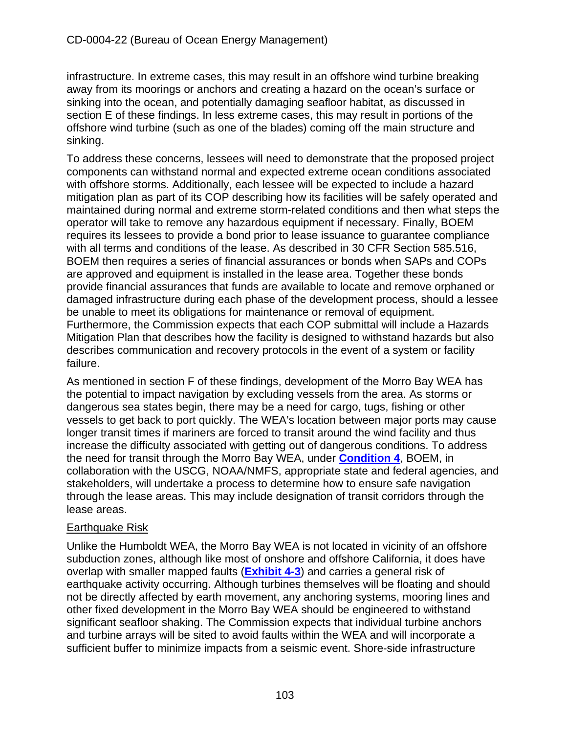infrastructure. In extreme cases, this may result in an offshore wind turbine breaking away from its moorings or anchors and creating a hazard on the ocean's surface or sinking into the ocean, and potentially damaging seafloor habitat, as discussed in section E of these findings. In less extreme cases, this may result in portions of the offshore wind turbine (such as one of the blades) coming off the main structure and sinking.

To address these concerns, lessees will need to demonstrate that the proposed project components can withstand normal and expected extreme ocean conditions associated with offshore storms. Additionally, each lessee will be expected to include a hazard mitigation plan as part of its COP describing how its facilities will be safely operated and maintained during normal and extreme storm-related conditions and then what steps the operator will take to remove any hazardous equipment if necessary. Finally, BOEM requires its lessees to provide a bond prior to lease issuance to guarantee compliance with all terms and conditions of the lease. As described in 30 CFR Section 585.516, BOEM then requires a series of financial assurances or bonds when SAPs and COPs are approved and equipment is installed in the lease area. Together these bonds provide financial assurances that funds are available to locate and remove orphaned or damaged infrastructure during each phase of the development process, should a lessee be unable to meet its obligations for maintenance or removal of equipment. Furthermore, the Commission expects that each COP submittal will include a Hazards Mitigation Plan that describes how the facility is designed to withstand hazards but also describes communication and recovery protocols in the event of a system or facility failure.

As mentioned in section F of these findings, development of the Morro Bay WEA has the potential to impact navigation by excluding vessels from the area. As storms or dangerous sea states begin, there may be a need for cargo, tugs, fishing or other vessels to get back to port quickly. The WEA's location between major ports may cause longer transit times if mariners are forced to transit around the wind facility and thus increase the difficulty associated with getting out of dangerous conditions. To address the need for transit through the Morro Bay WEA, under **Condition 4**, BOEM, in collaboration with the USCG, NOAA/NMFS, appropriate state and federal agencies, and stakeholders, will undertake a process to determine how to ensure safe navigation through the lease areas. This may include designation of transit corridors through the lease areas.

### Earthquake Risk

Unlike the Humboldt WEA, the Morro Bay WEA is not located in vicinity of an offshore subduction zones, although like most of onshore and offshore California, it does have overlap with smaller mapped faults (**Exhibit 4-3**) and carries a general risk of earthquake activity occurring. Although turbines themselves will be floating and should not be directly affected by earth movement, any anchoring systems, mooring lines and other fixed development in the Morro Bay WEA should be engineered to withstand significant seafloor shaking. The Commission expects that individual turbine anchors and turbine arrays will be sited to avoid faults within the WEA and will incorporate a sufficient buffer to minimize impacts from a seismic event. Shore-side infrastructure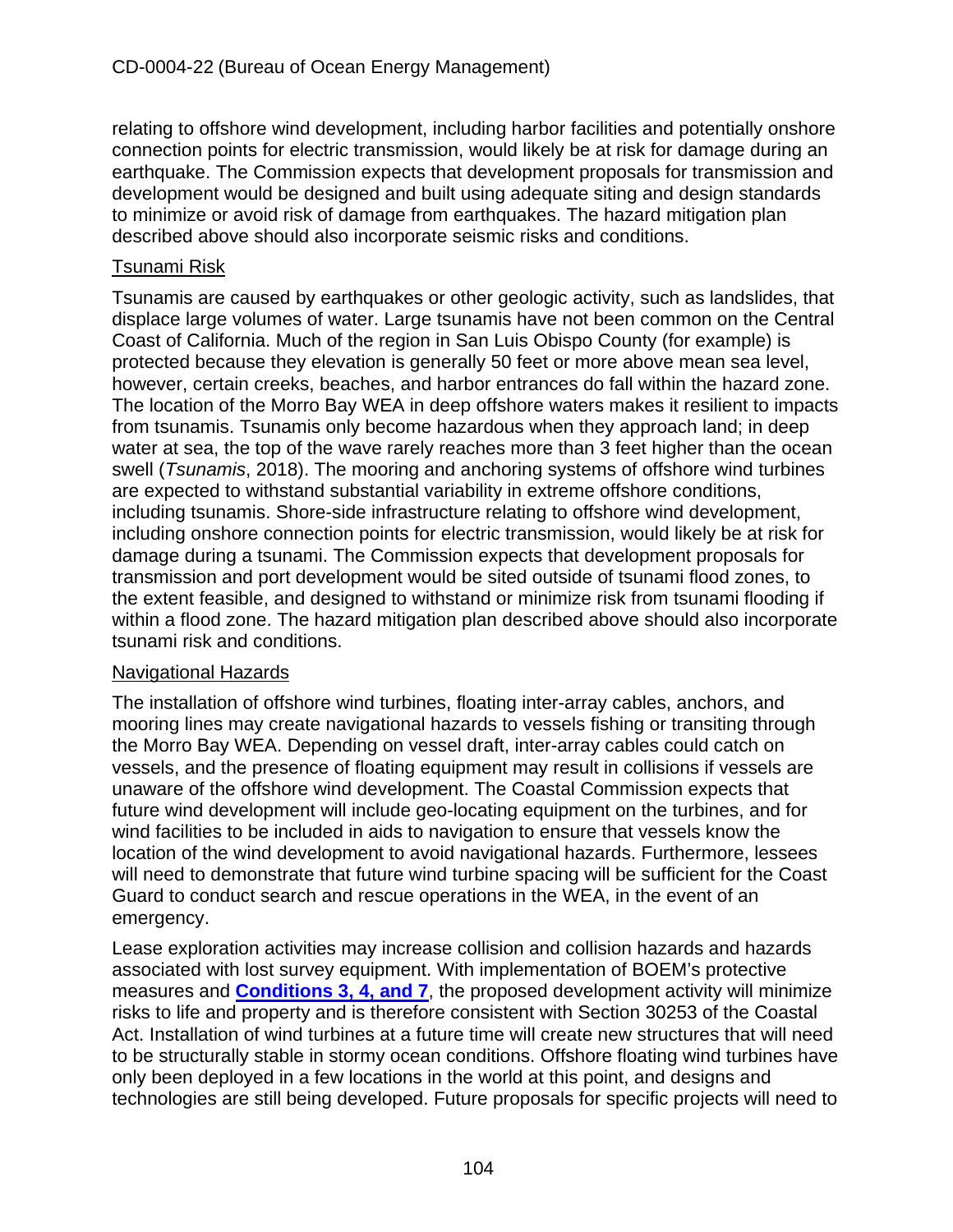relating to offshore wind development, including harbor facilities and potentially onshore connection points for electric transmission, would likely be at risk for damage during an earthquake. The Commission expects that development proposals for transmission and development would be designed and built using adequate siting and design standards to minimize or avoid risk of damage from earthquakes. The hazard mitigation plan described above should also incorporate seismic risks and conditions.

### Tsunami Risk

Tsunamis are caused by earthquakes or other geologic activity, such as landslides, that displace large volumes of water. Large tsunamis have not been common on the Central Coast of California. Much of the region in San Luis Obispo County (for example) is protected because they elevation is generally 50 feet or more above mean sea level, however, certain creeks, beaches, and harbor entrances do fall within the hazard zone. The location of the Morro Bay WEA in deep offshore waters makes it resilient to impacts from tsunamis. Tsunamis only become hazardous when they approach land; in deep water at sea, the top of the wave rarely reaches more than 3 feet higher than the ocean swell (*Tsunamis*, 2018). The mooring and anchoring systems of offshore wind turbines are expected to withstand substantial variability in extreme offshore conditions, including tsunamis. Shore-side infrastructure relating to offshore wind development, including onshore connection points for electric transmission, would likely be at risk for damage during a tsunami. The Commission expects that development proposals for transmission and port development would be sited outside of tsunami flood zones, to the extent feasible, and designed to withstand or minimize risk from tsunami flooding if within a flood zone. The hazard mitigation plan described above should also incorporate tsunami risk and conditions.

### Navigational Hazards

The installation of offshore wind turbines, floating inter-array cables, anchors, and mooring lines may create navigational hazards to vessels fishing or transiting through the Morro Bay WEA. Depending on vessel draft, inter-array cables could catch on vessels, and the presence of floating equipment may result in collisions if vessels are unaware of the offshore wind development. The Coastal Commission expects that future wind development will include geo-locating equipment on the turbines, and for wind facilities to be included in aids to navigation to ensure that vessels know the location of the wind development to avoid navigational hazards. Furthermore, lessees will need to demonstrate that future wind turbine spacing will be sufficient for the Coast Guard to conduct search and rescue operations in the WEA, in the event of an emergency.

Lease exploration activities may increase collision and collision hazards and hazards associated with lost survey equipment. With implementation of BOEM's protective measures and **Conditions 3, 4, and 7**, the proposed development activity will minimize risks to life and property and is therefore consistent with Section 30253 of the Coastal Act. Installation of wind turbines at a future time will create new structures that will need to be structurally stable in stormy ocean conditions. Offshore floating wind turbines have only been deployed in a few locations in the world at this point, and designs and technologies are still being developed. Future proposals for specific projects will need to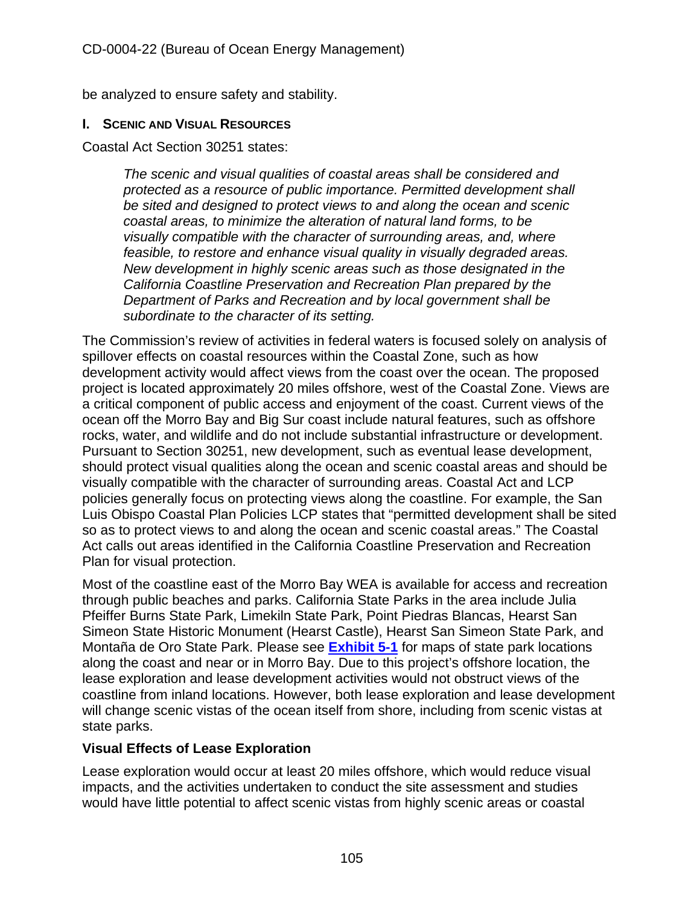be analyzed to ensure safety and stability.

### I. Scenic and Visual Resources

Coastal Act Section 30251 states:

> *The scenic and visual qualities of coastal areas shall be considered and protected as a resource of public importance. Permitted development shall be sited and designed to protect views to and along the ocean and scenic coastal areas, to minimize the alteration of natural land forms, to be visually compatible with the character of surrounding areas, and, where feasible, to restore and enhance visual quality in visually degraded areas. New development in highly scenic areas such as those designated in the California Coastline Preservation and Recreation Plan prepared by the Department of Parks and Recreation and by local government shall be subordinate to the character of its setting.*

The Commission's review of activities in federal waters is focused solely on analysis of spillover effects on coastal resources within the Coastal Zone, such as how development activity would affect views from the coast over the ocean. The proposed project is located approximately 20 miles offshore, west of the Coastal Zone. Views are a critical component of public access and enjoyment of the coast. Current views of the ocean off the Morro Bay and Big Sur coast include natural features, such as offshore rocks, water, and wildlife and do not include substantial infrastructure or development. Pursuant to Section 30251, new development, such as eventual lease development, should protect visual qualities along the ocean and scenic coastal areas and should be visually compatible with the character of surrounding areas. Coastal Act and LCP policies generally focus on protecting views along the coastline. For example, the San Luis Obispo Coastal Plan Policies LCP states that "permitted development shall be sited so as to protect views to and along the ocean and scenic coastal areas." The Coastal Act calls out areas identified in the California Coastline Preservation and Recreation Plan for visual protection.

Most of the coastline east of the Morro Bay WEA is available for access and recreation through public beaches and parks. California State Parks in the area include Julia Pfeiffer Burns State Park, Limekiln State Park, Point Piedras Blancas, Hearst San Simeon State Historic Monument (Hearst Castle), Hearst San Simeon State Park, and Montaña de Oro State Park. Please see **Exhibit 5-1** for maps of state park locations along the coast and near or in Morro Bay. Due to this project's offshore location, the lease exploration and lease development activities would not obstruct views of the coastline from inland locations. However, both lease exploration and lease development will change scenic vistas of the ocean itself from shore, including from scenic vistas at state parks.

**Visual Effects of Lease Exploration**

Lease exploration would occur at least 20 miles offshore, which would reduce visual impacts, and the activities undertaken to conduct the site assessment and studies would have little potential to affect scenic vistas from highly scenic areas or coastal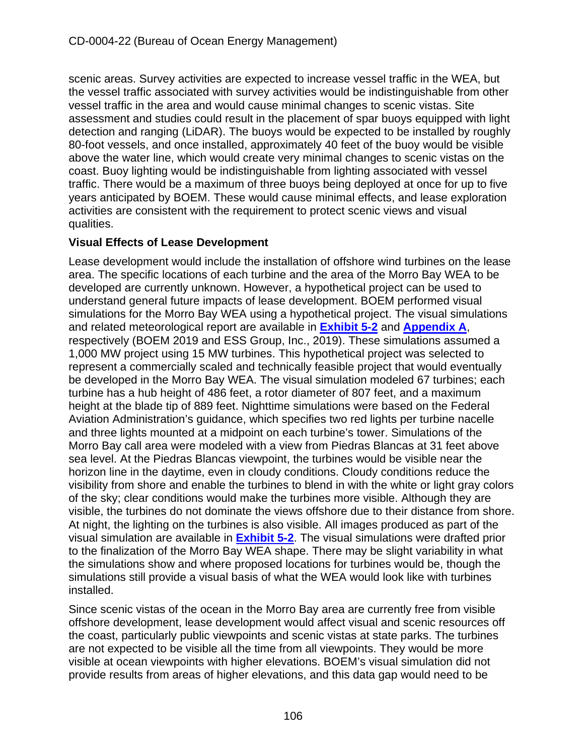scenic areas. Survey activities are expected to increase vessel traffic in the WEA, but the vessel traffic associated with survey activities would be indistinguishable from other vessel traffic in the area and would cause minimal changes to scenic vistas. Site assessment and studies could result in the placement of spar buoys equipped with light detection and ranging (LiDAR). The buoys would be expected to be installed by roughly 80-foot vessels, and once installed, approximately 40 feet of the buoy would be visible above the water line, which would create very minimal changes to scenic vistas on the coast. Buoy lighting would be indistinguishable from lighting associated with vessel traffic. There would be a maximum of three buoys being deployed at once for up to five years anticipated by BOEM. These would cause minimal effects, and lease exploration activities are consistent with the requirement to protect scenic views and visual qualities.

**Visual Effects of Lease Development**

Lease development would include the installation of offshore wind turbines on the lease area. The specific locations of each turbine and the area of the Morro Bay WEA to be developed are currently unknown. However, a hypothetical project can be used to understand general future impacts of lease development. BOEM performed visual simulations for the Morro Bay WEA using a hypothetical project. The visual simulations and related meteorological report are available in **Exhibit 5-2** and **Appendix A**, respectively (BOEM 2019 and ESS Group, Inc., 2019). These simulations assumed a 1,000 MW project using 15 MW turbines. This hypothetical project was selected to represent a commercially scaled and technically feasible project that would eventually be developed in the Morro Bay WEA. The visual simulation modeled 67 turbines; each turbine has a hub height of 486 feet, a rotor diameter of 807 feet, and a maximum height at the blade tip of 889 feet. Nighttime simulations were based on the Federal Aviation Administration's guidance, which specifies two red lights per turbine nacelle and three lights mounted at a midpoint on each turbine's tower. Simulations of the Morro Bay call area were modeled with a view from Piedras Blancas at 31 feet above sea level. At the Piedras Blancas viewpoint, the turbines would be visible near the horizon line in the daytime, even in cloudy conditions. Cloudy conditions reduce the visibility from shore and enable the turbines to blend in with the white or light gray colors of the sky; clear conditions would make the turbines more visible. Although they are visible, the turbines do not dominate the views offshore due to their distance from shore. At night, the lighting on the turbines is also visible. All images produced as part of the visual simulation are available in **Exhibit 5-2**. The visual simulations were drafted prior to the finalization of the Morro Bay WEA shape. There may be slight variability in what the simulations show and where proposed locations for turbines would be, though the simulations still provide a visual basis of what the WEA would look like with turbines installed.

Since scenic vistas of the ocean in the Morro Bay area are currently free from visible offshore development, lease development would affect visual and scenic resources off the coast, particularly public viewpoints and scenic vistas at state parks. The turbines are not expected to be visible all the time from all viewpoints. They would be more visible at ocean viewpoints with higher elevations. BOEM's visual simulation did not provide results from areas of higher elevations, and this data gap would need to be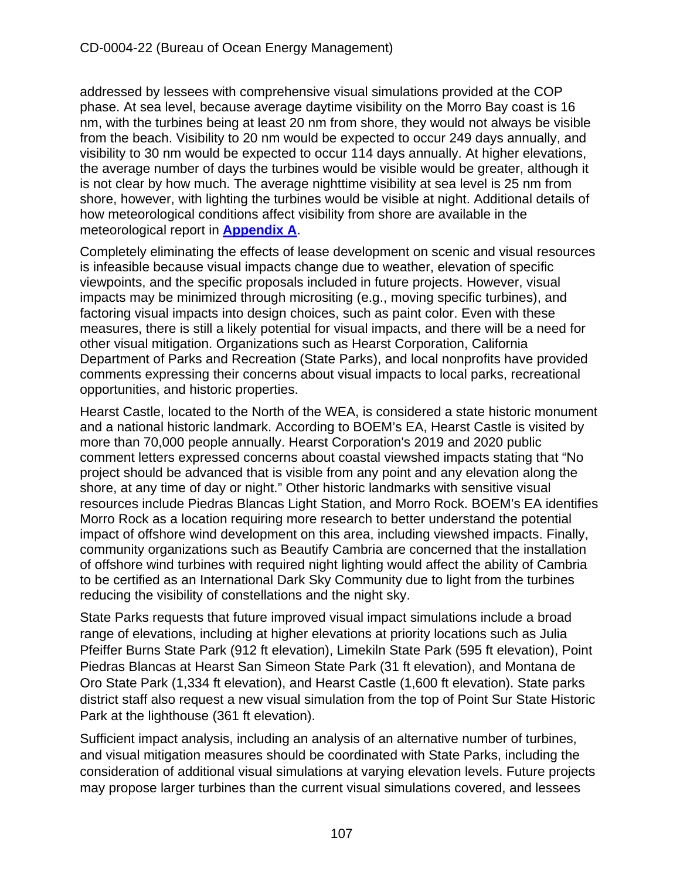addressed by lessees with comprehensive visual simulations provided at the COP phase. At sea level, because average daytime visibility on the Morro Bay coast is 16 nm, with the turbines being at least 20 nm from shore, they would not always be visible from the beach. Visibility to 20 nm would be expected to occur 249 days annually, and visibility to 30 nm would be expected to occur 114 days annually. At higher elevations, the average number of days the turbines would be visible would be greater, although it is not clear by how much. The average nighttime visibility at sea level is 25 nm from shore, however, with lighting the turbines would be visible at night. Additional details of how meteorological conditions affect visibility from shore are available in the meteorological report in **Appendix A**.

Completely eliminating the effects of lease development on scenic and visual resources is infeasible because visual impacts change due to weather, elevation of specific viewpoints, and the specific proposals included in future projects. However, visual impacts may be minimized through micrositing (e.g., moving specific turbines), and factoring visual impacts into design choices, such as paint color. Even with these measures, there is still a likely potential for visual impacts, and there will be a need for other visual mitigation. Organizations such as Hearst Corporation, California Department of Parks and Recreation (State Parks), and local nonprofits have provided comments expressing their concerns about visual impacts to local parks, recreational opportunities, and historic properties.

Hearst Castle, located to the North of the WEA, is considered a state historic monument and a national historic landmark. According to BOEM's EA, Hearst Castle is visited by more than 70,000 people annually. Hearst Corporation's 2019 and 2020 public comment letters expressed concerns about coastal viewshed impacts stating that "No project should be advanced that is visible from any point and any elevation along the shore, at any time of day or night." Other historic landmarks with sensitive visual resources include Piedras Blancas Light Station, and Morro Rock. BOEM's EA identifies Morro Rock as a location requiring more research to better understand the potential impact of offshore wind development on this area, including viewshed impacts. Finally, community organizations such as Beautify Cambria are concerned that the installation of offshore wind turbines with required night lighting would affect the ability of Cambria to be certified as an International Dark Sky Community due to light from the turbines reducing the visibility of constellations and the night sky.

State Parks requests that future improved visual impact simulations include a broad range of elevations, including at higher elevations at priority locations such as Julia Pfeiffer Burns State Park (912 ft elevation), Limekiln State Park (595 ft elevation), Point Piedras Blancas at Hearst San Simeon State Park (31 ft elevation), and Montana de Oro State Park (1,334 ft elevation), and Hearst Castle (1,600 ft elevation). State parks district staff also request a new visual simulation from the top of Point Sur State Historic Park at the lighthouse (361 ft elevation).

Sufficient impact analysis, including an analysis of an alternative number of turbines, and visual mitigation measures should be coordinated with State Parks, including the consideration of additional visual simulations at varying elevation levels. Future projects may propose larger turbines than the current visual simulations covered, and lessees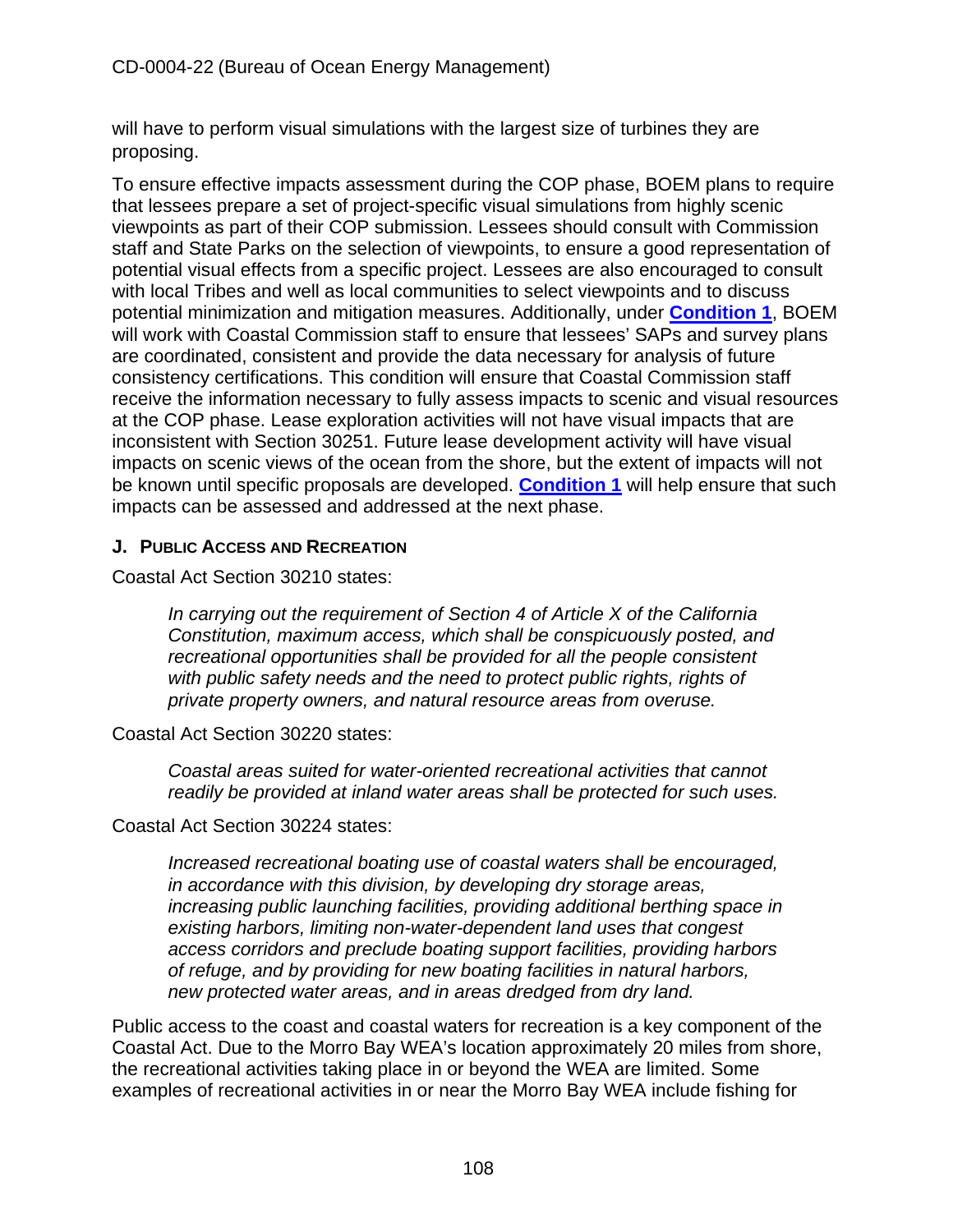will have to perform visual simulations with the largest size of turbines they are proposing.

To ensure effective impacts assessment during the COP phase, BOEM plans to require that lessees prepare a set of project-specific visual simulations from highly scenic viewpoints as part of their COP submission. Lessees should consult with Commission staff and State Parks on the selection of viewpoints, to ensure a good representation of potential visual effects from a specific project. Lessees are also encouraged to consult with local Tribes and well as local communities to select viewpoints and to discuss potential minimization and mitigation measures. Additionally, under **Condition 1**, BOEM will work with Coastal Commission staff to ensure that lessees' SAPs and survey plans are coordinated, consistent and provide the data necessary for analysis of future consistency certifications. This condition will ensure that Coastal Commission staff receive the information necessary to fully assess impacts to scenic and visual resources at the COP phase. Lease exploration activities will not have visual impacts that are inconsistent with Section 30251. Future lease development activity will have visual impacts on scenic views of the ocean from the shore, but the extent of impacts will not be known until specific proposals are developed. **Condition 1** will help ensure that such impacts can be assessed and addressed at the next phase.

### J. Public Access and Recreation

Coastal Act Section 30210 states:

> *In carrying out the requirement of Section 4 of Article X of the California Constitution, maximum access, which shall be conspicuously posted, and recreational opportunities shall be provided for all the people consistent with public safety needs and the need to protect public rights, rights of private property owners, and natural resource areas from overuse.*

Coastal Act Section 30220 states:

> *Coastal areas suited for water-oriented recreational activities that cannot readily be provided at inland water areas shall be protected for such uses.*

Coastal Act Section 30224 states:

> *Increased recreational boating use of coastal waters shall be encouraged, in accordance with this division, by developing dry storage areas, increasing public launching facilities, providing additional berthing space in existing harbors, limiting non-water-dependent land uses that congest access corridors and preclude boating support facilities, providing harbors of refuge, and by providing for new boating facilities in natural harbors, new protected water areas, and in areas dredged from dry land.*

Public access to the coast and coastal waters for recreation is a key component of the Coastal Act. Due to the Morro Bay WEA's location approximately 20 miles from shore, the recreational activities taking place in or beyond the WEA are limited. Some examples of recreational activities in or near the Morro Bay WEA include fishing for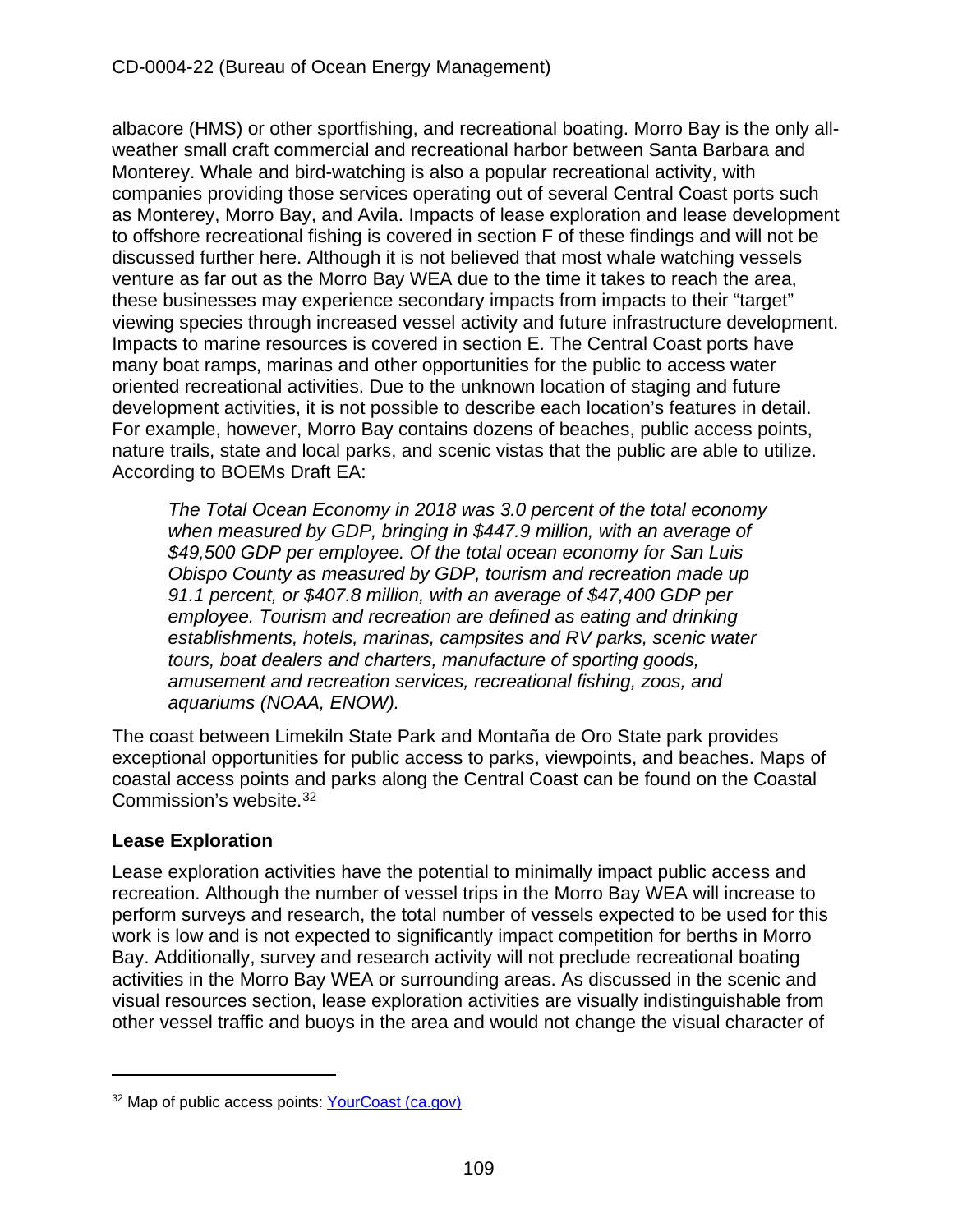albacore (HMS) or other sportfishing, and recreational boating. Morro Bay is the only all-weather small craft commercial and recreational harbor between Santa Barbara and Monterey. Whale and bird-watching is also a popular recreational activity, with companies providing those services operating out of several Central Coast ports such as Monterey, Morro Bay, and Avila. Impacts of lease exploration and lease development to offshore recreational fishing is covered in section F of these findings and will not be discussed further here. Although it is not believed that most whale watching vessels venture as far out as the Morro Bay WEA due to the time it takes to reach the area, these businesses may experience secondary impacts from impacts to their "target" viewing species through increased vessel activity and future infrastructure development. Impacts to marine resources is covered in section E. The Central Coast ports have many boat ramps, marinas and other opportunities for the public to access water oriented recreational activities. Due to the unknown location of staging and future development activities, it is not possible to describe each location's features in detail. For example, however, Morro Bay contains dozens of beaches, public access points, nature trails, state and local parks, and scenic vistas that the public are able to utilize. According to BOEMs Draft EA:

> *The Total Ocean Economy in 2018 was 3.0 percent of the total economy when measured by GDP, bringing in $447.9 million, with an average of $49,500 GDP per employee. Of the total ocean economy for San Luis Obispo County as measured by GDP, tourism and recreation made up 91.1 percent, or $407.8 million, with an average of $47,400 GDP per employee. Tourism and recreation are defined as eating and drinking establishments, hotels, marinas, campsites and RV parks, scenic water tours, boat dealers and charters, manufacture of sporting goods, amusement and recreation services, recreational fishing, zoos, and aquariums (NOAA, ENOW).*

The coast between Limekiln State Park and Montaña de Oro State park provides exceptional opportunities for public access to parks, viewpoints, and beaches. Maps of coastal access points and parks along the Central Coast can be found on the Coastal Commission's website.[32]

**Lease Exploration**

Lease exploration activities have the potential to minimally impact public access and recreation. Although the number of vessel trips in the Morro Bay WEA will increase to perform surveys and research, the total number of vessels expected to be used for this work is low and is not expected to significantly impact competition for berths in Morro Bay. Additionally, survey and research activity will not preclude recreational boating activities in the Morro Bay WEA or surrounding areas. As discussed in the scenic and visual resources section, lease exploration activities are visually indistinguishable from other vessel traffic and buoys in the area and would not change the visual character of

---

[32] Map of public access points: YourCoast (ca.gov)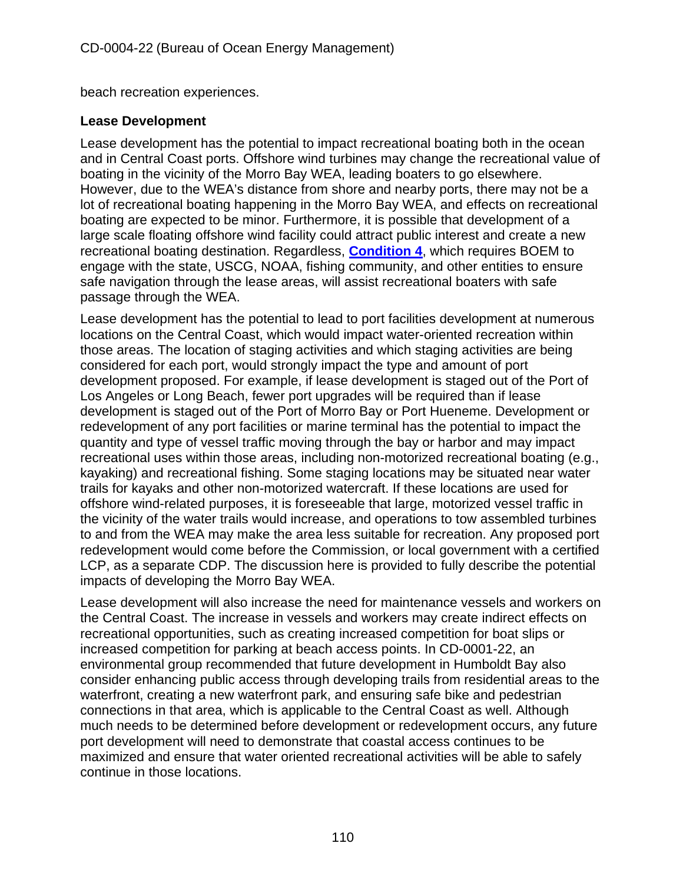beach recreation experiences.

**Lease Development**

Lease development has the potential to impact recreational boating both in the ocean and in Central Coast ports. Offshore wind turbines may change the recreational value of boating in the vicinity of the Morro Bay WEA, leading boaters to go elsewhere. However, due to the WEA's distance from shore and nearby ports, there may not be a lot of recreational boating happening in the Morro Bay WEA, and effects on recreational boating are expected to be minor. Furthermore, it is possible that development of a large scale floating offshore wind facility could attract public interest and create a new recreational boating destination. Regardless, **Condition 4**, which requires BOEM to engage with the state, USCG, NOAA, fishing community, and other entities to ensure safe navigation through the lease areas, will assist recreational boaters with safe passage through the WEA.

Lease development has the potential to lead to port facilities development at numerous locations on the Central Coast, which would impact water-oriented recreation within those areas. The location of staging activities and which staging activities are being considered for each port, would strongly impact the type and amount of port development proposed. For example, if lease development is staged out of the Port of Los Angeles or Long Beach, fewer port upgrades will be required than if lease development is staged out of the Port of Morro Bay or Port Hueneme. Development or redevelopment of any port facilities or marine terminal has the potential to impact the quantity and type of vessel traffic moving through the bay or harbor and may impact recreational uses within those areas, including non-motorized recreational boating (e.g., kayaking) and recreational fishing. Some staging locations may be situated near water trails for kayaks and other non-motorized watercraft. If these locations are used for offshore wind-related purposes, it is foreseeable that large, motorized vessel traffic in the vicinity of the water trails would increase, and operations to tow assembled turbines to and from the WEA may make the area less suitable for recreation. Any proposed port redevelopment would come before the Commission, or local government with a certified LCP, as a separate CDP. The discussion here is provided to fully describe the potential impacts of developing the Morro Bay WEA.

Lease development will also increase the need for maintenance vessels and workers on the Central Coast. The increase in vessels and workers may create indirect effects on recreational opportunities, such as creating increased competition for boat slips or increased competition for parking at beach access points. In CD-0001-22, an environmental group recommended that future development in Humboldt Bay also consider enhancing public access through developing trails from residential areas to the waterfront, creating a new waterfront park, and ensuring safe bike and pedestrian connections in that area, which is applicable to the Central Coast as well. Although much needs to be determined before development or redevelopment occurs, any future port development will need to demonstrate that coastal access continues to be maximized and ensure that water oriented recreational activities will be able to safely continue in those locations.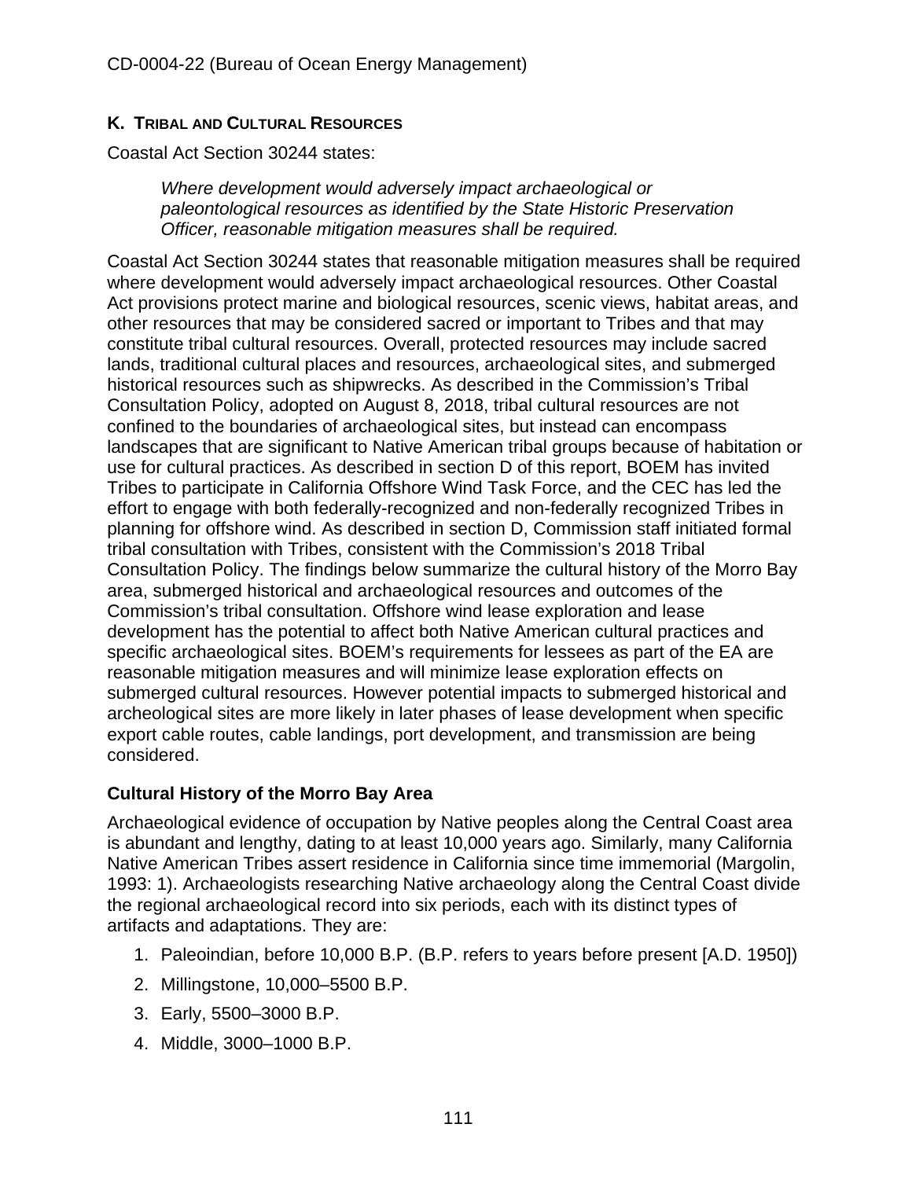## K. Tribal and Cultural Resources

Coastal Act Section 30244 states:

> *Where development would adversely impact archaeological or paleontological resources as identified by the State Historic Preservation Officer, reasonable mitigation measures shall be required.*

Coastal Act Section 30244 states that reasonable mitigation measures shall be required where development would adversely impact archaeological resources. Other Coastal Act provisions protect marine and biological resources, scenic views, habitat areas, and other resources that may be considered sacred or important to Tribes and that may constitute tribal cultural resources. Overall, protected resources may include sacred lands, traditional cultural places and resources, archaeological sites, and submerged historical resources such as shipwrecks. As described in the Commission's Tribal Consultation Policy, adopted on August 8, 2018, tribal cultural resources are not confined to the boundaries of archaeological sites, but instead can encompass landscapes that are significant to Native American tribal groups because of habitation or use for cultural practices. As described in section D of this report, BOEM has invited Tribes to participate in California Offshore Wind Task Force, and the CEC has led the effort to engage with both federally-recognized and non-federally recognized Tribes in planning for offshore wind. As described in section D, Commission staff initiated formal tribal consultation with Tribes, consistent with the Commission's 2018 Tribal Consultation Policy. The findings below summarize the cultural history of the Morro Bay area, submerged historical and archaeological resources and outcomes of the Commission's tribal consultation. Offshore wind lease exploration and lease development has the potential to affect both Native American cultural practices and specific archaeological sites. BOEM's requirements for lessees as part of the EA are reasonable mitigation measures and will minimize lease exploration effects on submerged cultural resources. However potential impacts to submerged historical and archeological sites are more likely in later phases of lease development when specific export cable routes, cable landings, port development, and transmission are being considered.

### Cultural History of the Morro Bay Area

Archaeological evidence of occupation by Native peoples along the Central Coast area is abundant and lengthy, dating to at least 10,000 years ago. Similarly, many California Native American Tribes assert residence in California since time immemorial (Margolin, 1993: 1). Archaeologists researching Native archaeology along the Central Coast divide the regional archaeological record into six periods, each with its distinct types of artifacts and adaptations. They are:

1. Paleoindian, before 10,000 B.P. (B.P. refers to years before present [A.D. 1950])
2. Millingstone, 10,000–5500 B.P.
3. Early, 5500–3000 B.P.
4. Middle, 3000–1000 B.P.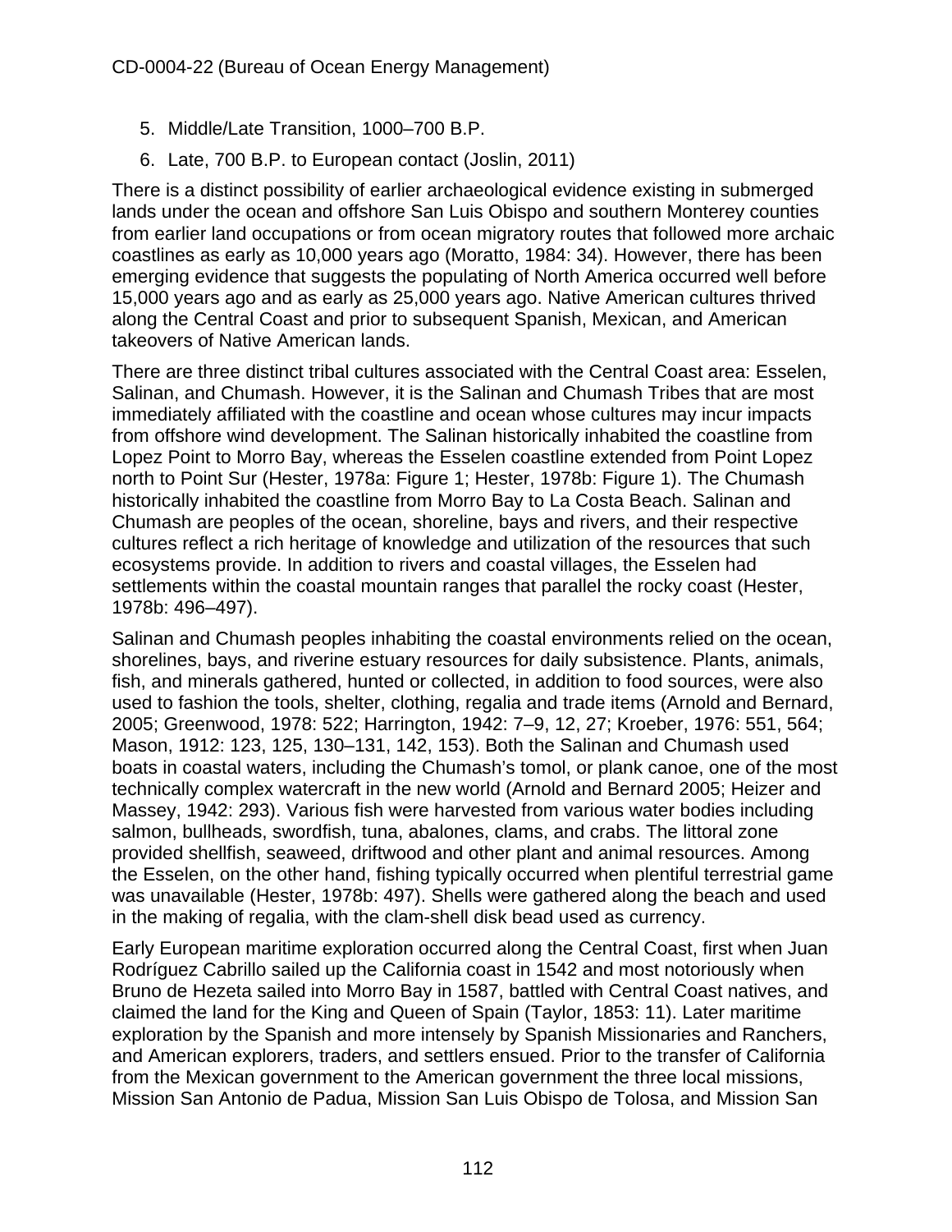5. Middle/Late Transition, 1000–700 B.P.
6. Late, 700 B.P. to European contact (Joslin, 2011)

There is a distinct possibility of earlier archaeological evidence existing in submerged lands under the ocean and offshore San Luis Obispo and southern Monterey counties from earlier land occupations or from ocean migratory routes that followed more archaic coastlines as early as 10,000 years ago (Moratto, 1984: 34). However, there has been emerging evidence that suggests the populating of North America occurred well before 15,000 years ago and as early as 25,000 years ago. Native American cultures thrived along the Central Coast and prior to subsequent Spanish, Mexican, and American takeovers of Native American lands.

There are three distinct tribal cultures associated with the Central Coast area: Esselen, Salinan, and Chumash. However, it is the Salinan and Chumash Tribes that are most immediately affiliated with the coastline and ocean whose cultures may incur impacts from offshore wind development. The Salinan historically inhabited the coastline from Lopez Point to Morro Bay, whereas the Esselen coastline extended from Point Lopez north to Point Sur (Hester, 1978a: Figure 1; Hester, 1978b: Figure 1). The Chumash historically inhabited the coastline from Morro Bay to La Costa Beach. Salinan and Chumash are peoples of the ocean, shoreline, bays and rivers, and their respective cultures reflect a rich heritage of knowledge and utilization of the resources that such ecosystems provide. In addition to rivers and coastal villages, the Esselen had settlements within the coastal mountain ranges that parallel the rocky coast (Hester, 1978b: 496–497).

Salinan and Chumash peoples inhabiting the coastal environments relied on the ocean, shorelines, bays, and riverine estuary resources for daily subsistence. Plants, animals, fish, and minerals gathered, hunted or collected, in addition to food sources, were also used to fashion the tools, shelter, clothing, regalia and trade items (Arnold and Bernard, 2005; Greenwood, 1978: 522; Harrington, 1942: 7–9, 12, 27; Kroeber, 1976: 551, 564; Mason, 1912: 123, 125, 130–131, 142, 153). Both the Salinan and Chumash used boats in coastal waters, including the Chumash's tomol, or plank canoe, one of the most technically complex watercraft in the new world (Arnold and Bernard 2005; Heizer and Massey, 1942: 293). Various fish were harvested from various water bodies including salmon, bullheads, swordfish, tuna, abalones, clams, and crabs. The littoral zone provided shellfish, seaweed, driftwood and other plant and animal resources. Among the Esselen, on the other hand, fishing typically occurred when plentiful terrestrial game was unavailable (Hester, 1978b: 497). Shells were gathered along the beach and used in the making of regalia, with the clam-shell disk bead used as currency.

Early European maritime exploration occurred along the Central Coast, first when Juan Rodríguez Cabrillo sailed up the California coast in 1542 and most notoriously when Bruno de Hezeta sailed into Morro Bay in 1587, battled with Central Coast natives, and claimed the land for the King and Queen of Spain (Taylor, 1853: 11). Later maritime exploration by the Spanish and more intensely by Spanish Missionaries and Ranchers, and American explorers, traders, and settlers ensued. Prior to the transfer of California from the Mexican government to the American government the three local missions, Mission San Antonio de Padua, Mission San Luis Obispo de Tolosa, and Mission San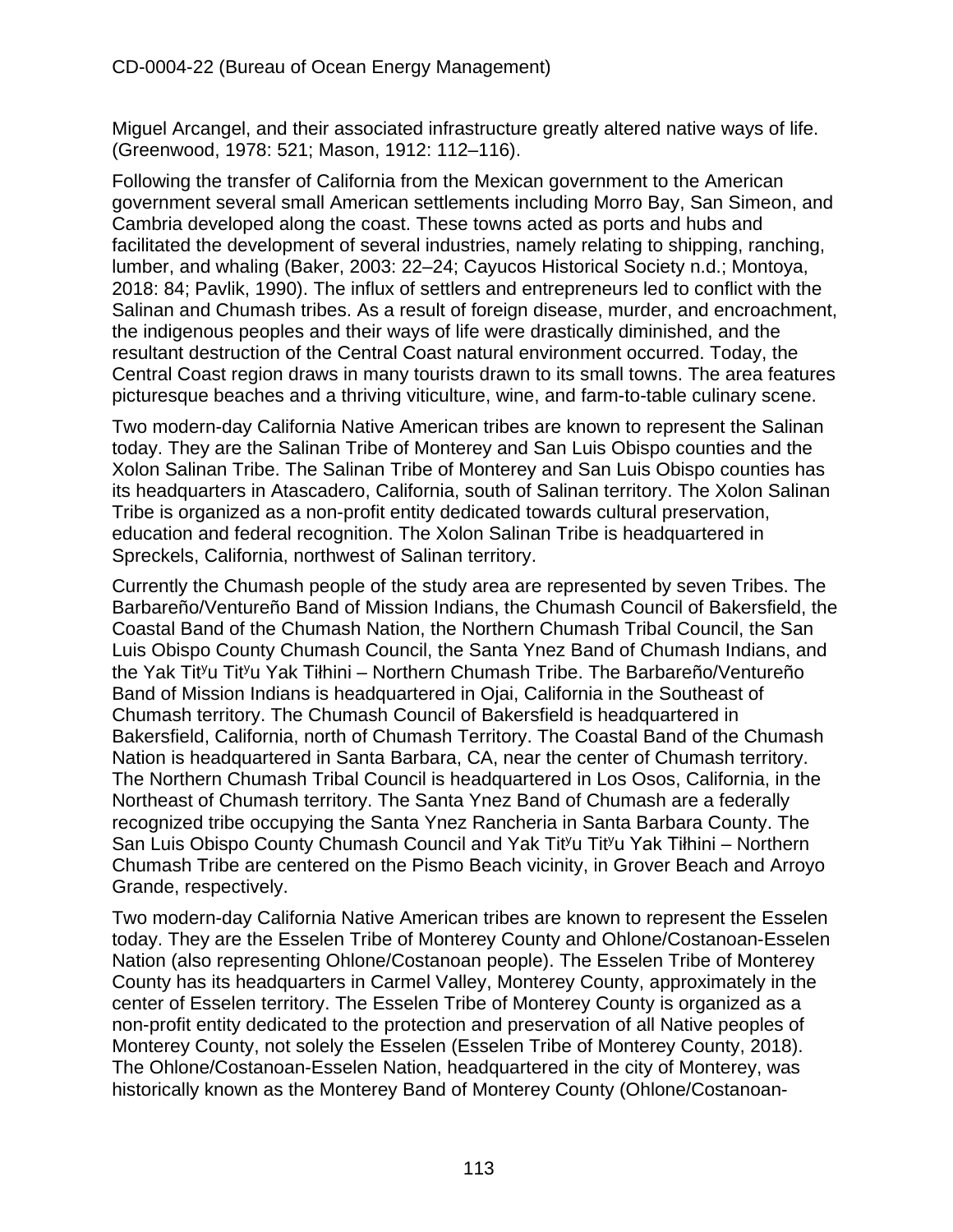Miguel Arcangel, and their associated infrastructure greatly altered native ways of life. (Greenwood, 1978: 521; Mason, 1912: 112–116).

Following the transfer of California from the Mexican government to the American government several small American settlements including Morro Bay, San Simeon, and Cambria developed along the coast. These towns acted as ports and hubs and facilitated the development of several industries, namely relating to shipping, ranching, lumber, and whaling (Baker, 2003: 22–24; Cayucos Historical Society n.d.; Montoya, 2018: 84; Pavlik, 1990). The influx of settlers and entrepreneurs led to conflict with the Salinan and Chumash tribes. As a result of foreign disease, murder, and encroachment, the indigenous peoples and their ways of life were drastically diminished, and the resultant destruction of the Central Coast natural environment occurred. Today, the Central Coast region draws in many tourists drawn to its small towns. The area features picturesque beaches and a thriving viticulture, wine, and farm-to-table culinary scene.

Two modern-day California Native American tribes are known to represent the Salinan today. They are the Salinan Tribe of Monterey and San Luis Obispo counties and the Xolon Salinan Tribe. The Salinan Tribe of Monterey and San Luis Obispo counties has its headquarters in Atascadero, California, south of Salinan territory. The Xolon Salinan Tribe is organized as a non-profit entity dedicated towards cultural preservation, education and federal recognition. The Xolon Salinan Tribe is headquartered in Spreckels, California, northwest of Salinan territory.

Currently the Chumash people of the study area are represented by seven Tribes. The Barbareño/Ventureño Band of Mission Indians, the Chumash Council of Bakersfield, the Coastal Band of the Chumash Nation, the Northern Chumash Tribal Council, the San Luis Obispo County Chumash Council, the Santa Ynez Band of Chumash Indians, and the Yak Titʸu Titʸu Yak Tiłhini – Northern Chumash Tribe. The Barbareño/Ventureño Band of Mission Indians is headquartered in Ojai, California in the Southeast of Chumash territory. The Chumash Council of Bakersfield is headquartered in Bakersfield, California, north of Chumash Territory. The Coastal Band of the Chumash Nation is headquartered in Santa Barbara, CA, near the center of Chumash territory. The Northern Chumash Tribal Council is headquartered in Los Osos, California, in the Northeast of Chumash territory. The Santa Ynez Band of Chumash are a federally recognized tribe occupying the Santa Ynez Rancheria in Santa Barbara County. The San Luis Obispo County Chumash Council and Yak Titʸu Titʸu Yak Tiłhini – Northern Chumash Tribe are centered on the Pismo Beach vicinity, in Grover Beach and Arroyo Grande, respectively.

Two modern-day California Native American tribes are known to represent the Esselen today. They are the Esselen Tribe of Monterey County and Ohlone/Costanoan-Esselen Nation (also representing Ohlone/Costanoan people). The Esselen Tribe of Monterey County has its headquarters in Carmel Valley, Monterey County, approximately in the center of Esselen territory. The Esselen Tribe of Monterey County is organized as a non-profit entity dedicated to the protection and preservation of all Native peoples of Monterey County, not solely the Esselen (Esselen Tribe of Monterey County, 2018). The Ohlone/Costanoan-Esselen Nation, headquartered in the city of Monterey, was historically known as the Monterey Band of Monterey County (Ohlone/Costanoan-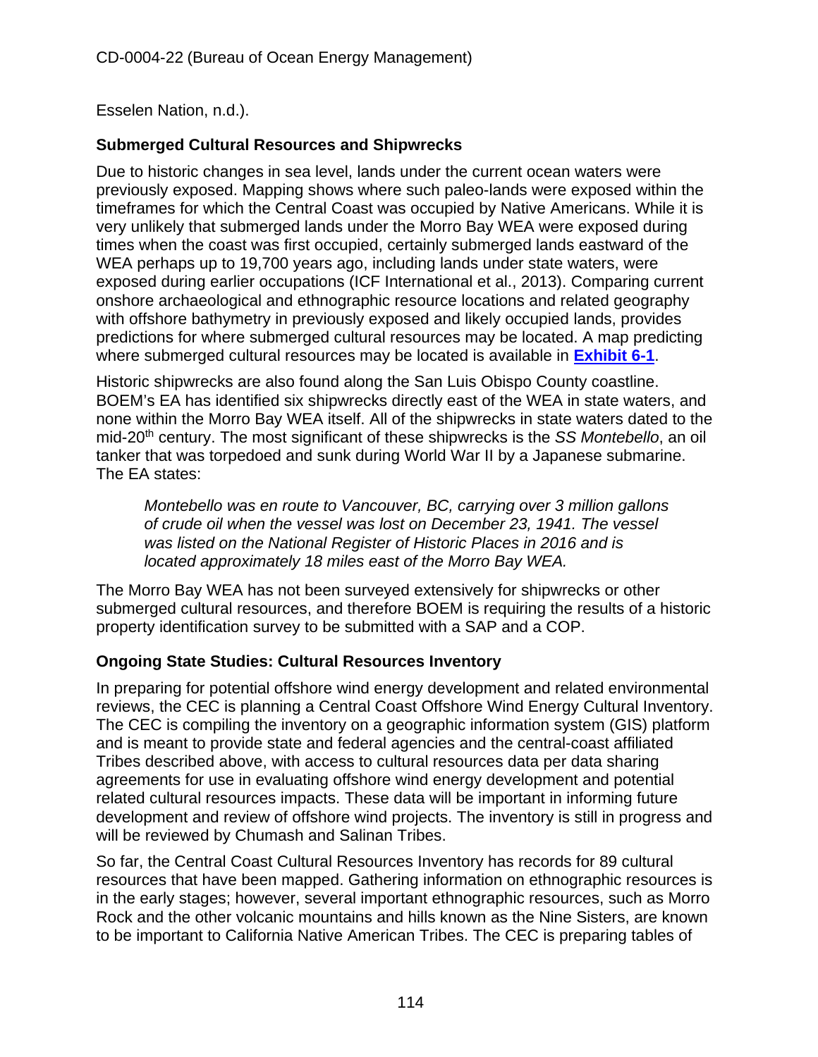Esselen Nation, n.d.).

### Submerged Cultural Resources and Shipwrecks

Due to historic changes in sea level, lands under the current ocean waters were previously exposed. Mapping shows where such paleo-lands were exposed within the timeframes for which the Central Coast was occupied by Native Americans. While it is very unlikely that submerged lands under the Morro Bay WEA were exposed during times when the coast was first occupied, certainly submerged lands eastward of the WEA perhaps up to 19,700 years ago, including lands under state waters, were exposed during earlier occupations (ICF International et al., 2013). Comparing current onshore archaeological and ethnographic resource locations and related geography with offshore bathymetry in previously exposed and likely occupied lands, provides predictions for where submerged cultural resources may be located. A map predicting where submerged cultural resources may be located is available in **Exhibit 6-1**.

Historic shipwrecks are also found along the San Luis Obispo County coastline. BOEM's EA has identified six shipwrecks directly east of the WEA in state waters, and none within the Morro Bay WEA itself. All of the shipwrecks in state waters dated to the mid-20th century. The most significant of these shipwrecks is the *SS Montebello*, an oil tanker that was torpedoed and sunk during World War II by a Japanese submarine. The EA states:

> *Montebello was en route to Vancouver, BC, carrying over 3 million gallons of crude oil when the vessel was lost on December 23, 1941. The vessel was listed on the National Register of Historic Places in 2016 and is located approximately 18 miles east of the Morro Bay WEA.*

The Morro Bay WEA has not been surveyed extensively for shipwrecks or other submerged cultural resources, and therefore BOEM is requiring the results of a historic property identification survey to be submitted with a SAP and a COP.

### Ongoing State Studies: Cultural Resources Inventory

In preparing for potential offshore wind energy development and related environmental reviews, the CEC is planning a Central Coast Offshore Wind Energy Cultural Inventory. The CEC is compiling the inventory on a geographic information system (GIS) platform and is meant to provide state and federal agencies and the central-coast affiliated Tribes described above, with access to cultural resources data per data sharing agreements for use in evaluating offshore wind energy development and potential related cultural resources impacts. These data will be important in informing future development and review of offshore wind projects. The inventory is still in progress and will be reviewed by Chumash and Salinan Tribes.

So far, the Central Coast Cultural Resources Inventory has records for 89 cultural resources that have been mapped. Gathering information on ethnographic resources is in the early stages; however, several important ethnographic resources, such as Morro Rock and the other volcanic mountains and hills known as the Nine Sisters, are known to be important to California Native American Tribes. The CEC is preparing tables of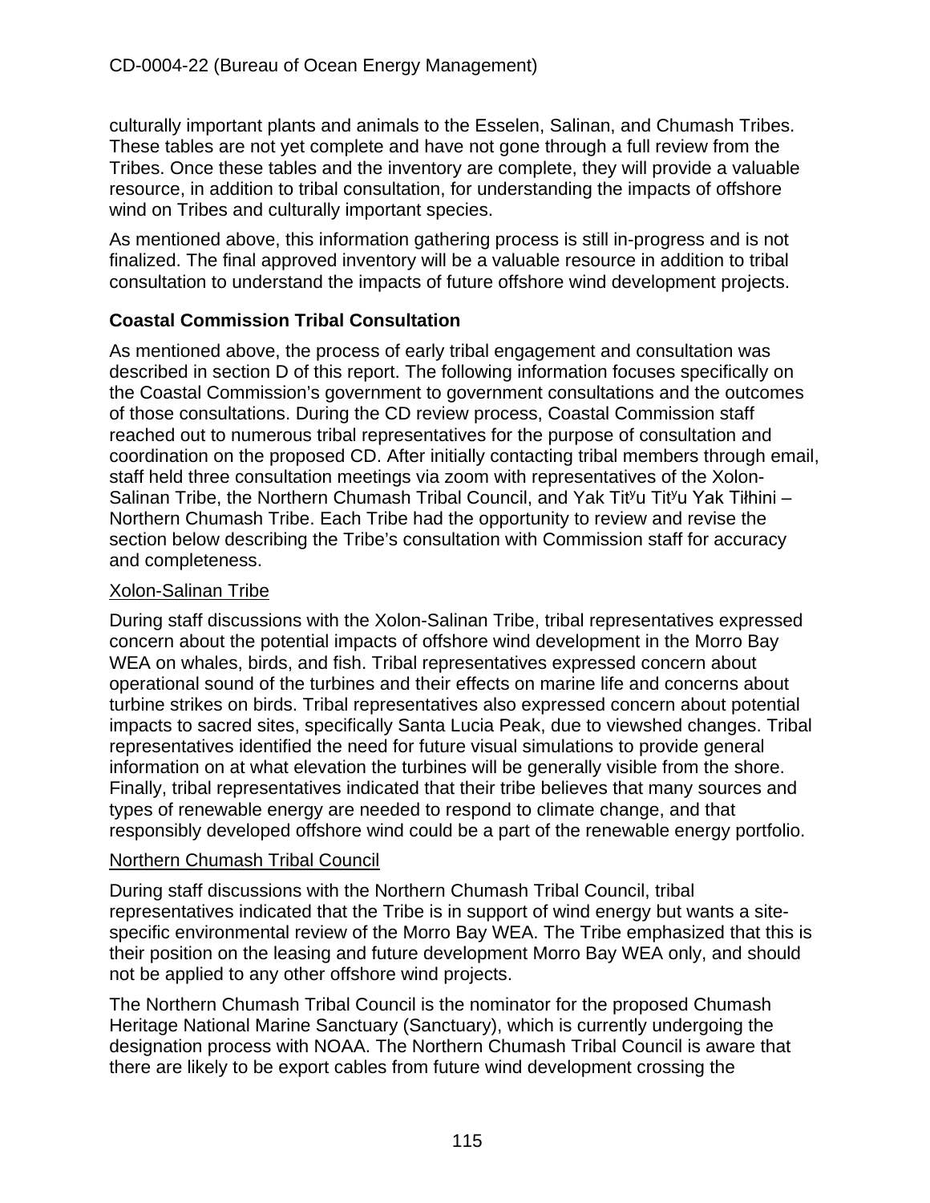culturally important plants and animals to the Esselen, Salinan, and Chumash Tribes. These tables are not yet complete and have not gone through a full review from the Tribes. Once these tables and the inventory are complete, they will provide a valuable resource, in addition to tribal consultation, for understanding the impacts of offshore wind on Tribes and culturally important species.

As mentioned above, this information gathering process is still in-progress and is not finalized. The final approved inventory will be a valuable resource in addition to tribal consultation to understand the impacts of future offshore wind development projects.

**Coastal Commission Tribal Consultation**

As mentioned above, the process of early tribal engagement and consultation was described in section D of this report. The following information focuses specifically on the Coastal Commission's government to government consultations and the outcomes of those consultations. During the CD review process, Coastal Commission staff reached out to numerous tribal representatives for the purpose of consultation and coordination on the proposed CD. After initially contacting tribal members through email, staff held three consultation meetings via zoom with representatives of the Xolon-Salinan Tribe, the Northern Chumash Tribal Council, and Yak Titʸu Titʸu Yak Tiłhini – Northern Chumash Tribe. Each Tribe had the opportunity to review and revise the section below describing the Tribe's consultation with Commission staff for accuracy and completeness.

<u>Xolon-Salinan Tribe</u>

During staff discussions with the Xolon-Salinan Tribe, tribal representatives expressed concern about the potential impacts of offshore wind development in the Morro Bay WEA on whales, birds, and fish. Tribal representatives expressed concern about operational sound of the turbines and their effects on marine life and concerns about turbine strikes on birds. Tribal representatives also expressed concern about potential impacts to sacred sites, specifically Santa Lucia Peak, due to viewshed changes. Tribal representatives identified the need for future visual simulations to provide general information on at what elevation the turbines will be generally visible from the shore. Finally, tribal representatives indicated that their tribe believes that many sources and types of renewable energy are needed to respond to climate change, and that responsibly developed offshore wind could be a part of the renewable energy portfolio.

<u>Northern Chumash Tribal Council</u>

During staff discussions with the Northern Chumash Tribal Council, tribal representatives indicated that the Tribe is in support of wind energy but wants a site-specific environmental review of the Morro Bay WEA. The Tribe emphasized that this is their position on the leasing and future development Morro Bay WEA only, and should not be applied to any other offshore wind projects.

The Northern Chumash Tribal Council is the nominator for the proposed Chumash Heritage National Marine Sanctuary (Sanctuary), which is currently undergoing the designation process with NOAA. The Northern Chumash Tribal Council is aware that there are likely to be export cables from future wind development crossing the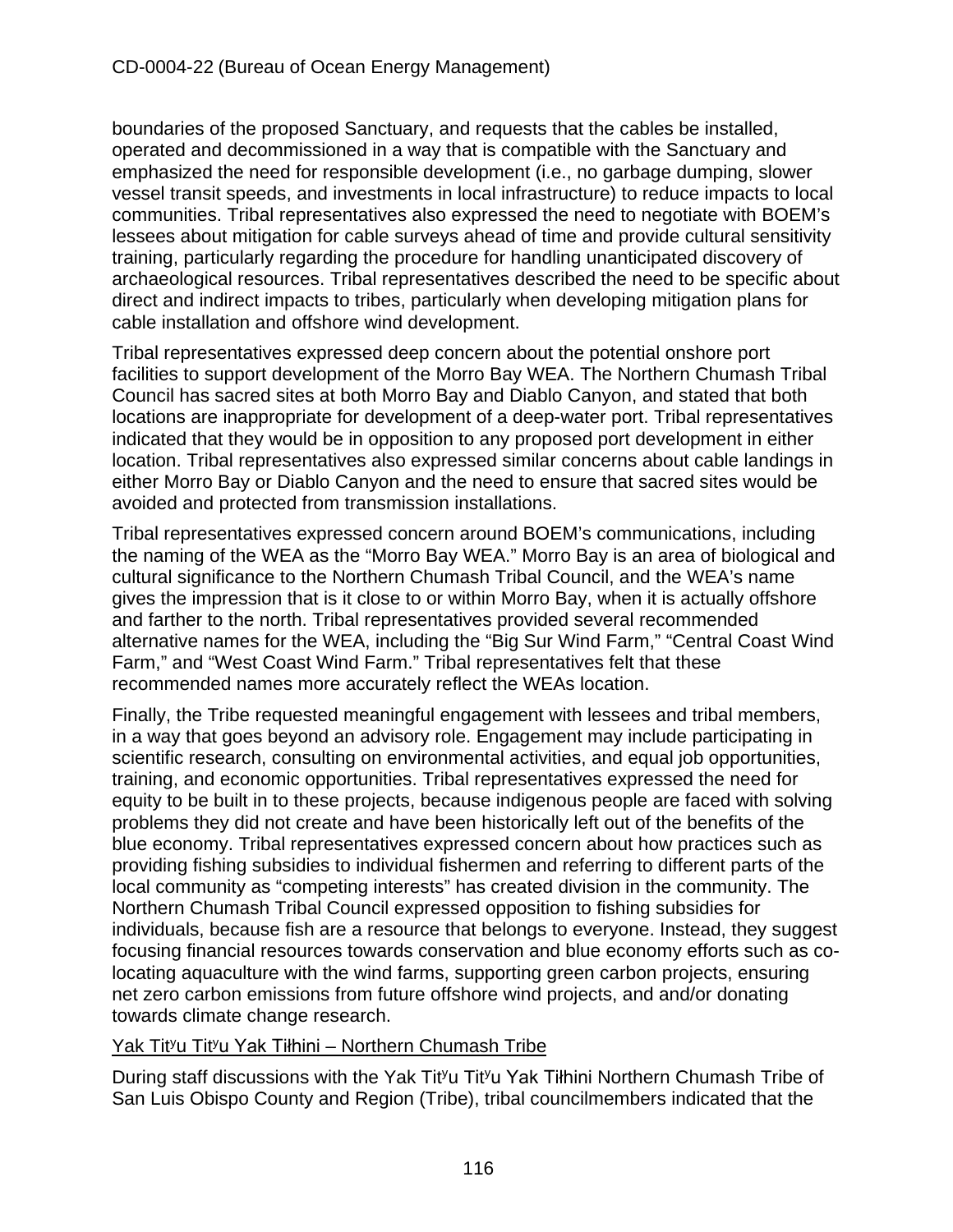boundaries of the proposed Sanctuary, and requests that the cables be installed, operated and decommissioned in a way that is compatible with the Sanctuary and emphasized the need for responsible development (i.e., no garbage dumping, slower vessel transit speeds, and investments in local infrastructure) to reduce impacts to local communities. Tribal representatives also expressed the need to negotiate with BOEM's lessees about mitigation for cable surveys ahead of time and provide cultural sensitivity training, particularly regarding the procedure for handling unanticipated discovery of archaeological resources. Tribal representatives described the need to be specific about direct and indirect impacts to tribes, particularly when developing mitigation plans for cable installation and offshore wind development.

Tribal representatives expressed deep concern about the potential onshore port facilities to support development of the Morro Bay WEA. The Northern Chumash Tribal Council has sacred sites at both Morro Bay and Diablo Canyon, and stated that both locations are inappropriate for development of a deep-water port. Tribal representatives indicated that they would be in opposition to any proposed port development in either location. Tribal representatives also expressed similar concerns about cable landings in either Morro Bay or Diablo Canyon and the need to ensure that sacred sites would be avoided and protected from transmission installations.

Tribal representatives expressed concern around BOEM's communications, including the naming of the WEA as the "Morro Bay WEA." Morro Bay is an area of biological and cultural significance to the Northern Chumash Tribal Council, and the WEA's name gives the impression that is it close to or within Morro Bay, when it is actually offshore and farther to the north. Tribal representatives provided several recommended alternative names for the WEA, including the "Big Sur Wind Farm," "Central Coast Wind Farm," and "West Coast Wind Farm." Tribal representatives felt that these recommended names more accurately reflect the WEAs location.

Finally, the Tribe requested meaningful engagement with lessees and tribal members, in a way that goes beyond an advisory role. Engagement may include participating in scientific research, consulting on environmental activities, and equal job opportunities, training, and economic opportunities. Tribal representatives expressed the need for equity to be built in to these projects, because indigenous people are faced with solving problems they did not create and have been historically left out of the benefits of the blue economy. Tribal representatives expressed concern about how practices such as providing fishing subsidies to individual fishermen and referring to different parts of the local community as "competing interests" has created division in the community. The Northern Chumash Tribal Council expressed opposition to fishing subsidies for individuals, because fish are a resource that belongs to everyone. Instead, they suggest focusing financial resources towards conservation and blue economy efforts such as co-locating aquaculture with the wind farms, supporting green carbon projects, ensuring net zero carbon emissions from future offshore wind projects, and and/or donating towards climate change research.

<u>Yak Titʸu Titʸu Yak Tiłhini – Northern Chumash Tribe</u>

During staff discussions with the Yak Titʸu Titʸu Yak Tiłhini Northern Chumash Tribe of San Luis Obispo County and Region (Tribe), tribal councilmembers indicated that the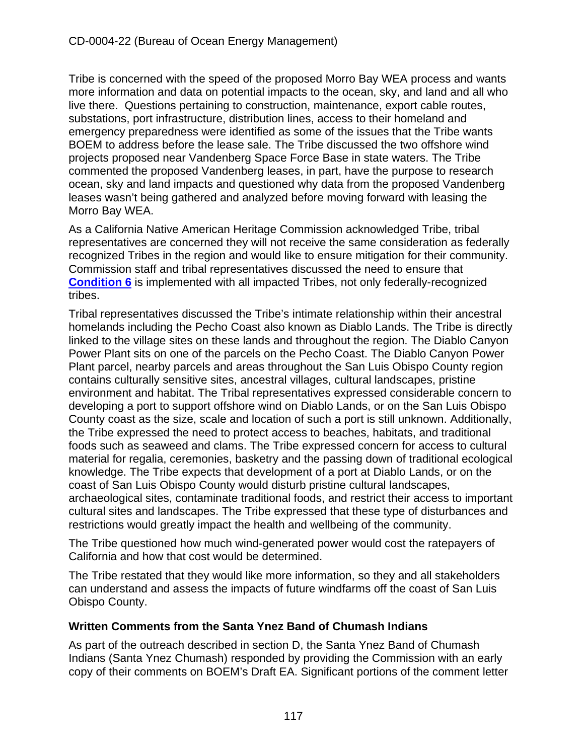Tribe is concerned with the speed of the proposed Morro Bay WEA process and wants more information and data on potential impacts to the ocean, sky, and land and all who live there. Questions pertaining to construction, maintenance, export cable routes, substations, port infrastructure, distribution lines, access to their homeland and emergency preparedness were identified as some of the issues that the Tribe wants BOEM to address before the lease sale. The Tribe discussed the two offshore wind projects proposed near Vandenberg Space Force Base in state waters. The Tribe commented the proposed Vandenberg leases, in part, have the purpose to research ocean, sky and land impacts and questioned why data from the proposed Vandenberg leases wasn't being gathered and analyzed before moving forward with leasing the Morro Bay WEA.

As a California Native American Heritage Commission acknowledged Tribe, tribal representatives are concerned they will not receive the same consideration as federally recognized Tribes in the region and would like to ensure mitigation for their community. Commission staff and tribal representatives discussed the need to ensure that **Condition 6** is implemented with all impacted Tribes, not only federally-recognized tribes.

Tribal representatives discussed the Tribe's intimate relationship within their ancestral homelands including the Pecho Coast also known as Diablo Lands. The Tribe is directly linked to the village sites on these lands and throughout the region. The Diablo Canyon Power Plant sits on one of the parcels on the Pecho Coast. The Diablo Canyon Power Plant parcel, nearby parcels and areas throughout the San Luis Obispo County region contains culturally sensitive sites, ancestral villages, cultural landscapes, pristine environment and habitat. The Tribal representatives expressed considerable concern to developing a port to support offshore wind on Diablo Lands, or on the San Luis Obispo County coast as the size, scale and location of such a port is still unknown. Additionally, the Tribe expressed the need to protect access to beaches, habitats, and traditional foods such as seaweed and clams. The Tribe expressed concern for access to cultural material for regalia, ceremonies, basketry and the passing down of traditional ecological knowledge. The Tribe expects that development of a port at Diablo Lands, or on the coast of San Luis Obispo County would disturb pristine cultural landscapes, archaeological sites, contaminate traditional foods, and restrict their access to important cultural sites and landscapes. The Tribe expressed that these type of disturbances and restrictions would greatly impact the health and wellbeing of the community.

The Tribe questioned how much wind-generated power would cost the ratepayers of California and how that cost would be determined.

The Tribe restated that they would like more information, so they and all stakeholders can understand and assess the impacts of future windfarms off the coast of San Luis Obispo County.

### Written Comments from the Santa Ynez Band of Chumash Indians

As part of the outreach described in section D, the Santa Ynez Band of Chumash Indians (Santa Ynez Chumash) responded by providing the Commission with an early copy of their comments on BOEM's Draft EA. Significant portions of the comment letter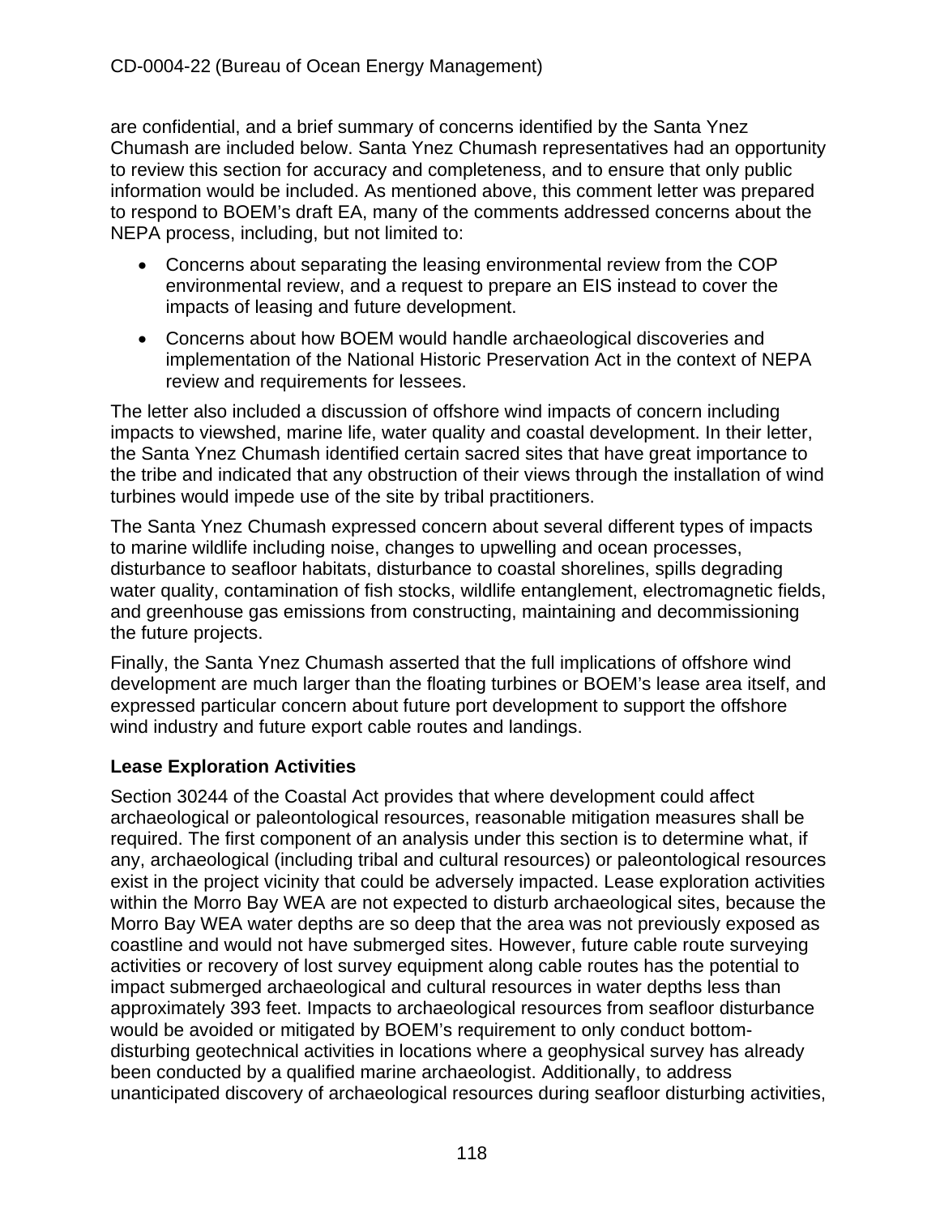are confidential, and a brief summary of concerns identified by the Santa Ynez Chumash are included below. Santa Ynez Chumash representatives had an opportunity to review this section for accuracy and completeness, and to ensure that only public information would be included. As mentioned above, this comment letter was prepared to respond to BOEM's draft EA, many of the comments addressed concerns about the NEPA process, including, but not limited to:

- Concerns about separating the leasing environmental review from the COP environmental review, and a request to prepare an EIS instead to cover the impacts of leasing and future development.
- Concerns about how BOEM would handle archaeological discoveries and implementation of the National Historic Preservation Act in the context of NEPA review and requirements for lessees.

The letter also included a discussion of offshore wind impacts of concern including impacts to viewshed, marine life, water quality and coastal development. In their letter, the Santa Ynez Chumash identified certain sacred sites that have great importance to the tribe and indicated that any obstruction of their views through the installation of wind turbines would impede use of the site by tribal practitioners.

The Santa Ynez Chumash expressed concern about several different types of impacts to marine wildlife including noise, changes to upwelling and ocean processes, disturbance to seafloor habitats, disturbance to coastal shorelines, spills degrading water quality, contamination of fish stocks, wildlife entanglement, electromagnetic fields, and greenhouse gas emissions from constructing, maintaining and decommissioning the future projects.

Finally, the Santa Ynez Chumash asserted that the full implications of offshore wind development are much larger than the floating turbines or BOEM's lease area itself, and expressed particular concern about future port development to support the offshore wind industry and future export cable routes and landings.

### Lease Exploration Activities

Section 30244 of the Coastal Act provides that where development could affect archaeological or paleontological resources, reasonable mitigation measures shall be required. The first component of an analysis under this section is to determine what, if any, archaeological (including tribal and cultural resources) or paleontological resources exist in the project vicinity that could be adversely impacted. Lease exploration activities within the Morro Bay WEA are not expected to disturb archaeological sites, because the Morro Bay WEA water depths are so deep that the area was not previously exposed as coastline and would not have submerged sites. However, future cable route surveying activities or recovery of lost survey equipment along cable routes has the potential to impact submerged archaeological and cultural resources in water depths less than approximately 393 feet. Impacts to archaeological resources from seafloor disturbance would be avoided or mitigated by BOEM's requirement to only conduct bottom-disturbing geotechnical activities in locations where a geophysical survey has already been conducted by a qualified marine archaeologist. Additionally, to address unanticipated discovery of archaeological resources during seafloor disturbing activities,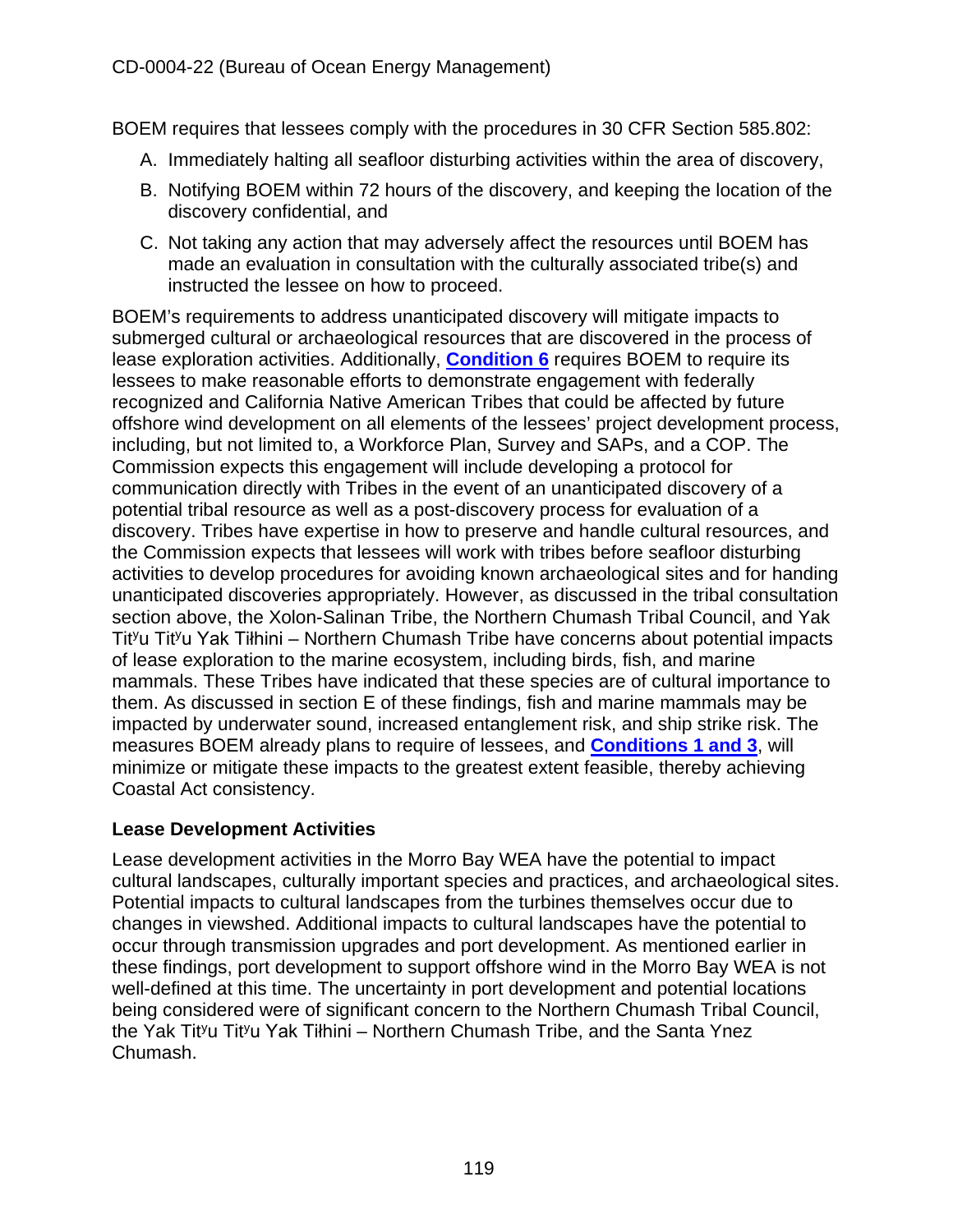BOEM requires that lessees comply with the procedures in 30 CFR Section 585.802:

A. Immediately halting all seafloor disturbing activities within the area of discovery,
B. Notifying BOEM within 72 hours of the discovery, and keeping the location of the discovery confidential, and
C. Not taking any action that may adversely affect the resources until BOEM has made an evaluation in consultation with the culturally associated tribe(s) and instructed the lessee on how to proceed.

BOEM's requirements to address unanticipated discovery will mitigate impacts to submerged cultural or archaeological resources that are discovered in the process of lease exploration activities. Additionally, **Condition 6** requires BOEM to require its lessees to make reasonable efforts to demonstrate engagement with federally recognized and California Native American Tribes that could be affected by future offshore wind development on all elements of the lessees' project development process, including, but not limited to, a Workforce Plan, Survey and SAPs, and a COP. The Commission expects this engagement will include developing a protocol for communication directly with Tribes in the event of an unanticipated discovery of a potential tribal resource as well as a post-discovery process for evaluation of a discovery. Tribes have expertise in how to preserve and handle cultural resources, and the Commission expects that lessees will work with tribes before seafloor disturbing activities to develop procedures for avoiding known archaeological sites and for handing unanticipated discoveries appropriately. However, as discussed in the tribal consultation section above, the Xolon-Salinan Tribe, the Northern Chumash Tribal Council, and Yak Titʸu Titʸu Yak Tiłhini – Northern Chumash Tribe have concerns about potential impacts of lease exploration to the marine ecosystem, including birds, fish, and marine mammals. These Tribes have indicated that these species are of cultural importance to them. As discussed in section E of these findings, fish and marine mammals may be impacted by underwater sound, increased entanglement risk, and ship strike risk. The measures BOEM already plans to require of lessees, and **Conditions 1 and 3**, will minimize or mitigate these impacts to the greatest extent feasible, thereby achieving Coastal Act consistency.

### Lease Development Activities

Lease development activities in the Morro Bay WEA have the potential to impact cultural landscapes, culturally important species and practices, and archaeological sites. Potential impacts to cultural landscapes from the turbines themselves occur due to changes in viewshed. Additional impacts to cultural landscapes have the potential to occur through transmission upgrades and port development. As mentioned earlier in these findings, port development to support offshore wind in the Morro Bay WEA is not well-defined at this time. The uncertainty in port development and potential locations being considered were of significant concern to the Northern Chumash Tribal Council, the Yak Titʸu Titʸu Yak Tiłhini – Northern Chumash Tribe, and the Santa Ynez Chumash.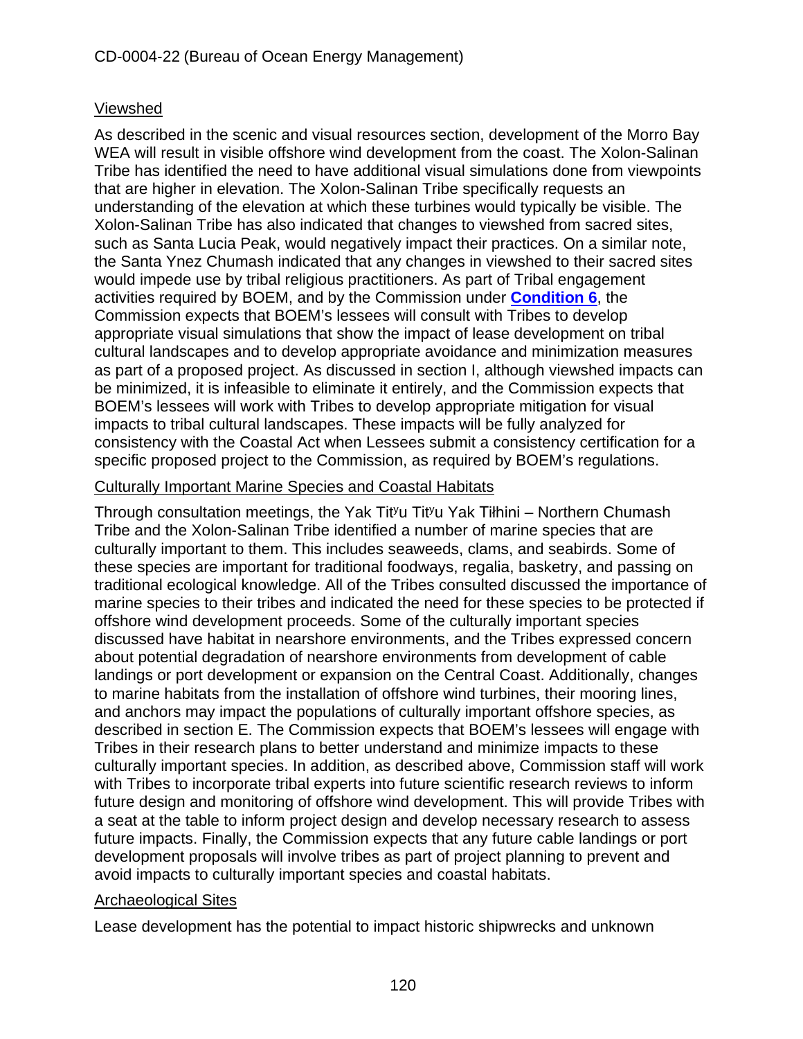### Viewshed

As described in the scenic and visual resources section, development of the Morro Bay WEA will result in visible offshore wind development from the coast. The Xolon-Salinan Tribe has identified the need to have additional visual simulations done from viewpoints that are higher in elevation. The Xolon-Salinan Tribe specifically requests an understanding of the elevation at which these turbines would typically be visible. The Xolon-Salinan Tribe has also indicated that changes to viewshed from sacred sites, such as Santa Lucia Peak, would negatively impact their practices. On a similar note, the Santa Ynez Chumash indicated that any changes in viewshed to their sacred sites would impede use by tribal religious practitioners. As part of Tribal engagement activities required by BOEM, and by the Commission under **Condition 6**, the Commission expects that BOEM's lessees will consult with Tribes to develop appropriate visual simulations that show the impact of lease development on tribal cultural landscapes and to develop appropriate avoidance and minimization measures as part of a proposed project. As discussed in section I, although viewshed impacts can be minimized, it is infeasible to eliminate it entirely, and the Commission expects that BOEM's lessees will work with Tribes to develop appropriate mitigation for visual impacts to tribal cultural landscapes. These impacts will be fully analyzed for consistency with the Coastal Act when Lessees submit a consistency certification for a specific proposed project to the Commission, as required by BOEM's regulations.

### Culturally Important Marine Species and Coastal Habitats

Through consultation meetings, the Yak Tityu Tityu Yak Tiłhini – Northern Chumash Tribe and the Xolon-Salinan Tribe identified a number of marine species that are culturally important to them. This includes seaweeds, clams, and seabirds. Some of these species are important for traditional foodways, regalia, basketry, and passing on traditional ecological knowledge. All of the Tribes consulted discussed the importance of marine species to their tribes and indicated the need for these species to be protected if offshore wind development proceeds. Some of the culturally important species discussed have habitat in nearshore environments, and the Tribes expressed concern about potential degradation of nearshore environments from development of cable landings or port development or expansion on the Central Coast. Additionally, changes to marine habitats from the installation of offshore wind turbines, their mooring lines, and anchors may impact the populations of culturally important offshore species, as described in section E. The Commission expects that BOEM's lessees will engage with Tribes in their research plans to better understand and minimize impacts to these culturally important species. In addition, as described above, Commission staff will work with Tribes to incorporate tribal experts into future scientific research reviews to inform future design and monitoring of offshore wind development. This will provide Tribes with a seat at the table to inform project design and develop necessary research to assess future impacts. Finally, the Commission expects that any future cable landings or port development proposals will involve tribes as part of project planning to prevent and avoid impacts to culturally important species and coastal habitats.

### Archaeological Sites

Lease development has the potential to impact historic shipwrecks and unknown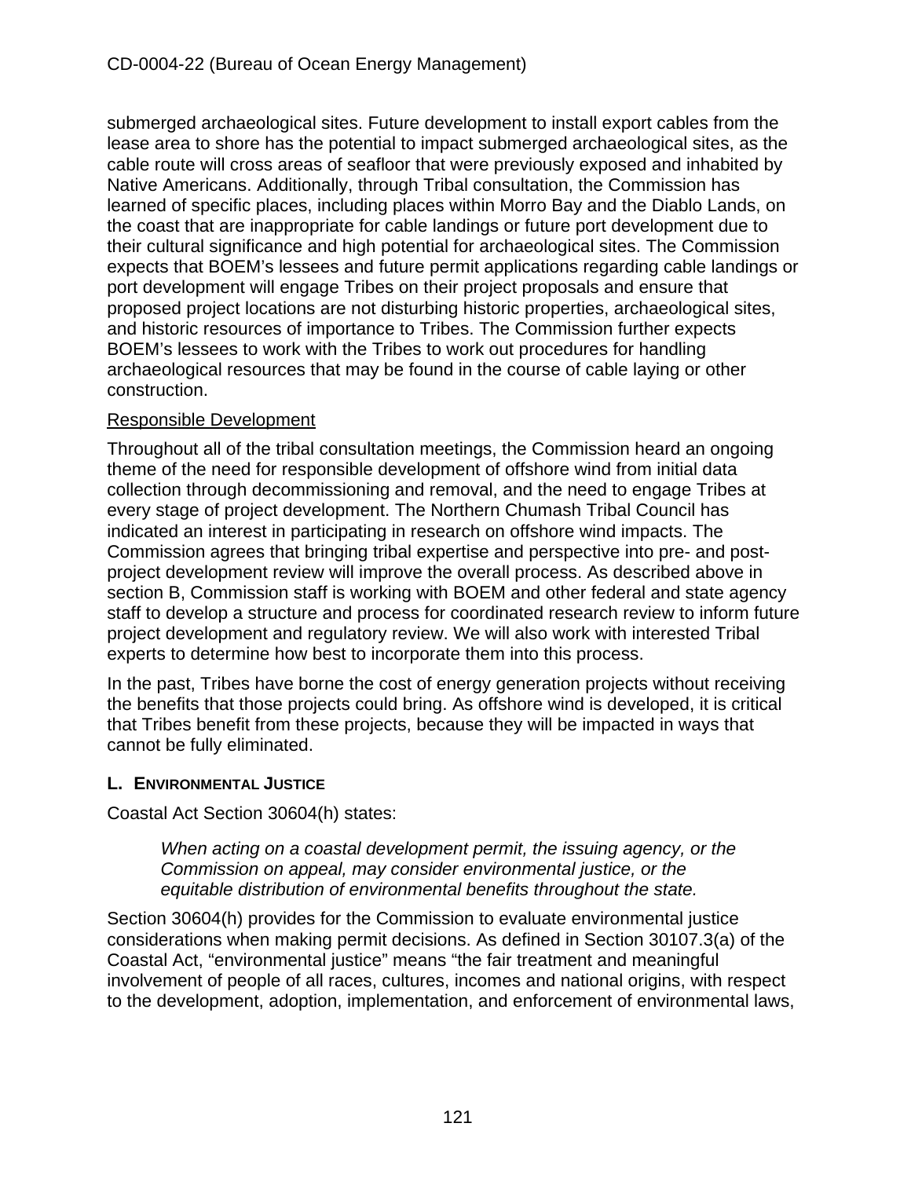submerged archaeological sites. Future development to install export cables from the lease area to shore has the potential to impact submerged archaeological sites, as the cable route will cross areas of seafloor that were previously exposed and inhabited by Native Americans. Additionally, through Tribal consultation, the Commission has learned of specific places, including places within Morro Bay and the Diablo Lands, on the coast that are inappropriate for cable landings or future port development due to their cultural significance and high potential for archaeological sites. The Commission expects that BOEM's lessees and future permit applications regarding cable landings or port development will engage Tribes on their project proposals and ensure that proposed project locations are not disturbing historic properties, archaeological sites, and historic resources of importance to Tribes. The Commission further expects BOEM's lessees to work with the Tribes to work out procedures for handling archaeological resources that may be found in the course of cable laying or other construction.

<u>Responsible Development</u>

Throughout all of the tribal consultation meetings, the Commission heard an ongoing theme of the need for responsible development of offshore wind from initial data collection through decommissioning and removal, and the need to engage Tribes at every stage of project development. The Northern Chumash Tribal Council has indicated an interest in participating in research on offshore wind impacts. The Commission agrees that bringing tribal expertise and perspective into pre- and post-project development review will improve the overall process. As described above in section B, Commission staff is working with BOEM and other federal and state agency staff to develop a structure and process for coordinated research review to inform future project development and regulatory review. We will also work with interested Tribal experts to determine how best to incorporate them into this process.

In the past, Tribes have borne the cost of energy generation projects without receiving the benefits that those projects could bring. As offshore wind is developed, it is critical that Tribes benefit from these projects, because they will be impacted in ways that cannot be fully eliminated.

### L. Environmental Justice

Coastal Act Section 30604(h) states:

> *When acting on a coastal development permit, the issuing agency, or the Commission on appeal, may consider environmental justice, or the equitable distribution of environmental benefits throughout the state.*

Section 30604(h) provides for the Commission to evaluate environmental justice considerations when making permit decisions. As defined in Section 30107.3(a) of the Coastal Act, "environmental justice" means "the fair treatment and meaningful involvement of people of all races, cultures, incomes and national origins, with respect to the development, adoption, implementation, and enforcement of environmental laws,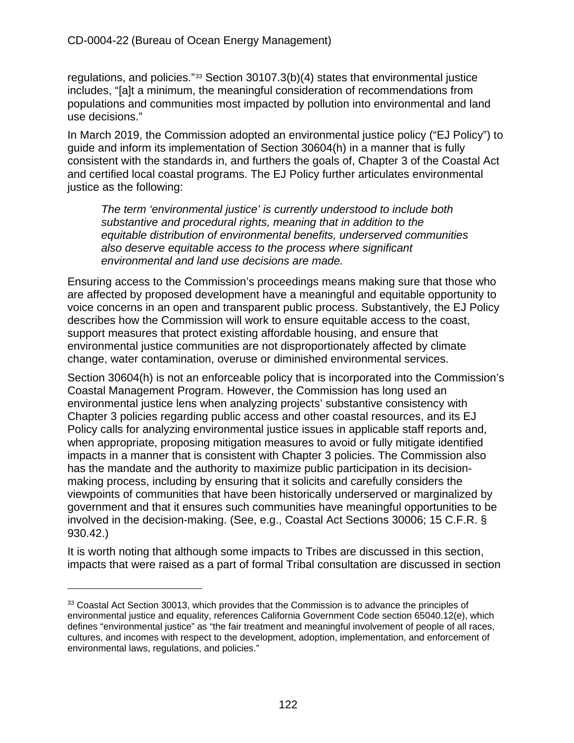regulations, and policies."[33] Section 30107.3(b)(4) states that environmental justice includes, "[a]t a minimum, the meaningful consideration of recommendations from populations and communities most impacted by pollution into environmental and land use decisions."

In March 2019, the Commission adopted an environmental justice policy ("EJ Policy") to guide and inform its implementation of Section 30604(h) in a manner that is fully consistent with the standards in, and furthers the goals of, Chapter 3 of the Coastal Act and certified local coastal programs. The EJ Policy further articulates environmental justice as the following:

> *The term 'environmental justice' is currently understood to include both substantive and procedural rights, meaning that in addition to the equitable distribution of environmental benefits, underserved communities also deserve equitable access to the process where significant environmental and land use decisions are made.*

Ensuring access to the Commission's proceedings means making sure that those who are affected by proposed development have a meaningful and equitable opportunity to voice concerns in an open and transparent public process. Substantively, the EJ Policy describes how the Commission will work to ensure equitable access to the coast, support measures that protect existing affordable housing, and ensure that environmental justice communities are not disproportionately affected by climate change, water contamination, overuse or diminished environmental services.

Section 30604(h) is not an enforceable policy that is incorporated into the Commission's Coastal Management Program. However, the Commission has long used an environmental justice lens when analyzing projects' substantive consistency with Chapter 3 policies regarding public access and other coastal resources, and its EJ Policy calls for analyzing environmental justice issues in applicable staff reports and, when appropriate, proposing mitigation measures to avoid or fully mitigate identified impacts in a manner that is consistent with Chapter 3 policies. The Commission also has the mandate and the authority to maximize public participation in its decision-making process, including by ensuring that it solicits and carefully considers the viewpoints of communities that have been historically underserved or marginalized by government and that it ensures such communities have meaningful opportunities to be involved in the decision-making. (See, e.g., Coastal Act Sections 30006; 15 C.F.R. § 930.42.)

It is worth noting that although some impacts to Tribes are discussed in this section, impacts that were raised as a part of formal Tribal consultation are discussed in section

---

[33] Coastal Act Section 30013, which provides that the Commission is to advance the principles of environmental justice and equality, references California Government Code section 65040.12(e), which defines "environmental justice" as "the fair treatment and meaningful involvement of people of all races, cultures, and incomes with respect to the development, adoption, implementation, and enforcement of environmental laws, regulations, and policies."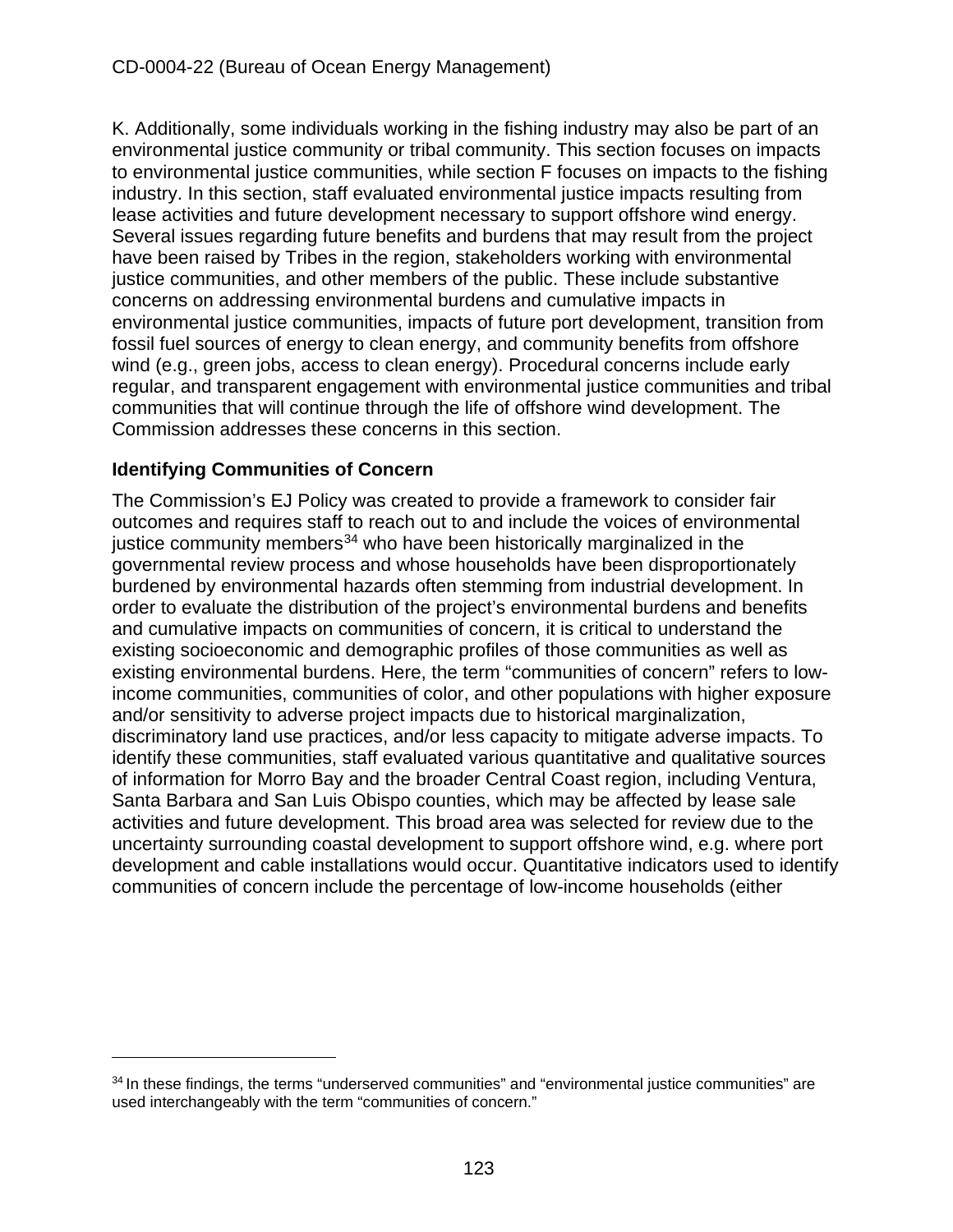K. Additionally, some individuals working in the fishing industry may also be part of an environmental justice community or tribal community. This section focuses on impacts to environmental justice communities, while section F focuses on impacts to the fishing industry. In this section, staff evaluated environmental justice impacts resulting from lease activities and future development necessary to support offshore wind energy. Several issues regarding future benefits and burdens that may result from the project have been raised by Tribes in the region, stakeholders working with environmental justice communities, and other members of the public. These include substantive concerns on addressing environmental burdens and cumulative impacts in environmental justice communities, impacts of future port development, transition from fossil fuel sources of energy to clean energy, and community benefits from offshore wind (e.g., green jobs, access to clean energy). Procedural concerns include early regular, and transparent engagement with environmental justice communities and tribal communities that will continue through the life of offshore wind development. The Commission addresses these concerns in this section.

**Identifying Communities of Concern**

The Commission's EJ Policy was created to provide a framework to consider fair outcomes and requires staff to reach out to and include the voices of environmental justice community members[34] who have been historically marginalized in the governmental review process and whose households have been disproportionately burdened by environmental hazards often stemming from industrial development. In order to evaluate the distribution of the project's environmental burdens and benefits and cumulative impacts on communities of concern, it is critical to understand the existing socioeconomic and demographic profiles of those communities as well as existing environmental burdens. Here, the term "communities of concern" refers to low-income communities, communities of color, and other populations with higher exposure and/or sensitivity to adverse project impacts due to historical marginalization, discriminatory land use practices, and/or less capacity to mitigate adverse impacts. To identify these communities, staff evaluated various quantitative and qualitative sources of information for Morro Bay and the broader Central Coast region, including Ventura, Santa Barbara and San Luis Obispo counties, which may be affected by lease sale activities and future development. This broad area was selected for review due to the uncertainty surrounding coastal development to support offshore wind, e.g. where port development and cable installations would occur. Quantitative indicators used to identify communities of concern include the percentage of low-income households (either

[34] In these findings, the terms "underserved communities" and "environmental justice communities" are used interchangeably with the term "communities of concern."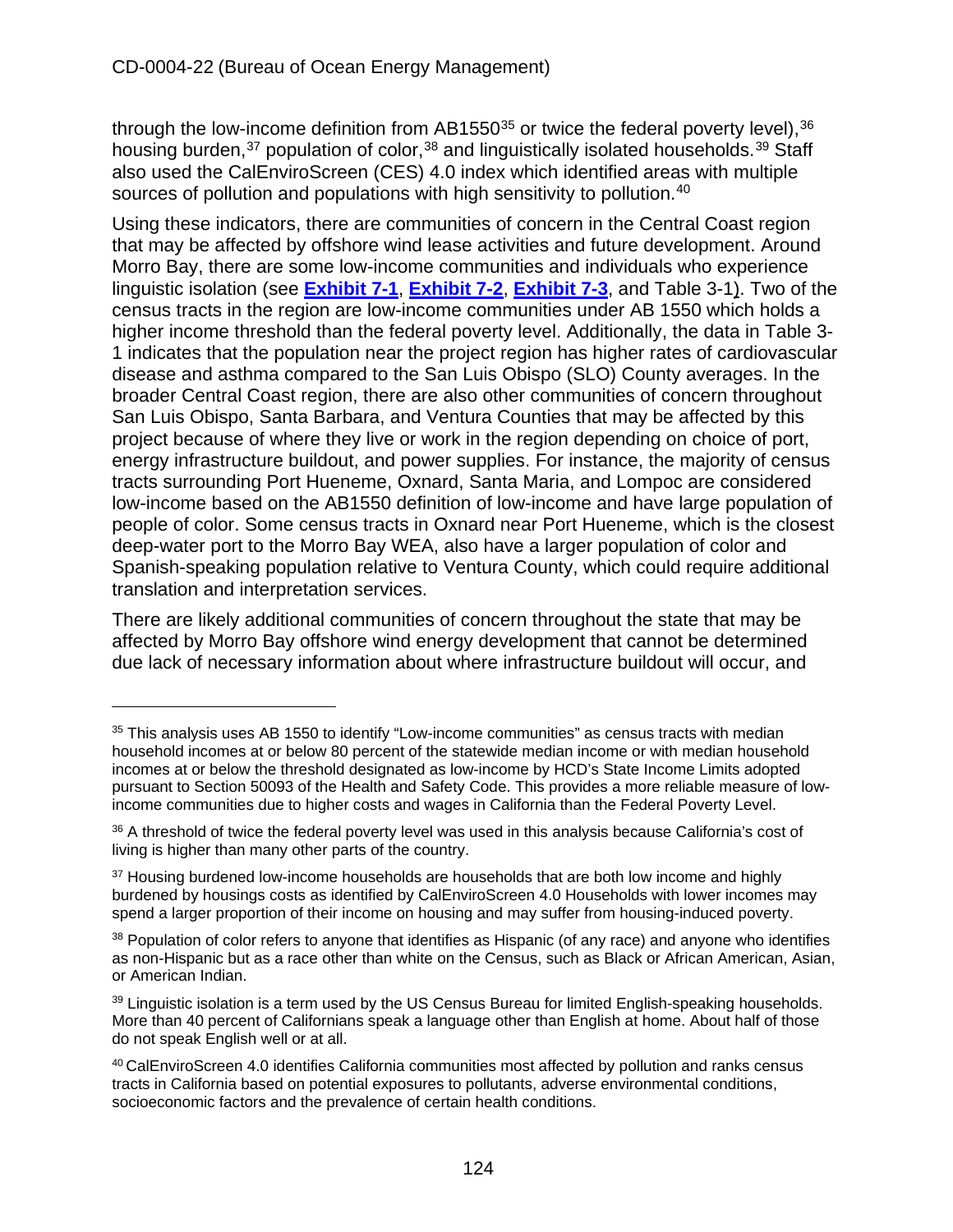through the low-income definition from AB1550[35] or twice the federal poverty level),[36] housing burden,[37] population of color,[38] and linguistically isolated households.[39] Staff also used the CalEnviroScreen (CES) 4.0 index which identified areas with multiple sources of pollution and populations with high sensitivity to pollution.[40]

Using these indicators, there are communities of concern in the Central Coast region that may be affected by offshore wind lease activities and future development. Around Morro Bay, there are some low-income communities and individuals who experience linguistic isolation (see **Exhibit 7-1**, **Exhibit 7-2**, **Exhibit 7-3**, and Table 3-1). Two of the census tracts in the region are low-income communities under AB 1550 which holds a higher income threshold than the federal poverty level. Additionally, the data in Table 3-1 indicates that the population near the project region has higher rates of cardiovascular disease and asthma compared to the San Luis Obispo (SLO) County averages. In the broader Central Coast region, there are also other communities of concern throughout San Luis Obispo, Santa Barbara, and Ventura Counties that may be affected by this project because of where they live or work in the region depending on choice of port, energy infrastructure buildout, and power supplies. For instance, the majority of census tracts surrounding Port Hueneme, Oxnard, Santa Maria, and Lompoc are considered low-income based on the AB1550 definition of low-income and have large population of people of color. Some census tracts in Oxnard near Port Hueneme, which is the closest deep-water port to the Morro Bay WEA, also have a larger population of color and Spanish-speaking population relative to Ventura County, which could require additional translation and interpretation services.

There are likely additional communities of concern throughout the state that may be affected by Morro Bay offshore wind energy development that cannot be determined due lack of necessary information about where infrastructure buildout will occur, and

---

[35] This analysis uses AB 1550 to identify "Low-income communities" as census tracts with median household incomes at or below 80 percent of the statewide median income or with median household incomes at or below the threshold designated as low-income by HCD's State Income Limits adopted pursuant to Section 50093 of the Health and Safety Code. This provides a more reliable measure of low-income communities due to higher costs and wages in California than the Federal Poverty Level.

[36] A threshold of twice the federal poverty level was used in this analysis because California's cost of living is higher than many other parts of the country.

[37] Housing burdened low-income households are households that are both low income and highly burdened by housings costs as identified by CalEnviroScreen 4.0 Households with lower incomes may spend a larger proportion of their income on housing and may suffer from housing-induced poverty.

[38] Population of color refers to anyone that identifies as Hispanic (of any race) and anyone who identifies as non-Hispanic but as a race other than white on the Census, such as Black or African American, Asian, or American Indian.

[39] Linguistic isolation is a term used by the US Census Bureau for limited English-speaking households. More than 40 percent of Californians speak a language other than English at home. About half of those do not speak English well or at all.

[40] CalEnviroScreen 4.0 identifies California communities most affected by pollution and ranks census tracts in California based on potential exposures to pollutants, adverse environmental conditions, socioeconomic factors and the prevalence of certain health conditions.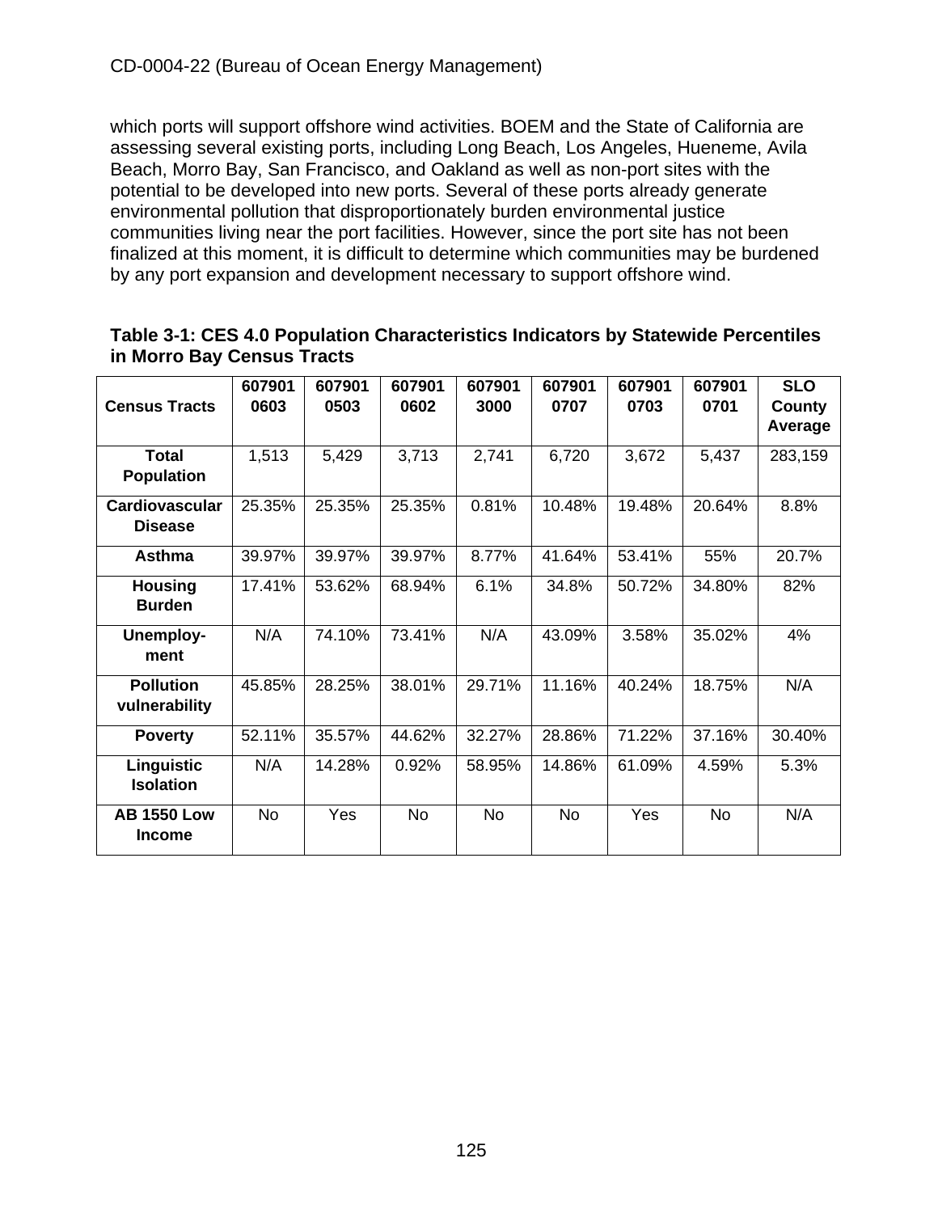which ports will support offshore wind activities. BOEM and the State of California are assessing several existing ports, including Long Beach, Los Angeles, Hueneme, Avila Beach, Morro Bay, San Francisco, and Oakland as well as non-port sites with the potential to be developed into new ports. Several of these ports already generate environmental pollution that disproportionately burden environmental justice communities living near the port facilities. However, since the port site has not been finalized at this moment, it is difficult to determine which communities may be burdened by any port expansion and development necessary to support offshore wind.

**Table 3-1: CES 4.0 Population Characteristics Indicators by Statewide Percentiles in Morro Bay Census Tracts**

| Census Tracts | 6079010603 | 6079010503 | 6079010602 | 6079013000 | 6079010707 | 6079010703 | 6079010701 | SLO County Average |
|---|---|---|---|---|---|---|---|---|
| **Total Population** | 1,513 | 5,429 | 3,713 | 2,741 | 6,720 | 3,672 | 5,437 | 283,159 |
| **Cardiovascular Disease** | 25.35% | 25.35% | 25.35% | 0.81% | 10.48% | 19.48% | 20.64% | 8.8% |
| **Asthma** | 39.97% | 39.97% | 39.97% | 8.77% | 41.64% | 53.41% | 55% | 20.7% |
| **Housing Burden** | 17.41% | 53.62% | 68.94% | 6.1% | 34.8% | 50.72% | 34.80% | 82% |
| **Unemploy-ment** | N/A | 74.10% | 73.41% | N/A | 43.09% | 3.58% | 35.02% | 4% |
| **Pollution vulnerability** | 45.85% | 28.25% | 38.01% | 29.71% | 11.16% | 40.24% | 18.75% | N/A |
| **Poverty** | 52.11% | 35.57% | 44.62% | 32.27% | 28.86% | 71.22% | 37.16% | 30.40% |
| **Linguistic Isolation** | N/A | 14.28% | 0.92% | 58.95% | 14.86% | 61.09% | 4.59% | 5.3% |
| **AB 1550 Low Income** | No | Yes | No | No | No | Yes | No | N/A |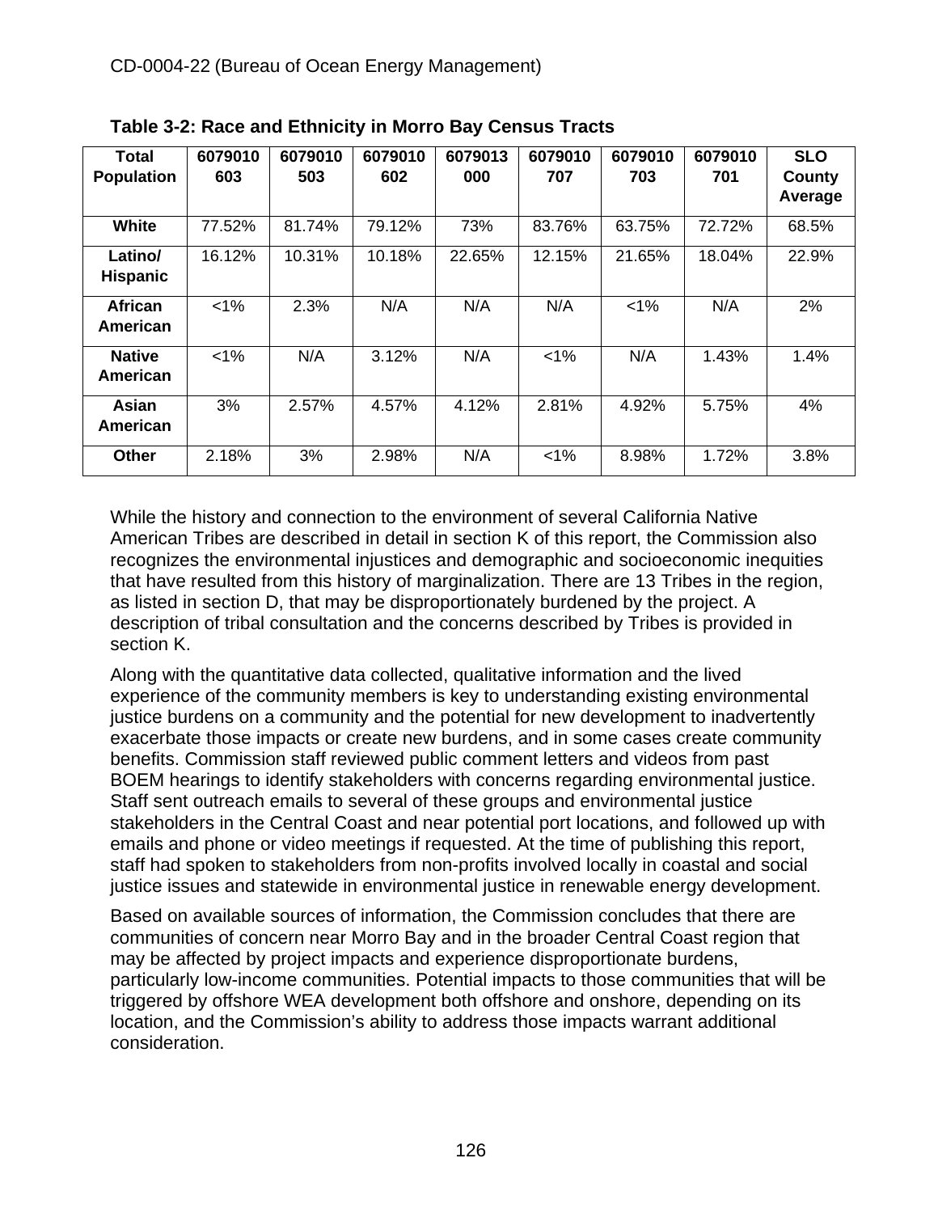**Table 3-2: Race and Ethnicity in Morro Bay Census Tracts**

| Total Population | 6079010603 | 6079010503 | 6079010602 | 6079013000 | 6079010707 | 6079010703 | 6079010701 | SLO County Average |
|---|---|---|---|---|---|---|---|---|
| **White** | 77.52% | 81.74% | 79.12% | 73% | 83.76% | 63.75% | 72.72% | 68.5% |
| **Latino/ Hispanic** | 16.12% | 10.31% | 10.18% | 22.65% | 12.15% | 21.65% | 18.04% | 22.9% |
| **African American** | <1% | 2.3% | N/A | N/A | N/A | <1% | N/A | 2% |
| **Native American** | <1% | N/A | 3.12% | N/A | <1% | N/A | 1.43% | 1.4% |
| **Asian American** | 3% | 2.57% | 4.57% | 4.12% | 2.81% | 4.92% | 5.75% | 4% |
| **Other** | 2.18% | 3% | 2.98% | N/A | <1% | 8.98% | 1.72% | 3.8% |

While the history and connection to the environment of several California Native American Tribes are described in detail in section K of this report, the Commission also recognizes the environmental injustices and demographic and socioeconomic inequities that have resulted from this history of marginalization. There are 13 Tribes in the region, as listed in section D, that may be disproportionately burdened by the project. A description of tribal consultation and the concerns described by Tribes is provided in section K.

Along with the quantitative data collected, qualitative information and the lived experience of the community members is key to understanding existing environmental justice burdens on a community and the potential for new development to inadvertently exacerbate those impacts or create new burdens, and in some cases create community benefits. Commission staff reviewed public comment letters and videos from past BOEM hearings to identify stakeholders with concerns regarding environmental justice. Staff sent outreach emails to several of these groups and environmental justice stakeholders in the Central Coast and near potential port locations, and followed up with emails and phone or video meetings if requested. At the time of publishing this report, staff had spoken to stakeholders from non-profits involved locally in coastal and social justice issues and statewide in environmental justice in renewable energy development.

Based on available sources of information, the Commission concludes that there are communities of concern near Morro Bay and in the broader Central Coast region that may be affected by project impacts and experience disproportionate burdens, particularly low-income communities. Potential impacts to those communities that will be triggered by offshore WEA development both offshore and onshore, depending on its location, and the Commission's ability to address those impacts warrant additional consideration.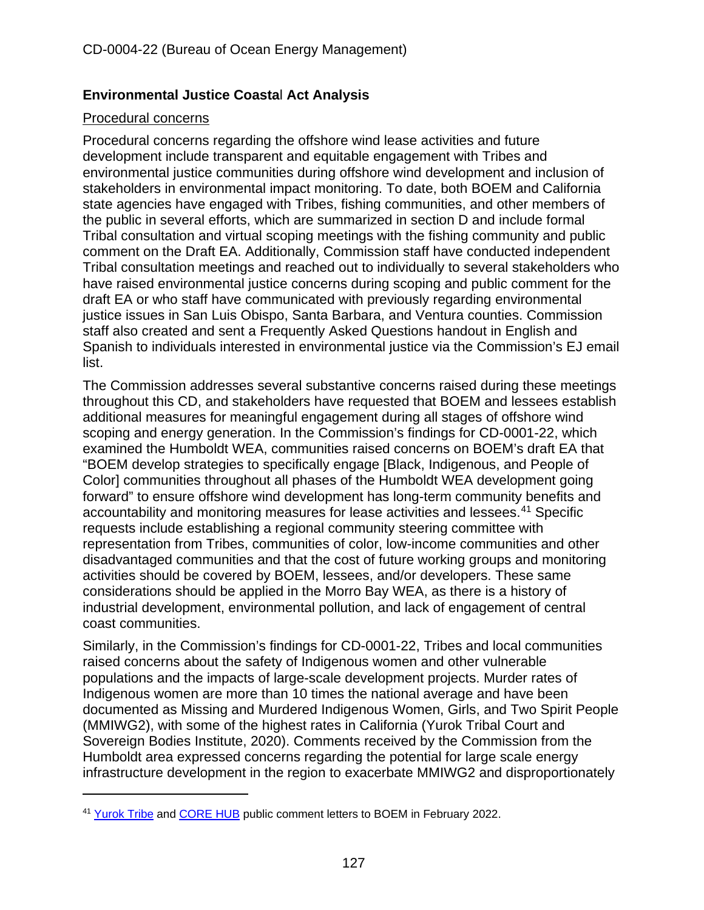## Environmental Justice Coastal Act Analysis

Procedural concerns

Procedural concerns regarding the offshore wind lease activities and future development include transparent and equitable engagement with Tribes and environmental justice communities during offshore wind development and inclusion of stakeholders in environmental impact monitoring. To date, both BOEM and California state agencies have engaged with Tribes, fishing communities, and other members of the public in several efforts, which are summarized in section D and include formal Tribal consultation and virtual scoping meetings with the fishing community and public comment on the Draft EA. Additionally, Commission staff have conducted independent Tribal consultation meetings and reached out to individually to several stakeholders who have raised environmental justice concerns during scoping and public comment for the draft EA or who staff have communicated with previously regarding environmental justice issues in San Luis Obispo, Santa Barbara, and Ventura counties. Commission staff also created and sent a Frequently Asked Questions handout in English and Spanish to individuals interested in environmental justice via the Commission's EJ email list.

The Commission addresses several substantive concerns raised during these meetings throughout this CD, and stakeholders have requested that BOEM and lessees establish additional measures for meaningful engagement during all stages of offshore wind scoping and energy generation. In the Commission's findings for CD-0001-22, which examined the Humboldt WEA, communities raised concerns on BOEM's draft EA that "BOEM develop strategies to specifically engage [Black, Indigenous, and People of Color] communities throughout all phases of the Humboldt WEA development going forward" to ensure offshore wind development has long-term community benefits and accountability and monitoring measures for lease activities and lessees.[41] Specific requests include establishing a regional community steering committee with representation from Tribes, communities of color, low-income communities and other disadvantaged communities and that the cost of future working groups and monitoring activities should be covered by BOEM, lessees, and/or developers. These same considerations should be applied in the Morro Bay WEA, as there is a history of industrial development, environmental pollution, and lack of engagement of central coast communities.

Similarly, in the Commission's findings for CD-0001-22, Tribes and local communities raised concerns about the safety of Indigenous women and other vulnerable populations and the impacts of large-scale development projects. Murder rates of Indigenous women are more than 10 times the national average and have been documented as Missing and Murdered Indigenous Women, Girls, and Two Spirit People (MMIWG2), with some of the highest rates in California (Yurok Tribal Court and Sovereign Bodies Institute, 2020). Comments received by the Commission from the Humboldt area expressed concerns regarding the potential for large scale energy infrastructure development in the region to exacerbate MMIWG2 and disproportionately

---

[41] Yurok Tribe and CORE HUB public comment letters to BOEM in February 2022.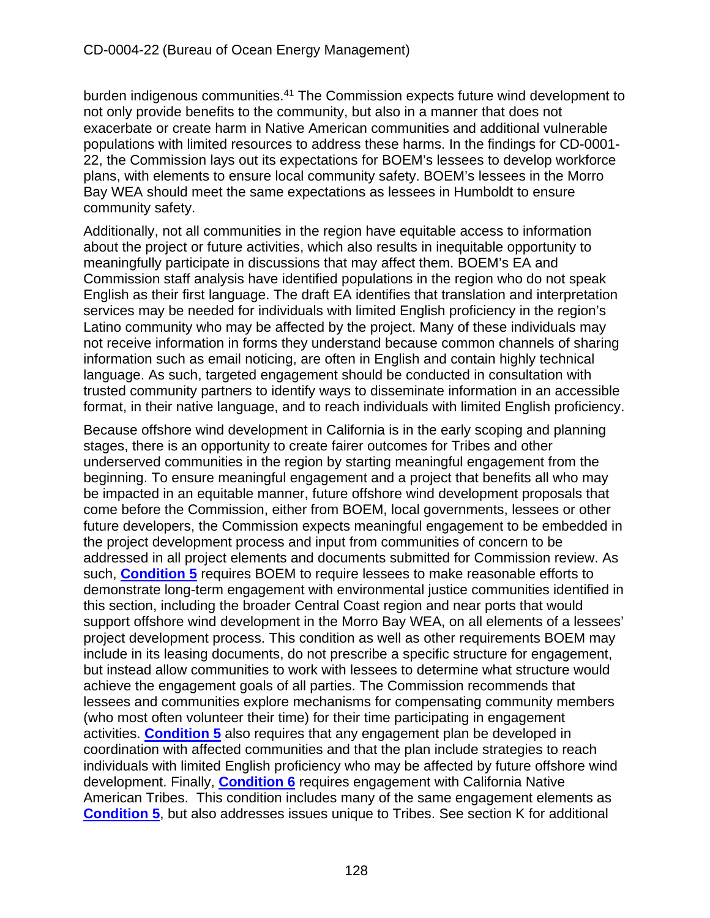burden indigenous communities.[41] The Commission expects future wind development to not only provide benefits to the community, but also in a manner that does not exacerbate or create harm in Native American communities and additional vulnerable populations with limited resources to address these harms. In the findings for CD-0001-22, the Commission lays out its expectations for BOEM's lessees to develop workforce plans, with elements to ensure local community safety. BOEM's lessees in the Morro Bay WEA should meet the same expectations as lessees in Humboldt to ensure community safety.

Additionally, not all communities in the region have equitable access to information about the project or future activities, which also results in inequitable opportunity to meaningfully participate in discussions that may affect them. BOEM's EA and Commission staff analysis have identified populations in the region who do not speak English as their first language. The draft EA identifies that translation and interpretation services may be needed for individuals with limited English proficiency in the region's Latino community who may be affected by the project. Many of these individuals may not receive information in forms they understand because common channels of sharing information such as email noticing, are often in English and contain highly technical language. As such, targeted engagement should be conducted in consultation with trusted community partners to identify ways to disseminate information in an accessible format, in their native language, and to reach individuals with limited English proficiency.

Because offshore wind development in California is in the early scoping and planning stages, there is an opportunity to create fairer outcomes for Tribes and other underserved communities in the region by starting meaningful engagement from the beginning. To ensure meaningful engagement and a project that benefits all who may be impacted in an equitable manner, future offshore wind development proposals that come before the Commission, either from BOEM, local governments, lessees or other future developers, the Commission expects meaningful engagement to be embedded in the project development process and input from communities of concern to be addressed in all project elements and documents submitted for Commission review. As such, **Condition 5** requires BOEM to require lessees to make reasonable efforts to demonstrate long-term engagement with environmental justice communities identified in this section, including the broader Central Coast region and near ports that would support offshore wind development in the Morro Bay WEA, on all elements of a lessees' project development process. This condition as well as other requirements BOEM may include in its leasing documents, do not prescribe a specific structure for engagement, but instead allow communities to work with lessees to determine what structure would achieve the engagement goals of all parties. The Commission recommends that lessees and communities explore mechanisms for compensating community members (who most often volunteer their time) for their time participating in engagement activities. **Condition 5** also requires that any engagement plan be developed in coordination with affected communities and that the plan include strategies to reach individuals with limited English proficiency who may be affected by future offshore wind development. Finally, **Condition 6** requires engagement with California Native American Tribes. This condition includes many of the same engagement elements as **Condition 5**, but also addresses issues unique to Tribes. See section K for additional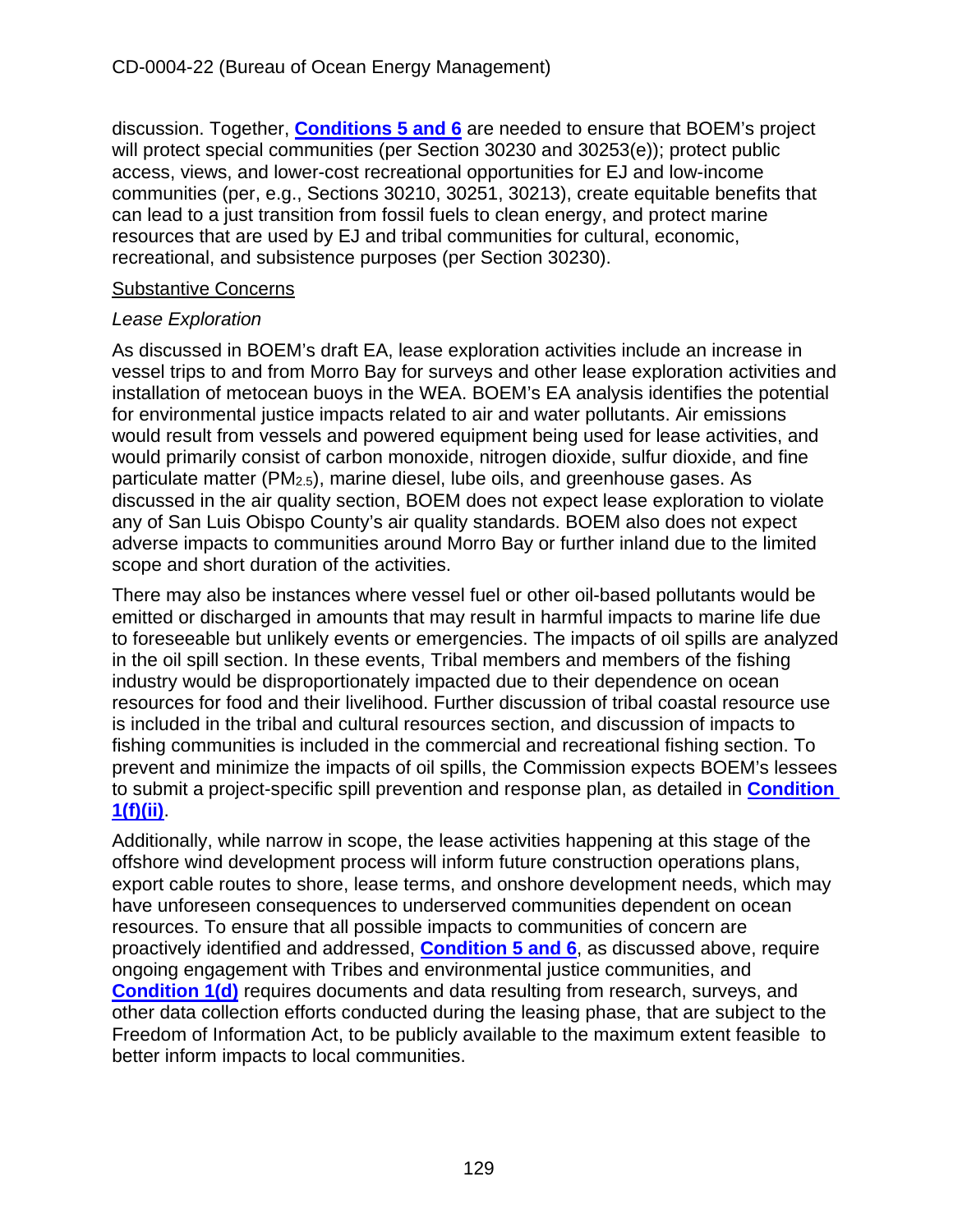discussion. Together, **Conditions 5 and 6** are needed to ensure that BOEM's project will protect special communities (per Section 30230 and 30253(e)); protect public access, views, and lower-cost recreational opportunities for EJ and low-income communities (per, e.g., Sections 30210, 30251, 30213), create equitable benefits that can lead to a just transition from fossil fuels to clean energy, and protect marine resources that are used by EJ and tribal communities for cultural, economic, recreational, and subsistence purposes (per Section 30230).

<u>Substantive Concerns</u>

*Lease Exploration*

As discussed in BOEM's draft EA, lease exploration activities include an increase in vessel trips to and from Morro Bay for surveys and other lease exploration activities and installation of metocean buoys in the WEA. BOEM's EA analysis identifies the potential for environmental justice impacts related to air and water pollutants. Air emissions would result from vessels and powered equipment being used for lease activities, and would primarily consist of carbon monoxide, nitrogen dioxide, sulfur dioxide, and fine particulate matter ($PM_{2.5}$), marine diesel, lube oils, and greenhouse gases. As discussed in the air quality section, BOEM does not expect lease exploration to violate any of San Luis Obispo County's air quality standards. BOEM also does not expect adverse impacts to communities around Morro Bay or further inland due to the limited scope and short duration of the activities.

There may also be instances where vessel fuel or other oil-based pollutants would be emitted or discharged in amounts that may result in harmful impacts to marine life due to foreseeable but unlikely events or emergencies. The impacts of oil spills are analyzed in the oil spill section. In these events, Tribal members and members of the fishing industry would be disproportionately impacted due to their dependence on ocean resources for food and their livelihood. Further discussion of tribal coastal resource use is included in the tribal and cultural resources section, and discussion of impacts to fishing communities is included in the commercial and recreational fishing section. To prevent and minimize the impacts of oil spills, the Commission expects BOEM's lessees to submit a project-specific spill prevention and response plan, as detailed in **Condition 1(f)(ii)**.

Additionally, while narrow in scope, the lease activities happening at this stage of the offshore wind development process will inform future construction operations plans, export cable routes to shore, lease terms, and onshore development needs, which may have unforeseen consequences to underserved communities dependent on ocean resources. To ensure that all possible impacts to communities of concern are proactively identified and addressed, **Condition 5 and 6**, as discussed above, require ongoing engagement with Tribes and environmental justice communities, and **Condition 1(d)** requires documents and data resulting from research, surveys, and other data collection efforts conducted during the leasing phase, that are subject to the Freedom of Information Act, to be publicly available to the maximum extent feasible to better inform impacts to local communities.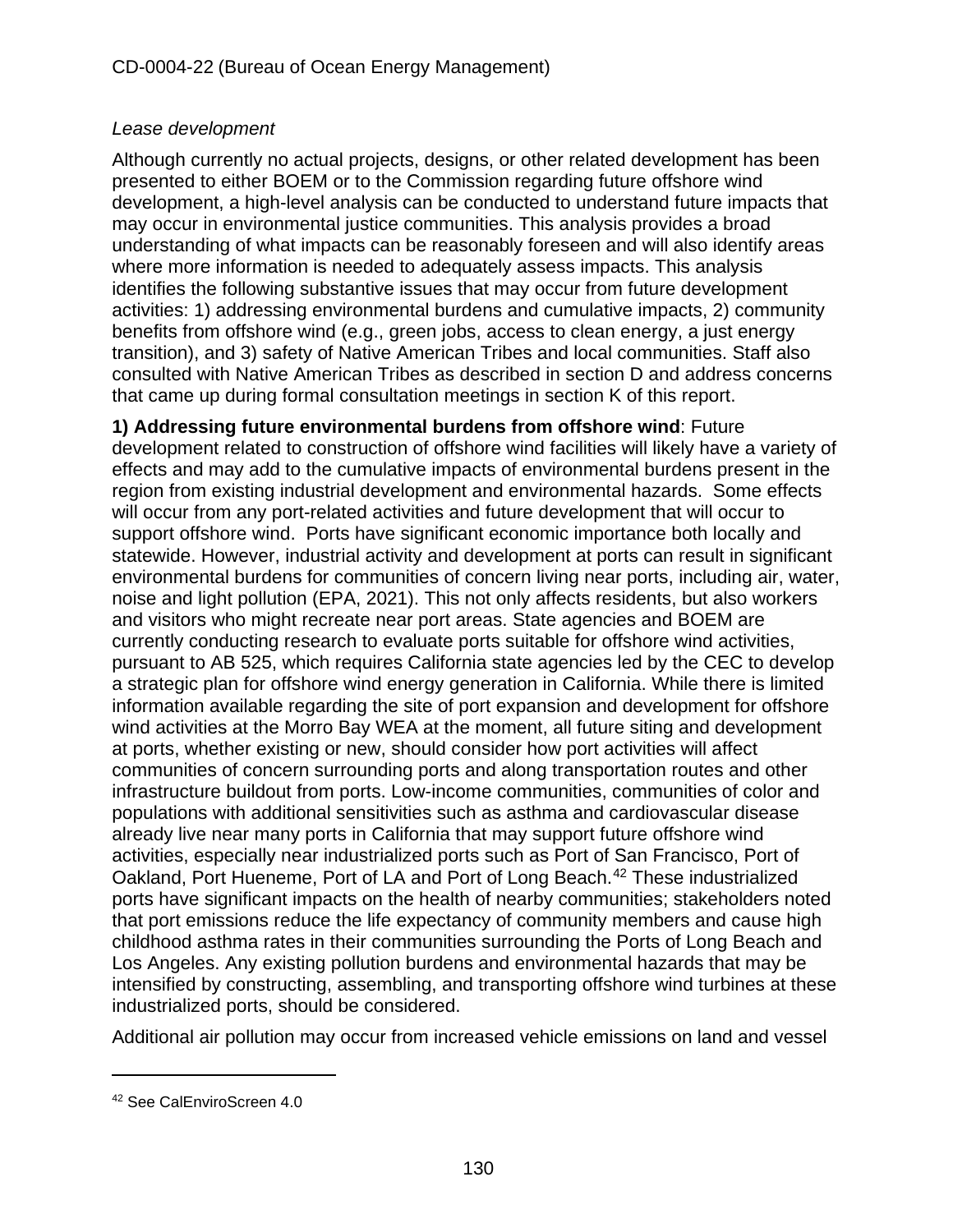*Lease development*

Although currently no actual projects, designs, or other related development has been presented to either BOEM or to the Commission regarding future offshore wind development, a high-level analysis can be conducted to understand future impacts that may occur in environmental justice communities. This analysis provides a broad understanding of what impacts can be reasonably foreseen and will also identify areas where more information is needed to adequately assess impacts. This analysis identifies the following substantive issues that may occur from future development activities: 1) addressing environmental burdens and cumulative impacts, 2) community benefits from offshore wind (e.g., green jobs, access to clean energy, a just energy transition), and 3) safety of Native American Tribes and local communities. Staff also consulted with Native American Tribes as described in section D and address concerns that came up during formal consultation meetings in section K of this report.

**1) Addressing future environmental burdens from offshore wind**: Future development related to construction of offshore wind facilities will likely have a variety of effects and may add to the cumulative impacts of environmental burdens present in the region from existing industrial development and environmental hazards. Some effects will occur from any port-related activities and future development that will occur to support offshore wind. Ports have significant economic importance both locally and statewide. However, industrial activity and development at ports can result in significant environmental burdens for communities of concern living near ports, including air, water, noise and light pollution (EPA, 2021). This not only affects residents, but also workers and visitors who might recreate near port areas. State agencies and BOEM are currently conducting research to evaluate ports suitable for offshore wind activities, pursuant to AB 525, which requires California state agencies led by the CEC to develop a strategic plan for offshore wind energy generation in California. While there is limited information available regarding the site of port expansion and development for offshore wind activities at the Morro Bay WEA at the moment, all future siting and development at ports, whether existing or new, should consider how port activities will affect communities of concern surrounding ports and along transportation routes and other infrastructure buildout from ports. Low-income communities, communities of color and populations with additional sensitivities such as asthma and cardiovascular disease already live near many ports in California that may support future offshore wind activities, especially near industrialized ports such as Port of San Francisco, Port of Oakland, Port Hueneme, Port of LA and Port of Long Beach.[42] These industrialized ports have significant impacts on the health of nearby communities; stakeholders noted that port emissions reduce the life expectancy of community members and cause high childhood asthma rates in their communities surrounding the Ports of Long Beach and Los Angeles. Any existing pollution burdens and environmental hazards that may be intensified by constructing, assembling, and transporting offshore wind turbines at these industrialized ports, should be considered.

Additional air pollution may occur from increased vehicle emissions on land and vessel

---

[42] See CalEnviroScreen 4.0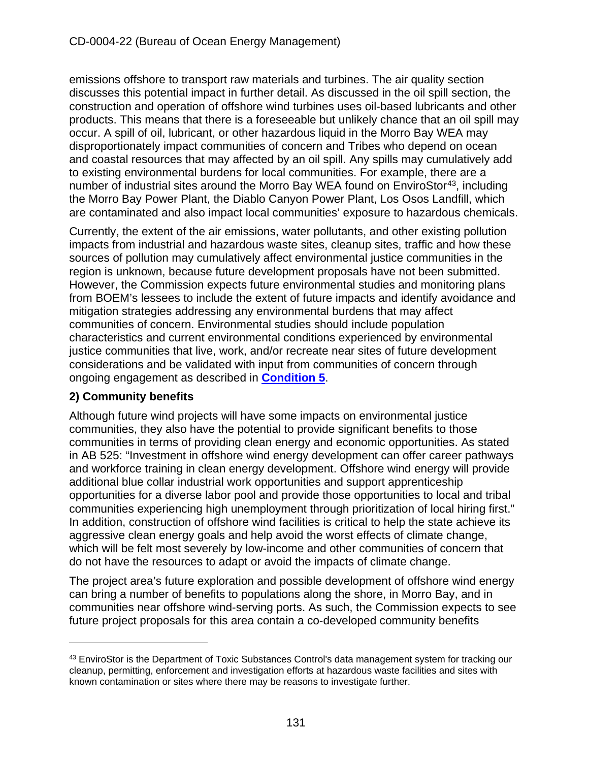emissions offshore to transport raw materials and turbines. The air quality section discusses this potential impact in further detail. As discussed in the oil spill section, the construction and operation of offshore wind turbines uses oil-based lubricants and other products. This means that there is a foreseeable but unlikely chance that an oil spill may occur. A spill of oil, lubricant, or other hazardous liquid in the Morro Bay WEA may disproportionately impact communities of concern and Tribes who depend on ocean and coastal resources that may affected by an oil spill. Any spills may cumulatively add to existing environmental burdens for local communities. For example, there are a number of industrial sites around the Morro Bay WEA found on EnviroStor[43], including the Morro Bay Power Plant, the Diablo Canyon Power Plant, Los Osos Landfill, which are contaminated and also impact local communities' exposure to hazardous chemicals.

Currently, the extent of the air emissions, water pollutants, and other existing pollution impacts from industrial and hazardous waste sites, cleanup sites, traffic and how these sources of pollution may cumulatively affect environmental justice communities in the region is unknown, because future development proposals have not been submitted. However, the Commission expects future environmental studies and monitoring plans from BOEM's lessees to include the extent of future impacts and identify avoidance and mitigation strategies addressing any environmental burdens that may affect communities of concern. Environmental studies should include population characteristics and current environmental conditions experienced by environmental justice communities that live, work, and/or recreate near sites of future development considerations and be validated with input from communities of concern through ongoing engagement as described in **Condition 5**.

**2) Community benefits**

Although future wind projects will have some impacts on environmental justice communities, they also have the potential to provide significant benefits to those communities in terms of providing clean energy and economic opportunities. As stated in AB 525: "Investment in offshore wind energy development can offer career pathways and workforce training in clean energy development. Offshore wind energy will provide additional blue collar industrial work opportunities and support apprenticeship opportunities for a diverse labor pool and provide those opportunities to local and tribal communities experiencing high unemployment through prioritization of local hiring first." In addition, construction of offshore wind facilities is critical to help the state achieve its aggressive clean energy goals and help avoid the worst effects of climate change, which will be felt most severely by low-income and other communities of concern that do not have the resources to adapt or avoid the impacts of climate change.

The project area's future exploration and possible development of offshore wind energy can bring a number of benefits to populations along the shore, in Morro Bay, and in communities near offshore wind-serving ports. As such, the Commission expects to see future project proposals for this area contain a co-developed community benefits

---

[43] EnviroStor is the Department of Toxic Substances Control's data management system for tracking our cleanup, permitting, enforcement and investigation efforts at hazardous waste facilities and sites with known contamination or sites where there may be reasons to investigate further.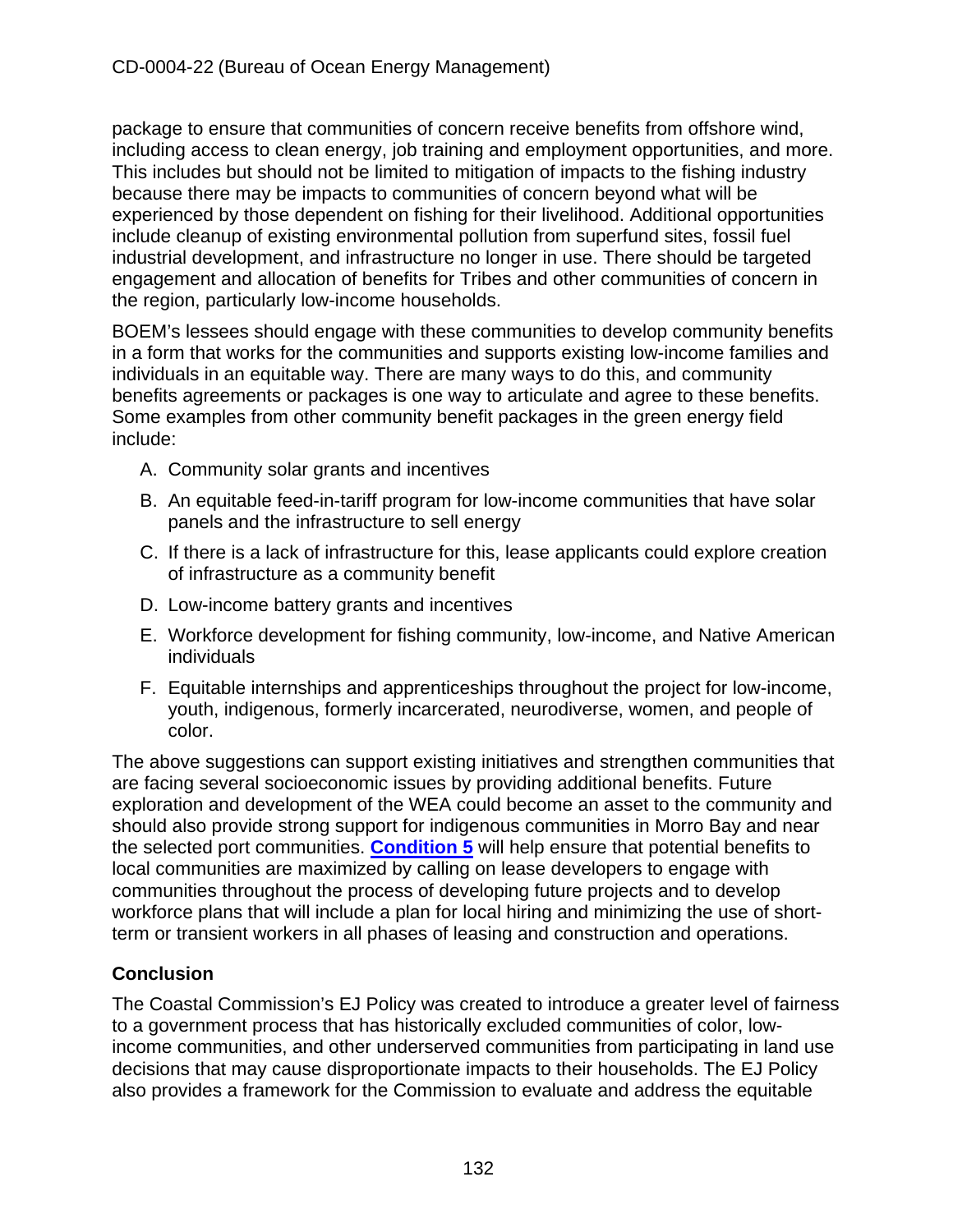package to ensure that communities of concern receive benefits from offshore wind, including access to clean energy, job training and employment opportunities, and more. This includes but should not be limited to mitigation of impacts to the fishing industry because there may be impacts to communities of concern beyond what will be experienced by those dependent on fishing for their livelihood. Additional opportunities include cleanup of existing environmental pollution from superfund sites, fossil fuel industrial development, and infrastructure no longer in use. There should be targeted engagement and allocation of benefits for Tribes and other communities of concern in the region, particularly low-income households.

BOEM's lessees should engage with these communities to develop community benefits in a form that works for the communities and supports existing low-income families and individuals in an equitable way. There are many ways to do this, and community benefits agreements or packages is one way to articulate and agree to these benefits. Some examples from other community benefit packages in the green energy field include:

A. Community solar grants and incentives
B. An equitable feed-in-tariff program for low-income communities that have solar panels and the infrastructure to sell energy
C. If there is a lack of infrastructure for this, lease applicants could explore creation of infrastructure as a community benefit
D. Low-income battery grants and incentives
E. Workforce development for fishing community, low-income, and Native American individuals
F. Equitable internships and apprenticeships throughout the project for low-income, youth, indigenous, formerly incarcerated, neurodiverse, women, and people of color.

The above suggestions can support existing initiatives and strengthen communities that are facing several socioeconomic issues by providing additional benefits. Future exploration and development of the WEA could become an asset to the community and should also provide strong support for indigenous communities in Morro Bay and near the selected port communities. **Condition 5** will help ensure that potential benefits to local communities are maximized by calling on lease developers to engage with communities throughout the process of developing future projects and to develop workforce plans that will include a plan for local hiring and minimizing the use of short-term or transient workers in all phases of leasing and construction and operations.

### Conclusion

The Coastal Commission's EJ Policy was created to introduce a greater level of fairness to a government process that has historically excluded communities of color, low-income communities, and other underserved communities from participating in land use decisions that may cause disproportionate impacts to their households. The EJ Policy also provides a framework for the Commission to evaluate and address the equitable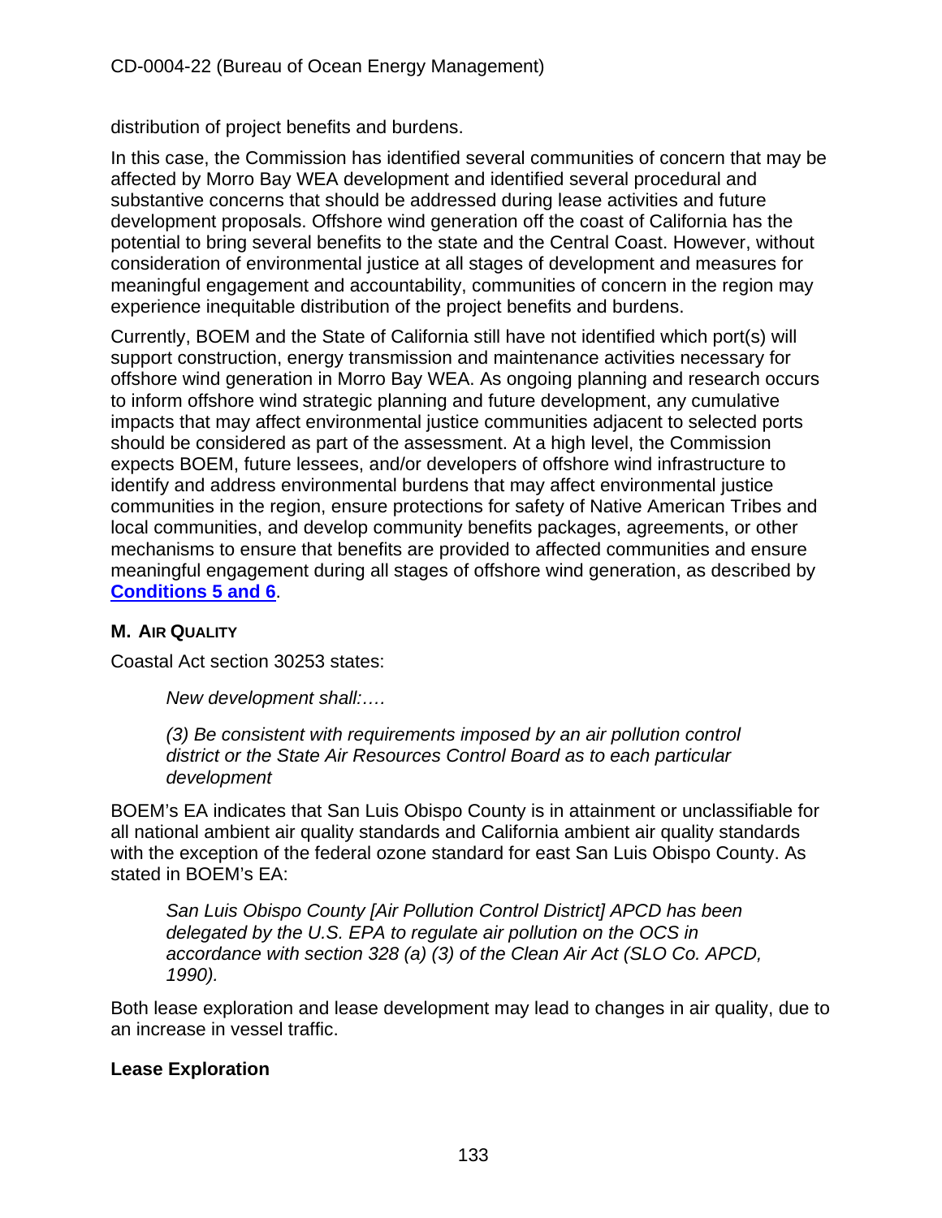distribution of project benefits and burdens.

In this case, the Commission has identified several communities of concern that may be affected by Morro Bay WEA development and identified several procedural and substantive concerns that should be addressed during lease activities and future development proposals. Offshore wind generation off the coast of California has the potential to bring several benefits to the state and the Central Coast. However, without consideration of environmental justice at all stages of development and measures for meaningful engagement and accountability, communities of concern in the region may experience inequitable distribution of the project benefits and burdens.

Currently, BOEM and the State of California still have not identified which port(s) will support construction, energy transmission and maintenance activities necessary for offshore wind generation in Morro Bay WEA. As ongoing planning and research occurs to inform offshore wind strategic planning and future development, any cumulative impacts that may affect environmental justice communities adjacent to selected ports should be considered as part of the assessment. At a high level, the Commission expects BOEM, future lessees, and/or developers of offshore wind infrastructure to identify and address environmental burdens that may affect environmental justice communities in the region, ensure protections for safety of Native American Tribes and local communities, and develop community benefits packages, agreements, or other mechanisms to ensure that benefits are provided to affected communities and ensure meaningful engagement during all stages of offshore wind generation, as described by **Conditions 5 and 6**.

## M. Air Quality

Coastal Act section 30253 states:

> *New development shall:….*
>
> *(3) Be consistent with requirements imposed by an air pollution control district or the State Air Resources Control Board as to each particular development*

BOEM's EA indicates that San Luis Obispo County is in attainment or unclassifiable for all national ambient air quality standards and California ambient air quality standards with the exception of the federal ozone standard for east San Luis Obispo County. As stated in BOEM's EA:

> *San Luis Obispo County [Air Pollution Control District] APCD has been delegated by the U.S. EPA to regulate air pollution on the OCS in accordance with section 328 (a) (3) of the Clean Air Act (SLO Co. APCD, 1990).*

Both lease exploration and lease development may lead to changes in air quality, due to an increase in vessel traffic.

### Lease Exploration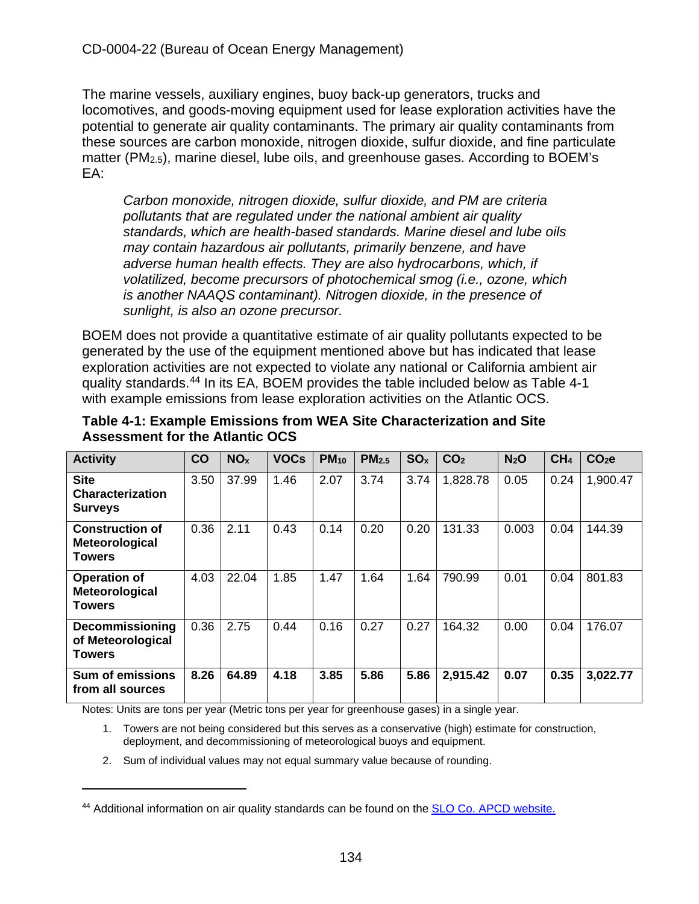The marine vessels, auxiliary engines, buoy back-up generators, trucks and locomotives, and goods-moving equipment used for lease exploration activities have the potential to generate air quality contaminants. The primary air quality contaminants from these sources are carbon monoxide, nitrogen dioxide, sulfur dioxide, and fine particulate matter ($PM_{2.5}$), marine diesel, lube oils, and greenhouse gases. According to BOEM's EA:

> *Carbon monoxide, nitrogen dioxide, sulfur dioxide, and PM are criteria pollutants that are regulated under the national ambient air quality standards, which are health-based standards. Marine diesel and lube oils may contain hazardous air pollutants, primarily benzene, and have adverse human health effects. They are also hydrocarbons, which, if volatilized, become precursors of photochemical smog (i.e., ozone, which is another NAAQS contaminant). Nitrogen dioxide, in the presence of sunlight, is also an ozone precursor.*

BOEM does not provide a quantitative estimate of air quality pollutants expected to be generated by the use of the equipment mentioned above but has indicated that lease exploration activities are not expected to violate any national or California ambient air quality standards.[44] In its EA, BOEM provides the table included below as Table 4-1 with example emissions from lease exploration activities on the Atlantic OCS.

**Table 4-1: Example Emissions from WEA Site Characterization and Site Assessment for the Atlantic OCS**

| Activity | CO | $NO_x$ | VOCs | $PM_{10}$ | $PM_{2.5}$ | $SO_x$ | $CO_2$ | $N_2O$ | $CH_4$ | $CO_2e$ |
|---|---|---|---|---|---|---|---|---|---|---|
| **Site Characterization Surveys** | 3.50 | 37.99 | 1.46 | 2.07 | 3.74 | 3.74 | 1,828.78 | 0.05 | 0.24 | 1,900.47 |
| **Construction of Meteorological Towers** | 0.36 | 2.11 | 0.43 | 0.14 | 0.20 | 0.20 | 131.33 | 0.003 | 0.04 | 144.39 |
| **Operation of Meteorological Towers** | 4.03 | 22.04 | 1.85 | 1.47 | 1.64 | 1.64 | 790.99 | 0.01 | 0.04 | 801.83 |
| **Decommissioning of Meteorological Towers** | 0.36 | 2.75 | 0.44 | 0.16 | 0.27 | 0.27 | 164.32 | 0.00 | 0.04 | 176.07 |
| **Sum of emissions from all sources** | **8.26** | **64.89** | **4.18** | **3.85** | **5.86** | **5.86** | **2,915.42** | **0.07** | **0.35** | **3,022.77** |

Notes: Units are tons per year (Metric tons per year for greenhouse gases) in a single year.

1. Towers are not being considered but this serves as a conservative (high) estimate for construction, deployment, and decommissioning of meteorological buoys and equipment.
2. Sum of individual values may not equal summary value because of rounding.

---

[44] Additional information on air quality standards can be found on the SLO Co. APCD website.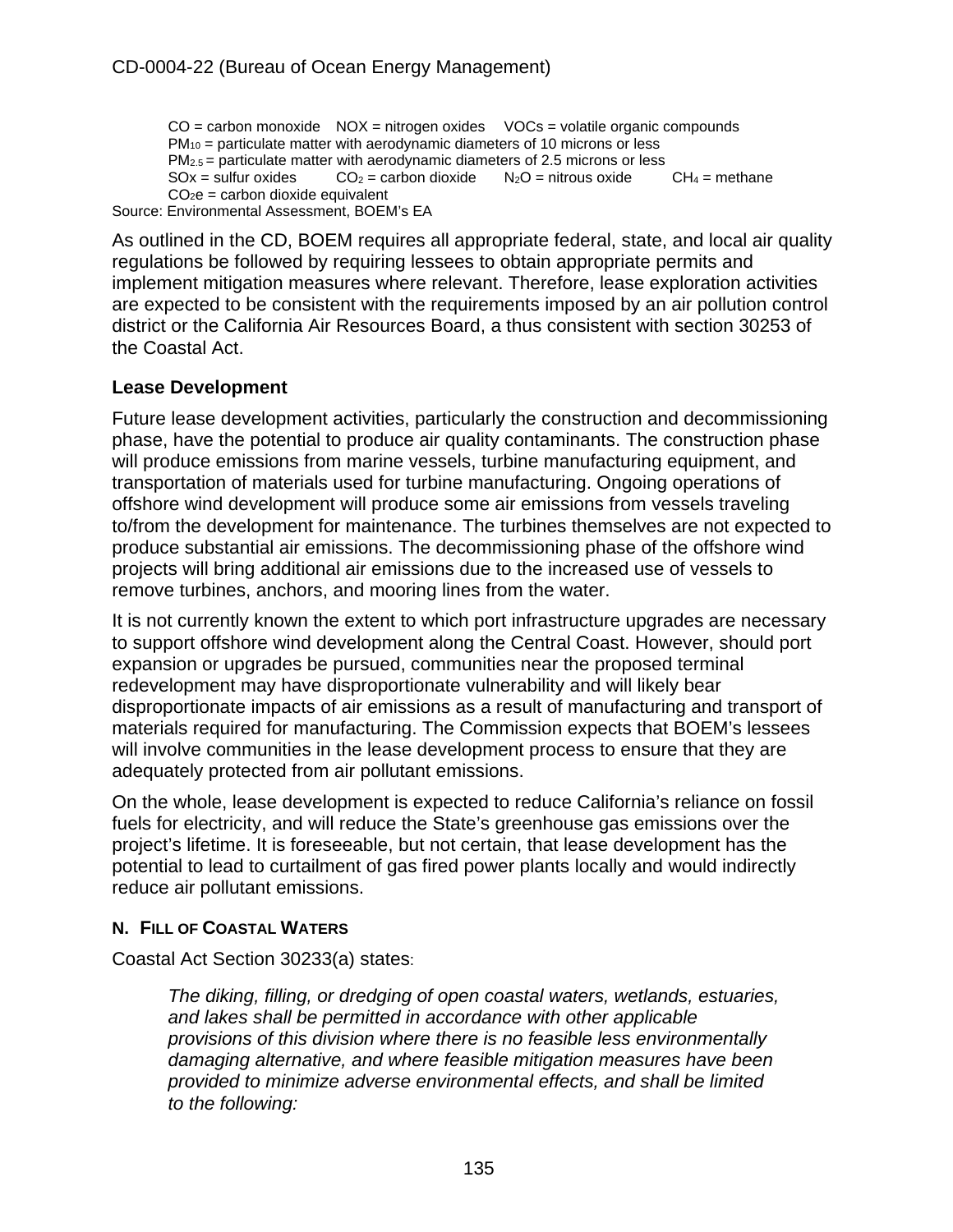CO = carbon monoxide NOX = nitrogen oxides VOCs = volatile organic compounds
$PM_{10}$ = particulate matter with aerodynamic diameters of 10 microns or less
$PM_{2.5}$ = particulate matter with aerodynamic diameters of 2.5 microns or less
SOx = sulfur oxides $CO_2$ = carbon dioxide $N_2O$ = nitrous oxide $CH_4$ = methane
$CO_2e$ = carbon dioxide equivalent
Source: Environmental Assessment, BOEM's EA

As outlined in the CD, BOEM requires all appropriate federal, state, and local air quality regulations be followed by requiring lessees to obtain appropriate permits and implement mitigation measures where relevant. Therefore, lease exploration activities are expected to be consistent with the requirements imposed by an air pollution control district or the California Air Resources Board, a thus consistent with section 30253 of the Coastal Act.

### Lease Development

Future lease development activities, particularly the construction and decommissioning phase, have the potential to produce air quality contaminants. The construction phase will produce emissions from marine vessels, turbine manufacturing equipment, and transportation of materials used for turbine manufacturing. Ongoing operations of offshore wind development will produce some air emissions from vessels traveling to/from the development for maintenance. The turbines themselves are not expected to produce substantial air emissions. The decommissioning phase of the offshore wind projects will bring additional air emissions due to the increased use of vessels to remove turbines, anchors, and mooring lines from the water.

It is not currently known the extent to which port infrastructure upgrades are necessary to support offshore wind development along the Central Coast. However, should port expansion or upgrades be pursued, communities near the proposed terminal redevelopment may have disproportionate vulnerability and will likely bear disproportionate impacts of air emissions as a result of manufacturing and transport of materials required for manufacturing. The Commission expects that BOEM's lessees will involve communities in the lease development process to ensure that they are adequately protected from air pollutant emissions.

On the whole, lease development is expected to reduce California's reliance on fossil fuels for electricity, and will reduce the State's greenhouse gas emissions over the project's lifetime. It is foreseeable, but not certain, that lease development has the potential to lead to curtailment of gas fired power plants locally and would indirectly reduce air pollutant emissions.

## N. Fill of Coastal Waters

Coastal Act Section 30233(a) states:

> *The diking, filling, or dredging of open coastal waters, wetlands, estuaries, and lakes shall be permitted in accordance with other applicable provisions of this division where there is no feasible less environmentally damaging alternative, and where feasible mitigation measures have been provided to minimize adverse environmental effects, and shall be limited to the following:*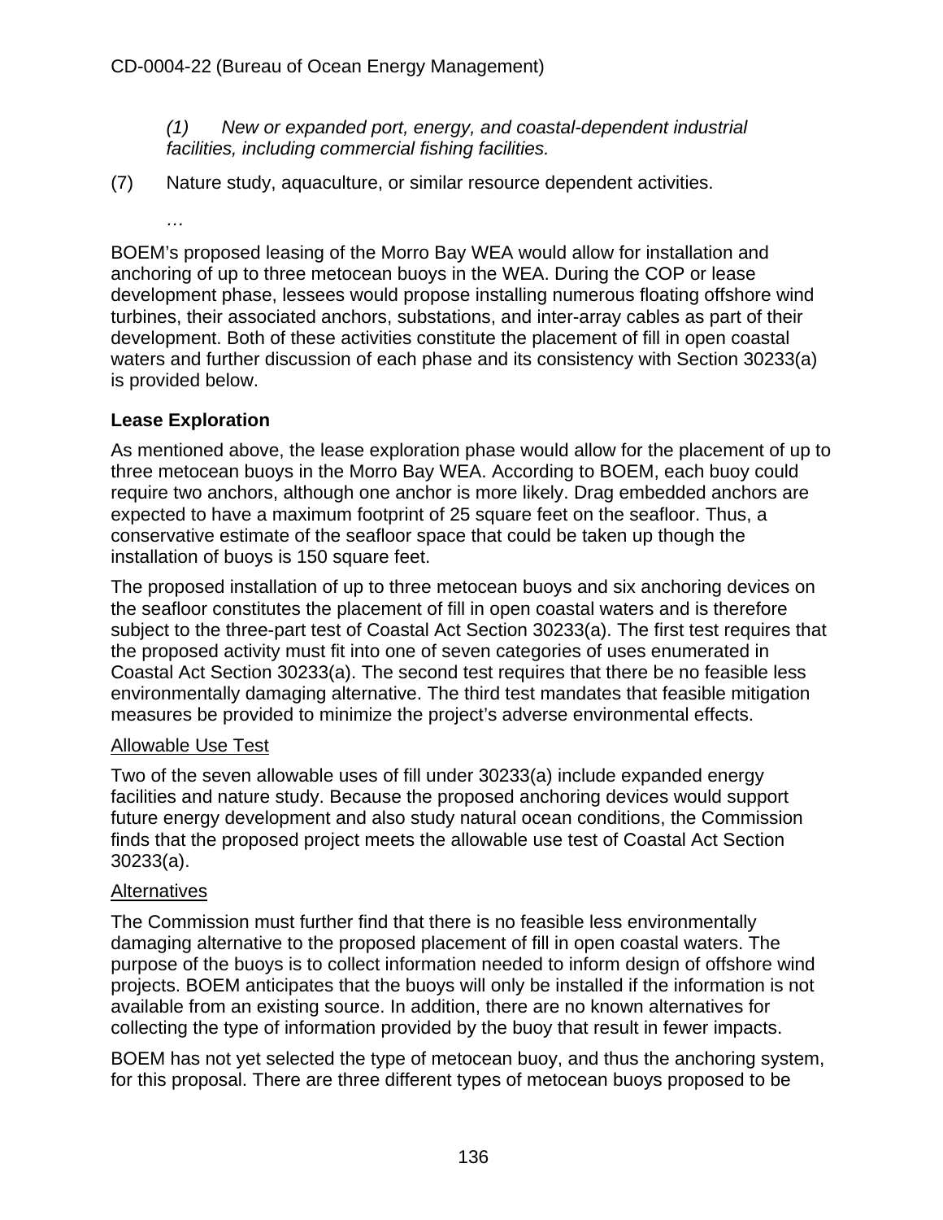*(1) New or expanded port, energy, and coastal-dependent industrial facilities, including commercial fishing facilities.*

(7) Nature study, aquaculture, or similar resource dependent activities.

…

BOEM's proposed leasing of the Morro Bay WEA would allow for installation and anchoring of up to three metocean buoys in the WEA. During the COP or lease development phase, lessees would propose installing numerous floating offshore wind turbines, their associated anchors, substations, and inter-array cables as part of their development. Both of these activities constitute the placement of fill in open coastal waters and further discussion of each phase and its consistency with Section 30233(a) is provided below.

**Lease Exploration**

As mentioned above, the lease exploration phase would allow for the placement of up to three metocean buoys in the Morro Bay WEA. According to BOEM, each buoy could require two anchors, although one anchor is more likely. Drag embedded anchors are expected to have a maximum footprint of 25 square feet on the seafloor. Thus, a conservative estimate of the seafloor space that could be taken up though the installation of buoys is 150 square feet.

The proposed installation of up to three metocean buoys and six anchoring devices on the seafloor constitutes the placement of fill in open coastal waters and is therefore subject to the three-part test of Coastal Act Section 30233(a). The first test requires that the proposed activity must fit into one of seven categories of uses enumerated in Coastal Act Section 30233(a). The second test requires that there be no feasible less environmentally damaging alternative. The third test mandates that feasible mitigation measures be provided to minimize the project's adverse environmental effects.

Allowable Use Test

Two of the seven allowable uses of fill under 30233(a) include expanded energy facilities and nature study. Because the proposed anchoring devices would support future energy development and also study natural ocean conditions, the Commission finds that the proposed project meets the allowable use test of Coastal Act Section 30233(a).

Alternatives

The Commission must further find that there is no feasible less environmentally damaging alternative to the proposed placement of fill in open coastal waters. The purpose of the buoys is to collect information needed to inform design of offshore wind projects. BOEM anticipates that the buoys will only be installed if the information is not available from an existing source. In addition, there are no known alternatives for collecting the type of information provided by the buoy that result in fewer impacts.

BOEM has not yet selected the type of metocean buoy, and thus the anchoring system, for this proposal. There are three different types of metocean buoys proposed to be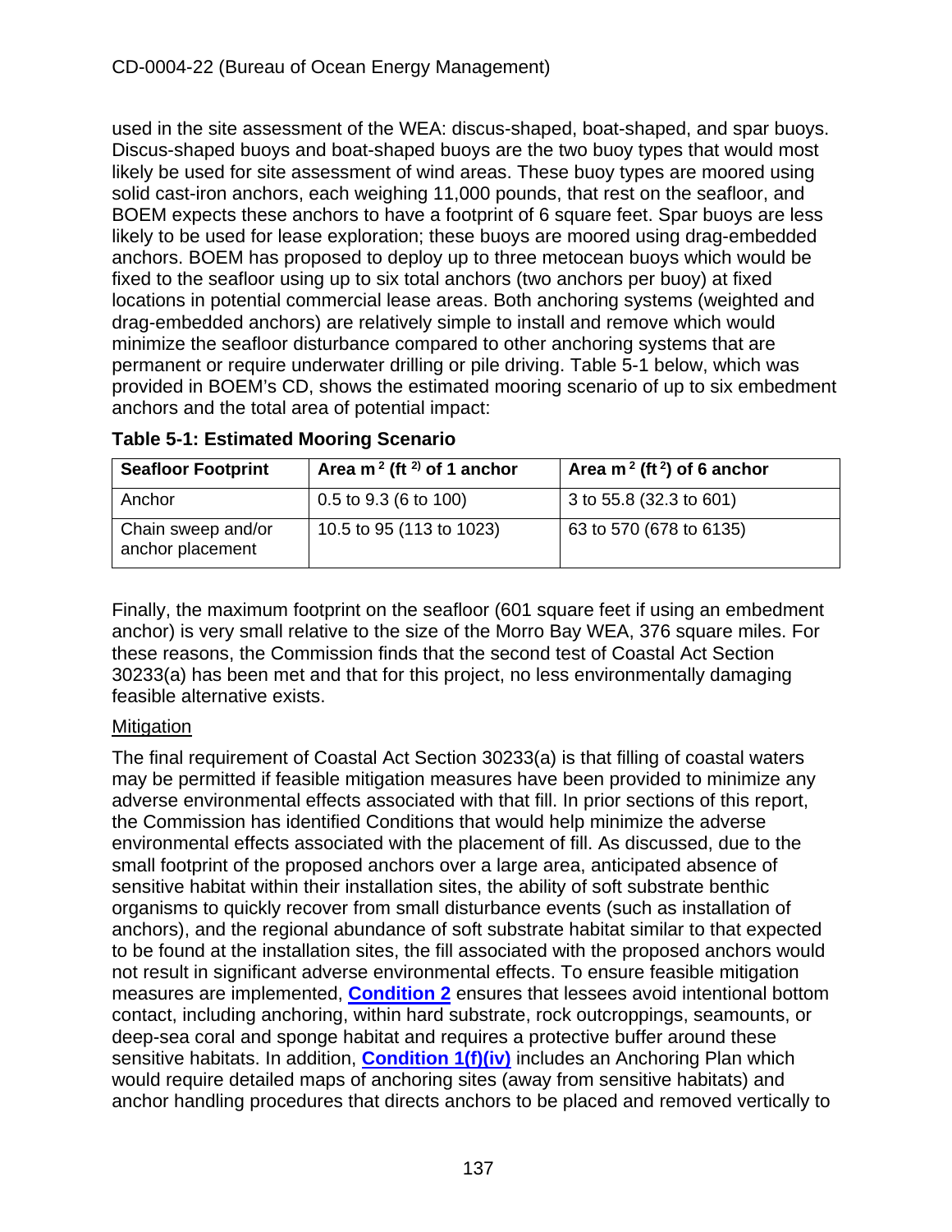used in the site assessment of the WEA: discus-shaped, boat-shaped, and spar buoys. Discus-shaped buoys and boat-shaped buoys are the two buoy types that would most likely be used for site assessment of wind areas. These buoy types are moored using solid cast-iron anchors, each weighing 11,000 pounds, that rest on the seafloor, and BOEM expects these anchors to have a footprint of 6 square feet. Spar buoys are less likely to be used for lease exploration; these buoys are moored using drag-embedded anchors. BOEM has proposed to deploy up to three metocean buoys which would be fixed to the seafloor using up to six total anchors (two anchors per buoy) at fixed locations in potential commercial lease areas. Both anchoring systems (weighted and drag-embedded anchors) are relatively simple to install and remove which would minimize the seafloor disturbance compared to other anchoring systems that are permanent or require underwater drilling or pile driving. Table 5-1 below, which was provided in BOEM's CD, shows the estimated mooring scenario of up to six embedment anchors and the total area of potential impact:

**Table 5-1: Estimated Mooring Scenario**

| Seafloor Footprint | Area $m^2$ ($ft^2$) of 1 anchor | Area $m^2$ ($ft^2$) of 6 anchor |
|---|---|---|
| Anchor | 0.5 to 9.3 (6 to 100) | 3 to 55.8 (32.3 to 601) |
| Chain sweep and/or anchor placement | 10.5 to 95 (113 to 1023) | 63 to 570 (678 to 6135) |

Finally, the maximum footprint on the seafloor (601 square feet if using an embedment anchor) is very small relative to the size of the Morro Bay WEA, 376 square miles. For these reasons, the Commission finds that the second test of Coastal Act Section 30233(a) has been met and that for this project, no less environmentally damaging feasible alternative exists.

Mitigation

The final requirement of Coastal Act Section 30233(a) is that filling of coastal waters may be permitted if feasible mitigation measures have been provided to minimize any adverse environmental effects associated with that fill. In prior sections of this report, the Commission has identified Conditions that would help minimize the adverse environmental effects associated with the placement of fill. As discussed, due to the small footprint of the proposed anchors over a large area, anticipated absence of sensitive habitat within their installation sites, the ability of soft substrate benthic organisms to quickly recover from small disturbance events (such as installation of anchors), and the regional abundance of soft substrate habitat similar to that expected to be found at the installation sites, the fill associated with the proposed anchors would not result in significant adverse environmental effects. To ensure feasible mitigation measures are implemented, **Condition 2** ensures that lessees avoid intentional bottom contact, including anchoring, within hard substrate, rock outcroppings, seamounts, or deep-sea coral and sponge habitat and requires a protective buffer around these sensitive habitats. In addition, **Condition 1(f)(iv)** includes an Anchoring Plan which would require detailed maps of anchoring sites (away from sensitive habitats) and anchor handling procedures that directs anchors to be placed and removed vertically to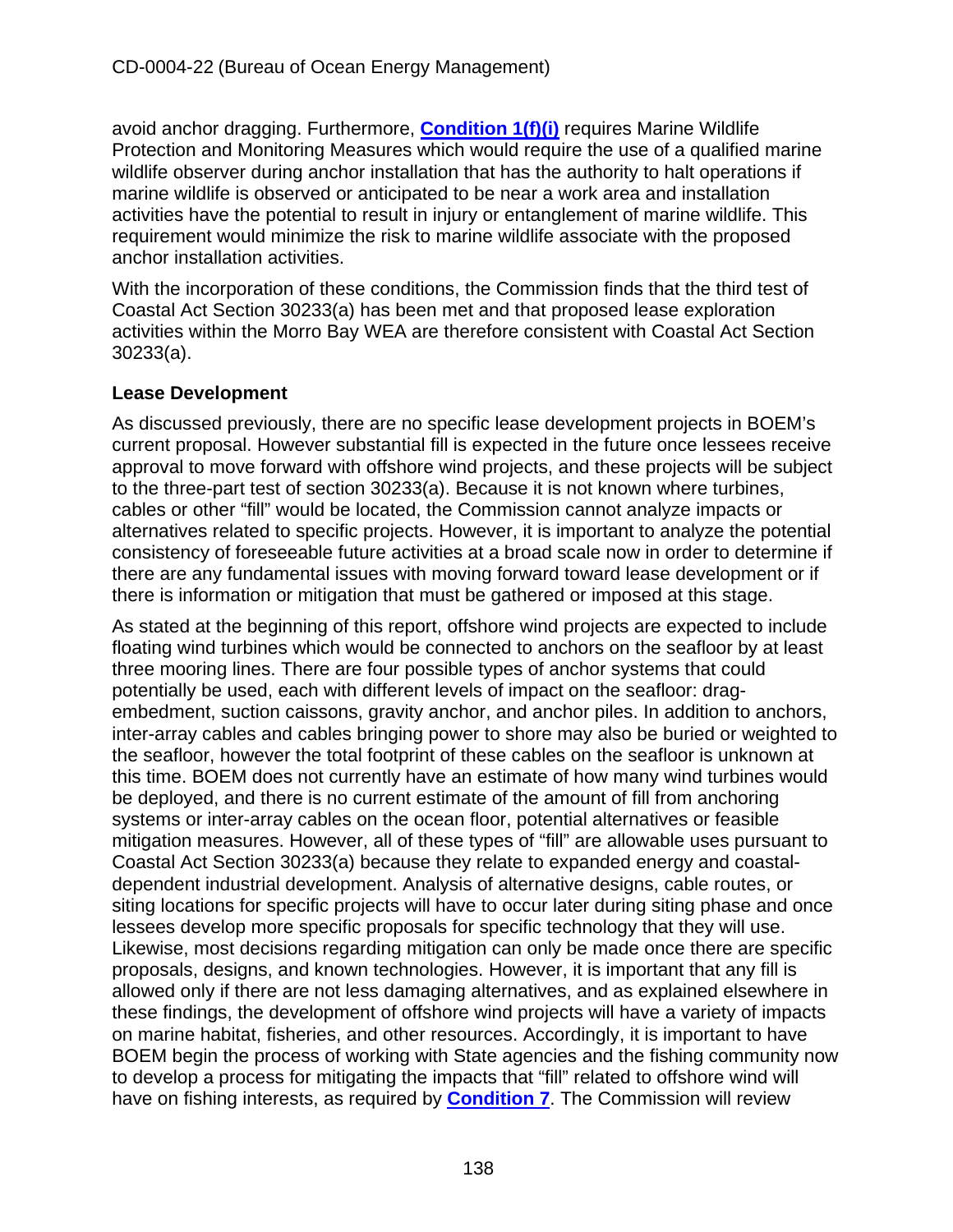avoid anchor dragging. Furthermore, **Condition 1(f)(i)** requires Marine Wildlife Protection and Monitoring Measures which would require the use of a qualified marine wildlife observer during anchor installation that has the authority to halt operations if marine wildlife is observed or anticipated to be near a work area and installation activities have the potential to result in injury or entanglement of marine wildlife. This requirement would minimize the risk to marine wildlife associate with the proposed anchor installation activities.

With the incorporation of these conditions, the Commission finds that the third test of Coastal Act Section 30233(a) has been met and that proposed lease exploration activities within the Morro Bay WEA are therefore consistent with Coastal Act Section 30233(a).

**Lease Development**

As discussed previously, there are no specific lease development projects in BOEM's current proposal. However substantial fill is expected in the future once lessees receive approval to move forward with offshore wind projects, and these projects will be subject to the three-part test of section 30233(a). Because it is not known where turbines, cables or other "fill" would be located, the Commission cannot analyze impacts or alternatives related to specific projects. However, it is important to analyze the potential consistency of foreseeable future activities at a broad scale now in order to determine if there are any fundamental issues with moving forward toward lease development or if there is information or mitigation that must be gathered or imposed at this stage.

As stated at the beginning of this report, offshore wind projects are expected to include floating wind turbines which would be connected to anchors on the seafloor by at least three mooring lines. There are four possible types of anchor systems that could potentially be used, each with different levels of impact on the seafloor: drag-embedment, suction caissons, gravity anchor, and anchor piles. In addition to anchors, inter-array cables and cables bringing power to shore may also be buried or weighted to the seafloor, however the total footprint of these cables on the seafloor is unknown at this time. BOEM does not currently have an estimate of how many wind turbines would be deployed, and there is no current estimate of the amount of fill from anchoring systems or inter-array cables on the ocean floor, potential alternatives or feasible mitigation measures. However, all of these types of "fill" are allowable uses pursuant to Coastal Act Section 30233(a) because they relate to expanded energy and coastal-dependent industrial development. Analysis of alternative designs, cable routes, or siting locations for specific projects will have to occur later during siting phase and once lessees develop more specific proposals for specific technology that they will use. Likewise, most decisions regarding mitigation can only be made once there are specific proposals, designs, and known technologies. However, it is important that any fill is allowed only if there are not less damaging alternatives, and as explained elsewhere in these findings, the development of offshore wind projects will have a variety of impacts on marine habitat, fisheries, and other resources. Accordingly, it is important to have BOEM begin the process of working with State agencies and the fishing community now to develop a process for mitigating the impacts that "fill" related to offshore wind will have on fishing interests, as required by **Condition 7**. The Commission will review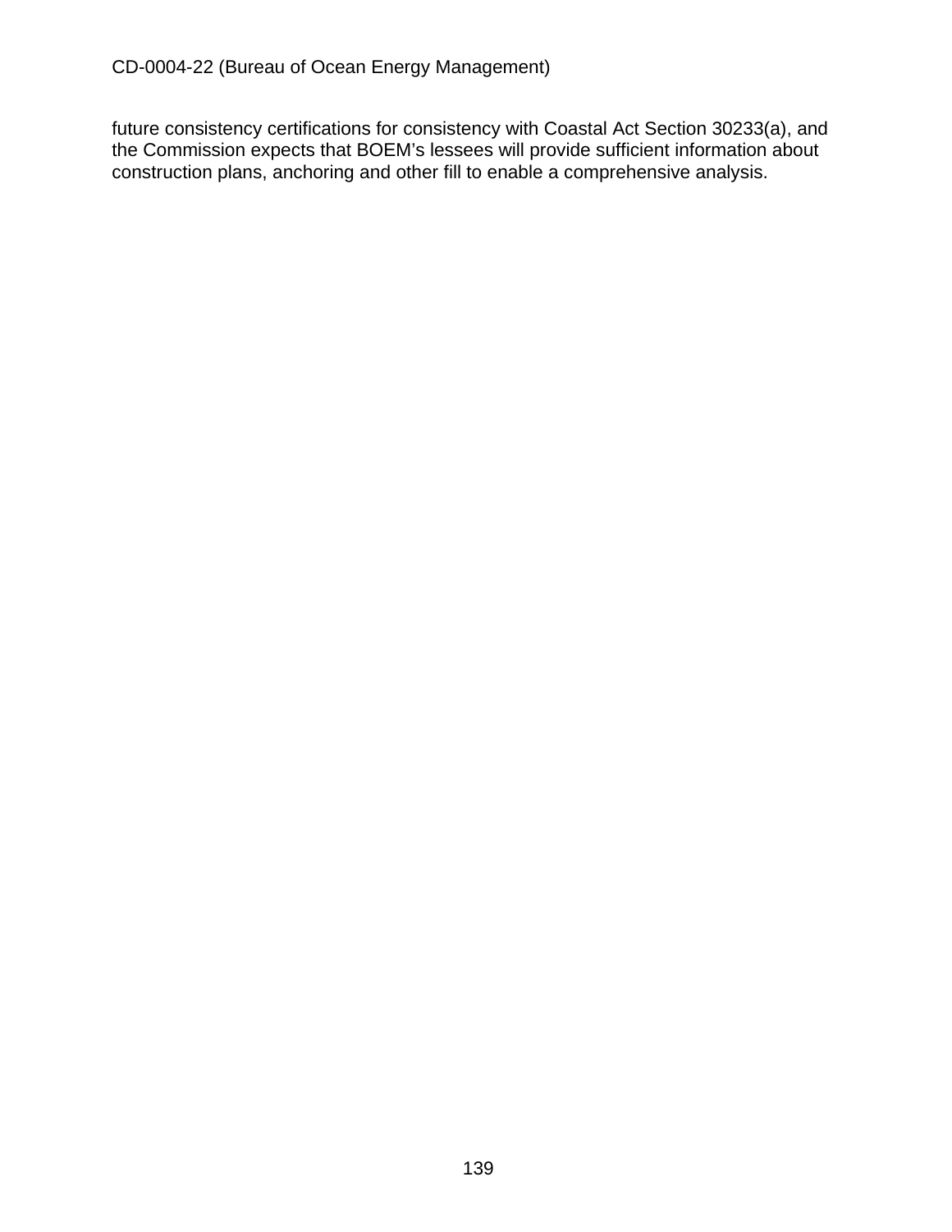future consistency certifications for consistency with Coastal Act Section 30233(a), and the Commission expects that BOEM’s lessees will provide sufficient information about construction plans, anchoring and other fill to enable a comprehensive analysis.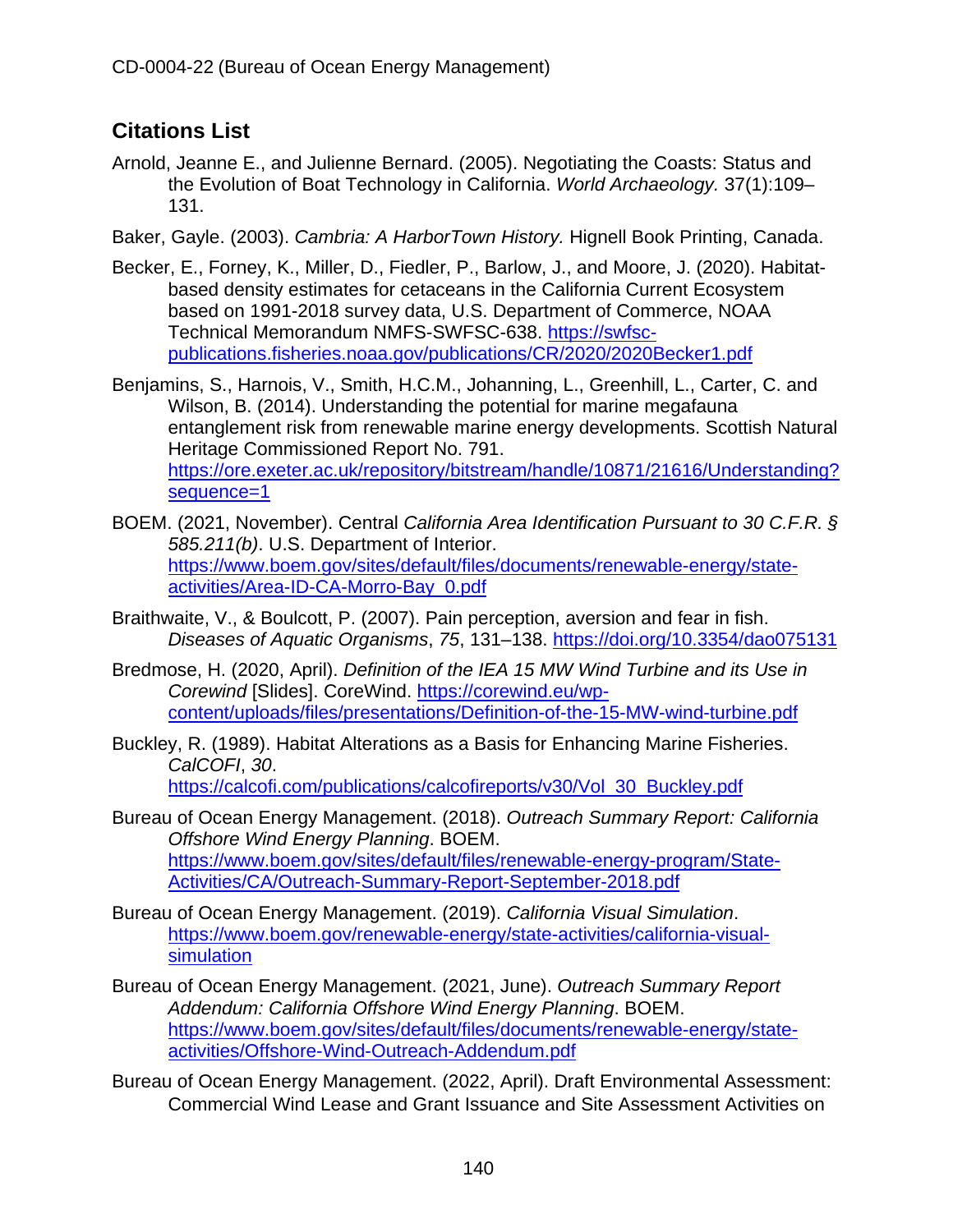## Citations List

Arnold, Jeanne E., and Julienne Bernard. (2005). Negotiating the Coasts: Status and the Evolution of Boat Technology in California. *World Archaeology.* 37(1):109–131.

Baker, Gayle. (2003). *Cambria: A HarborTown History.* Hignell Book Printing, Canada.

Becker, E., Forney, K., Miller, D., Fiedler, P., Barlow, J., and Moore, J. (2020). Habitat-based density estimates for cetaceans in the California Current Ecosystem based on 1991-2018 survey data, U.S. Department of Commerce, NOAA Technical Memorandum NMFS-SWFSC-638. https://swfsc-publications.fisheries.noaa.gov/publications/CR/2020/2020Becker1.pdf

Benjamins, S., Harnois, V., Smith, H.C.M., Johanning, L., Greenhill, L., Carter, C. and Wilson, B. (2014). Understanding the potential for marine megafauna entanglement risk from renewable marine energy developments. Scottish Natural Heritage Commissioned Report No. 791. https://ore.exeter.ac.uk/repository/bitstream/handle/10871/21616/Understanding?sequence=1

BOEM. (2021, November). Central *California Area Identification Pursuant to 30 C.F.R. § 585.211(b)*. U.S. Department of Interior. https://www.boem.gov/sites/default/files/documents/renewable-energy/state-activities/Area-ID-CA-Morro-Bay_0.pdf

Braithwaite, V., & Boulcott, P. (2007). Pain perception, aversion and fear in fish. *Diseases of Aquatic Organisms*, *75*, 131–138. https://doi.org/10.3354/dao075131

Bredmose, H. (2020, April). *Definition of the IEA 15 MW Wind Turbine and its Use in Corewind* [Slides]. CoreWind. https://corewind.eu/wp-content/uploads/files/presentations/Definition-of-the-15-MW-wind-turbine.pdf

Buckley, R. (1989). Habitat Alterations as a Basis for Enhancing Marine Fisheries. *CalCOFI*, *30*. https://calcofi.com/publications/calcofireports/v30/Vol_30_Buckley.pdf

Bureau of Ocean Energy Management. (2018). *Outreach Summary Report: California Offshore Wind Energy Planning*. BOEM. https://www.boem.gov/sites/default/files/renewable-energy-program/State-Activities/CA/Outreach-Summary-Report-September-2018.pdf

Bureau of Ocean Energy Management. (2019). *California Visual Simulation*. https://www.boem.gov/renewable-energy/state-activities/california-visual-simulation

Bureau of Ocean Energy Management. (2021, June). *Outreach Summary Report Addendum: California Offshore Wind Energy Planning*. BOEM. https://www.boem.gov/sites/default/files/documents/renewable-energy/state-activities/Offshore-Wind-Outreach-Addendum.pdf

Bureau of Ocean Energy Management. (2022, April). Draft Environmental Assessment: Commercial Wind Lease and Grant Issuance and Site Assessment Activities on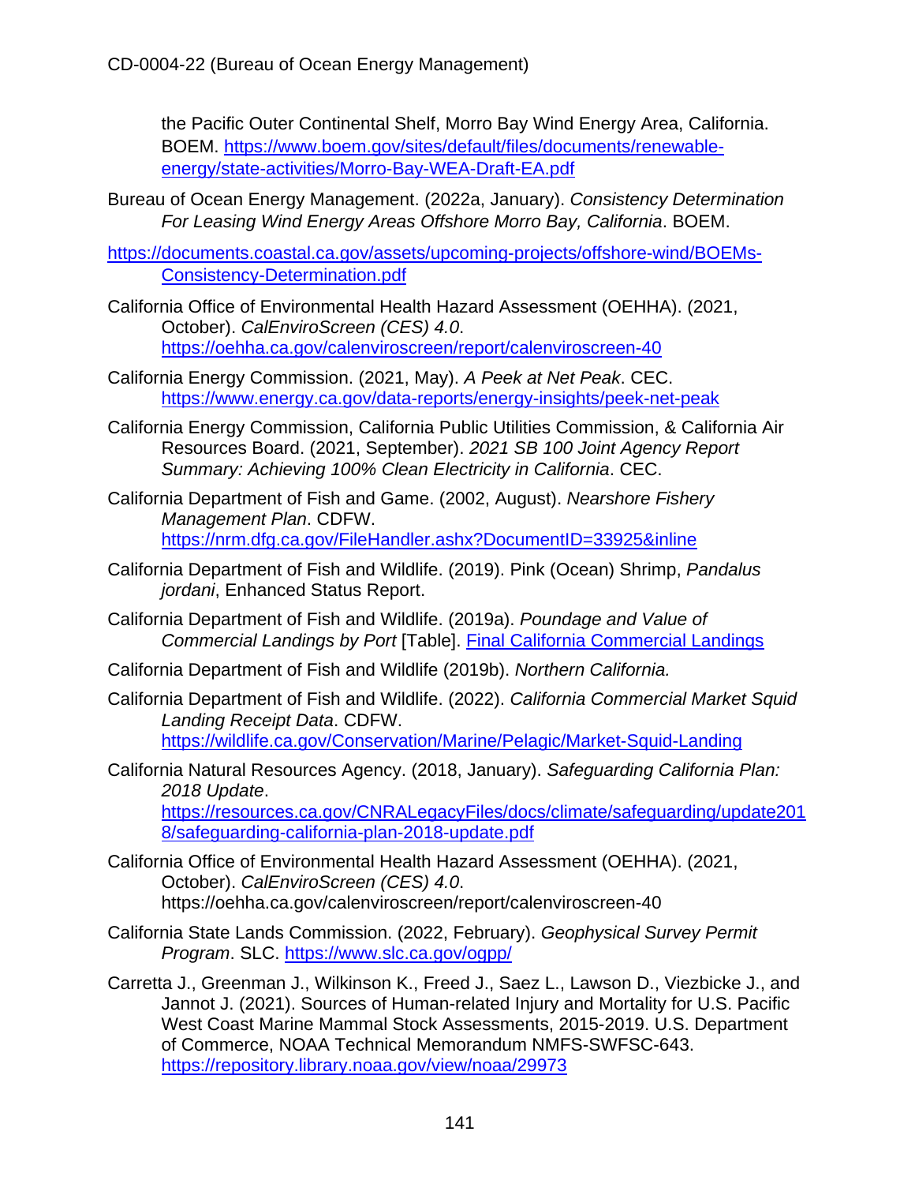the Pacific Outer Continental Shelf, Morro Bay Wind Energy Area, California. BOEM. https://www.boem.gov/sites/default/files/documents/renewable-energy/state-activities/Morro-Bay-WEA-Draft-EA.pdf

Bureau of Ocean Energy Management. (2022a, January). *Consistency Determination For Leasing Wind Energy Areas Offshore Morro Bay, California*. BOEM.

https://documents.coastal.ca.gov/assets/upcoming-projects/offshore-wind/BOEMs-Consistency-Determination.pdf

California Office of Environmental Health Hazard Assessment (OEHHA). (2021, October). *CalEnviroScreen (CES) 4.0*. https://oehha.ca.gov/calenviroscreen/report/calenviroscreen-40

California Energy Commission. (2021, May). *A Peek at Net Peak*. CEC. https://www.energy.ca.gov/data-reports/energy-insights/peek-net-peak

California Energy Commission, California Public Utilities Commission, & California Air Resources Board. (2021, September). *2021 SB 100 Joint Agency Report Summary: Achieving 100% Clean Electricity in California*. CEC.

California Department of Fish and Game. (2002, August). *Nearshore Fishery Management Plan*. CDFW. https://nrm.dfg.ca.gov/FileHandler.ashx?DocumentID=33925&inline

California Department of Fish and Wildlife. (2019). Pink (Ocean) Shrimp, *Pandalus jordani*, Enhanced Status Report.

California Department of Fish and Wildlife. (2019a). *Poundage and Value of Commercial Landings by Port* [Table]. Final California Commercial Landings

California Department of Fish and Wildlife (2019b). *Northern California.*

California Department of Fish and Wildlife. (2022). *California Commercial Market Squid Landing Receipt Data*. CDFW. https://wildlife.ca.gov/Conservation/Marine/Pelagic/Market-Squid-Landing

California Natural Resources Agency. (2018, January). *Safeguarding California Plan: 2018 Update*. https://resources.ca.gov/CNRALegacyFiles/docs/climate/safeguarding/update2018/safeguarding-california-plan-2018-update.pdf

California Office of Environmental Health Hazard Assessment (OEHHA). (2021, October). *CalEnviroScreen (CES) 4.0*. https://oehha.ca.gov/calenviroscreen/report/calenviroscreen-40

California State Lands Commission. (2022, February). *Geophysical Survey Permit Program*. SLC. https://www.slc.ca.gov/ogpp/

Carretta J., Greenman J., Wilkinson K., Freed J., Saez L., Lawson D., Viezbicke J., and Jannot J. (2021). Sources of Human-related Injury and Mortality for U.S. Pacific West Coast Marine Mammal Stock Assessments, 2015-2019. U.S. Department of Commerce, NOAA Technical Memorandum NMFS-SWFSC-643. https://repository.library.noaa.gov/view/noaa/29973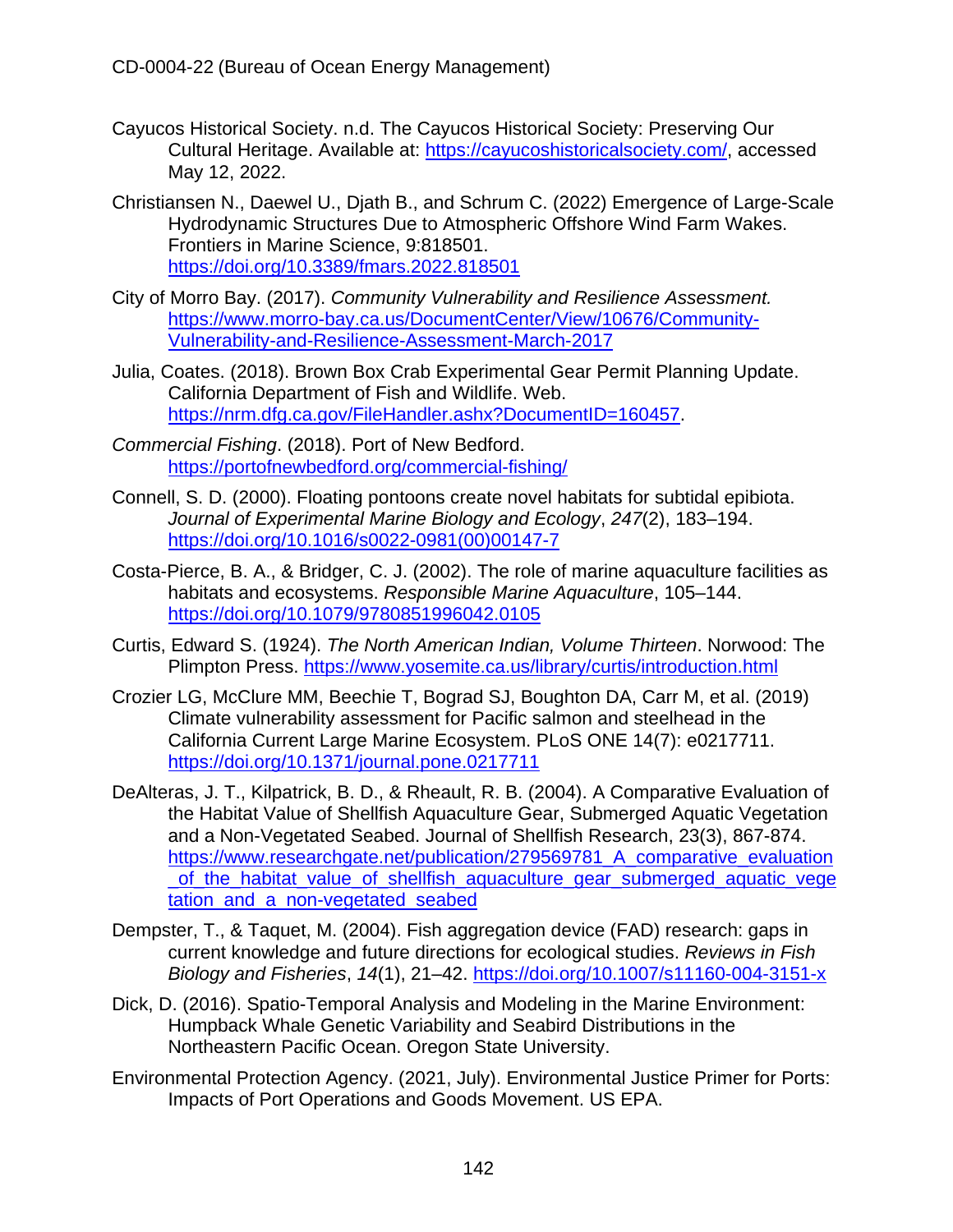Cayucos Historical Society. n.d. The Cayucos Historical Society: Preserving Our Cultural Heritage. Available at: https://cayucoshistoricalsociety.com/, accessed May 12, 2022.

Christiansen N., Daewel U., Djath B., and Schrum C. (2022) Emergence of Large-Scale Hydrodynamic Structures Due to Atmospheric Offshore Wind Farm Wakes. Frontiers in Marine Science, 9:818501. https://doi.org/10.3389/fmars.2022.818501

City of Morro Bay. (2017). *Community Vulnerability and Resilience Assessment.* https://www.morro-bay.ca.us/DocumentCenter/View/10676/Community-Vulnerability-and-Resilience-Assessment-March-2017

Julia, Coates. (2018). Brown Box Crab Experimental Gear Permit Planning Update. California Department of Fish and Wildlife. Web. https://nrm.dfg.ca.gov/FileHandler.ashx?DocumentID=160457.

*Commercial Fishing*. (2018). Port of New Bedford. https://portofnewbedford.org/commercial-fishing/

Connell, S. D. (2000). Floating pontoons create novel habitats for subtidal epibiota. *Journal of Experimental Marine Biology and Ecology*, *247*(2), 183–194. https://doi.org/10.1016/s0022-0981(00)00147-7

Costa-Pierce, B. A., & Bridger, C. J. (2002). The role of marine aquaculture facilities as habitats and ecosystems. *Responsible Marine Aquaculture*, 105–144. https://doi.org/10.1079/9780851996042.0105

Curtis, Edward S. (1924). *The North American Indian, Volume Thirteen*. Norwood: The Plimpton Press. https://www.yosemite.ca.us/library/curtis/introduction.html

Crozier LG, McClure MM, Beechie T, Bograd SJ, Boughton DA, Carr M, et al. (2019) Climate vulnerability assessment for Pacific salmon and steelhead in the California Current Large Marine Ecosystem. PLoS ONE 14(7): e0217711. https://doi.org/10.1371/journal.pone.0217711

DeAlteras, J. T., Kilpatrick, B. D., & Rheault, R. B. (2004). A Comparative Evaluation of the Habitat Value of Shellfish Aquaculture Gear, Submerged Aquatic Vegetation and a Non-Vegetated Seabed. Journal of Shellfish Research, 23(3), 867-874. https://www.researchgate.net/publication/279569781_A_comparative_evaluation_of_the_habitat_value_of_shellfish_aquaculture_gear_submerged_aquatic_vegetation_and_a_non-vegetated_seabed

Dempster, T., & Taquet, M. (2004). Fish aggregation device (FAD) research: gaps in current knowledge and future directions for ecological studies. *Reviews in Fish Biology and Fisheries*, *14*(1), 21–42. https://doi.org/10.1007/s11160-004-3151-x

Dick, D. (2016). Spatio-Temporal Analysis and Modeling in the Marine Environment: Humpback Whale Genetic Variability and Seabird Distributions in the Northeastern Pacific Ocean. Oregon State University.

Environmental Protection Agency. (2021, July). Environmental Justice Primer for Ports: Impacts of Port Operations and Goods Movement. US EPA.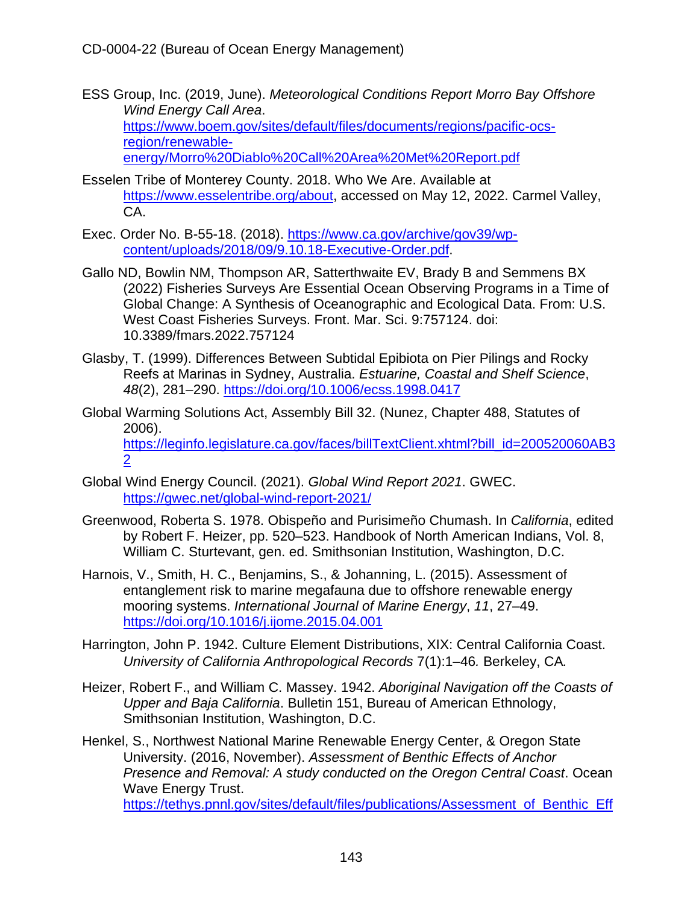ESS Group, Inc. (2019, June). *Meteorological Conditions Report Morro Bay Offshore Wind Energy Call Area*. https://www.boem.gov/sites/default/files/documents/regions/pacific-ocs-region/renewable-energy/Morro%20Diablo%20Call%20Area%20Met%20Report.pdf

Esselen Tribe of Monterey County. 2018. Who We Are. Available at https://www.esselentribe.org/about, accessed on May 12, 2022. Carmel Valley, CA.

Exec. Order No. B-55-18. (2018). https://www.ca.gov/archive/gov39/wp-content/uploads/2018/09/9.10.18-Executive-Order.pdf.

Gallo ND, Bowlin NM, Thompson AR, Satterthwaite EV, Brady B and Semmens BX (2022) Fisheries Surveys Are Essential Ocean Observing Programs in a Time of Global Change: A Synthesis of Oceanographic and Ecological Data. From: U.S. West Coast Fisheries Surveys. Front. Mar. Sci. 9:757124. doi: 10.3389/fmars.2022.757124

Glasby, T. (1999). Differences Between Subtidal Epibiota on Pier Pilings and Rocky Reefs at Marinas in Sydney, Australia. *Estuarine, Coastal and Shelf Science*, *48*(2), 281–290. https://doi.org/10.1006/ecss.1998.0417

Global Warming Solutions Act, Assembly Bill 32. (Nunez, Chapter 488, Statutes of 2006). https://leginfo.legislature.ca.gov/faces/billTextClient.xhtml?bill_id=200520060AB32

Global Wind Energy Council. (2021). *Global Wind Report 2021*. GWEC. https://gwec.net/global-wind-report-2021/

Greenwood, Roberta S. 1978. Obispeño and Purisimeño Chumash. In *California*, edited by Robert F. Heizer, pp. 520–523. Handbook of North American Indians, Vol. 8, William C. Sturtevant, gen. ed. Smithsonian Institution, Washington, D.C.

Harnois, V., Smith, H. C., Benjamins, S., & Johanning, L. (2015). Assessment of entanglement risk to marine megafauna due to offshore renewable energy mooring systems. *International Journal of Marine Energy*, *11*, 27–49. https://doi.org/10.1016/j.ijome.2015.04.001

Harrington, John P. 1942. Culture Element Distributions, XIX: Central California Coast. *University of California Anthropological Records* 7(1):1–46*.* Berkeley, CA*.*

Heizer, Robert F., and William C. Massey. 1942. *Aboriginal Navigation off the Coasts of Upper and Baja California*. Bulletin 151, Bureau of American Ethnology, Smithsonian Institution, Washington, D.C.

Henkel, S., Northwest National Marine Renewable Energy Center, & Oregon State University. (2016, November). *Assessment of Benthic Effects of Anchor Presence and Removal: A study conducted on the Oregon Central Coast*. Ocean Wave Energy Trust. https://tethys.pnnl.gov/sites/default/files/publications/Assessment_of_Benthic_Eff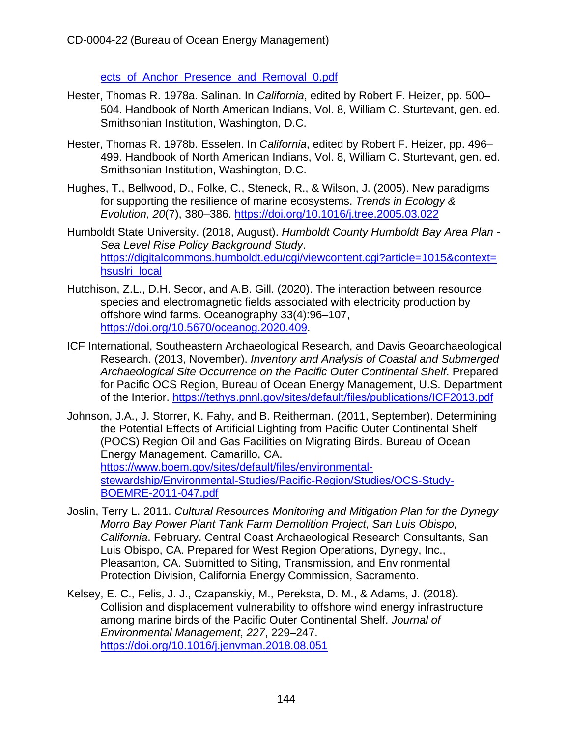ects_of_Anchor_Presence_and_Removal_0.pdf

Hester, Thomas R. 1978a. Salinan. In *California*, edited by Robert F. Heizer, pp. 500–504. Handbook of North American Indians, Vol. 8, William C. Sturtevant, gen. ed. Smithsonian Institution, Washington, D.C.

Hester, Thomas R. 1978b. Esselen. In *California*, edited by Robert F. Heizer, pp. 496–499. Handbook of North American Indians, Vol. 8, William C. Sturtevant, gen. ed. Smithsonian Institution, Washington, D.C.

Hughes, T., Bellwood, D., Folke, C., Steneck, R., & Wilson, J. (2005). New paradigms for supporting the resilience of marine ecosystems. *Trends in Ecology & Evolution*, *20*(7), 380–386. https://doi.org/10.1016/j.tree.2005.03.022

Humboldt State University. (2018, August). *Humboldt County Humboldt Bay Area Plan - Sea Level Rise Policy Background Study*. https://digitalcommons.humboldt.edu/cgi/viewcontent.cgi?article=1015&context=hsuslri_local

Hutchison, Z.L., D.H. Secor, and A.B. Gill. (2020). The interaction between resource species and electromagnetic fields associated with electricity production by offshore wind farms. Oceanography 33(4):96–107, https://doi.org/10.5670/oceanog.2020.409.

ICF International, Southeastern Archaeological Research, and Davis Geoarchaeological Research. (2013, November). *Inventory and Analysis of Coastal and Submerged Archaeological Site Occurrence on the Pacific Outer Continental Shelf*. Prepared for Pacific OCS Region, Bureau of Ocean Energy Management, U.S. Department of the Interior. https://tethys.pnnl.gov/sites/default/files/publications/ICF2013.pdf

Johnson, J.A., J. Storrer, K. Fahy, and B. Reitherman. (2011, September). Determining the Potential Effects of Artificial Lighting from Pacific Outer Continental Shelf (POCS) Region Oil and Gas Facilities on Migrating Birds. Bureau of Ocean Energy Management. Camarillo, CA. https://www.boem.gov/sites/default/files/environmental-stewardship/Environmental-Studies/Pacific-Region/Studies/OCS-Study-BOEMRE-2011-047.pdf

Joslin, Terry L. 2011. *Cultural Resources Monitoring and Mitigation Plan for the Dynegy Morro Bay Power Plant Tank Farm Demolition Project, San Luis Obispo, California*. February. Central Coast Archaeological Research Consultants, San Luis Obispo, CA. Prepared for West Region Operations, Dynegy, Inc., Pleasanton, CA. Submitted to Siting, Transmission, and Environmental Protection Division, California Energy Commission, Sacramento.

Kelsey, E. C., Felis, J. J., Czapanskiy, M., Pereksta, D. M., & Adams, J. (2018). Collision and displacement vulnerability to offshore wind energy infrastructure among marine birds of the Pacific Outer Continental Shelf. *Journal of Environmental Management*, *227*, 229–247. https://doi.org/10.1016/j.jenvman.2018.08.051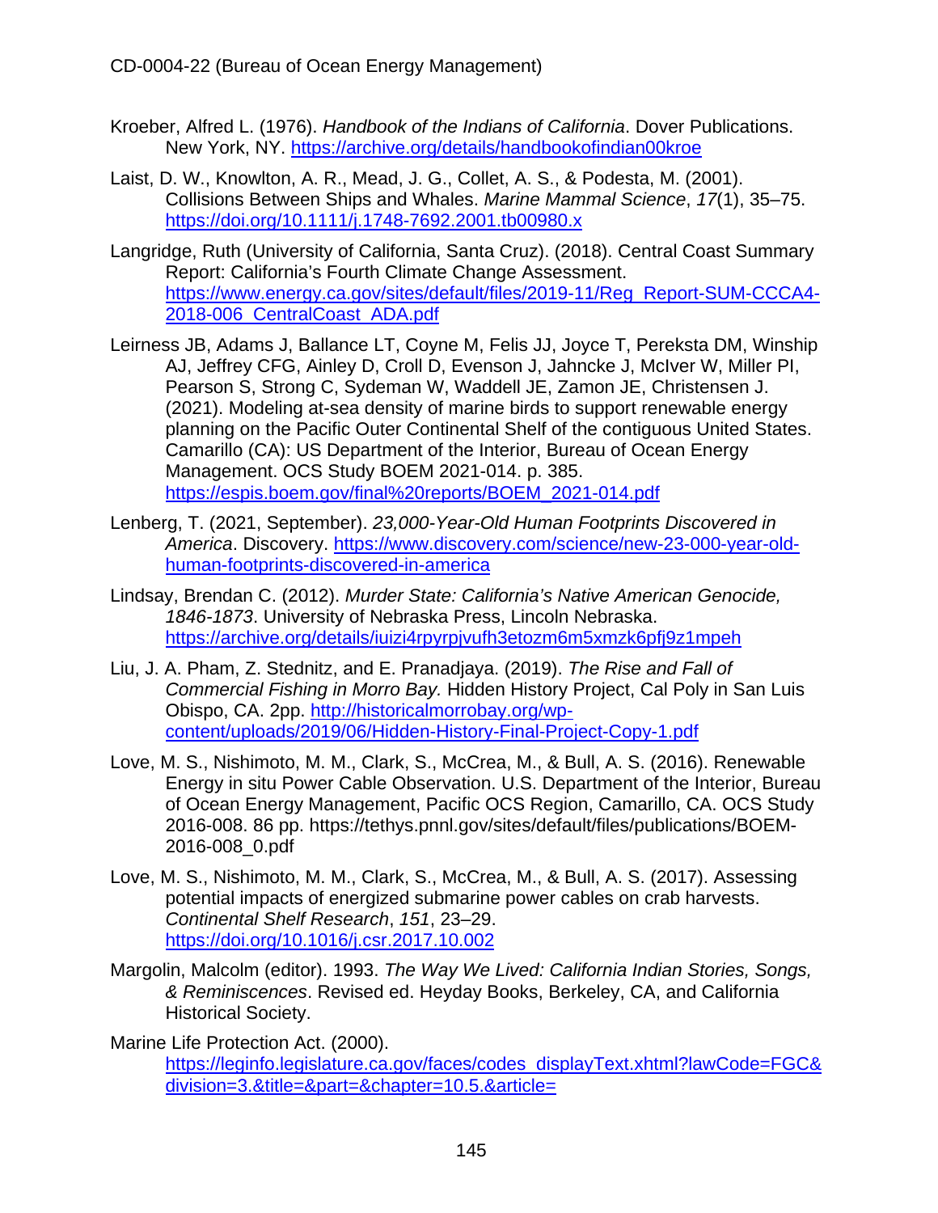Kroeber, Alfred L. (1976). *Handbook of the Indians of California*. Dover Publications. New York, NY. https://archive.org/details/handbookofindian00kroe

Laist, D. W., Knowlton, A. R., Mead, J. G., Collet, A. S., & Podesta, M. (2001). Collisions Between Ships and Whales. *Marine Mammal Science*, *17*(1), 35–75. https://doi.org/10.1111/j.1748-7692.2001.tb00980.x

Langridge, Ruth (University of California, Santa Cruz). (2018). Central Coast Summary Report: California's Fourth Climate Change Assessment. https://www.energy.ca.gov/sites/default/files/2019-11/Reg_Report-SUM-CCCA4-2018-006_CentralCoast_ADA.pdf

Leirness JB, Adams J, Ballance LT, Coyne M, Felis JJ, Joyce T, Pereksta DM, Winship AJ, Jeffrey CFG, Ainley D, Croll D, Evenson J, Jahncke J, McIver W, Miller PI, Pearson S, Strong C, Sydeman W, Waddell JE, Zamon JE, Christensen J. (2021). Modeling at-sea density of marine birds to support renewable energy planning on the Pacific Outer Continental Shelf of the contiguous United States. Camarillo (CA): US Department of the Interior, Bureau of Ocean Energy Management. OCS Study BOEM 2021-014. p. 385. https://espis.boem.gov/final%20reports/BOEM_2021-014.pdf

Lenberg, T. (2021, September). *23,000-Year-Old Human Footprints Discovered in America*. Discovery. https://www.discovery.com/science/new-23-000-year-old-human-footprints-discovered-in-america

Lindsay, Brendan C. (2012). *Murder State: California's Native American Genocide, 1846-1873*. University of Nebraska Press, Lincoln Nebraska. https://archive.org/details/iuizi4rpyrpjvufh3etozm6m5xmzk6pfj9z1mpeh

Liu, J. A. Pham, Z. Stednitz, and E. Pranadjaya. (2019). *The Rise and Fall of Commercial Fishing in Morro Bay.* Hidden History Project, Cal Poly in San Luis Obispo, CA. 2pp. http://historicalmorrobay.org/wp-content/uploads/2019/06/Hidden-History-Final-Project-Copy-1.pdf

Love, M. S., Nishimoto, M. M., Clark, S., McCrea, M., & Bull, A. S. (2016). Renewable Energy in situ Power Cable Observation. U.S. Department of the Interior, Bureau of Ocean Energy Management, Pacific OCS Region, Camarillo, CA. OCS Study 2016-008. 86 pp. https://tethys.pnnl.gov/sites/default/files/publications/BOEM-2016-008_0.pdf

Love, M. S., Nishimoto, M. M., Clark, S., McCrea, M., & Bull, A. S. (2017). Assessing potential impacts of energized submarine power cables on crab harvests. *Continental Shelf Research*, *151*, 23–29. https://doi.org/10.1016/j.csr.2017.10.002

Margolin, Malcolm (editor). 1993. *The Way We Lived: California Indian Stories, Songs, & Reminiscences*. Revised ed. Heyday Books, Berkeley, CA, and California Historical Society.

Marine Life Protection Act. (2000). https://leginfo.legislature.ca.gov/faces/codes_displayText.xhtml?lawCode=FGC&division=3.&title=&part=&chapter=10.5.&article=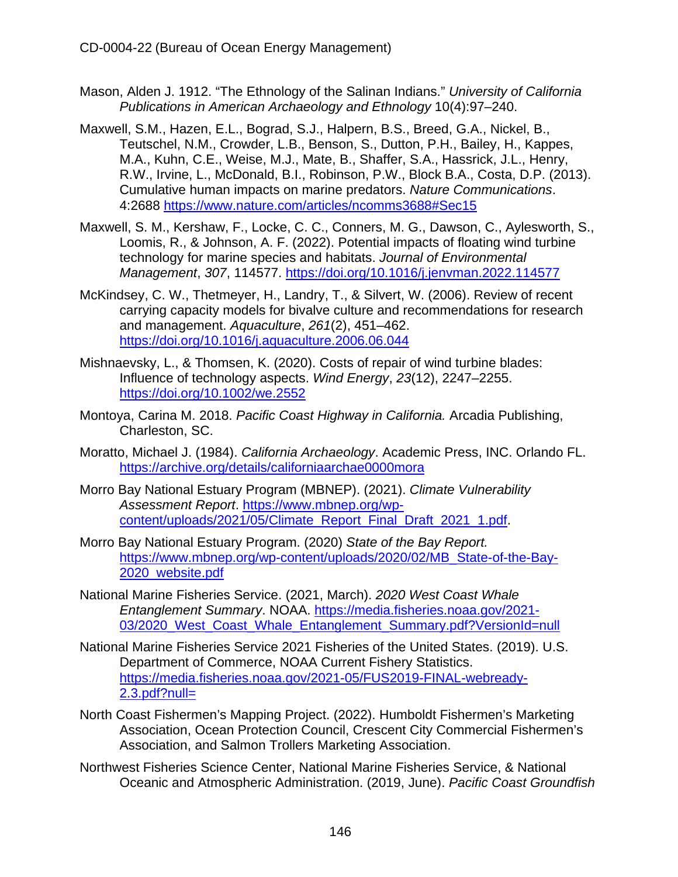Mason, Alden J. 1912. "The Ethnology of the Salinan Indians." *University of California Publications in American Archaeology and Ethnology* 10(4):97–240.

Maxwell, S.M., Hazen, E.L., Bograd, S.J., Halpern, B.S., Breed, G.A., Nickel, B., Teutschel, N.M., Crowder, L.B., Benson, S., Dutton, P.H., Bailey, H., Kappes, M.A., Kuhn, C.E., Weise, M.J., Mate, B., Shaffer, S.A., Hassrick, J.L., Henry, R.W., Irvine, L., McDonald, B.I., Robinson, P.W., Block B.A., Costa, D.P. (2013). Cumulative human impacts on marine predators. *Nature Communications*. 4:2688 https://www.nature.com/articles/ncomms3688#Sec15

Maxwell, S. M., Kershaw, F., Locke, C. C., Conners, M. G., Dawson, C., Aylesworth, S., Loomis, R., & Johnson, A. F. (2022). Potential impacts of floating wind turbine technology for marine species and habitats. *Journal of Environmental Management*, *307*, 114577. https://doi.org/10.1016/j.jenvman.2022.114577

McKindsey, C. W., Thetmeyer, H., Landry, T., & Silvert, W. (2006). Review of recent carrying capacity models for bivalve culture and recommendations for research and management. *Aquaculture*, *261*(2), 451–462. https://doi.org/10.1016/j.aquaculture.2006.06.044

Mishnaevsky, L., & Thomsen, K. (2020). Costs of repair of wind turbine blades: Influence of technology aspects. *Wind Energy*, *23*(12), 2247–2255. https://doi.org/10.1002/we.2552

Montoya, Carina M. 2018. *Pacific Coast Highway in California.* Arcadia Publishing, Charleston, SC.

Moratto, Michael J. (1984). *California Archaeology*. Academic Press, INC. Orlando FL. https://archive.org/details/californiaarchae0000mora

Morro Bay National Estuary Program (MBNEP). (2021). *Climate Vulnerability Assessment Report*. https://www.mbnep.org/wp-content/uploads/2021/05/Climate_Report_Final_Draft_2021_1.pdf.

Morro Bay National Estuary Program. (2020) *State of the Bay Report.* https://www.mbnep.org/wp-content/uploads/2020/02/MB_State-of-the-Bay-2020_website.pdf

National Marine Fisheries Service. (2021, March). *2020 West Coast Whale Entanglement Summary*. NOAA. https://media.fisheries.noaa.gov/2021-03/2020_West_Coast_Whale_Entanglement_Summary.pdf?VersionId=null

National Marine Fisheries Service 2021 Fisheries of the United States. (2019). U.S. Department of Commerce, NOAA Current Fishery Statistics. https://media.fisheries.noaa.gov/2021-05/FUS2019-FINAL-webready-2.3.pdf?null=

North Coast Fishermen's Mapping Project. (2022). Humboldt Fishermen's Marketing Association, Ocean Protection Council, Crescent City Commercial Fishermen's Association, and Salmon Trollers Marketing Association.

Northwest Fisheries Science Center, National Marine Fisheries Service, & National Oceanic and Atmospheric Administration. (2019, June). *Pacific Coast Groundfish*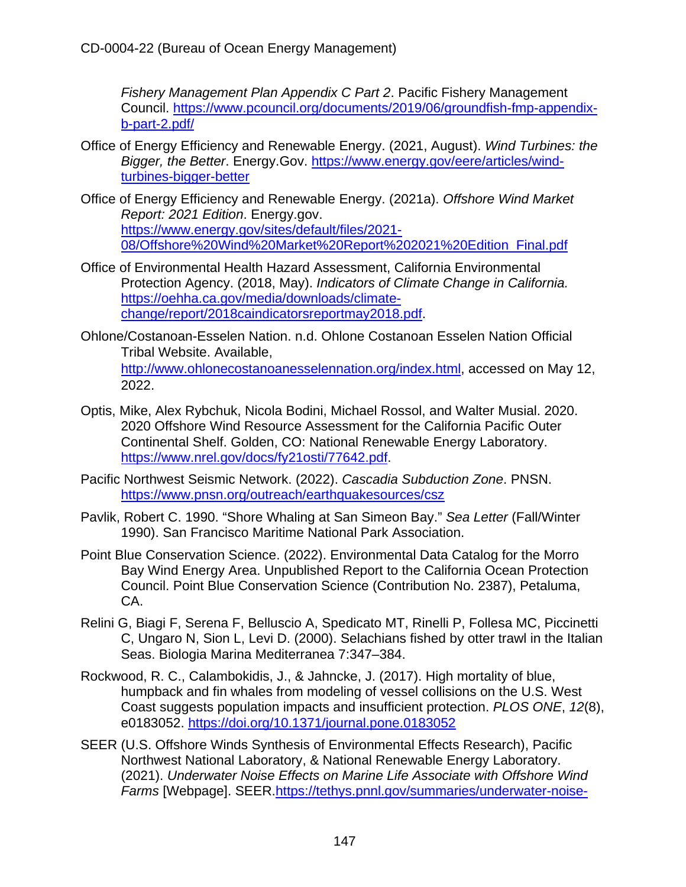*Fishery Management Plan Appendix C Part 2*. Pacific Fishery Management Council. https://www.pcouncil.org/documents/2019/06/groundfish-fmp-appendix-b-part-2.pdf/

Office of Energy Efficiency and Renewable Energy. (2021, August). *Wind Turbines: the Bigger, the Better*. Energy.Gov. https://www.energy.gov/eere/articles/wind-turbines-bigger-better

Office of Energy Efficiency and Renewable Energy. (2021a). *Offshore Wind Market Report: 2021 Edition*. Energy.gov. https://www.energy.gov/sites/default/files/2021-08/Offshore%20Wind%20Market%20Report%202021%20Edition_Final.pdf

Office of Environmental Health Hazard Assessment, California Environmental Protection Agency. (2018, May). *Indicators of Climate Change in California.* https://oehha.ca.gov/media/downloads/climate-change/report/2018caindicatorsreportmay2018.pdf.

Ohlone/Costanoan-Esselen Nation. n.d. Ohlone Costanoan Esselen Nation Official Tribal Website. Available, http://www.ohlonecostanoanesselennation.org/index.html, accessed on May 12, 2022.

Optis, Mike, Alex Rybchuk, Nicola Bodini, Michael Rossol, and Walter Musial. 2020. 2020 Offshore Wind Resource Assessment for the California Pacific Outer Continental Shelf. Golden, CO: National Renewable Energy Laboratory. https://www.nrel.gov/docs/fy21osti/77642.pdf.

Pacific Northwest Seismic Network. (2022). *Cascadia Subduction Zone*. PNSN. https://www.pnsn.org/outreach/earthquakesources/csz

Pavlik, Robert C. 1990. "Shore Whaling at San Simeon Bay." *Sea Letter* (Fall/Winter 1990). San Francisco Maritime National Park Association.

Point Blue Conservation Science. (2022). Environmental Data Catalog for the Morro Bay Wind Energy Area. Unpublished Report to the California Ocean Protection Council. Point Blue Conservation Science (Contribution No. 2387), Petaluma, CA.

Relini G, Biagi F, Serena F, Belluscio A, Spedicato MT, Rinelli P, Follesa MC, Piccinetti C, Ungaro N, Sion L, Levi D. (2000). Selachians fished by otter trawl in the Italian Seas. Biologia Marina Mediterranea 7:347–384.

Rockwood, R. C., Calambokidis, J., & Jahncke, J. (2017). High mortality of blue, humpback and fin whales from modeling of vessel collisions on the U.S. West Coast suggests population impacts and insufficient protection. *PLOS ONE*, *12*(8), e0183052. https://doi.org/10.1371/journal.pone.0183052

SEER (U.S. Offshore Winds Synthesis of Environmental Effects Research), Pacific Northwest National Laboratory, & National Renewable Energy Laboratory. (2021). *Underwater Noise Effects on Marine Life Associate with Offshore Wind Farms* [Webpage]. SEER.https://tethys.pnnl.gov/summaries/underwater-noise-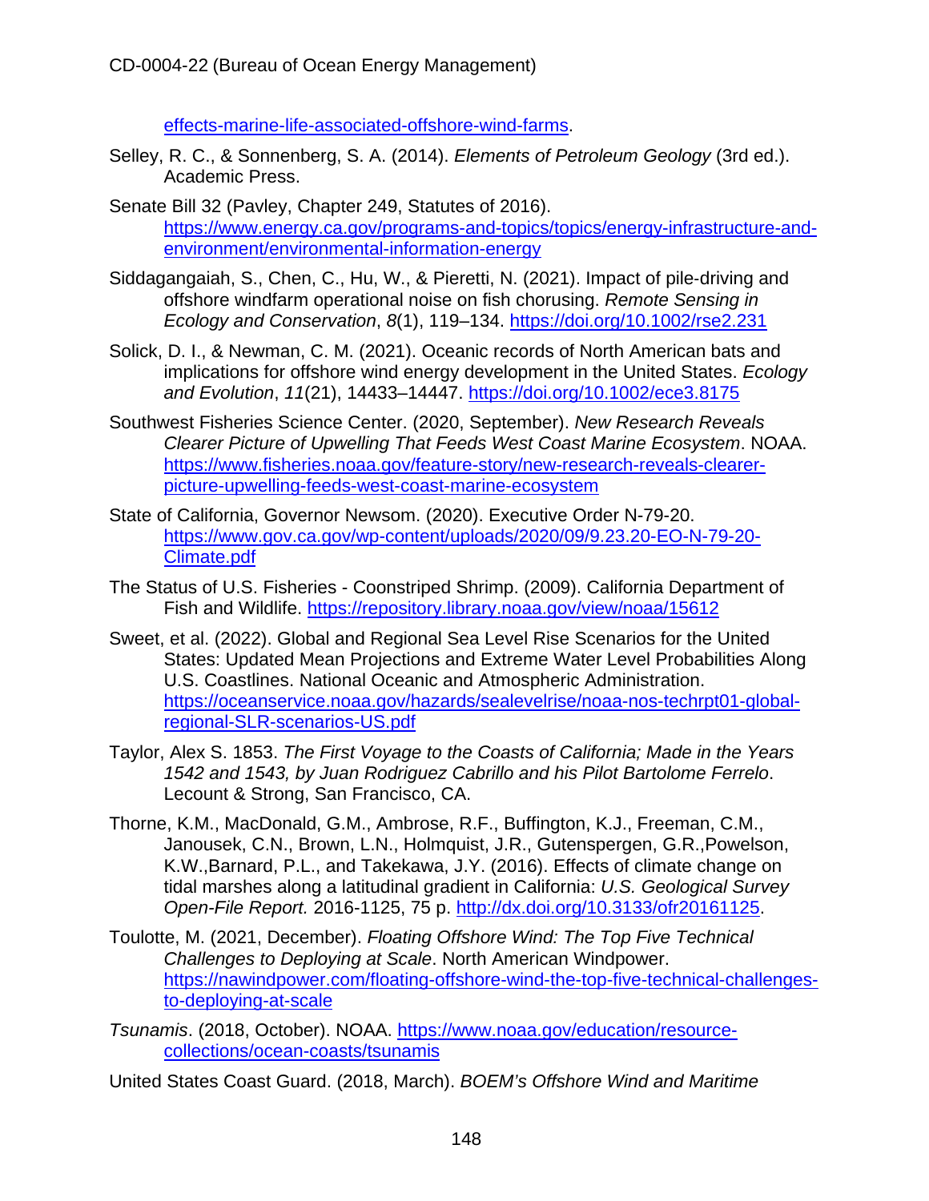effects-marine-life-associated-offshore-wind-farms.

Selley, R. C., & Sonnenberg, S. A. (2014). *Elements of Petroleum Geology* (3rd ed.). Academic Press.

Senate Bill 32 (Pavley, Chapter 249, Statutes of 2016). https://www.energy.ca.gov/programs-and-topics/topics/energy-infrastructure-and-environment/environmental-information-energy

Siddagangaiah, S., Chen, C., Hu, W., & Pieretti, N. (2021). Impact of pile-driving and offshore windfarm operational noise on fish chorusing. *Remote Sensing in Ecology and Conservation*, *8*(1), 119–134. https://doi.org/10.1002/rse2.231

Solick, D. I., & Newman, C. M. (2021). Oceanic records of North American bats and implications for offshore wind energy development in the United States. *Ecology and Evolution*, *11*(21), 14433–14447. https://doi.org/10.1002/ece3.8175

Southwest Fisheries Science Center. (2020, September). *New Research Reveals Clearer Picture of Upwelling That Feeds West Coast Marine Ecosystem*. NOAA. https://www.fisheries.noaa.gov/feature-story/new-research-reveals-clearer-picture-upwelling-feeds-west-coast-marine-ecosystem

State of California, Governor Newsom. (2020). Executive Order N-79-20. https://www.gov.ca.gov/wp-content/uploads/2020/09/9.23.20-EO-N-79-20-Climate.pdf

The Status of U.S. Fisheries - Coonstriped Shrimp. (2009). California Department of Fish and Wildlife. https://repository.library.noaa.gov/view/noaa/15612

Sweet, et al. (2022). Global and Regional Sea Level Rise Scenarios for the United States: Updated Mean Projections and Extreme Water Level Probabilities Along U.S. Coastlines. National Oceanic and Atmospheric Administration. https://oceanservice.noaa.gov/hazards/sealevelrise/noaa-nos-techrpt01-global-regional-SLR-scenarios-US.pdf

Taylor, Alex S. 1853. *The First Voyage to the Coasts of California; Made in the Years 1542 and 1543, by Juan Rodriguez Cabrillo and his Pilot Bartolome Ferrelo*. Lecount & Strong, San Francisco, CA.

Thorne, K.M., MacDonald, G.M., Ambrose, R.F., Buffington, K.J., Freeman, C.M., Janousek, C.N., Brown, L.N., Holmquist, J.R., Gutenspergen, G.R.,Powelson, K.W.,Barnard, P.L., and Takekawa, J.Y. (2016). Effects of climate change on tidal marshes along a latitudinal gradient in California: *U.S. Geological Survey Open-File Report.* 2016-1125, 75 p. http://dx.doi.org/10.3133/ofr20161125.

Toulotte, M. (2021, December). *Floating Offshore Wind: The Top Five Technical Challenges to Deploying at Scale*. North American Windpower. https://nawindpower.com/floating-offshore-wind-the-top-five-technical-challenges-to-deploying-at-scale

*Tsunamis*. (2018, October). NOAA. https://www.noaa.gov/education/resource-collections/ocean-coasts/tsunamis

United States Coast Guard. (2018, March). *BOEM's Offshore Wind and Maritime*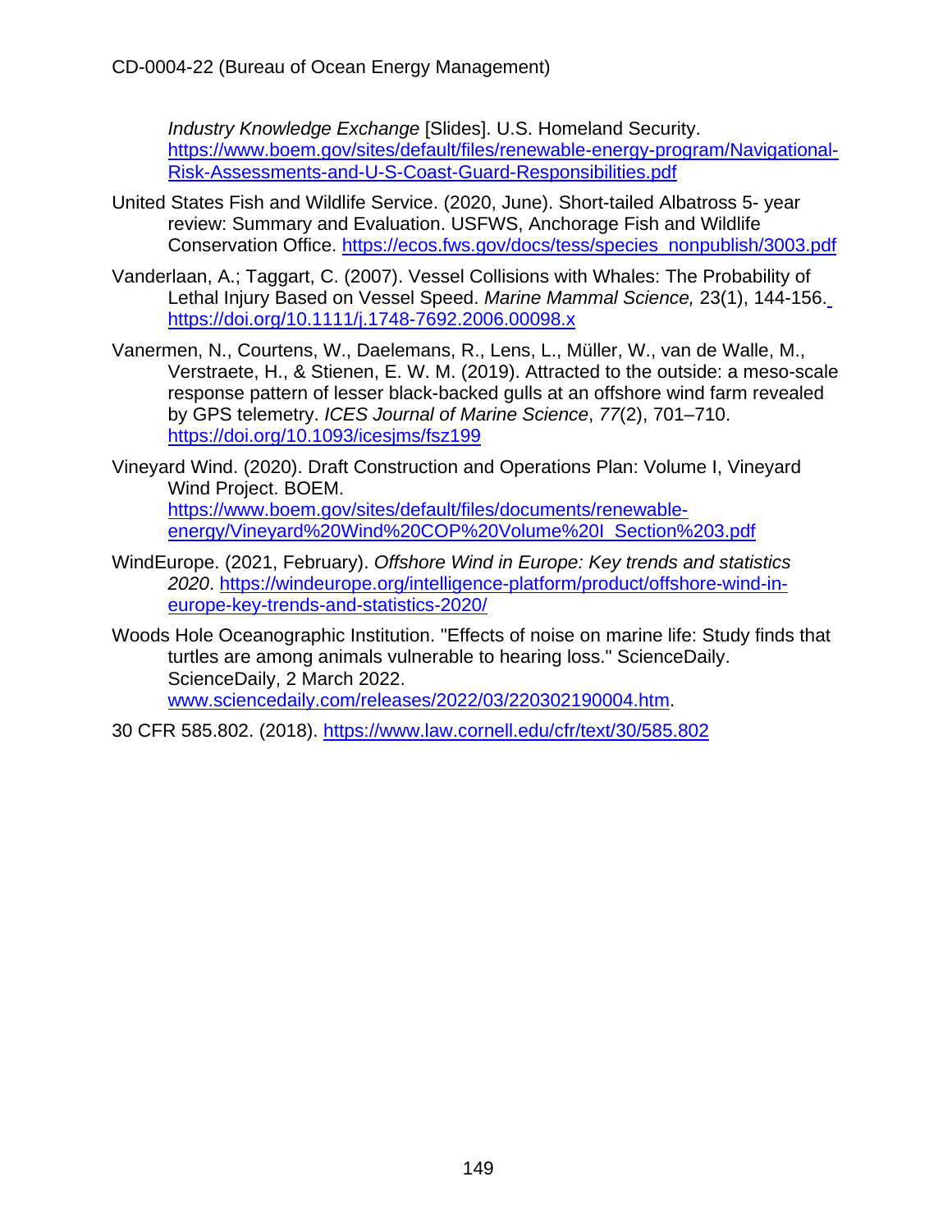*Industry Knowledge Exchange* [Slides]. U.S. Homeland Security. https://www.boem.gov/sites/default/files/renewable-energy-program/Navigational-Risk-Assessments-and-U-S-Coast-Guard-Responsibilities.pdf

United States Fish and Wildlife Service. (2020, June). Short-tailed Albatross 5- year review: Summary and Evaluation. USFWS, Anchorage Fish and Wildlife Conservation Office. https://ecos.fws.gov/docs/tess/species_nonpublish/3003.pdf

Vanderlaan, A.; Taggart, C. (2007). Vessel Collisions with Whales: The Probability of Lethal Injury Based on Vessel Speed. *Marine Mammal Science,* 23(1), 144-156. https://doi.org/10.1111/j.1748-7692.2006.00098.x

Vanermen, N., Courtens, W., Daelemans, R., Lens, L., Müller, W., van de Walle, M., Verstraete, H., & Stienen, E. W. M. (2019). Attracted to the outside: a meso-scale response pattern of lesser black-backed gulls at an offshore wind farm revealed by GPS telemetry. *ICES Journal of Marine Science*, *77*(2), 701–710. https://doi.org/10.1093/icesjms/fsz199

Vineyard Wind. (2020). Draft Construction and Operations Plan: Volume I, Vineyard Wind Project. BOEM. https://www.boem.gov/sites/default/files/documents/renewable-energy/Vineyard%20Wind%20COP%20Volume%20I_Section%203.pdf

WindEurope. (2021, February). *Offshore Wind in Europe: Key trends and statistics 2020*. https://windeurope.org/intelligence-platform/product/offshore-wind-in-europe-key-trends-and-statistics-2020/

Woods Hole Oceanographic Institution. "Effects of noise on marine life: Study finds that turtles are among animals vulnerable to hearing loss." ScienceDaily. ScienceDaily, 2 March 2022. www.sciencedaily.com/releases/2022/03/220302190004.htm.

30 CFR 585.802. (2018). https://www.law.cornell.edu/cfr/text/30/585.802